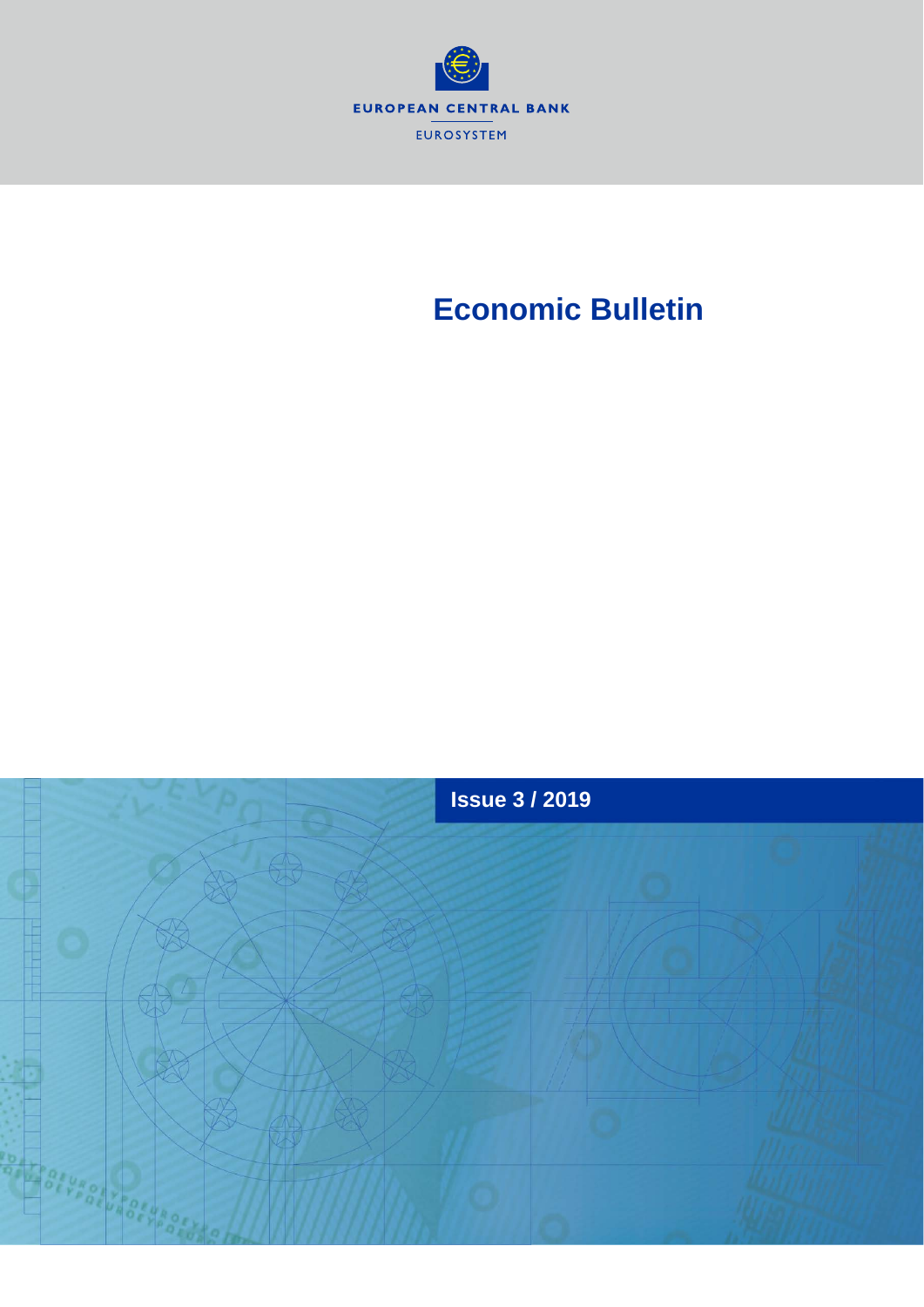EUROPEAN CENTRAL BANK

EUROSYSTEM

# Economic Bulletin

## Issue 3 / 2019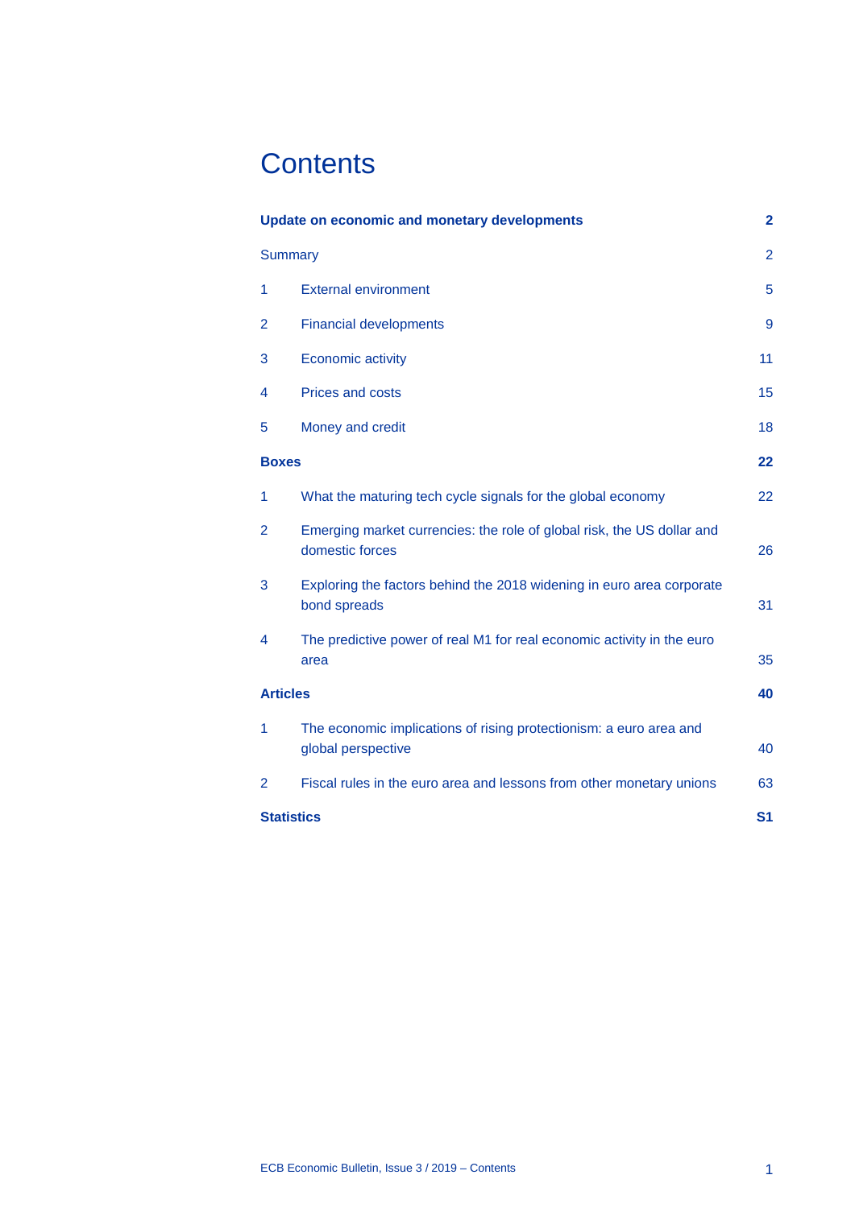# Contents

| | | |
|---|---|---|
| **Update on economic and monetary developments** | | **2** |
| Summary | | 2 |
| 1 | External environment | 5 |
| 2 | Financial developments | 9 |
| 3 | Economic activity | 11 |
| 4 | Prices and costs | 15 |
| 5 | Money and credit | 18 |
| **Boxes** | | **22** |
| 1 | What the maturing tech cycle signals for the global economy | 22 |
| 2 | Emerging market currencies: the role of global risk, the US dollar and domestic forces | 26 |
| 3 | Exploring the factors behind the 2018 widening in euro area corporate bond spreads | 31 |
| 4 | The predictive power of real M1 for real economic activity in the euro area | 35 |
| **Articles** | | **40** |
| 1 | The economic implications of rising protectionism: a euro area and global perspective | 40 |
| 2 | Fiscal rules in the euro area and lessons from other monetary unions | 63 |
| **Statistics** | | **S1** |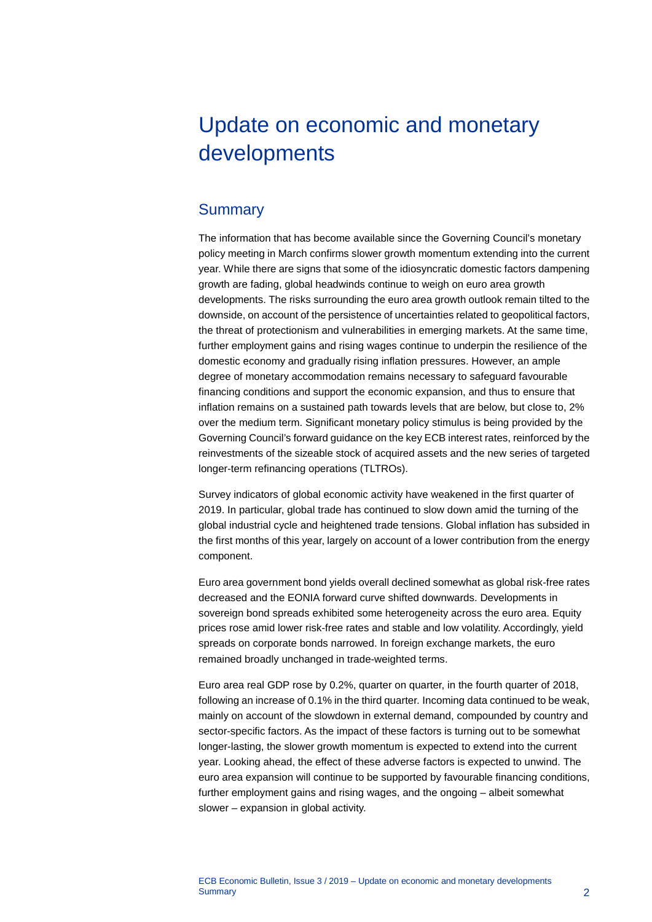# Update on economic and monetary developments

## Summary

The information that has become available since the Governing Council's monetary policy meeting in March confirms slower growth momentum extending into the current year. While there are signs that some of the idiosyncratic domestic factors dampening growth are fading, global headwinds continue to weigh on euro area growth developments. The risks surrounding the euro area growth outlook remain tilted to the downside, on account of the persistence of uncertainties related to geopolitical factors, the threat of protectionism and vulnerabilities in emerging markets. At the same time, further employment gains and rising wages continue to underpin the resilience of the domestic economy and gradually rising inflation pressures. However, an ample degree of monetary accommodation remains necessary to safeguard favourable financing conditions and support the economic expansion, and thus to ensure that inflation remains on a sustained path towards levels that are below, but close to, 2% over the medium term. Significant monetary policy stimulus is being provided by the Governing Council's forward guidance on the key ECB interest rates, reinforced by the reinvestments of the sizeable stock of acquired assets and the new series of targeted longer-term refinancing operations (TLTROs).

Survey indicators of global economic activity have weakened in the first quarter of 2019. In particular, global trade has continued to slow down amid the turning of the global industrial cycle and heightened trade tensions. Global inflation has subsided in the first months of this year, largely on account of a lower contribution from the energy component.

Euro area government bond yields overall declined somewhat as global risk-free rates decreased and the EONIA forward curve shifted downwards. Developments in sovereign bond spreads exhibited some heterogeneity across the euro area. Equity prices rose amid lower risk-free rates and stable and low volatility. Accordingly, yield spreads on corporate bonds narrowed. In foreign exchange markets, the euro remained broadly unchanged in trade-weighted terms.

Euro area real GDP rose by 0.2%, quarter on quarter, in the fourth quarter of 2018, following an increase of 0.1% in the third quarter. Incoming data continued to be weak, mainly on account of the slowdown in external demand, compounded by country and sector-specific factors. As the impact of these factors is turning out to be somewhat longer-lasting, the slower growth momentum is expected to extend into the current year. Looking ahead, the effect of these adverse factors is expected to unwind. The euro area expansion will continue to be supported by favourable financing conditions, further employment gains and rising wages, and the ongoing – albeit somewhat slower – expansion in global activity.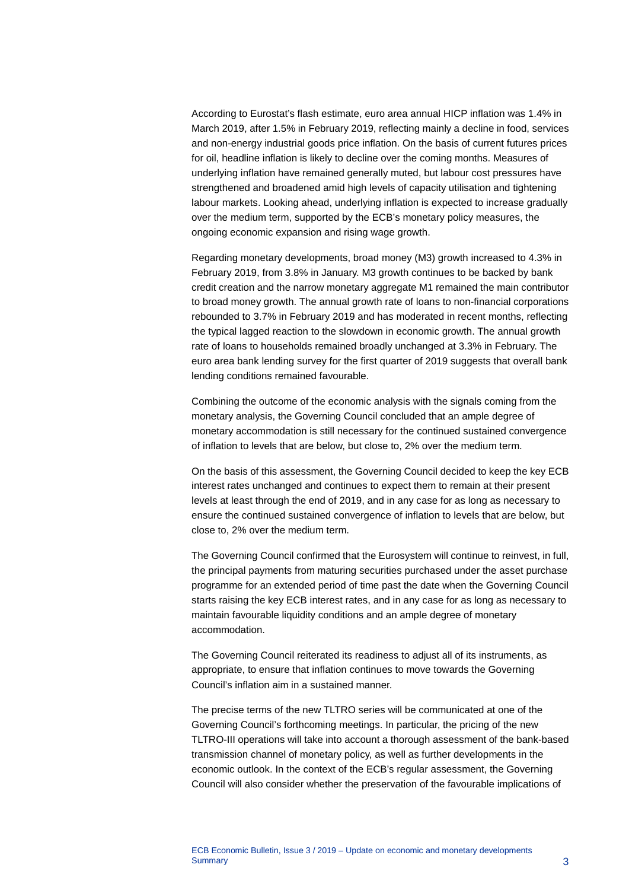According to Eurostat's flash estimate, euro area annual HICP inflation was 1.4% in March 2019, after 1.5% in February 2019, reflecting mainly a decline in food, services and non-energy industrial goods price inflation. On the basis of current futures prices for oil, headline inflation is likely to decline over the coming months. Measures of underlying inflation have remained generally muted, but labour cost pressures have strengthened and broadened amid high levels of capacity utilisation and tightening labour markets. Looking ahead, underlying inflation is expected to increase gradually over the medium term, supported by the ECB's monetary policy measures, the ongoing economic expansion and rising wage growth.

Regarding monetary developments, broad money (M3) growth increased to 4.3% in February 2019, from 3.8% in January. M3 growth continues to be backed by bank credit creation and the narrow monetary aggregate M1 remained the main contributor to broad money growth. The annual growth rate of loans to non-financial corporations rebounded to 3.7% in February 2019 and has moderated in recent months, reflecting the typical lagged reaction to the slowdown in economic growth. The annual growth rate of loans to households remained broadly unchanged at 3.3% in February. The euro area bank lending survey for the first quarter of 2019 suggests that overall bank lending conditions remained favourable.

Combining the outcome of the economic analysis with the signals coming from the monetary analysis, the Governing Council concluded that an ample degree of monetary accommodation is still necessary for the continued sustained convergence of inflation to levels that are below, but close to, 2% over the medium term.

On the basis of this assessment, the Governing Council decided to keep the key ECB interest rates unchanged and continues to expect them to remain at their present levels at least through the end of 2019, and in any case for as long as necessary to ensure the continued sustained convergence of inflation to levels that are below, but close to, 2% over the medium term.

The Governing Council confirmed that the Eurosystem will continue to reinvest, in full, the principal payments from maturing securities purchased under the asset purchase programme for an extended period of time past the date when the Governing Council starts raising the key ECB interest rates, and in any case for as long as necessary to maintain favourable liquidity conditions and an ample degree of monetary accommodation.

The Governing Council reiterated its readiness to adjust all of its instruments, as appropriate, to ensure that inflation continues to move towards the Governing Council's inflation aim in a sustained manner.

The precise terms of the new TLTRO series will be communicated at one of the Governing Council's forthcoming meetings. In particular, the pricing of the new TLTRO-III operations will take into account a thorough assessment of the bank-based transmission channel of monetary policy, as well as further developments in the economic outlook. In the context of the ECB's regular assessment, the Governing Council will also consider whether the preservation of the favourable implications of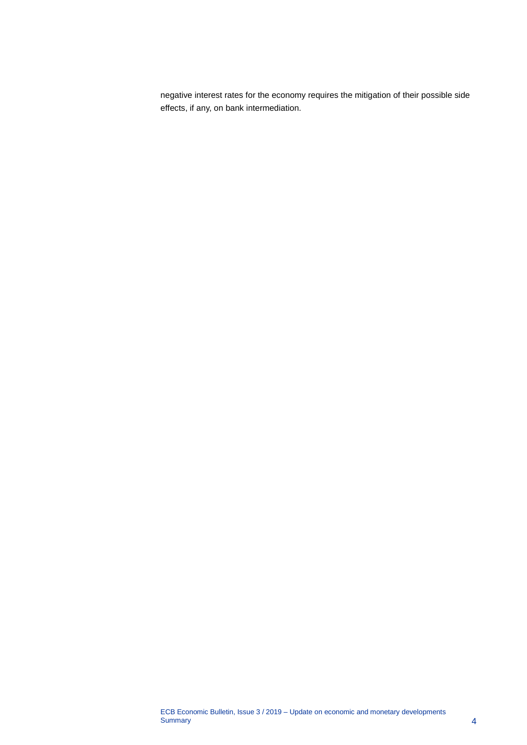negative interest rates for the economy requires the mitigation of their possible side effects, if any, on bank intermediation.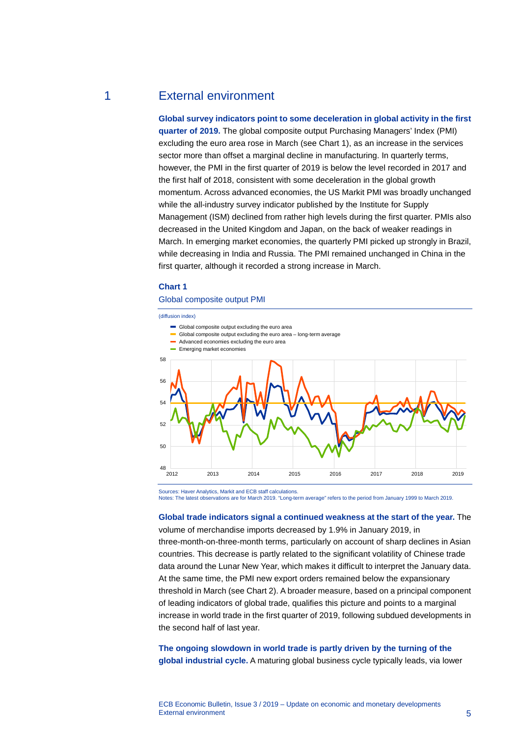# 1 External environment

**Global survey indicators point to some deceleration in global activity in the first quarter of 2019.** The global composite output Purchasing Managers' Index (PMI) excluding the euro area rose in March (see Chart 1), as an increase in the services sector more than offset a marginal decline in manufacturing. In quarterly terms, however, the PMI in the first quarter of 2019 is below the level recorded in 2017 and the first half of 2018, consistent with some deceleration in the global growth momentum. Across advanced economies, the US Markit PMI was broadly unchanged while the all-industry survey indicator published by the Institute for Supply Management (ISM) declined from rather high levels during the first quarter. PMIs also decreased in the United Kingdom and Japan, on the back of weaker readings in March. In emerging market economies, the quarterly PMI picked up strongly in Brazil, while decreasing in India and Russia. The PMI remained unchanged in China in the first quarter, although it recorded a strong increase in March.

**Chart 1**

Global composite output PMI

(diffusion index)

- Global composite output excluding the euro area
- Global composite output excluding the euro area – long-term average
- Advanced economies excluding the euro area
- Emerging market economies

Sources: Haver Analytics, Markit and ECB staff calculations.
Notes: The latest observations are for March 2019. "Long-term average" refers to the period from January 1999 to March 2019.

**Global trade indicators signal a continued weakness at the start of the year.** The volume of merchandise imports decreased by 1.9% in January 2019, in three-month-on-three-month terms, particularly on account of sharp declines in Asian countries. This decrease is partly related to the significant volatility of Chinese trade data around the Lunar New Year, which makes it difficult to interpret the January data. At the same time, the PMI new export orders remained below the expansionary threshold in March (see Chart 2). A broader measure, based on a principal component of leading indicators of global trade, qualifies this picture and points to a marginal increase in world trade in the first quarter of 2019, following subdued developments in the second half of last year.

**The ongoing slowdown in world trade is partly driven by the turning of the global industrial cycle.** A maturing global business cycle typically leads, via lower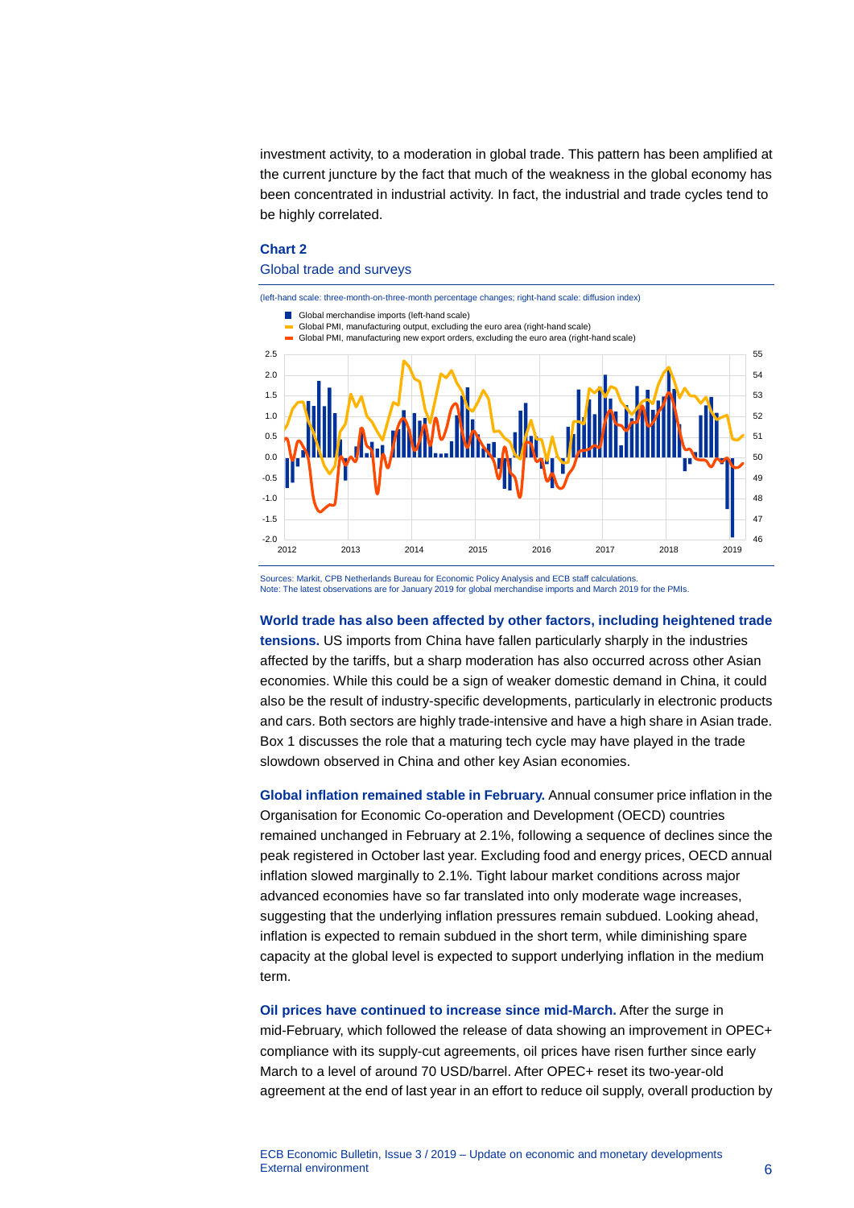investment activity, to a moderation in global trade. This pattern has been amplified at the current juncture by the fact that much of the weakness in the global economy has been concentrated in industrial activity. In fact, the industrial and trade cycles tend to be highly correlated.

**Chart 2**

Global trade and surveys

(left-hand scale: three-month-on-three-month percentage changes; right-hand scale: diffusion index)

- Global merchandise imports (left-hand scale)
- Global PMI, manufacturing output, excluding the euro area (right-hand scale)
- Global PMI, manufacturing new export orders, excluding the euro area (right-hand scale)

Sources: Markit, CPB Netherlands Bureau for Economic Policy Analysis and ECB staff calculations.
Note: The latest observations are for January 2019 for global merchandise imports and March 2019 for the PMIs.

**World trade has also been affected by other factors, including heightened trade tensions.** US imports from China have fallen particularly sharply in the industries affected by the tariffs, but a sharp moderation has also occurred across other Asian economies. While this could be a sign of weaker domestic demand in China, it could also be the result of industry-specific developments, particularly in electronic products and cars. Both sectors are highly trade-intensive and have a high share in Asian trade. Box 1 discusses the role that a maturing tech cycle may have played in the trade slowdown observed in China and other key Asian economies.

**Global inflation remained stable in February.** Annual consumer price inflation in the Organisation for Economic Co-operation and Development (OECD) countries remained unchanged in February at 2.1%, following a sequence of declines since the peak registered in October last year. Excluding food and energy prices, OECD annual inflation slowed marginally to 2.1%. Tight labour market conditions across major advanced economies have so far translated into only moderate wage increases, suggesting that the underlying inflation pressures remain subdued. Looking ahead, inflation is expected to remain subdued in the short term, while diminishing spare capacity at the global level is expected to support underlying inflation in the medium term.

**Oil prices have continued to increase since mid-March.** After the surge in mid-February, which followed the release of data showing an improvement in OPEC+ compliance with its supply-cut agreements, oil prices have risen further since early March to a level of around 70 USD/barrel. After OPEC+ reset its two-year-old agreement at the end of last year in an effort to reduce oil supply, overall production by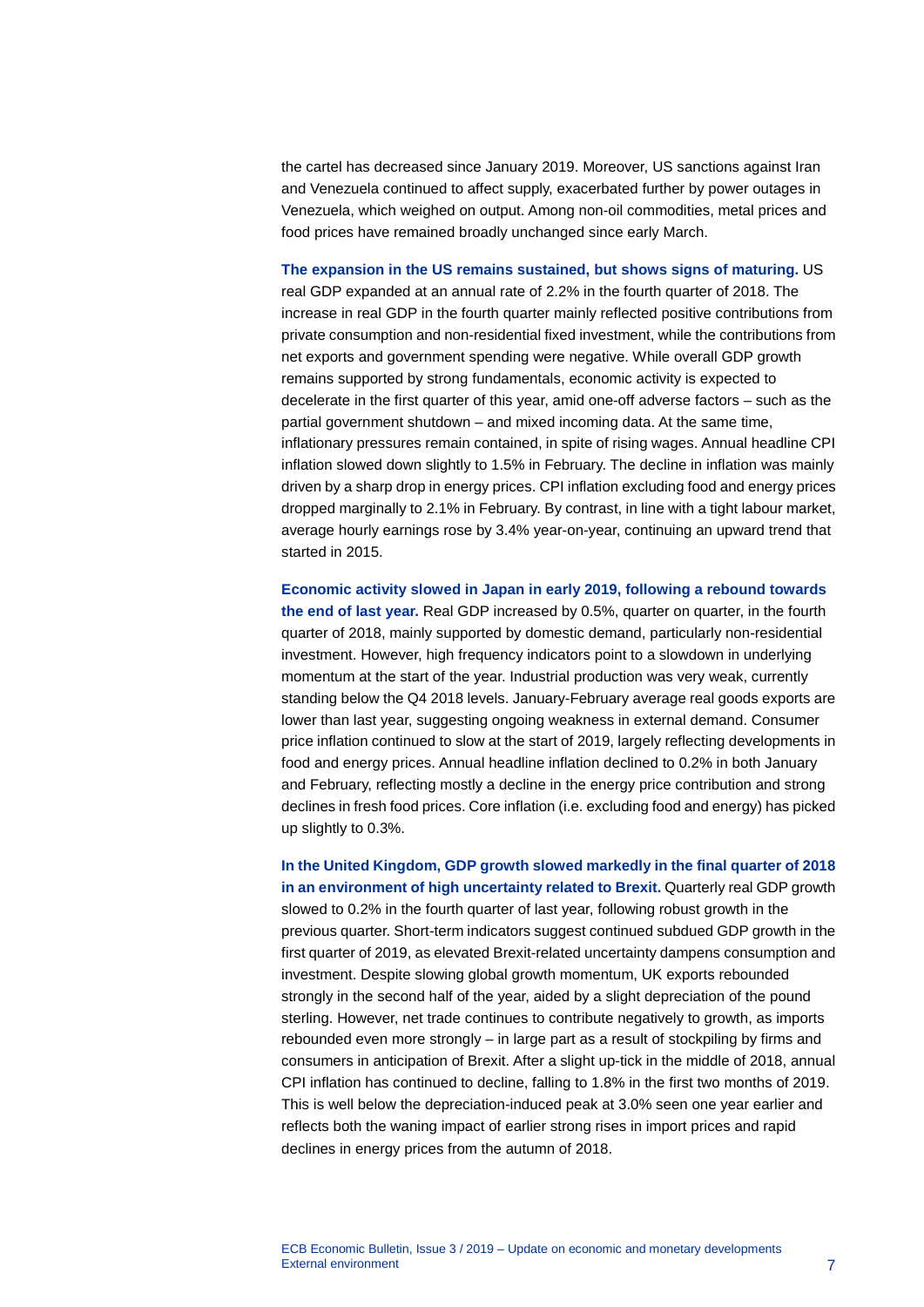the cartel has decreased since January 2019. Moreover, US sanctions against Iran and Venezuela continued to affect supply, exacerbated further by power outages in Venezuela, which weighed on output. Among non-oil commodities, metal prices and food prices have remained broadly unchanged since early March.

**The expansion in the US remains sustained, but shows signs of maturing.** US real GDP expanded at an annual rate of 2.2% in the fourth quarter of 2018. The increase in real GDP in the fourth quarter mainly reflected positive contributions from private consumption and non-residential fixed investment, while the contributions from net exports and government spending were negative. While overall GDP growth remains supported by strong fundamentals, economic activity is expected to decelerate in the first quarter of this year, amid one-off adverse factors – such as the partial government shutdown – and mixed incoming data. At the same time, inflationary pressures remain contained, in spite of rising wages. Annual headline CPI inflation slowed down slightly to 1.5% in February. The decline in inflation was mainly driven by a sharp drop in energy prices. CPI inflation excluding food and energy prices dropped marginally to 2.1% in February. By contrast, in line with a tight labour market, average hourly earnings rose by 3.4% year-on-year, continuing an upward trend that started in 2015.

**Economic activity slowed in Japan in early 2019, following a rebound towards the end of last year.** Real GDP increased by 0.5%, quarter on quarter, in the fourth quarter of 2018, mainly supported by domestic demand, particularly non-residential investment. However, high frequency indicators point to a slowdown in underlying momentum at the start of the year. Industrial production was very weak, currently standing below the Q4 2018 levels. January-February average real goods exports are lower than last year, suggesting ongoing weakness in external demand. Consumer price inflation continued to slow at the start of 2019, largely reflecting developments in food and energy prices. Annual headline inflation declined to 0.2% in both January and February, reflecting mostly a decline in the energy price contribution and strong declines in fresh food prices. Core inflation (i.e. excluding food and energy) has picked up slightly to 0.3%.

**In the United Kingdom, GDP growth slowed markedly in the final quarter of 2018 in an environment of high uncertainty related to Brexit.** Quarterly real GDP growth slowed to 0.2% in the fourth quarter of last year, following robust growth in the previous quarter. Short-term indicators suggest continued subdued GDP growth in the first quarter of 2019, as elevated Brexit-related uncertainty dampens consumption and investment. Despite slowing global growth momentum, UK exports rebounded strongly in the second half of the year, aided by a slight depreciation of the pound sterling. However, net trade continues to contribute negatively to growth, as imports rebounded even more strongly – in large part as a result of stockpiling by firms and consumers in anticipation of Brexit. After a slight up-tick in the middle of 2018, annual CPI inflation has continued to decline, falling to 1.8% in the first two months of 2019. This is well below the depreciation-induced peak at 3.0% seen one year earlier and reflects both the waning impact of earlier strong rises in import prices and rapid declines in energy prices from the autumn of 2018.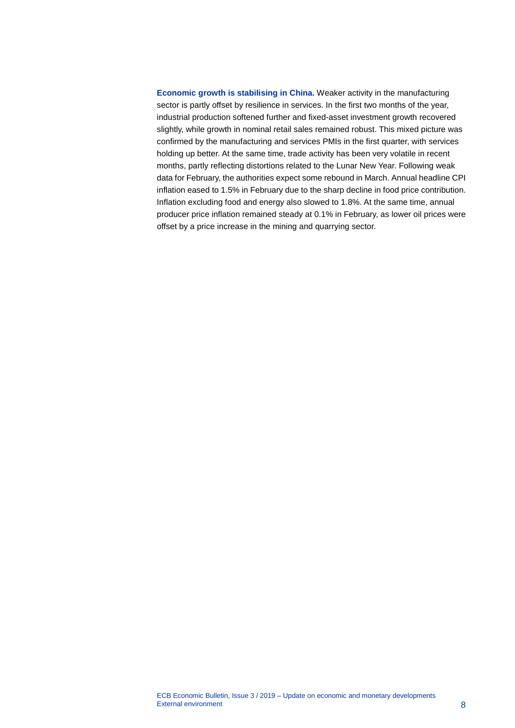**Economic growth is stabilising in China.** Weaker activity in the manufacturing sector is partly offset by resilience in services. In the first two months of the year, industrial production softened further and fixed-asset investment growth recovered slightly, while growth in nominal retail sales remained robust. This mixed picture was confirmed by the manufacturing and services PMIs in the first quarter, with services holding up better. At the same time, trade activity has been very volatile in recent months, partly reflecting distortions related to the Lunar New Year. Following weak data for February, the authorities expect some rebound in March. Annual headline CPI inflation eased to 1.5% in February due to the sharp decline in food price contribution. Inflation excluding food and energy also slowed to 1.8%. At the same time, annual producer price inflation remained steady at 0.1% in February, as lower oil prices were offset by a price increase in the mining and quarrying sector.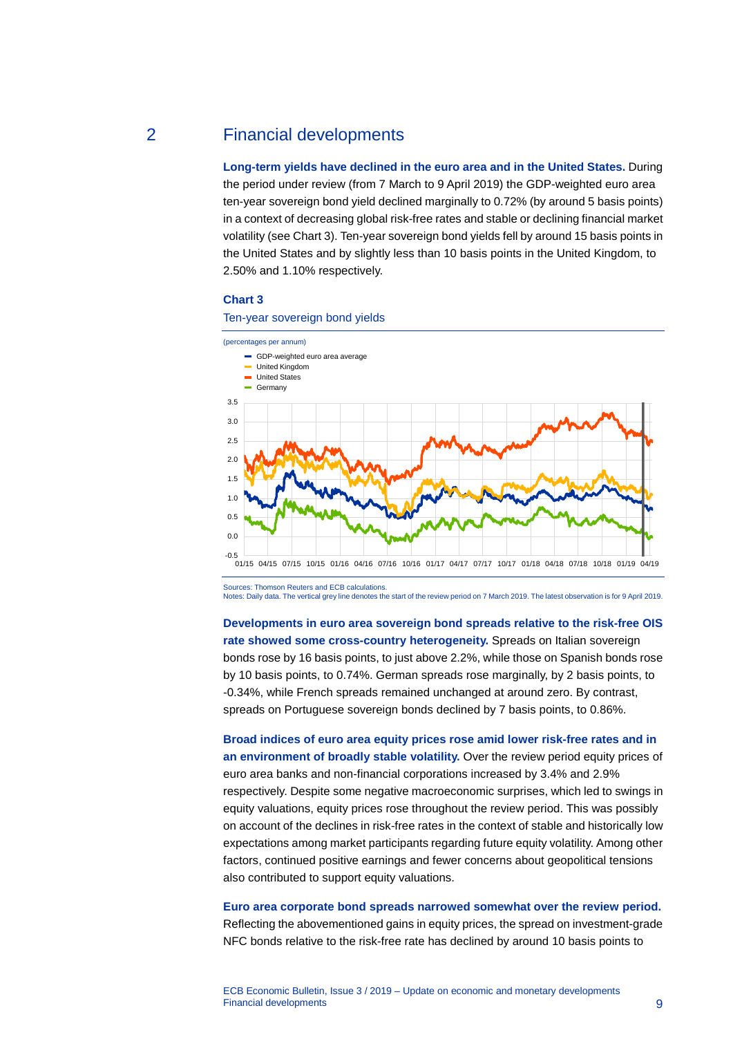## 2 Financial developments

**Long-term yields have declined in the euro area and in the United States.** During the period under review (from 7 March to 9 April 2019) the GDP-weighted euro area ten-year sovereign bond yield declined marginally to 0.72% (by around 5 basis points) in a context of decreasing global risk-free rates and stable or declining financial market volatility (see Chart 3). Ten-year sovereign bond yields fell by around 15 basis points in the United States and by slightly less than 10 basis points in the United Kingdom, to 2.50% and 1.10% respectively.

**Chart 3**

Ten-year sovereign bond yields

(percentages per annum)

- GDP-weighted euro area average
- United Kingdom
- United States
- Germany

Sources: Thomson Reuters and ECB calculations.
Notes: Daily data. The vertical grey line denotes the start of the review period on 7 March 2019. The latest observation is for 9 April 2019.

**Developments in euro area sovereign bond spreads relative to the risk-free OIS rate showed some cross-country heterogeneity.** Spreads on Italian sovereign bonds rose by 16 basis points, to just above 2.2%, while those on Spanish bonds rose by 10 basis points, to 0.74%. German spreads rose marginally, by 2 basis points, to -0.34%, while French spreads remained unchanged at around zero. By contrast, spreads on Portuguese sovereign bonds declined by 7 basis points, to 0.86%.

**Broad indices of euro area equity prices rose amid lower risk-free rates and in an environment of broadly stable volatility.** Over the review period equity prices of euro area banks and non-financial corporations increased by 3.4% and 2.9% respectively. Despite some negative macroeconomic surprises, which led to swings in equity valuations, equity prices rose throughout the review period. This was possibly on account of the declines in risk-free rates in the context of stable and historically low expectations among market participants regarding future equity volatility. Among other factors, continued positive earnings and fewer concerns about geopolitical tensions also contributed to support equity valuations.

**Euro area corporate bond spreads narrowed somewhat over the review period.** Reflecting the abovementioned gains in equity prices, the spread on investment-grade NFC bonds relative to the risk-free rate has declined by around 10 basis points to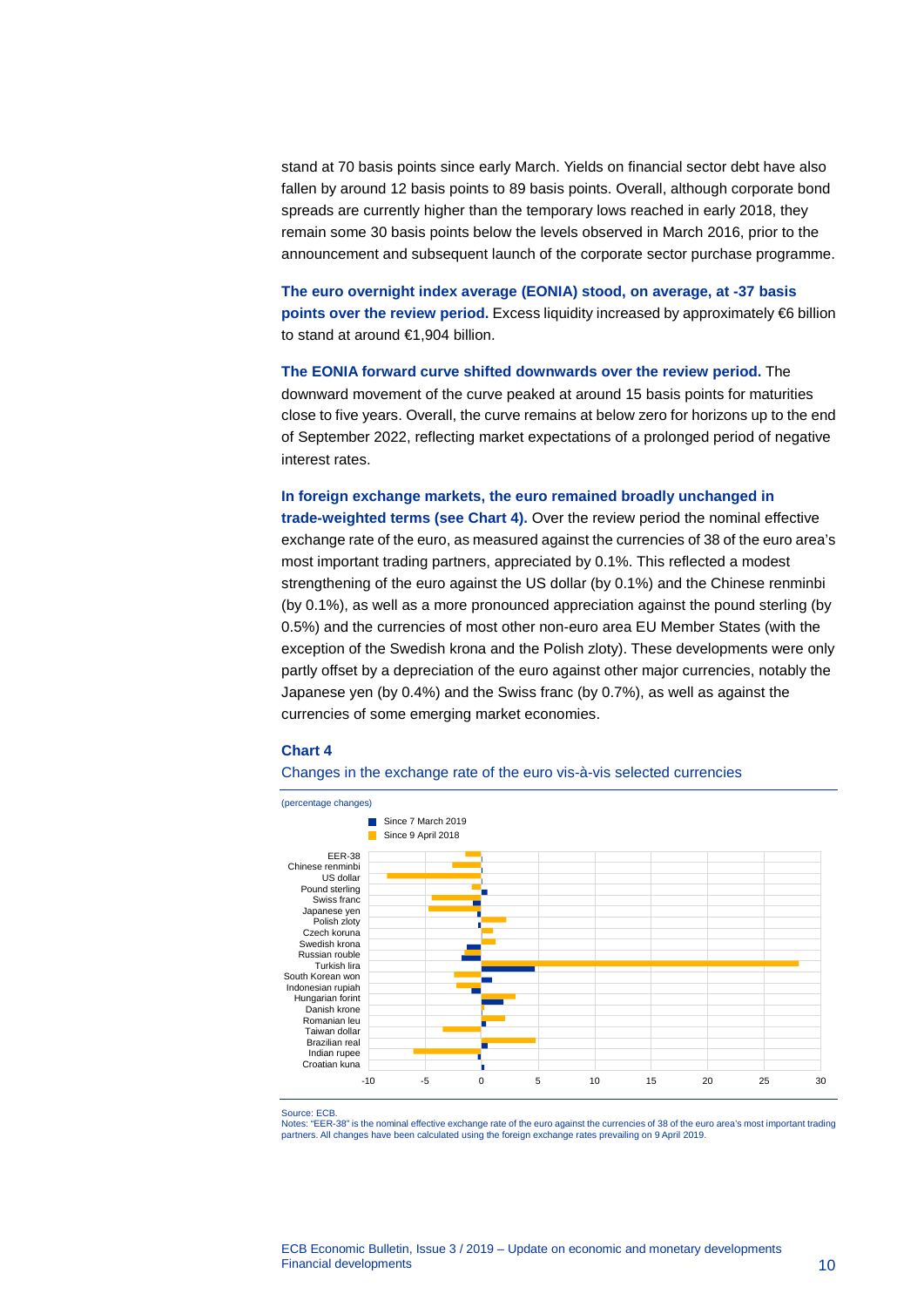stand at 70 basis points since early March. Yields on financial sector debt have also fallen by around 12 basis points to 89 basis points. Overall, although corporate bond spreads are currently higher than the temporary lows reached in early 2018, they remain some 30 basis points below the levels observed in March 2016, prior to the announcement and subsequent launch of the corporate sector purchase programme.

**The euro overnight index average (EONIA) stood, on average, at -37 basis points over the review period.** Excess liquidity increased by approximately €6 billion to stand at around €1,904 billion.

**The EONIA forward curve shifted downwards over the review period.** The downward movement of the curve peaked at around 15 basis points for maturities close to five years. Overall, the curve remains at below zero for horizons up to the end of September 2022, reflecting market expectations of a prolonged period of negative interest rates.

**In foreign exchange markets, the euro remained broadly unchanged in trade-weighted terms (see Chart 4).** Over the review period the nominal effective exchange rate of the euro, as measured against the currencies of 38 of the euro area's most important trading partners, appreciated by 0.1%. This reflected a modest strengthening of the euro against the US dollar (by 0.1%) and the Chinese renminbi (by 0.1%), as well as a more pronounced appreciation against the pound sterling (by 0.5%) and the currencies of most other non-euro area EU Member States (with the exception of the Swedish krona and the Polish zloty). These developments were only partly offset by a depreciation of the euro against other major currencies, notably the Japanese yen (by 0.4%) and the Swiss franc (by 0.7%), as well as against the currencies of some emerging market economies.

**Chart 4**

Changes in the exchange rate of the euro vis-à-vis selected currencies

(percentage changes)

Legend: Since 7 March 2019; Since 9 April 2018

Currencies: EER-38, Chinese renminbi, US dollar, Pound sterling, Swiss franc, Japanese yen, Polish zloty, Czech koruna, Swedish krona, Russian rouble, Turkish lira, South Korean won, Indonesian rupiah, Hungarian forint, Danish krone, Romanian leu, Taiwan dollar, Brazilian real, Indian rupee, Croatian kuna

Source: ECB.
Notes: "EER-38" is the nominal effective exchange rate of the euro against the currencies of 38 of the euro area's most important trading partners. All changes have been calculated using the foreign exchange rates prevailing on 9 April 2019.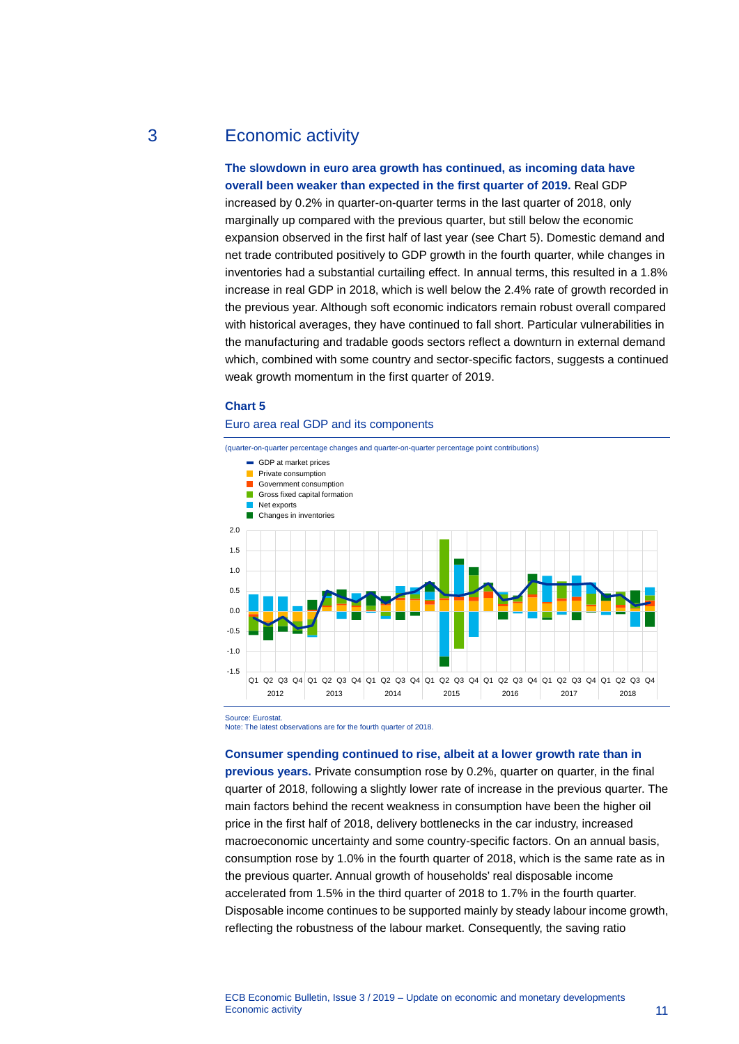# 3 Economic activity

**The slowdown in euro area growth has continued, as incoming data have overall been weaker than expected in the first quarter of 2019.** Real GDP increased by 0.2% in quarter-on-quarter terms in the last quarter of 2018, only marginally up compared with the previous quarter, but still below the economic expansion observed in the first half of last year (see Chart 5). Domestic demand and net trade contributed positively to GDP growth in the fourth quarter, while changes in inventories had a substantial curtailing effect. In annual terms, this resulted in a 1.8% increase in real GDP in 2018, which is well below the 2.4% rate of growth recorded in the previous year. Although soft economic indicators remain robust overall compared with historical averages, they have continued to fall short. Particular vulnerabilities in the manufacturing and tradable goods sectors reflect a downturn in external demand which, combined with some country and sector-specific factors, suggests a continued weak growth momentum in the first quarter of 2019.

**Chart 5**

Euro area real GDP and its components

(quarter-on-quarter percentage changes and quarter-on-quarter percentage point contributions)

- GDP at market prices
- Private consumption
- Government consumption
- Gross fixed capital formation
- Net exports
- Changes in inventories

Source: Eurostat.
Note: The latest observations are for the fourth quarter of 2018.

**Consumer spending continued to rise, albeit at a lower growth rate than in previous years.** Private consumption rose by 0.2%, quarter on quarter, in the final quarter of 2018, following a slightly lower rate of increase in the previous quarter. The main factors behind the recent weakness in consumption have been the higher oil price in the first half of 2018, delivery bottlenecks in the car industry, increased macroeconomic uncertainty and some country-specific factors. On an annual basis, consumption rose by 1.0% in the fourth quarter of 2018, which is the same rate as in the previous quarter. Annual growth of households' real disposable income accelerated from 1.5% in the third quarter of 2018 to 1.7% in the fourth quarter. Disposable income continues to be supported mainly by steady labour income growth, reflecting the robustness of the labour market. Consequently, the saving ratio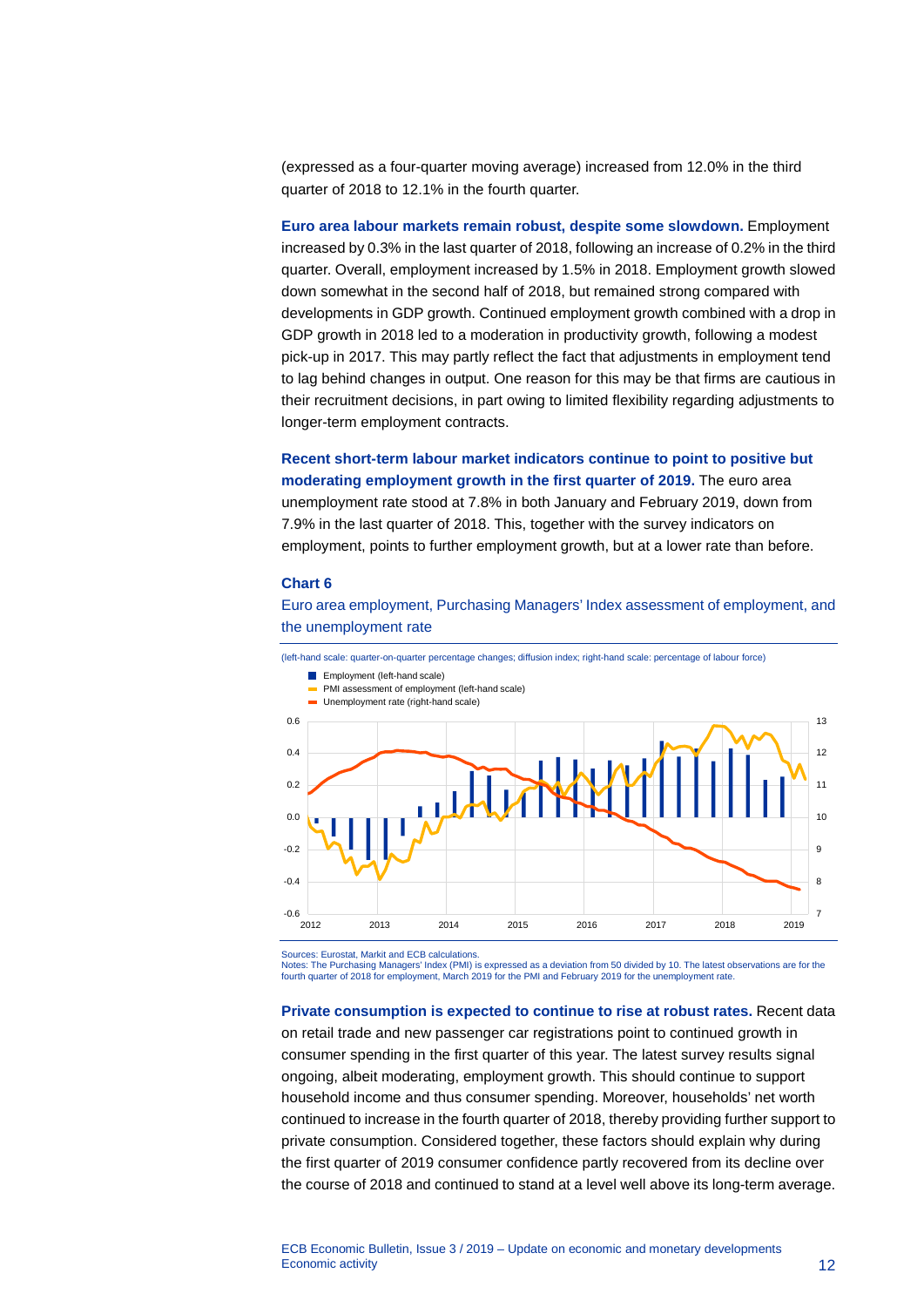(expressed as a four-quarter moving average) increased from 12.0% in the third quarter of 2018 to 12.1% in the fourth quarter.

**Euro area labour markets remain robust, despite some slowdown.** Employment increased by 0.3% in the last quarter of 2018, following an increase of 0.2% in the third quarter. Overall, employment increased by 1.5% in 2018. Employment growth slowed down somewhat in the second half of 2018, but remained strong compared with developments in GDP growth. Continued employment growth combined with a drop in GDP growth in 2018 led to a moderation in productivity growth, following a modest pick-up in 2017. This may partly reflect the fact that adjustments in employment tend to lag behind changes in output. One reason for this may be that firms are cautious in their recruitment decisions, in part owing to limited flexibility regarding adjustments to longer-term employment contracts.

**Recent short-term labour market indicators continue to point to positive but moderating employment growth in the first quarter of 2019.** The euro area unemployment rate stood at 7.8% in both January and February 2019, down from 7.9% in the last quarter of 2018. This, together with the survey indicators on employment, points to further employment growth, but at a lower rate than before.

**Chart 6**

Euro area employment, Purchasing Managers' Index assessment of employment, and the unemployment rate

(left-hand scale: quarter-on-quarter percentage changes; diffusion index; right-hand scale: percentage of labour force)

Sources: Eurostat, Markit and ECB calculations.
Notes: The Purchasing Managers' Index (PMI) is expressed as a deviation from 50 divided by 10. The latest observations are for the fourth quarter of 2018 for employment, March 2019 for the PMI and February 2019 for the unemployment rate.

**Private consumption is expected to continue to rise at robust rates.** Recent data on retail trade and new passenger car registrations point to continued growth in consumer spending in the first quarter of this year. The latest survey results signal ongoing, albeit moderating, employment growth. This should continue to support household income and thus consumer spending. Moreover, households' net worth continued to increase in the fourth quarter of 2018, thereby providing further support to private consumption. Considered together, these factors should explain why during the first quarter of 2019 consumer confidence partly recovered from its decline over the course of 2018 and continued to stand at a level well above its long-term average.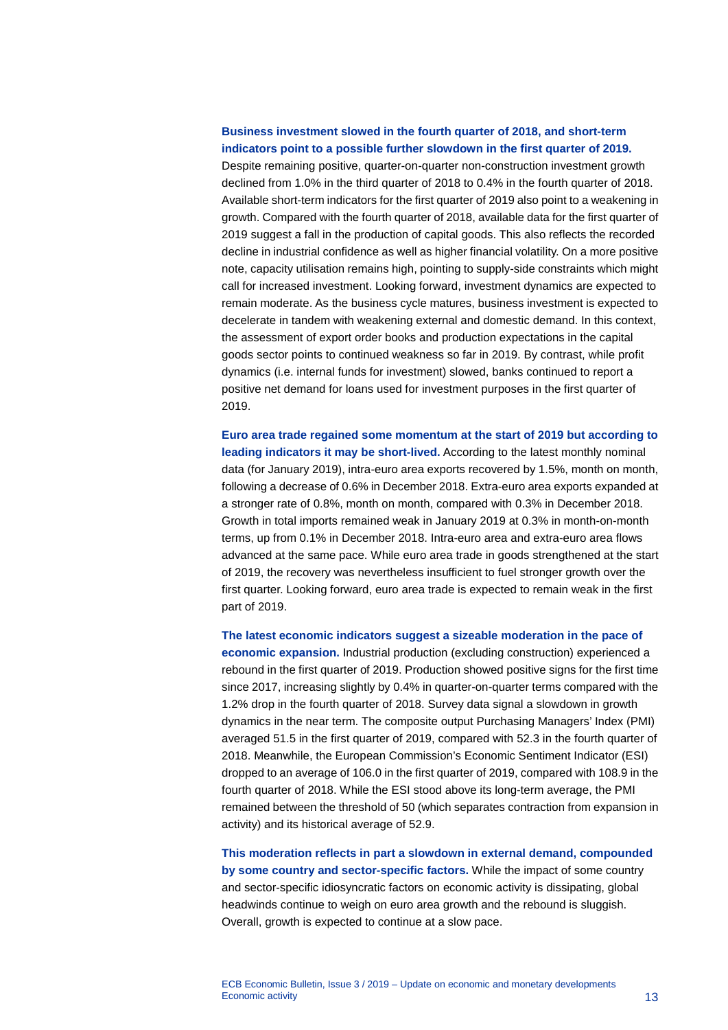**Business investment slowed in the fourth quarter of 2018, and short-term indicators point to a possible further slowdown in the first quarter of 2019.** Despite remaining positive, quarter-on-quarter non-construction investment growth declined from 1.0% in the third quarter of 2018 to 0.4% in the fourth quarter of 2018. Available short-term indicators for the first quarter of 2019 also point to a weakening in growth. Compared with the fourth quarter of 2018, available data for the first quarter of 2019 suggest a fall in the production of capital goods. This also reflects the recorded decline in industrial confidence as well as higher financial volatility. On a more positive note, capacity utilisation remains high, pointing to supply-side constraints which might call for increased investment. Looking forward, investment dynamics are expected to remain moderate. As the business cycle matures, business investment is expected to decelerate in tandem with weakening external and domestic demand. In this context, the assessment of export order books and production expectations in the capital goods sector points to continued weakness so far in 2019. By contrast, while profit dynamics (i.e. internal funds for investment) slowed, banks continued to report a positive net demand for loans used for investment purposes in the first quarter of 2019.

**Euro area trade regained some momentum at the start of 2019 but according to leading indicators it may be short-lived.** According to the latest monthly nominal data (for January 2019), intra-euro area exports recovered by 1.5%, month on month, following a decrease of 0.6% in December 2018. Extra-euro area exports expanded at a stronger rate of 0.8%, month on month, compared with 0.3% in December 2018. Growth in total imports remained weak in January 2019 at 0.3% in month-on-month terms, up from 0.1% in December 2018. Intra-euro area and extra-euro area flows advanced at the same pace. While euro area trade in goods strengthened at the start of 2019, the recovery was nevertheless insufficient to fuel stronger growth over the first quarter. Looking forward, euro area trade is expected to remain weak in the first part of 2019.

**The latest economic indicators suggest a sizeable moderation in the pace of economic expansion.** Industrial production (excluding construction) experienced a rebound in the first quarter of 2019. Production showed positive signs for the first time since 2017, increasing slightly by 0.4% in quarter-on-quarter terms compared with the 1.2% drop in the fourth quarter of 2018. Survey data signal a slowdown in growth dynamics in the near term. The composite output Purchasing Managers' Index (PMI) averaged 51.5 in the first quarter of 2019, compared with 52.3 in the fourth quarter of 2018. Meanwhile, the European Commission's Economic Sentiment Indicator (ESI) dropped to an average of 106.0 in the first quarter of 2019, compared with 108.9 in the fourth quarter of 2018. While the ESI stood above its long-term average, the PMI remained between the threshold of 50 (which separates contraction from expansion in activity) and its historical average of 52.9.

**This moderation reflects in part a slowdown in external demand, compounded by some country and sector-specific factors.** While the impact of some country and sector-specific idiosyncratic factors on economic activity is dissipating, global headwinds continue to weigh on euro area growth and the rebound is sluggish. Overall, growth is expected to continue at a slow pace.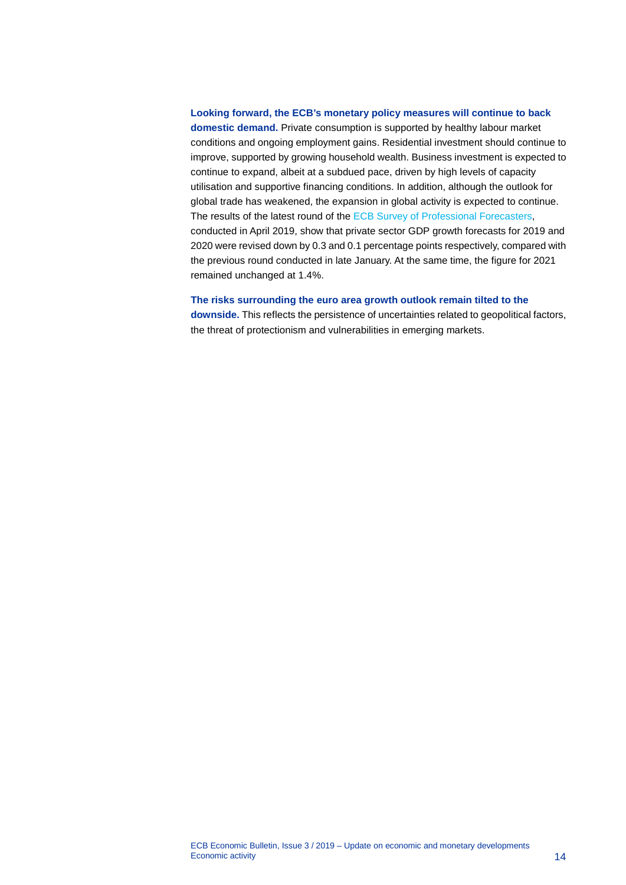**Looking forward, the ECB's monetary policy measures will continue to back domestic demand.** Private consumption is supported by healthy labour market conditions and ongoing employment gains. Residential investment should continue to improve, supported by growing household wealth. Business investment is expected to continue to expand, albeit at a subdued pace, driven by high levels of capacity utilisation and supportive financing conditions. In addition, although the outlook for global trade has weakened, the expansion in global activity is expected to continue. The results of the latest round of the ECB Survey of Professional Forecasters, conducted in April 2019, show that private sector GDP growth forecasts for 2019 and 2020 were revised down by 0.3 and 0.1 percentage points respectively, compared with the previous round conducted in late January. At the same time, the figure for 2021 remained unchanged at 1.4%.

**The risks surrounding the euro area growth outlook remain tilted to the downside.** This reflects the persistence of uncertainties related to geopolitical factors, the threat of protectionism and vulnerabilities in emerging markets.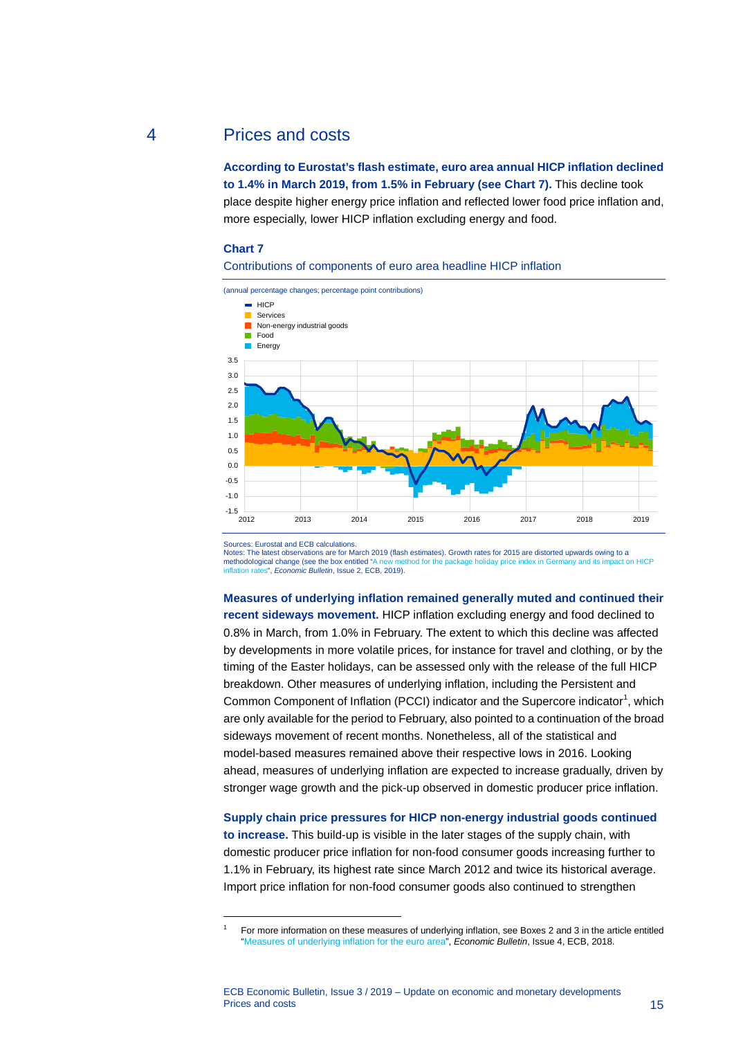## 4 Prices and costs

**According to Eurostat's flash estimate, euro area annual HICP inflation declined to 1.4% in March 2019, from 1.5% in February (see Chart 7).** This decline took place despite higher energy price inflation and reflected lower food price inflation and, more especially, lower HICP inflation excluding energy and food.

**Chart 7**

Contributions of components of euro area headline HICP inflation

(annual percentage changes; percentage point contributions)

Sources: Eurostat and ECB calculations.
Notes: The latest observations are for March 2019 (flash estimates). Growth rates for 2015 are distorted upwards owing to a methodological change (see the box entitled "A new method for the package holiday price index in Germany and its impact on HICP inflation rates", *Economic Bulletin*, Issue 2, ECB, 2019).

**Measures of underlying inflation remained generally muted and continued their recent sideways movement.** HICP inflation excluding energy and food declined to 0.8% in March, from 1.0% in February. The extent to which this decline was affected by developments in more volatile prices, for instance for travel and clothing, or by the timing of the Easter holidays, can be assessed only with the release of the full HICP breakdown. Other measures of underlying inflation, including the Persistent and Common Component of Inflation (PCCI) indicator and the Supercore indicator[1], which are only available for the period to February, also pointed to a continuation of the broad sideways movement of recent months. Nonetheless, all of the statistical and model-based measures remained above their respective lows in 2016. Looking ahead, measures of underlying inflation are expected to increase gradually, driven by stronger wage growth and the pick-up observed in domestic producer price inflation.

**Supply chain price pressures for HICP non-energy industrial goods continued to increase.** This build-up is visible in the later stages of the supply chain, with domestic producer price inflation for non-food consumer goods increasing further to 1.1% in February, its highest rate since March 2012 and twice its historical average. Import price inflation for non-food consumer goods also continued to strengthen

[1] For more information on these measures of underlying inflation, see Boxes 2 and 3 in the article entitled "Measures of underlying inflation for the euro area", *Economic Bulletin*, Issue 4, ECB, 2018.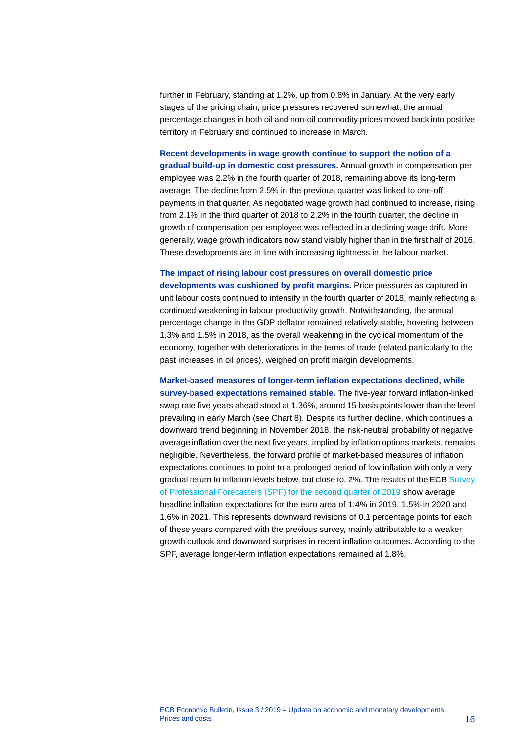further in February, standing at 1.2%, up from 0.8% in January. At the very early stages of the pricing chain, price pressures recovered somewhat; the annual percentage changes in both oil and non-oil commodity prices moved back into positive territory in February and continued to increase in March.

**Recent developments in wage growth continue to support the notion of a gradual build-up in domestic cost pressures.** Annual growth in compensation per employee was 2.2% in the fourth quarter of 2018, remaining above its long-term average. The decline from 2.5% in the previous quarter was linked to one-off payments in that quarter. As negotiated wage growth had continued to increase, rising from 2.1% in the third quarter of 2018 to 2.2% in the fourth quarter, the decline in growth of compensation per employee was reflected in a declining wage drift. More generally, wage growth indicators now stand visibly higher than in the first half of 2016. These developments are in line with increasing tightness in the labour market.

**The impact of rising labour cost pressures on overall domestic price developments was cushioned by profit margins.** Price pressures as captured in unit labour costs continued to intensify in the fourth quarter of 2018, mainly reflecting a continued weakening in labour productivity growth. Notwithstanding, the annual percentage change in the GDP deflator remained relatively stable, hovering between 1.3% and 1.5% in 2018, as the overall weakening in the cyclical momentum of the economy, together with deteriorations in the terms of trade (related particularly to the past increases in oil prices), weighed on profit margin developments.

**Market-based measures of longer-term inflation expectations declined, while survey-based expectations remained stable.** The five-year forward inflation-linked swap rate five years ahead stood at 1.36%, around 15 basis points lower than the level prevailing in early March (see Chart 8). Despite its further decline, which continues a downward trend beginning in November 2018, the risk-neutral probability of negative average inflation over the next five years, implied by inflation options markets, remains negligible. Nevertheless, the forward profile of market-based measures of inflation expectations continues to point to a prolonged period of low inflation with only a very gradual return to inflation levels below, but close to, 2%. The results of the ECB Survey of Professional Forecasters (SPF) for the second quarter of 2019 show average headline inflation expectations for the euro area of 1.4% in 2019, 1.5% in 2020 and 1.6% in 2021. This represents downward revisions of 0.1 percentage points for each of these years compared with the previous survey, mainly attributable to a weaker growth outlook and downward surprises in recent inflation outcomes. According to the SPF, average longer-term inflation expectations remained at 1.8%.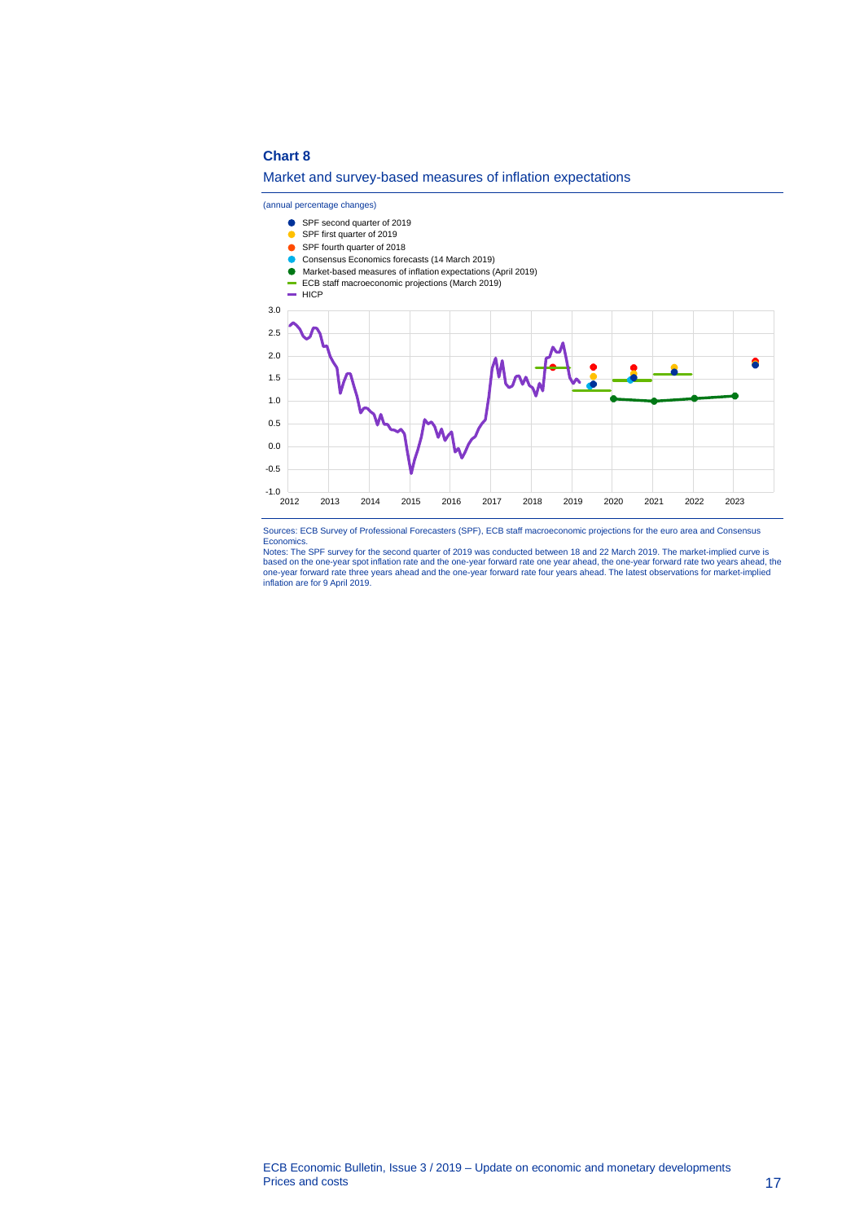**Chart 8**

Market and survey-based measures of inflation expectations

(annual percentage changes)

- SPF second quarter of 2019
- SPF first quarter of 2019
- SPF fourth quarter of 2018
- Consensus Economics forecasts (14 March 2019)
- Market-based measures of inflation expectations (April 2019)
- ECB staff macroeconomic projections (March 2019)
- HICP

Sources: ECB Survey of Professional Forecasters (SPF), ECB staff macroeconomic projections for the euro area and Consensus Economics.

Notes: The SPF survey for the second quarter of 2019 was conducted between 18 and 22 March 2019. The market-implied curve is based on the one-year spot inflation rate and the one-year forward rate one year ahead, the one-year forward rate two years ahead, the one-year forward rate three years ahead and the one-year forward rate four years ahead. The latest observations for market-implied inflation are for 9 April 2019.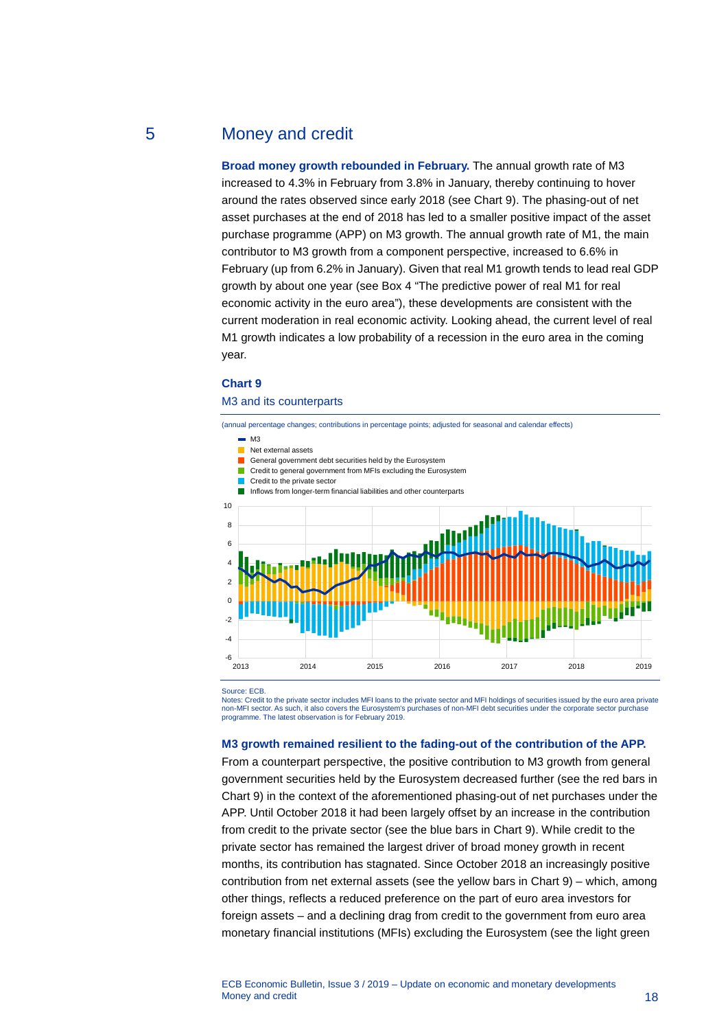## 5 Money and credit

**Broad money growth rebounded in February.** The annual growth rate of M3 increased to 4.3% in February from 3.8% in January, thereby continuing to hover around the rates observed since early 2018 (see Chart 9). The phasing-out of net asset purchases at the end of 2018 has led to a smaller positive impact of the asset purchase programme (APP) on M3 growth. The annual growth rate of M1, the main contributor to M3 growth from a component perspective, increased to 6.6% in February (up from 6.2% in January). Given that real M1 growth tends to lead real GDP growth by about one year (see Box 4 "The predictive power of real M1 for real economic activity in the euro area"), these developments are consistent with the current moderation in real economic activity. Looking ahead, the current level of real M1 growth indicates a low probability of a recession in the euro area in the coming year.

**Chart 9**

M3 and its counterparts

(annual percentage changes; contributions in percentage points; adjusted for seasonal and calendar effects)

Source: ECB.
Notes: Credit to the private sector includes MFI loans to the private sector and MFI holdings of securities issued by the euro area private non-MFI sector. As such, it also covers the Eurosystem's purchases of non-MFI debt securities under the corporate sector purchase programme. The latest observation is for February 2019.

**M3 growth remained resilient to the fading-out of the contribution of the APP.** From a counterpart perspective, the positive contribution to M3 growth from general government securities held by the Eurosystem decreased further (see the red bars in Chart 9) in the context of the aforementioned phasing-out of net purchases under the APP. Until October 2018 it had been largely offset by an increase in the contribution from credit to the private sector (see the blue bars in Chart 9). While credit to the private sector has remained the largest driver of broad money growth in recent months, its contribution has stagnated. Since October 2018 an increasingly positive contribution from net external assets (see the yellow bars in Chart 9) – which, among other things, reflects a reduced preference on the part of euro area investors for foreign assets – and a declining drag from credit to the government from euro area monetary financial institutions (MFIs) excluding the Eurosystem (see the light green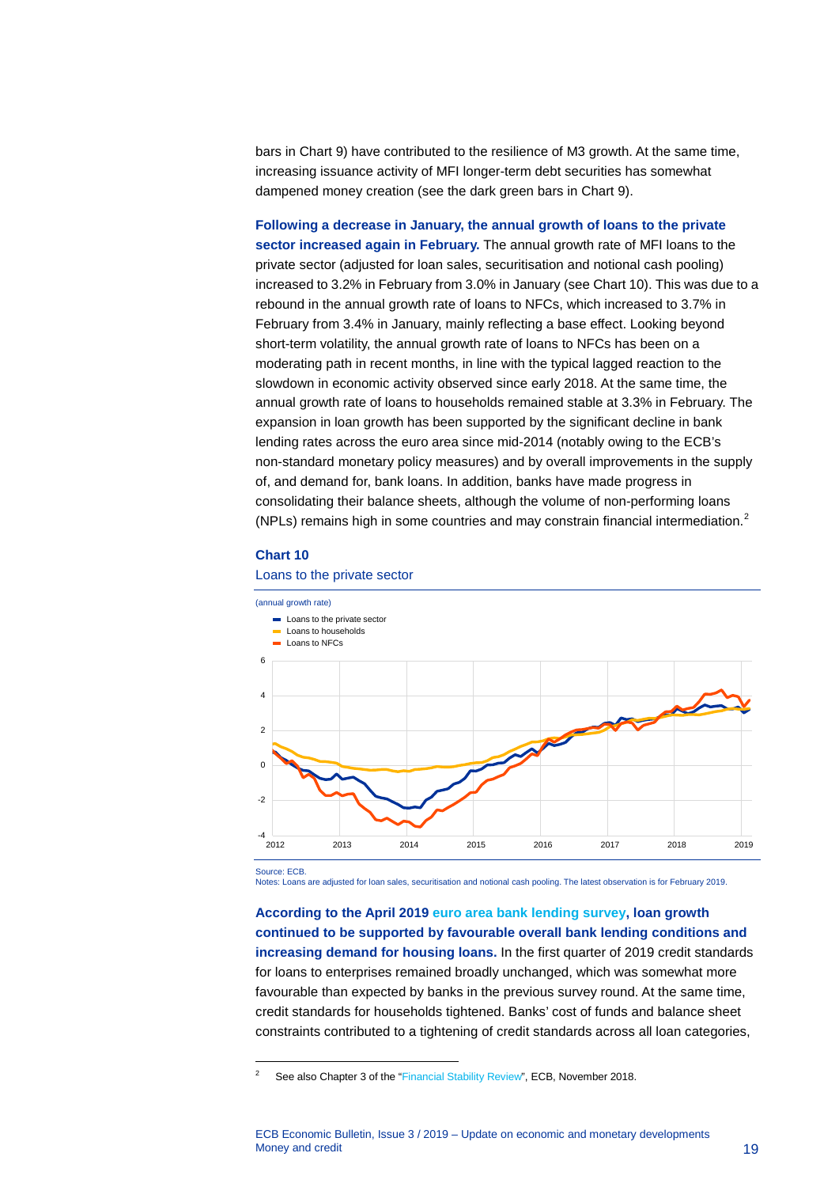bars in Chart 9) have contributed to the resilience of M3 growth. At the same time, increasing issuance activity of MFI longer-term debt securities has somewhat dampened money creation (see the dark green bars in Chart 9).

**Following a decrease in January, the annual growth of loans to the private sector increased again in February.** The annual growth rate of MFI loans to the private sector (adjusted for loan sales, securitisation and notional cash pooling) increased to 3.2% in February from 3.0% in January (see Chart 10). This was due to a rebound in the annual growth rate of loans to NFCs, which increased to 3.7% in February from 3.4% in January, mainly reflecting a base effect. Looking beyond short-term volatility, the annual growth rate of loans to NFCs has been on a moderating path in recent months, in line with the typical lagged reaction to the slowdown in economic activity observed since early 2018. At the same time, the annual growth rate of loans to households remained stable at 3.3% in February. The expansion in loan growth has been supported by the significant decline in bank lending rates across the euro area since mid-2014 (notably owing to the ECB's non-standard monetary policy measures) and by overall improvements in the supply of, and demand for, bank loans. In addition, banks have made progress in consolidating their balance sheets, although the volume of non-performing loans (NPLs) remains high in some countries and may constrain financial intermediation.[2]

### Chart 10

Loans to the private sector

(annual growth rate)

- Loans to the private sector
- Loans to households
- Loans to NFCs

Source: ECB.
Notes: Loans are adjusted for loan sales, securitisation and notional cash pooling. The latest observation is for February 2019.

**According to the April 2019 euro area bank lending survey, loan growth continued to be supported by favourable overall bank lending conditions and increasing demand for housing loans.** In the first quarter of 2019 credit standards for loans to enterprises remained broadly unchanged, which was somewhat more favourable than expected by banks in the previous survey round. At the same time, credit standards for households tightened. Banks' cost of funds and balance sheet constraints contributed to a tightening of credit standards across all loan categories,

[2] See also Chapter 3 of the "Financial Stability Review", ECB, November 2018.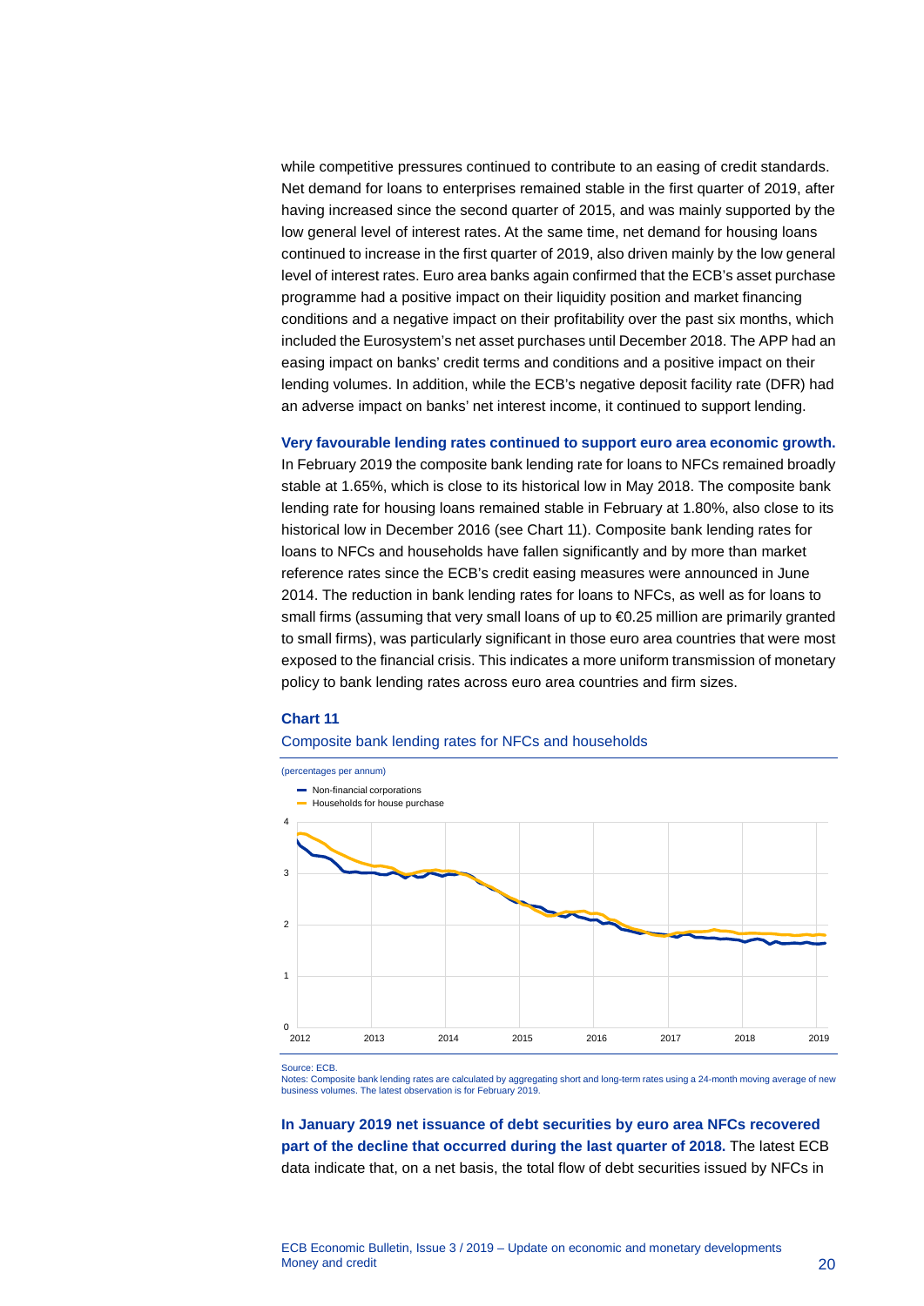while competitive pressures continued to contribute to an easing of credit standards. Net demand for loans to enterprises remained stable in the first quarter of 2019, after having increased since the second quarter of 2015, and was mainly supported by the low general level of interest rates. At the same time, net demand for housing loans continued to increase in the first quarter of 2019, also driven mainly by the low general level of interest rates. Euro area banks again confirmed that the ECB's asset purchase programme had a positive impact on their liquidity position and market financing conditions and a negative impact on their profitability over the past six months, which included the Eurosystem's net asset purchases until December 2018. The APP had an easing impact on banks' credit terms and conditions and a positive impact on their lending volumes. In addition, while the ECB's negative deposit facility rate (DFR) had an adverse impact on banks' net interest income, it continued to support lending.

**Very favourable lending rates continued to support euro area economic growth.** In February 2019 the composite bank lending rate for loans to NFCs remained broadly stable at 1.65%, which is close to its historical low in May 2018. The composite bank lending rate for housing loans remained stable in February at 1.80%, also close to its historical low in December 2016 (see Chart 11). Composite bank lending rates for loans to NFCs and households have fallen significantly and by more than market reference rates since the ECB's credit easing measures were announced in June 2014. The reduction in bank lending rates for loans to NFCs, as well as for loans to small firms (assuming that very small loans of up to €0.25 million are primarily granted to small firms), was particularly significant in those euro area countries that were most exposed to the financial crisis. This indicates a more uniform transmission of monetary policy to bank lending rates across euro area countries and firm sizes.

**Chart 11**

Composite bank lending rates for NFCs and households

(percentages per annum)

- Non-financial corporations
- Households for house purchase

Source: ECB.
Notes: Composite bank lending rates are calculated by aggregating short and long-term rates using a 24-month moving average of new business volumes. The latest observation is for February 2019.

**In January 2019 net issuance of debt securities by euro area NFCs recovered part of the decline that occurred during the last quarter of 2018.** The latest ECB data indicate that, on a net basis, the total flow of debt securities issued by NFCs in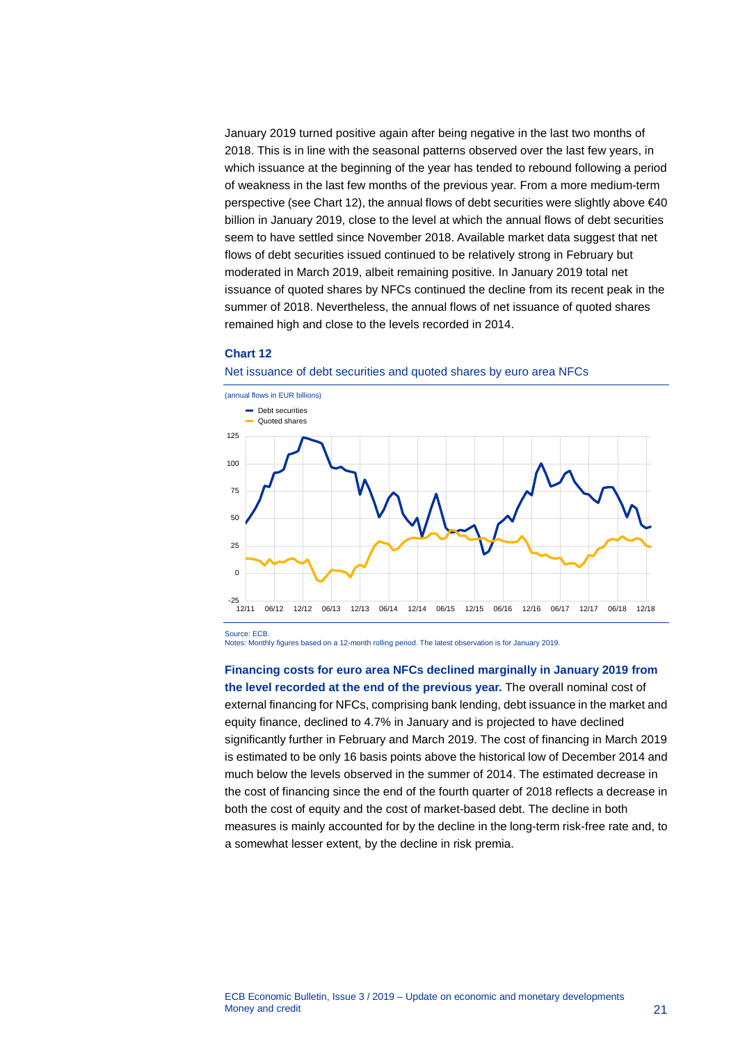January 2019 turned positive again after being negative in the last two months of 2018. This is in line with the seasonal patterns observed over the last few years, in which issuance at the beginning of the year has tended to rebound following a period of weakness in the last few months of the previous year. From a more medium-term perspective (see Chart 12), the annual flows of debt securities were slightly above €40 billion in January 2019, close to the level at which the annual flows of debt securities seem to have settled since November 2018. Available market data suggest that net flows of debt securities issued continued to be relatively strong in February but moderated in March 2019, albeit remaining positive. In January 2019 total net issuance of quoted shares by NFCs continued the decline from its recent peak in the summer of 2018. Nevertheless, the annual flows of net issuance of quoted shares remained high and close to the levels recorded in 2014.

**Chart 12**

Net issuance of debt securities and quoted shares by euro area NFCs

(annual flows in EUR billions)

Source: ECB.
Notes: Monthly figures based on a 12-month rolling period. The latest observation is for January 2019.

**Financing costs for euro area NFCs declined marginally in January 2019 from the level recorded at the end of the previous year.** The overall nominal cost of external financing for NFCs, comprising bank lending, debt issuance in the market and equity finance, declined to 4.7% in January and is projected to have declined significantly further in February and March 2019. The cost of financing in March 2019 is estimated to be only 16 basis points above the historical low of December 2014 and much below the levels observed in the summer of 2014. The estimated decrease in the cost of financing since the end of the fourth quarter of 2018 reflects a decrease in both the cost of equity and the cost of market-based debt. The decline in both measures is mainly accounted for by the decline in the long-term risk-free rate and, to a somewhat lesser extent, by the decline in risk premia.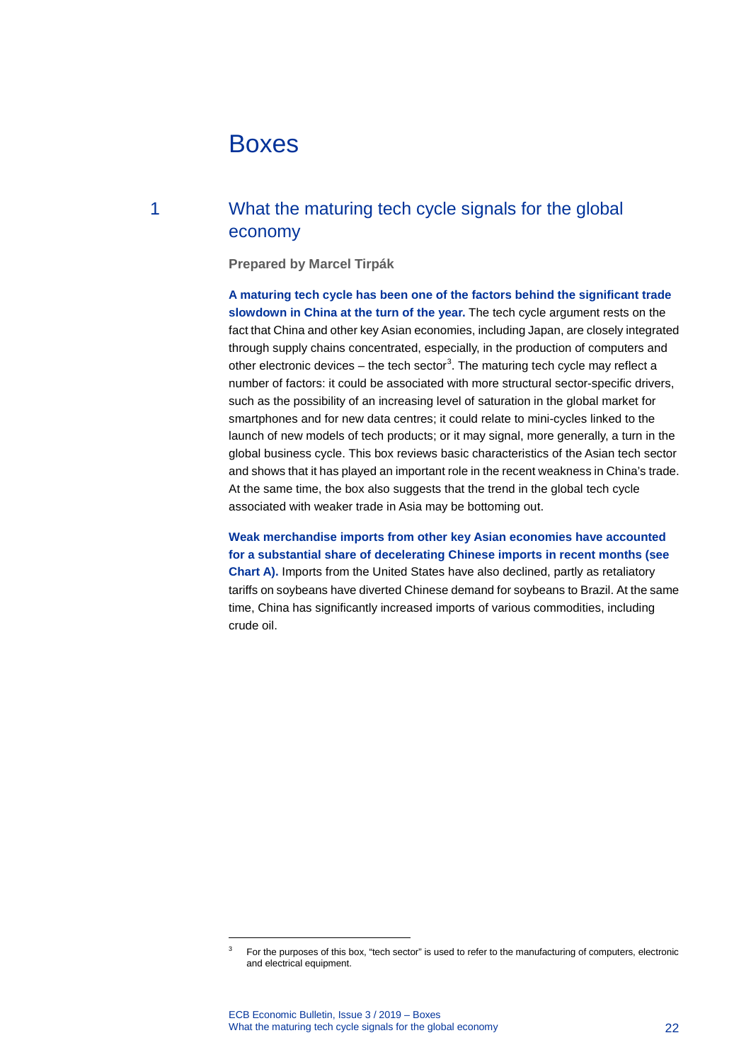# Boxes

## 1 What the maturing tech cycle signals for the global economy

**Prepared by Marcel Tirpák**

**A maturing tech cycle has been one of the factors behind the significant trade slowdown in China at the turn of the year.** The tech cycle argument rests on the fact that China and other key Asian economies, including Japan, are closely integrated through supply chains concentrated, especially, in the production of computers and other electronic devices – the tech sector[3]. The maturing tech cycle may reflect a number of factors: it could be associated with more structural sector-specific drivers, such as the possibility of an increasing level of saturation in the global market for smartphones and for new data centres; it could relate to mini-cycles linked to the launch of new models of tech products; or it may signal, more generally, a turn in the global business cycle. This box reviews basic characteristics of the Asian tech sector and shows that it has played an important role in the recent weakness in China's trade. At the same time, the box also suggests that the trend in the global tech cycle associated with weaker trade in Asia may be bottoming out.

**Weak merchandise imports from other key Asian economies have accounted for a substantial share of decelerating Chinese imports in recent months (see Chart A).** Imports from the United States have also declined, partly as retaliatory tariffs on soybeans have diverted Chinese demand for soybeans to Brazil. At the same time, China has significantly increased imports of various commodities, including crude oil.

[3] For the purposes of this box, "tech sector" is used to refer to the manufacturing of computers, electronic and electrical equipment.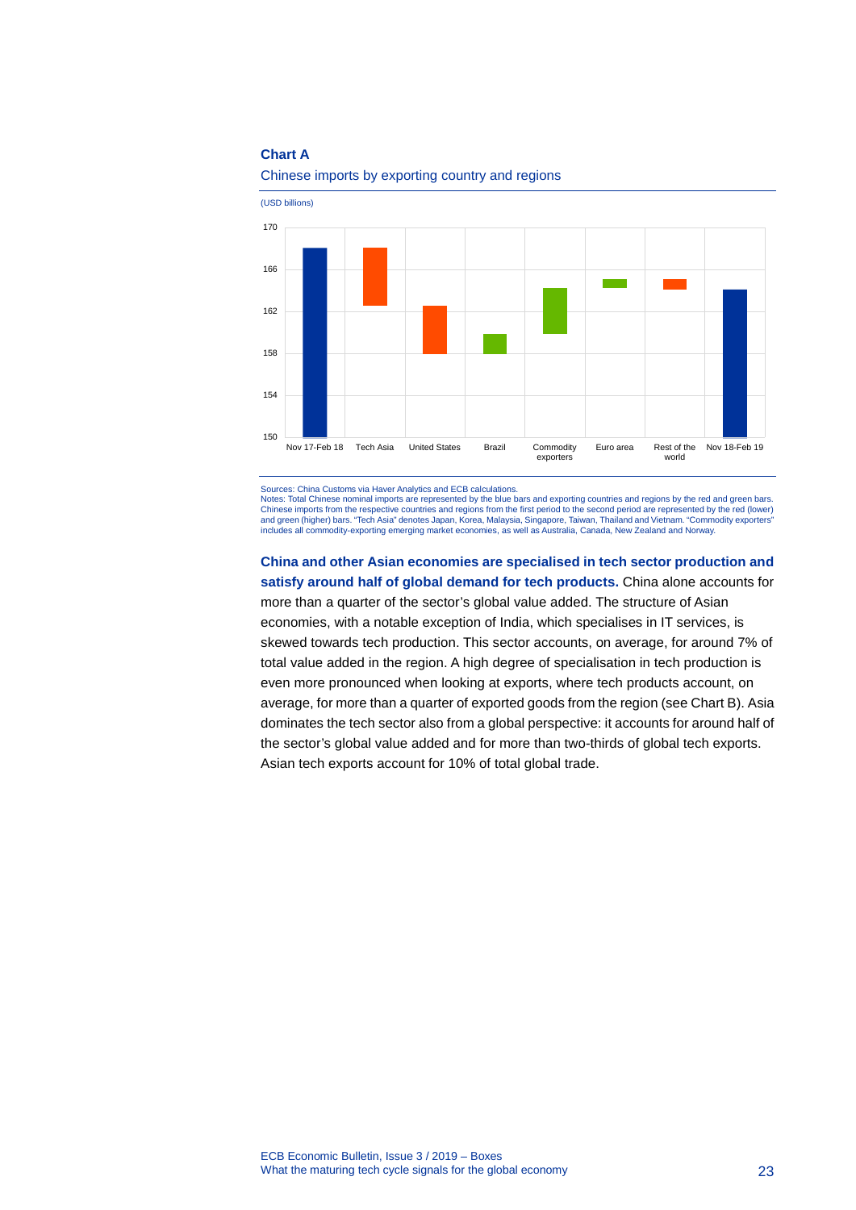**Chart A**

Chinese imports by exporting country and regions

(USD billions)

Sources: China Customs via Haver Analytics and ECB calculations.
Notes: Total Chinese nominal imports are represented by the blue bars and exporting countries and regions by the red and green bars. Chinese imports from the respective countries and regions from the first period to the second period are represented by the red (lower) and green (higher) bars. "Tech Asia" denotes Japan, Korea, Malaysia, Singapore, Taiwan, Thailand and Vietnam. "Commodity exporters" includes all commodity-exporting emerging market economies, as well as Australia, Canada, New Zealand and Norway.

**China and other Asian economies are specialised in tech sector production and satisfy around half of global demand for tech products.** China alone accounts for more than a quarter of the sector's global value added. The structure of Asian economies, with a notable exception of India, which specialises in IT services, is skewed towards tech production. This sector accounts, on average, for around 7% of total value added in the region. A high degree of specialisation in tech production is even more pronounced when looking at exports, where tech products account, on average, for more than a quarter of exported goods from the region (see Chart B). Asia dominates the tech sector also from a global perspective: it accounts for around half of the sector's global value added and for more than two-thirds of global tech exports. Asian tech exports account for 10% of total global trade.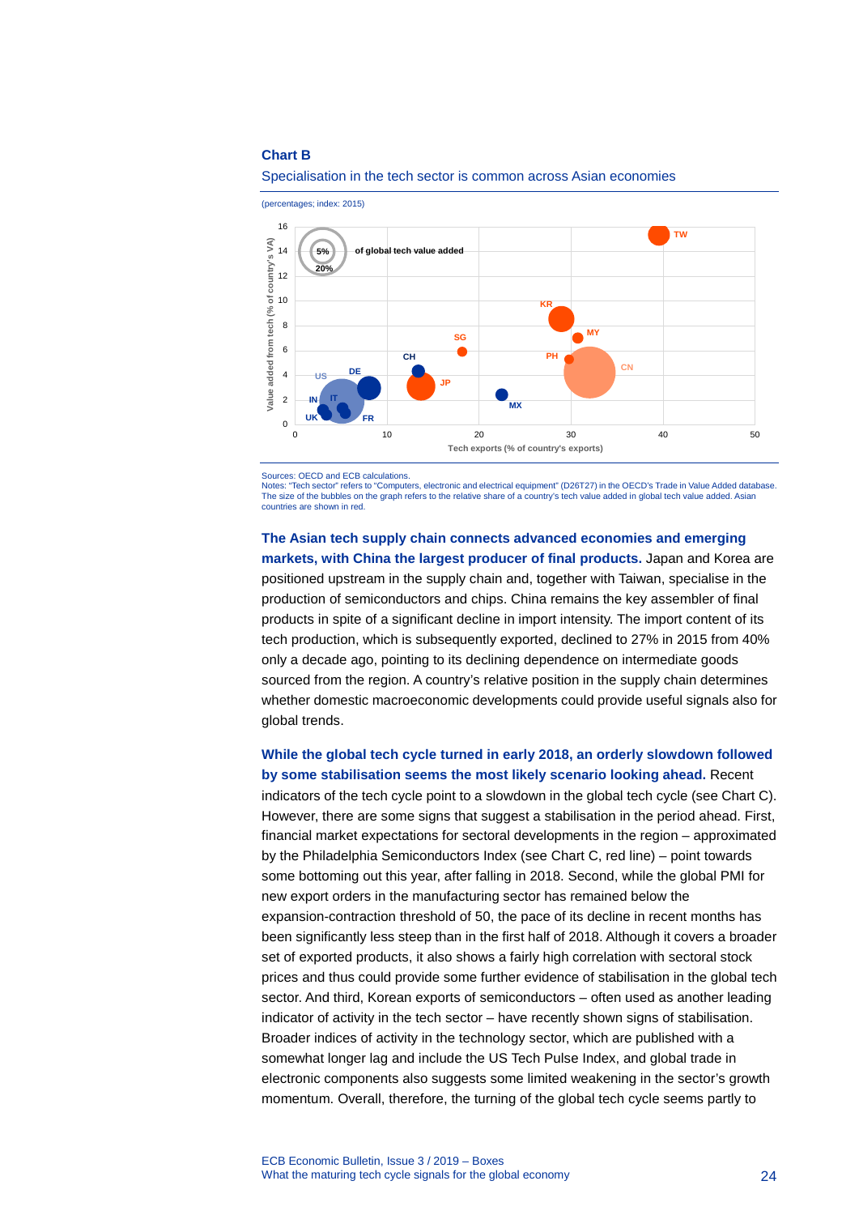**Chart B**

Specialisation in the tech sector is common across Asian economies

(percentages; index: 2015)

Sources: OECD and ECB calculations.
Notes: "Tech sector" refers to "Computers, electronic and electrical equipment" (D26T27) in the OECD's Trade in Value Added database. The size of the bubbles on the graph refers to the relative share of a country's tech value added in global tech value added. Asian countries are shown in red.

**The Asian tech supply chain connects advanced economies and emerging markets, with China the largest producer of final products.** Japan and Korea are positioned upstream in the supply chain and, together with Taiwan, specialise in the production of semiconductors and chips. China remains the key assembler of final products in spite of a significant decline in import intensity. The import content of its tech production, which is subsequently exported, declined to 27% in 2015 from 40% only a decade ago, pointing to its declining dependence on intermediate goods sourced from the region. A country's relative position in the supply chain determines whether domestic macroeconomic developments could provide useful signals also for global trends.

**While the global tech cycle turned in early 2018, an orderly slowdown followed by some stabilisation seems the most likely scenario looking ahead.** Recent indicators of the tech cycle point to a slowdown in the global tech cycle (see Chart C). However, there are some signs that suggest a stabilisation in the period ahead. First, financial market expectations for sectoral developments in the region – approximated by the Philadelphia Semiconductors Index (see Chart C, red line) – point towards some bottoming out this year, after falling in 2018. Second, while the global PMI for new export orders in the manufacturing sector has remained below the expansion-contraction threshold of 50, the pace of its decline in recent months has been significantly less steep than in the first half of 2018. Although it covers a broader set of exported products, it also shows a fairly high correlation with sectoral stock prices and thus could provide some further evidence of stabilisation in the global tech sector. And third, Korean exports of semiconductors – often used as another leading indicator of activity in the tech sector – have recently shown signs of stabilisation. Broader indices of activity in the technology sector, which are published with a somewhat longer lag and include the US Tech Pulse Index, and global trade in electronic components also suggests some limited weakening in the sector's growth momentum. Overall, therefore, the turning of the global tech cycle seems partly to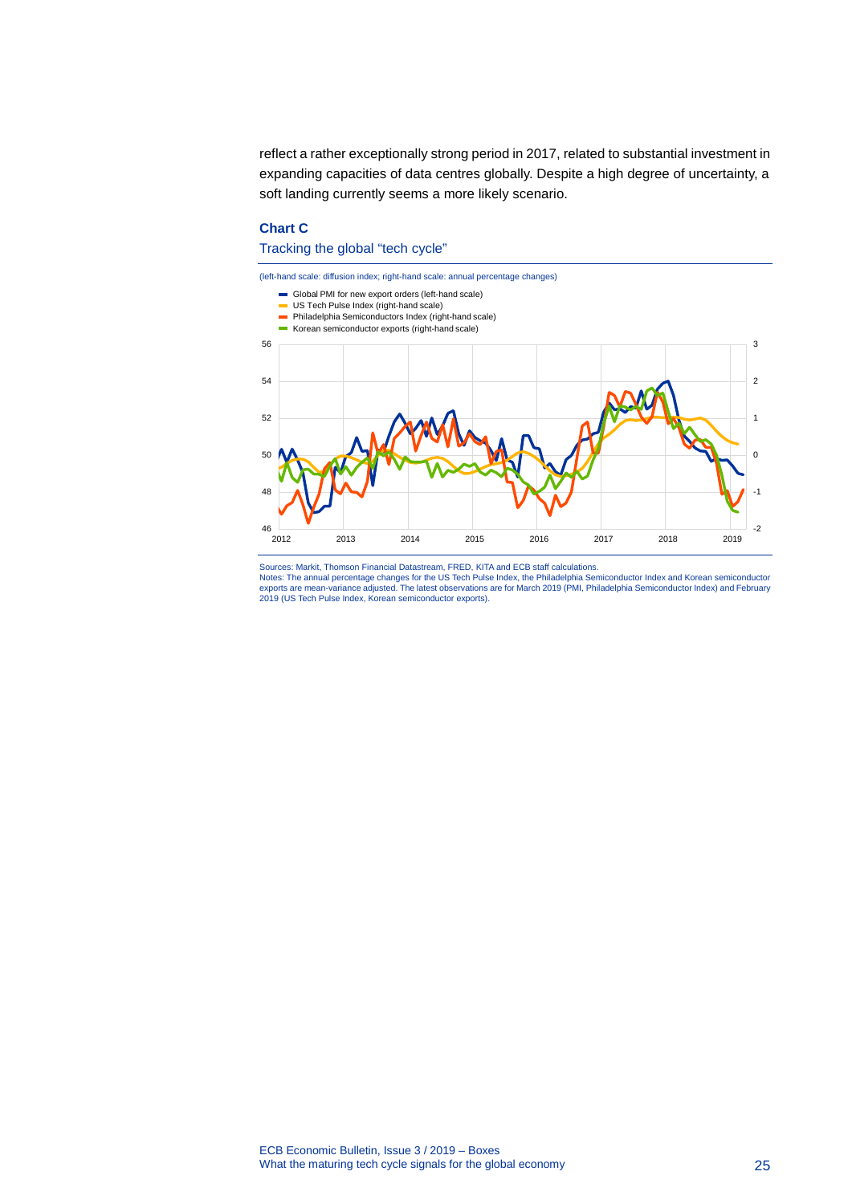reflect a rather exceptionally strong period in 2017, related to substantial investment in expanding capacities of data centres globally. Despite a high degree of uncertainty, a soft landing currently seems a more likely scenario.

**Chart C**

Tracking the global "tech cycle"

(left-hand scale: diffusion index; right-hand scale: annual percentage changes)

- Global PMI for new export orders (left-hand scale)
- US Tech Pulse Index (right-hand scale)
- Philadelphia Semiconductors Index (right-hand scale)
- Korean semiconductor exports (right-hand scale)

Sources: Markit, Thomson Financial Datastream, FRED, KITA and ECB staff calculations.
Notes: The annual percentage changes for the US Tech Pulse Index, the Philadelphia Semiconductor Index and Korean semiconductor exports are mean-variance adjusted. The latest observations are for March 2019 (PMI, Philadelphia Semiconductor Index) and February 2019 (US Tech Pulse Index, Korean semiconductor exports).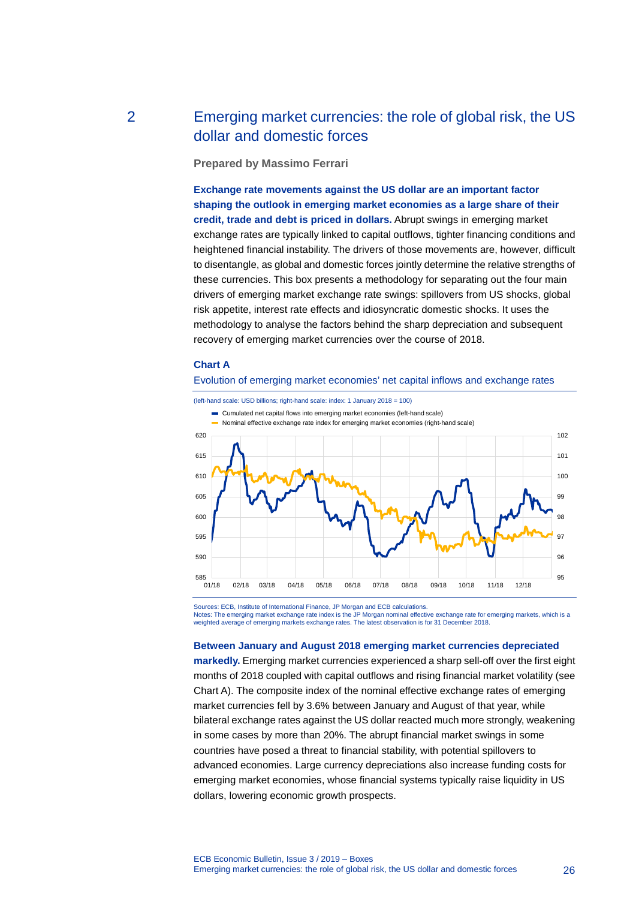## 2 Emerging market currencies: the role of global risk, the US dollar and domestic forces

**Prepared by Massimo Ferrari**

**Exchange rate movements against the US dollar are an important factor shaping the outlook in emerging market economies as a large share of their credit, trade and debt is priced in dollars.** Abrupt swings in emerging market exchange rates are typically linked to capital outflows, tighter financing conditions and heightened financial instability. The drivers of those movements are, however, difficult to disentangle, as global and domestic forces jointly determine the relative strengths of these currencies. This box presents a methodology for separating out the four main drivers of emerging market exchange rate swings: spillovers from US shocks, global risk appetite, interest rate effects and idiosyncratic domestic shocks. It uses the methodology to analyse the factors behind the sharp depreciation and subsequent recovery of emerging market currencies over the course of 2018.

**Chart A**

Evolution of emerging market economies' net capital inflows and exchange rates

(left-hand scale: USD billions; right-hand scale: index: 1 January 2018 = 100)

- Cumulated net capital flows into emerging market economies (left-hand scale)
- Nominal effective exchange rate index for emerging market economies (right-hand scale)

Sources: ECB, Institute of International Finance, JP Morgan and ECB calculations.
Notes: The emerging market exchange rate index is the JP Morgan nominal effective exchange rate for emerging markets, which is a weighted average of emerging markets exchange rates. The latest observation is for 31 December 2018.

**Between January and August 2018 emerging market currencies depreciated markedly.** Emerging market currencies experienced a sharp sell-off over the first eight months of 2018 coupled with capital outflows and rising financial market volatility (see Chart A). The composite index of the nominal effective exchange rates of emerging market currencies fell by 3.6% between January and August of that year, while bilateral exchange rates against the US dollar reacted much more strongly, weakening in some cases by more than 20%. The abrupt financial market swings in some countries have posed a threat to financial stability, with potential spillovers to advanced economies. Large currency depreciations also increase funding costs for emerging market economies, whose financial systems typically raise liquidity in US dollars, lowering economic growth prospects.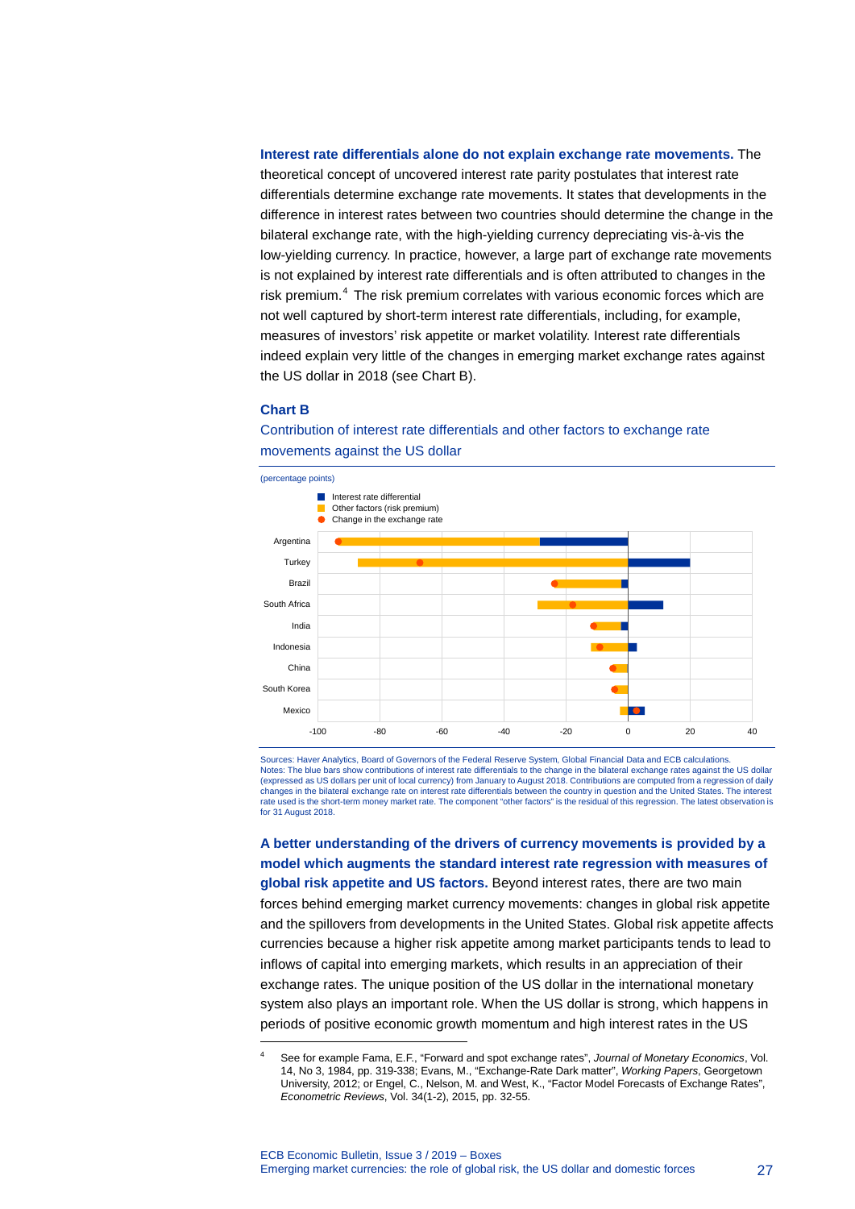**Interest rate differentials alone do not explain exchange rate movements.** The theoretical concept of uncovered interest rate parity postulates that interest rate differentials determine exchange rate movements. It states that developments in the difference in interest rates between two countries should determine the change in the bilateral exchange rate, with the high-yielding currency depreciating vis-à-vis the low-yielding currency. In practice, however, a large part of exchange rate movements is not explained by interest rate differentials and is often attributed to changes in the risk premium.[4] The risk premium correlates with various economic forces which are not well captured by short-term interest rate differentials, including, for example, measures of investors' risk appetite or market volatility. Interest rate differentials indeed explain very little of the changes in emerging market exchange rates against the US dollar in 2018 (see Chart B).

**Chart B**

Contribution of interest rate differentials and other factors to exchange rate movements against the US dollar

(percentage points)

- Interest rate differential
- Other factors (risk premium)
- Change in the exchange rate

Argentina, Turkey, Brazil, South Africa, India, Indonesia, China, South Korea, Mexico

-100, -80, -60, -40, -20, 0, 20, 40

Sources: Haver Analytics, Board of Governors of the Federal Reserve System, Global Financial Data and ECB calculations.
Notes: The blue bars show contributions of interest rate differentials to the change in the bilateral exchange rates against the US dollar (expressed as US dollars per unit of local currency) from January to August 2018. Contributions are computed from a regression of daily changes in the bilateral exchange rate on interest rate differentials between the country in question and the United States. The interest rate used is the short-term money market rate. The component "other factors" is the residual of this regression. The latest observation is for 31 August 2018.

**A better understanding of the drivers of currency movements is provided by a model which augments the standard interest rate regression with measures of global risk appetite and US factors.** Beyond interest rates, there are two main forces behind emerging market currency movements: changes in global risk appetite and the spillovers from developments in the United States. Global risk appetite affects currencies because a higher risk appetite among market participants tends to lead to inflows of capital into emerging markets, which results in an appreciation of their exchange rates. The unique position of the US dollar in the international monetary system also plays an important role. When the US dollar is strong, which happens in periods of positive economic growth momentum and high interest rates in the US

---

[4] See for example Fama, E.F., "Forward and spot exchange rates", *Journal of Monetary Economics*, Vol. 14, No 3, 1984, pp. 319-338; Evans, M., "Exchange-Rate Dark matter", *Working Papers*, Georgetown University, 2012; or Engel, C., Nelson, M. and West, K., "Factor Model Forecasts of Exchange Rates", *Econometric Reviews*, Vol. 34(1-2), 2015, pp. 32-55.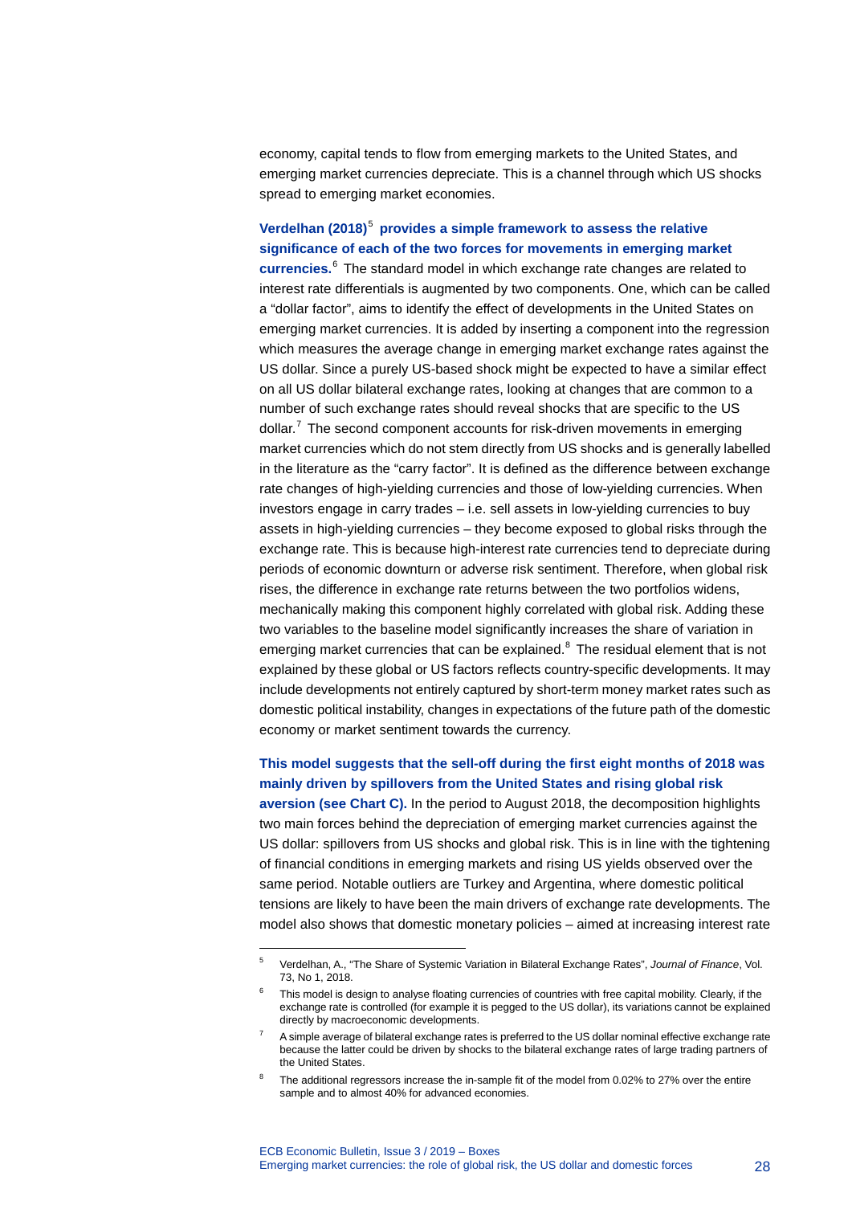economy, capital tends to flow from emerging markets to the United States, and emerging market currencies depreciate. This is a channel through which US shocks spread to emerging market economies.

**Verdelhan (2018)[5] provides a simple framework to assess the relative significance of each of the two forces for movements in emerging market currencies.**[6] The standard model in which exchange rate changes are related to interest rate differentials is augmented by two components. One, which can be called a "dollar factor", aims to identify the effect of developments in the United States on emerging market currencies. It is added by inserting a component into the regression which measures the average change in emerging market exchange rates against the US dollar. Since a purely US-based shock might be expected to have a similar effect on all US dollar bilateral exchange rates, looking at changes that are common to a number of such exchange rates should reveal shocks that are specific to the US dollar.[7] The second component accounts for risk-driven movements in emerging market currencies which do not stem directly from US shocks and is generally labelled in the literature as the "carry factor". It is defined as the difference between exchange rate changes of high-yielding currencies and those of low-yielding currencies. When investors engage in carry trades – i.e. sell assets in low-yielding currencies to buy assets in high-yielding currencies – they become exposed to global risks through the exchange rate. This is because high-interest rate currencies tend to depreciate during periods of economic downturn or adverse risk sentiment. Therefore, when global risk rises, the difference in exchange rate returns between the two portfolios widens, mechanically making this component highly correlated with global risk. Adding these two variables to the baseline model significantly increases the share of variation in emerging market currencies that can be explained.[8] The residual element that is not explained by these global or US factors reflects country-specific developments. It may include developments not entirely captured by short-term money market rates such as domestic political instability, changes in expectations of the future path of the domestic economy or market sentiment towards the currency.

**This model suggests that the sell-off during the first eight months of 2018 was mainly driven by spillovers from the United States and rising global risk aversion (see Chart C).** In the period to August 2018, the decomposition highlights two main forces behind the depreciation of emerging market currencies against the US dollar: spillovers from US shocks and global risk. This is in line with the tightening of financial conditions in emerging markets and rising US yields observed over the same period. Notable outliers are Turkey and Argentina, where domestic political tensions are likely to have been the main drivers of exchange rate developments. The model also shows that domestic monetary policies – aimed at increasing interest rate

---

[5] Verdelhan, A., "The Share of Systemic Variation in Bilateral Exchange Rates", *Journal of Finance*, Vol. 73, No 1, 2018.

[6] This model is design to analyse floating currencies of countries with free capital mobility. Clearly, if the exchange rate is controlled (for example it is pegged to the US dollar), its variations cannot be explained directly by macroeconomic developments.

[7] A simple average of bilateral exchange rates is preferred to the US dollar nominal effective exchange rate because the latter could be driven by shocks to the bilateral exchange rates of large trading partners of the United States.

[8] The additional regressors increase the in-sample fit of the model from 0.02% to 27% over the entire sample and to almost 40% for advanced economies.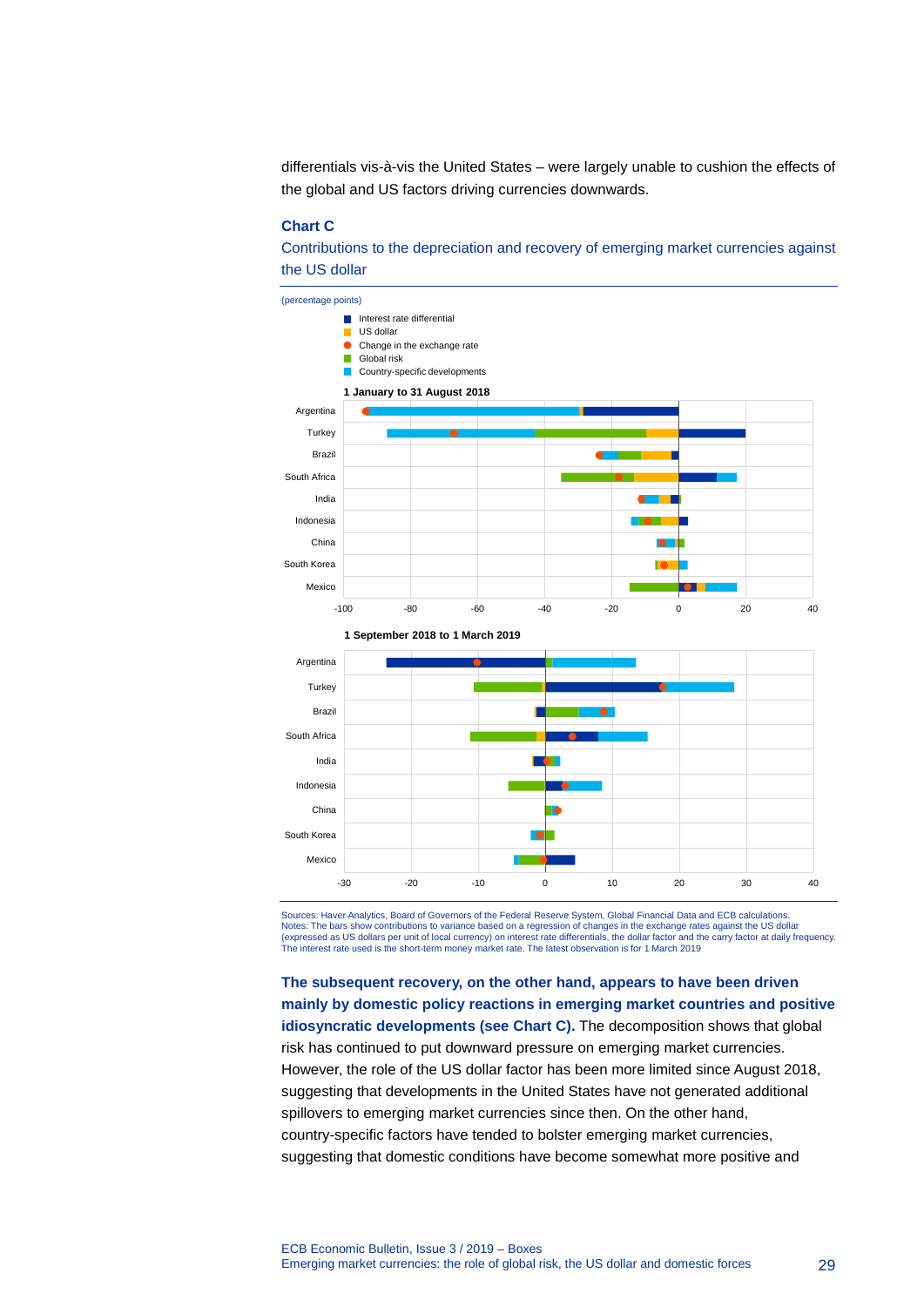differentials vis-à-vis the United States – were largely unable to cushion the effects of the global and US factors driving currencies downwards.

### Chart C

Contributions to the depreciation and recovery of emerging market currencies against the US dollar

(percentage points)

- Interest rate differential
- US dollar
- Change in the exchange rate
- Global risk
- Country-specific developments

**1 January to 31 August 2018**

**1 September 2018 to 1 March 2019**

Sources: Haver Analytics, Board of Governors of the Federal Reserve System, Global Financial Data and ECB calculations.
Notes: The bars show contributions to variance based on a regression of changes in the exchange rates against the US dollar (expressed as US dollars per unit of local currency) on interest rate differentials, the dollar factor and the carry factor at daily frequency. The interest rate used is the short-term money market rate. The latest observation is for 1 March 2019

**The subsequent recovery, on the other hand, appears to have been driven mainly by domestic policy reactions in emerging market countries and positive idiosyncratic developments (see Chart C).** The decomposition shows that global risk has continued to put downward pressure on emerging market currencies. However, the role of the US dollar factor has been more limited since August 2018, suggesting that developments in the United States have not generated additional spillovers to emerging market currencies since then. On the other hand, country-specific factors have tended to bolster emerging market currencies, suggesting that domestic conditions have become somewhat more positive and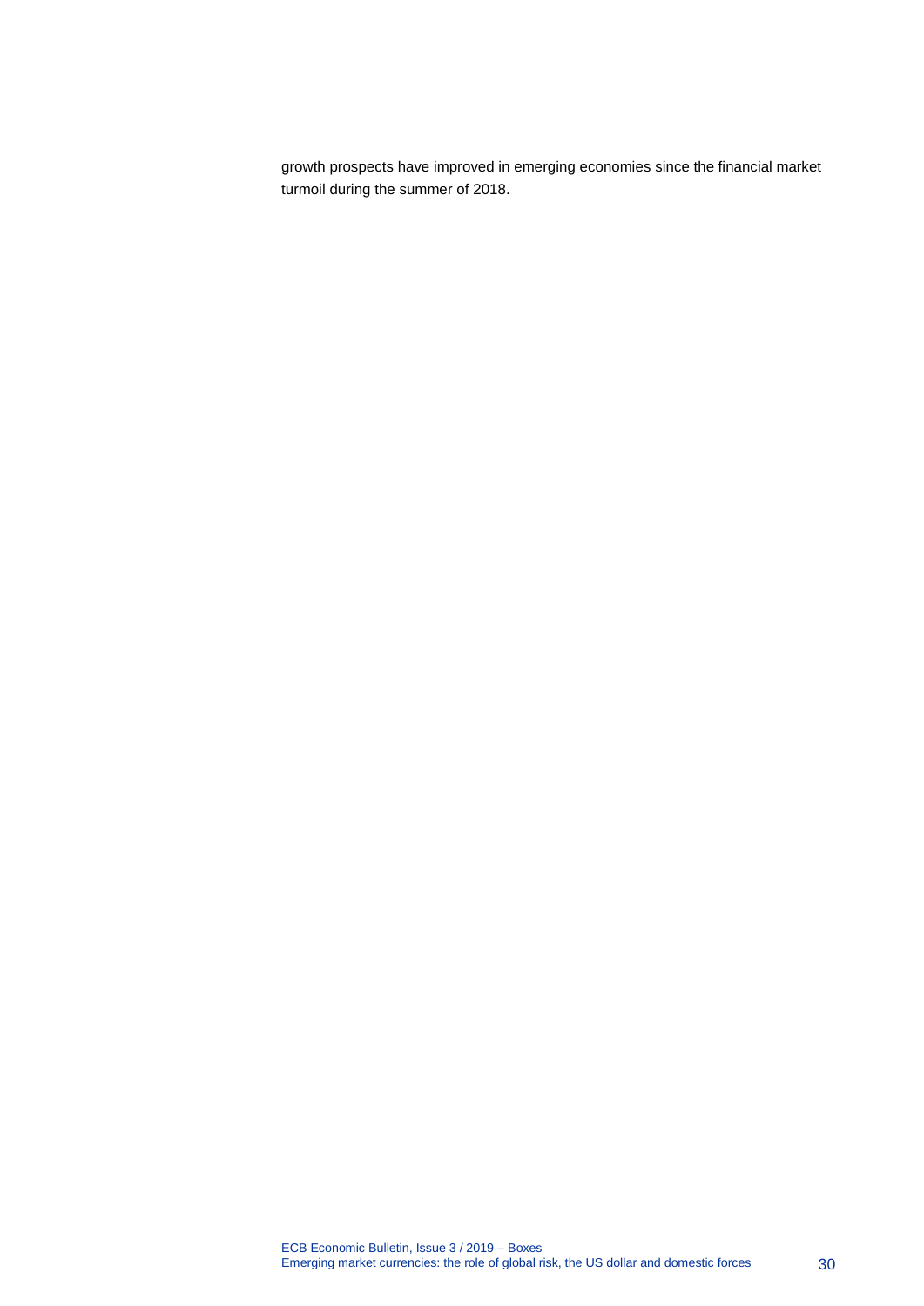growth prospects have improved in emerging economies since the financial market turmoil during the summer of 2018.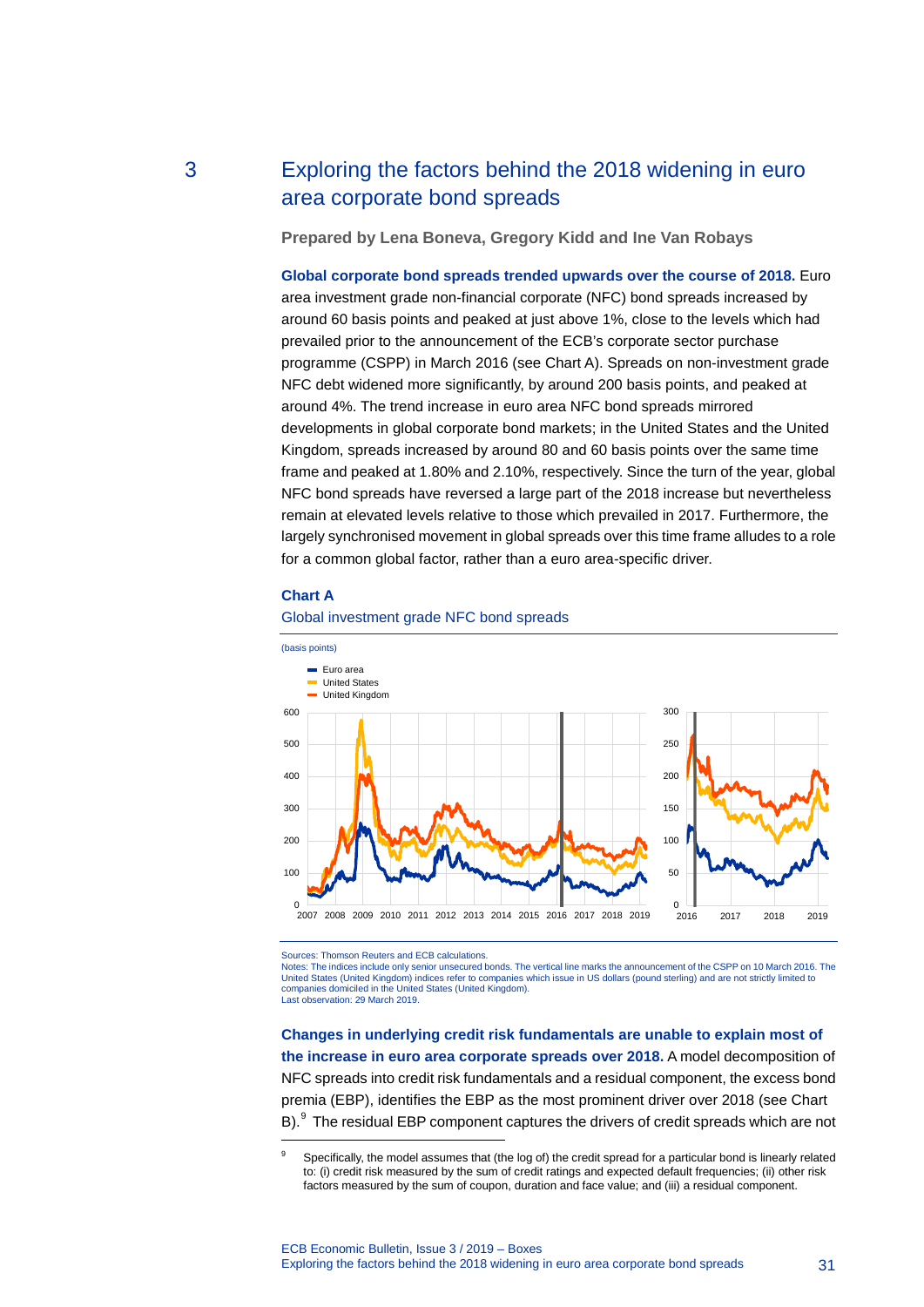## 3 Exploring the factors behind the 2018 widening in euro area corporate bond spreads

**Prepared by Lena Boneva, Gregory Kidd and Ine Van Robays**

**Global corporate bond spreads trended upwards over the course of 2018.** Euro area investment grade non-financial corporate (NFC) bond spreads increased by around 60 basis points and peaked at just above 1%, close to the levels which had prevailed prior to the announcement of the ECB's corporate sector purchase programme (CSPP) in March 2016 (see Chart A). Spreads on non-investment grade NFC debt widened more significantly, by around 200 basis points, and peaked at around 4%. The trend increase in euro area NFC bond spreads mirrored developments in global corporate bond markets; in the United States and the United Kingdom, spreads increased by around 80 and 60 basis points over the same time frame and peaked at 1.80% and 2.10%, respectively. Since the turn of the year, global NFC bond spreads have reversed a large part of the 2018 increase but nevertheless remain at elevated levels relative to those which prevailed in 2017. Furthermore, the largely synchronised movement in global spreads over this time frame alludes to a role for a common global factor, rather than a euro area-specific driver.

**Chart A**

Global investment grade NFC bond spreads

(basis points)

Sources: Thomson Reuters and ECB calculations.
Notes: The indices include only senior unsecured bonds. The vertical line marks the announcement of the CSPP on 10 March 2016. The United States (United Kingdom) indices refer to companies which issue in US dollars (pound sterling) and are not strictly limited to companies domiciled in the United States (United Kingdom).
Last observation: 29 March 2019.

**Changes in underlying credit risk fundamentals are unable to explain most of the increase in euro area corporate spreads over 2018.** A model decomposition of NFC spreads into credit risk fundamentals and a residual component, the excess bond premia (EBP), identifies the EBP as the most prominent driver over 2018 (see Chart B).[9] The residual EBP component captures the drivers of credit spreads which are not

[9] Specifically, the model assumes that (the log of) the credit spread for a particular bond is linearly related to: (i) credit risk measured by the sum of credit ratings and expected default frequencies; (ii) other risk factors measured by the sum of coupon, duration and face value; and (iii) a residual component.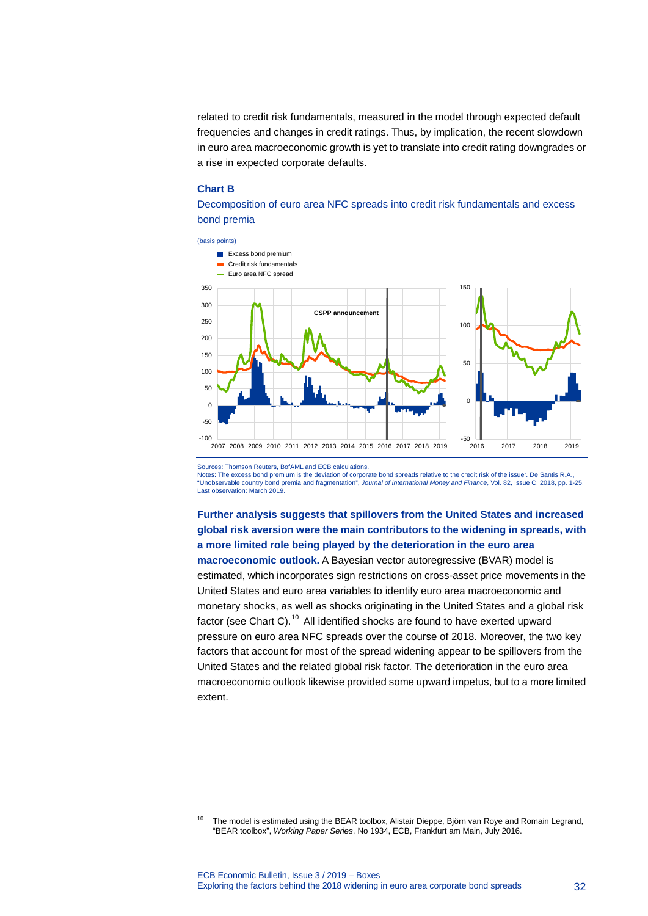related to credit risk fundamentals, measured in the model through expected default frequencies and changes in credit ratings. Thus, by implication, the recent slowdown in euro area macroeconomic growth is yet to translate into credit rating downgrades or a rise in expected corporate defaults.

**Chart B**

Decomposition of euro area NFC spreads into credit risk fundamentals and excess bond premia

(basis points)

Sources: Thomson Reuters, BofAML and ECB calculations.
Notes: The excess bond premium is the deviation of corporate bond spreads relative to the credit risk of the issuer. De Santis R.A., "Unobservable country bond premia and fragmentation", *Journal of International Money and Finance*, Vol. 82, Issue C, 2018, pp. 1-25.
Last observation: March 2019.

**Further analysis suggests that spillovers from the United States and increased global risk aversion were the main contributors to the widening in spreads, with a more limited role being played by the deterioration in the euro area macroeconomic outlook.** A Bayesian vector autoregressive (BVAR) model is estimated, which incorporates sign restrictions on cross-asset price movements in the United States and euro area variables to identify euro area macroeconomic and monetary shocks, as well as shocks originating in the United States and a global risk factor (see Chart C).[10] All identified shocks are found to have exerted upward pressure on euro area NFC spreads over the course of 2018. Moreover, the two key factors that account for most of the spread widening appear to be spillovers from the United States and the related global risk factor. The deterioration in the euro area macroeconomic outlook likewise provided some upward impetus, but to a more limited extent.

[10] The model is estimated using the BEAR toolbox, Alistair Dieppe, Björn van Roye and Romain Legrand, "BEAR toolbox", *Working Paper Series*, No 1934, ECB, Frankfurt am Main, July 2016.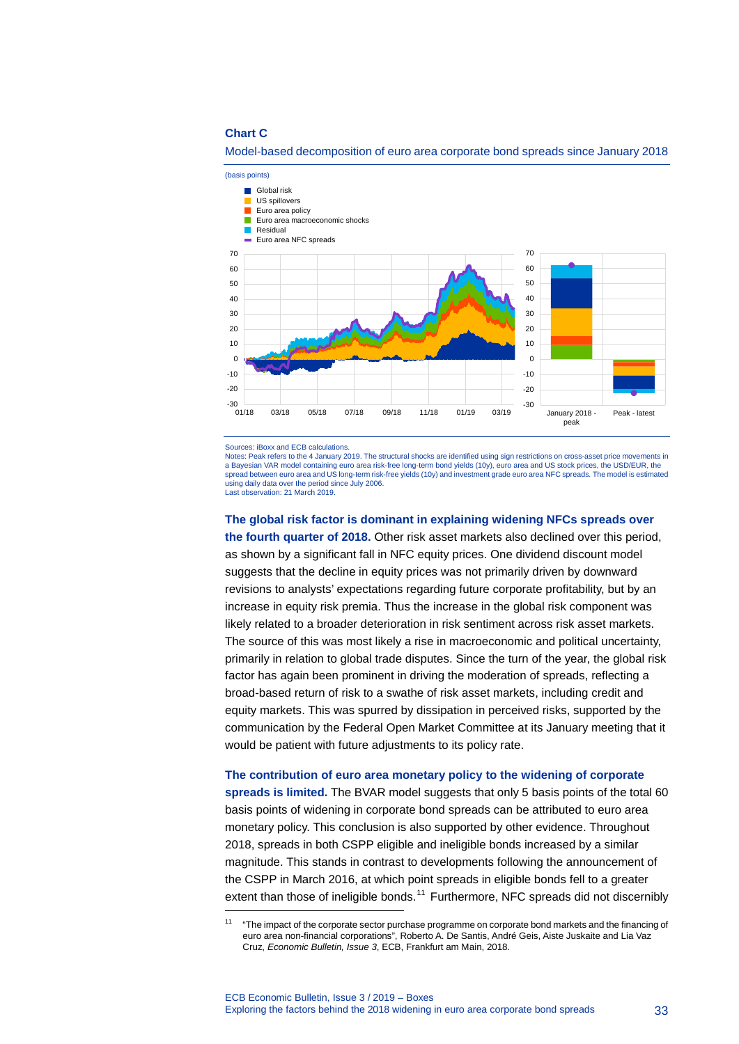**Chart C**

Model-based decomposition of euro area corporate bond spreads since January 2018

(basis points)

Sources: iBoxx and ECB calculations.
Notes: Peak refers to the 4 January 2019. The structural shocks are identified using sign restrictions on cross-asset price movements in a Bayesian VAR model containing euro area risk-free long-term bond yields (10y), euro area and US stock prices, the USD/EUR, the spread between euro area and US long-term risk-free yields (10y) and investment grade euro area NFC spreads. The model is estimated using daily data over the period since July 2006.
Last observation: 21 March 2019.

**The global risk factor is dominant in explaining widening NFCs spreads over the fourth quarter of 2018.** Other risk asset markets also declined over this period, as shown by a significant fall in NFC equity prices. One dividend discount model suggests that the decline in equity prices was not primarily driven by downward revisions to analysts' expectations regarding future corporate profitability, but by an increase in equity risk premia. Thus the increase in the global risk component was likely related to a broader deterioration in risk sentiment across risk asset markets. The source of this was most likely a rise in macroeconomic and political uncertainty, primarily in relation to global trade disputes. Since the turn of the year, the global risk factor has again been prominent in driving the moderation of spreads, reflecting a broad-based return of risk to a swathe of risk asset markets, including credit and equity markets. This was spurred by dissipation in perceived risks, supported by the communication by the Federal Open Market Committee at its January meeting that it would be patient with future adjustments to its policy rate.

**The contribution of euro area monetary policy to the widening of corporate spreads is limited.** The BVAR model suggests that only 5 basis points of the total 60 basis points of widening in corporate bond spreads can be attributed to euro area monetary policy. This conclusion is also supported by other evidence. Throughout 2018, spreads in both CSPP eligible and ineligible bonds increased by a similar magnitude. This stands in contrast to developments following the announcement of the CSPP in March 2016, at which point spreads in eligible bonds fell to a greater extent than those of ineligible bonds.[11] Furthermore, NFC spreads did not discernibly

[11] "The impact of the corporate sector purchase programme on corporate bond markets and the financing of euro area non-financial corporations", Roberto A. De Santis, André Geis, Aiste Juskaite and Lia Vaz Cruz, *Economic Bulletin, Issue 3*, ECB, Frankfurt am Main, 2018.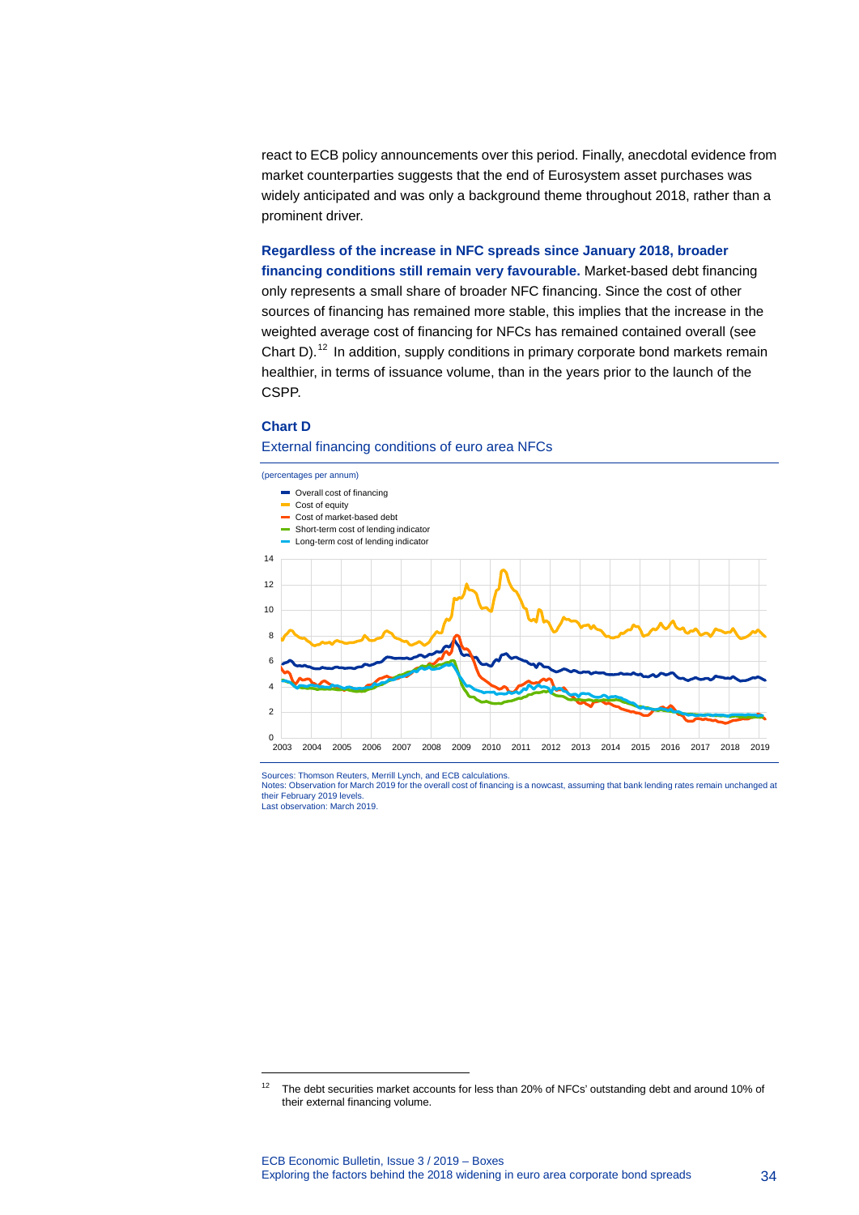react to ECB policy announcements over this period. Finally, anecdotal evidence from market counterparties suggests that the end of Eurosystem asset purchases was widely anticipated and was only a background theme throughout 2018, rather than a prominent driver.

**Regardless of the increase in NFC spreads since January 2018, broader financing conditions still remain very favourable.** Market-based debt financing only represents a small share of broader NFC financing. Since the cost of other sources of financing has remained more stable, this implies that the increase in the weighted average cost of financing for NFCs has remained contained overall (see Chart D).[12] In addition, supply conditions in primary corporate bond markets remain healthier, in terms of issuance volume, than in the years prior to the launch of the CSPP.

**Chart D**

External financing conditions of euro area NFCs

(percentages per annum)

- Overall cost of financing
- Cost of equity
- Cost of market-based debt
- Short-term cost of lending indicator
- Long-term cost of lending indicator

Sources: Thomson Reuters, Merrill Lynch, and ECB calculations.
Notes: Observation for March 2019 for the overall cost of financing is a nowcast, assuming that bank lending rates remain unchanged at their February 2019 levels.
Last observation: March 2019.

[12] The debt securities market accounts for less than 20% of NFCs' outstanding debt and around 10% of their external financing volume.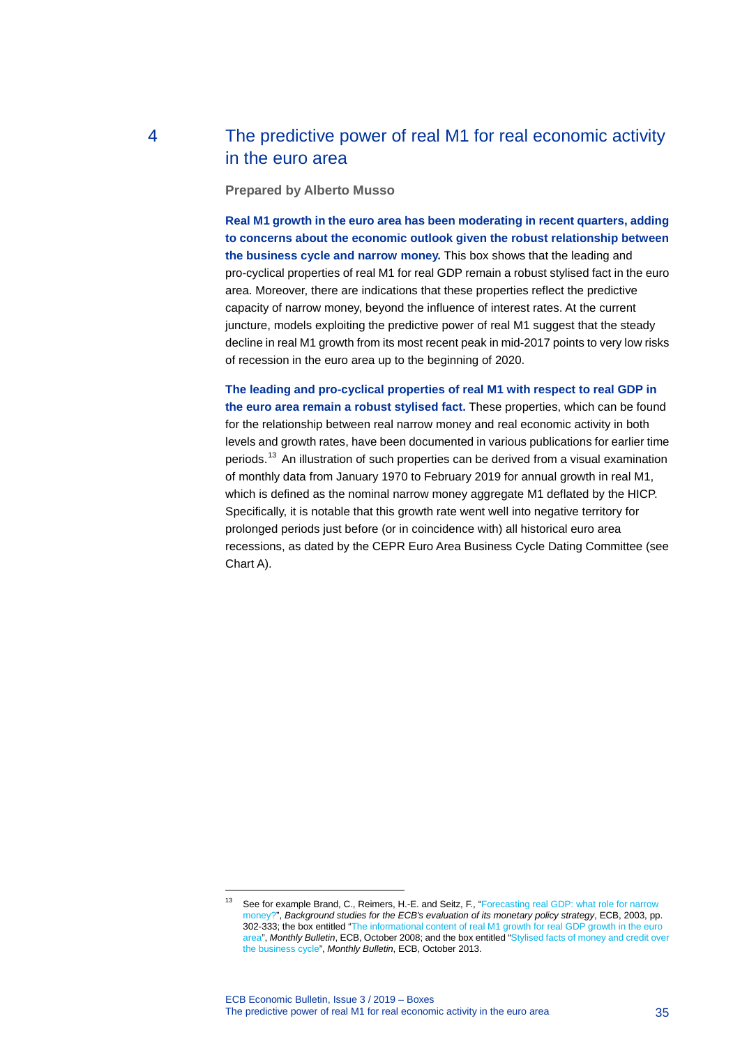# 4 The predictive power of real M1 for real economic activity in the euro area

**Prepared by Alberto Musso**

**Real M1 growth in the euro area has been moderating in recent quarters, adding to concerns about the economic outlook given the robust relationship between the business cycle and narrow money.** This box shows that the leading and pro-cyclical properties of real M1 for real GDP remain a robust stylised fact in the euro area. Moreover, there are indications that these properties reflect the predictive capacity of narrow money, beyond the influence of interest rates. At the current juncture, models exploiting the predictive power of real M1 suggest that the steady decline in real M1 growth from its most recent peak in mid-2017 points to very low risks of recession in the euro area up to the beginning of 2020.

**The leading and pro-cyclical properties of real M1 with respect to real GDP in the euro area remain a robust stylised fact.** These properties, which can be found for the relationship between real narrow money and real economic activity in both levels and growth rates, have been documented in various publications for earlier time periods.[13] An illustration of such properties can be derived from a visual examination of monthly data from January 1970 to February 2019 for annual growth in real M1, which is defined as the nominal narrow money aggregate M1 deflated by the HICP. Specifically, it is notable that this growth rate went well into negative territory for prolonged periods just before (or in coincidence with) all historical euro area recessions, as dated by the CEPR Euro Area Business Cycle Dating Committee (see Chart A).

---

[13] See for example Brand, C., Reimers, H.-E. and Seitz, F., "Forecasting real GDP: what role for narrow money?", *Background studies for the ECB's evaluation of its monetary policy strategy*, ECB, 2003, pp. 302-333; the box entitled "The informational content of real M1 growth for real GDP growth in the euro area", *Monthly Bulletin*, ECB, October 2008; and the box entitled "Stylised facts of money and credit over the business cycle", *Monthly Bulletin*, ECB, October 2013.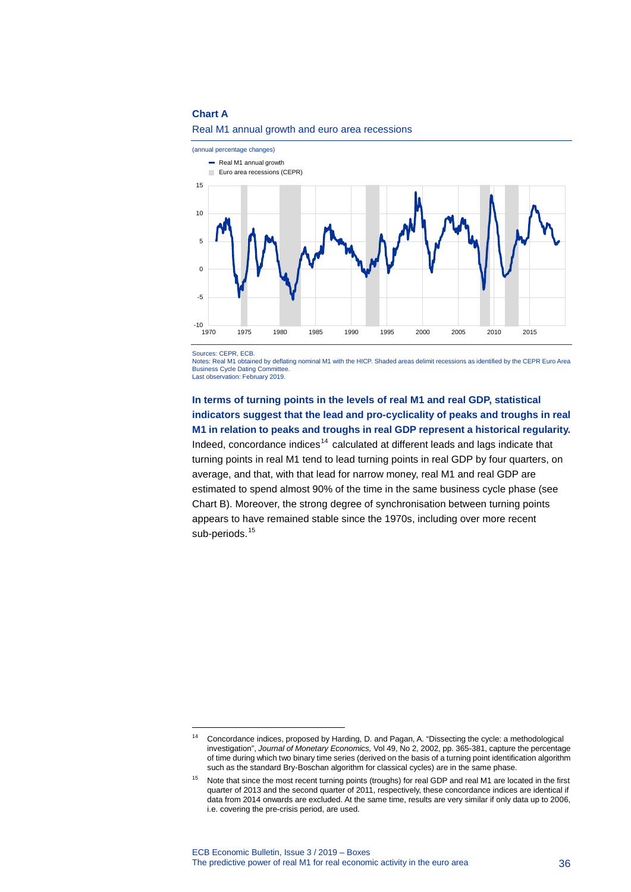**Chart A**

Real M1 annual growth and euro area recessions

(annual percentage changes)

Sources: CEPR, ECB.
Notes: Real M1 obtained by deflating nominal M1 with the HICP. Shaded areas delimit recessions as identified by the CEPR Euro Area Business Cycle Dating Committee.
Last observation: February 2019.

**In terms of turning points in the levels of real M1 and real GDP, statistical indicators suggest that the lead and pro-cyclicality of peaks and troughs in real M1 in relation to peaks and troughs in real GDP represent a historical regularity.** Indeed, concordance indices[14] calculated at different leads and lags indicate that turning points in real M1 tend to lead turning points in real GDP by four quarters, on average, and that, with that lead for narrow money, real M1 and real GDP are estimated to spend almost 90% of the time in the same business cycle phase (see Chart B). Moreover, the strong degree of synchronisation between turning points appears to have remained stable since the 1970s, including over more recent sub-periods.[15]

---

[14] Concordance indices, proposed by Harding, D. and Pagan, A. "Dissecting the cycle: a methodological investigation", *Journal of Monetary Economics,* Vol 49, No 2, 2002, pp. 365-381, capture the percentage of time during which two binary time series (derived on the basis of a turning point identification algorithm such as the standard Bry-Boschan algorithm for classical cycles) are in the same phase.

[15] Note that since the most recent turning points (troughs) for real GDP and real M1 are located in the first quarter of 2013 and the second quarter of 2011, respectively, these concordance indices are identical if data from 2014 onwards are excluded. At the same time, results are very similar if only data up to 2006, i.e. covering the pre-crisis period, are used.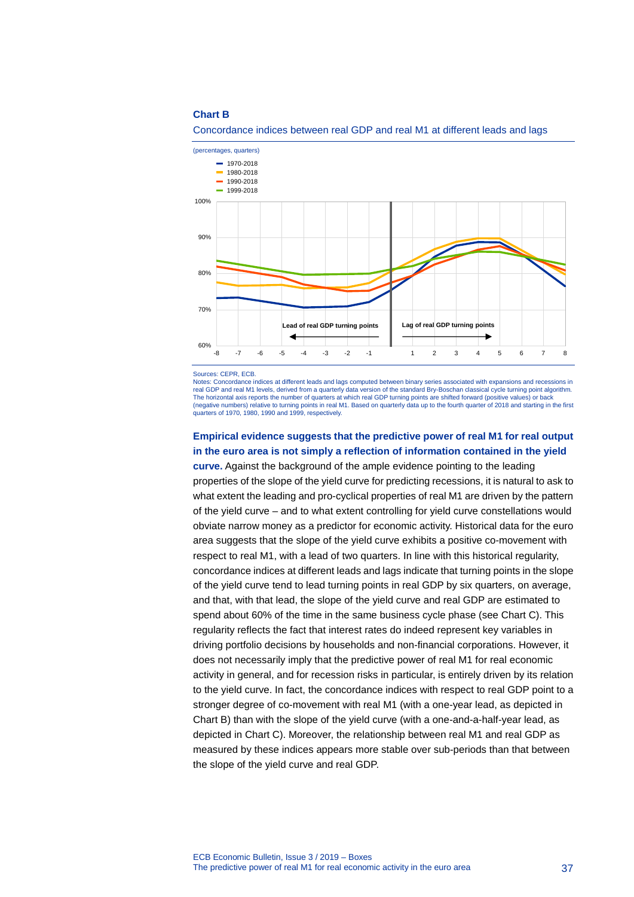**Chart B**

Concordance indices between real GDP and real M1 at different leads and lags

(percentages, quarters)

Sources: CEPR, ECB.
Notes: Concordance indices at different leads and lags computed between binary series associated with expansions and recessions in real GDP and real M1 levels, derived from a quarterly data version of the standard Bry-Boschan classical cycle turning point algorithm. The horizontal axis reports the number of quarters at which real GDP turning points are shifted forward (positive values) or back (negative numbers) relative to turning points in real M1. Based on quarterly data up to the fourth quarter of 2018 and starting in the first quarters of 1970, 1980, 1990 and 1999, respectively.

**Empirical evidence suggests that the predictive power of real M1 for real output in the euro area is not simply a reflection of information contained in the yield curve.** Against the background of the ample evidence pointing to the leading properties of the slope of the yield curve for predicting recessions, it is natural to ask to what extent the leading and pro-cyclical properties of real M1 are driven by the pattern of the yield curve – and to what extent controlling for yield curve constellations would obviate narrow money as a predictor for economic activity. Historical data for the euro area suggests that the slope of the yield curve exhibits a positive co-movement with respect to real M1, with a lead of two quarters. In line with this historical regularity, concordance indices at different leads and lags indicate that turning points in the slope of the yield curve tend to lead turning points in real GDP by six quarters, on average, and that, with that lead, the slope of the yield curve and real GDP are estimated to spend about 60% of the time in the same business cycle phase (see Chart C). This regularity reflects the fact that interest rates do indeed represent key variables in driving portfolio decisions by households and non-financial corporations. However, it does not necessarily imply that the predictive power of real M1 for real economic activity in general, and for recession risks in particular, is entirely driven by its relation to the yield curve. In fact, the concordance indices with respect to real GDP point to a stronger degree of co-movement with real M1 (with a one-year lead, as depicted in Chart B) than with the slope of the yield curve (with a one-and-a-half-year lead, as depicted in Chart C). Moreover, the relationship between real M1 and real GDP as measured by these indices appears more stable over sub-periods than that between the slope of the yield curve and real GDP.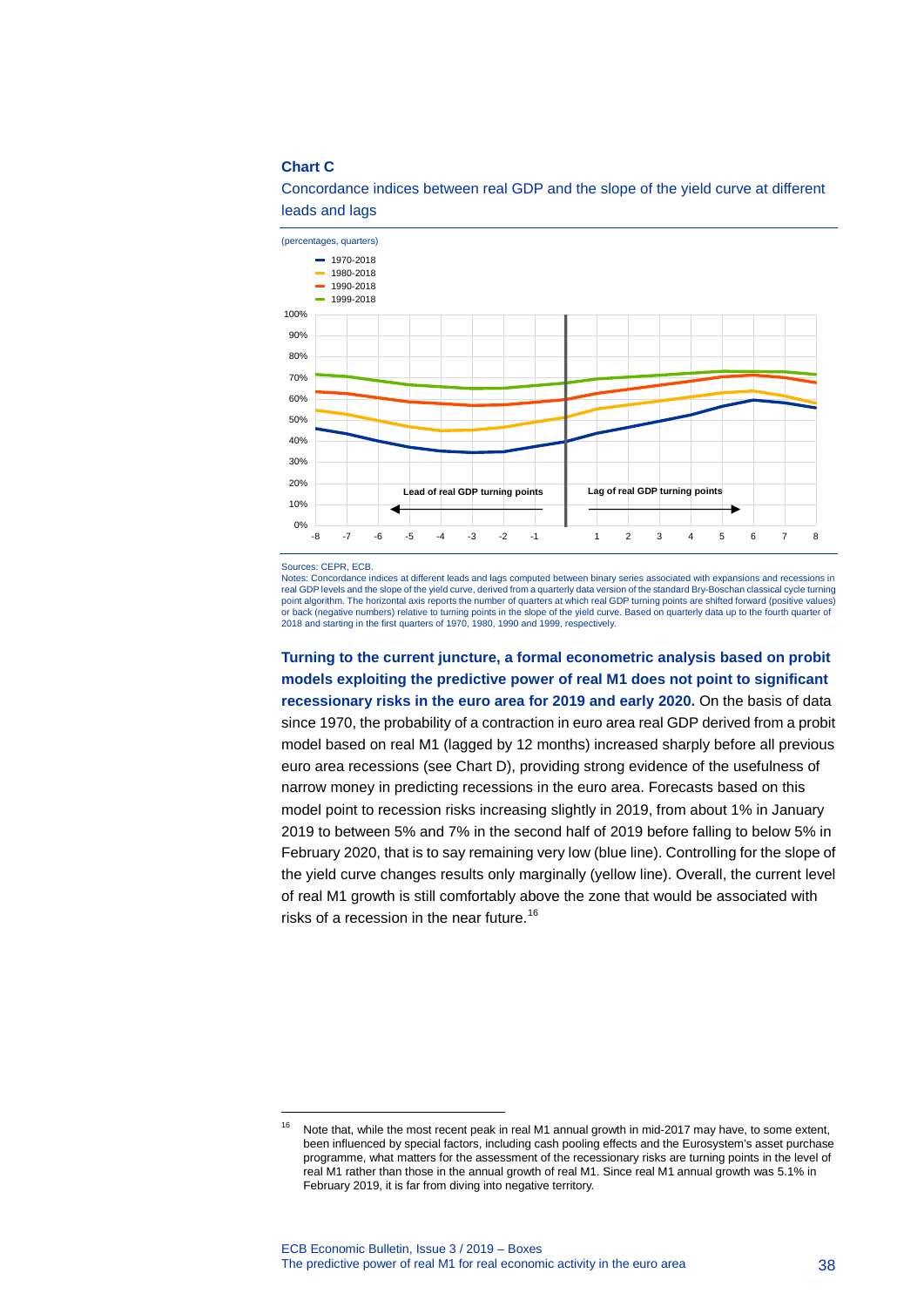**Chart C**

Concordance indices between real GDP and the slope of the yield curve at different leads and lags

(percentages, quarters)

Sources: CEPR, ECB.
Notes: Concordance indices at different leads and lags computed between binary series associated with expansions and recessions in real GDP levels and the slope of the yield curve, derived from a quarterly data version of the standard Bry-Boschan classical cycle turning point algorithm. The horizontal axis reports the number of quarters at which real GDP turning points are shifted forward (positive values) or back (negative numbers) relative to turning points in the slope of the yield curve. Based on quarterly data up to the fourth quarter of 2018 and starting in the first quarters of 1970, 1980, 1990 and 1999, respectively.

**Turning to the current juncture, a formal econometric analysis based on probit models exploiting the predictive power of real M1 does not point to significant recessionary risks in the euro area for 2019 and early 2020.** On the basis of data since 1970, the probability of a contraction in euro area real GDP derived from a probit model based on real M1 (lagged by 12 months) increased sharply before all previous euro area recessions (see Chart D), providing strong evidence of the usefulness of narrow money in predicting recessions in the euro area. Forecasts based on this model point to recession risks increasing slightly in 2019, from about 1% in January 2019 to between 5% and 7% in the second half of 2019 before falling to below 5% in February 2020, that is to say remaining very low (blue line). Controlling for the slope of the yield curve changes results only marginally (yellow line). Overall, the current level of real M1 growth is still comfortably above the zone that would be associated with risks of a recession in the near future.[16]

---

[16] Note that, while the most recent peak in real M1 annual growth in mid-2017 may have, to some extent, been influenced by special factors, including cash pooling effects and the Eurosystem's asset purchase programme, what matters for the assessment of the recessionary risks are turning points in the level of real M1 rather than those in the annual growth of real M1. Since real M1 annual growth was 5.1% in February 2019, it is far from diving into negative territory.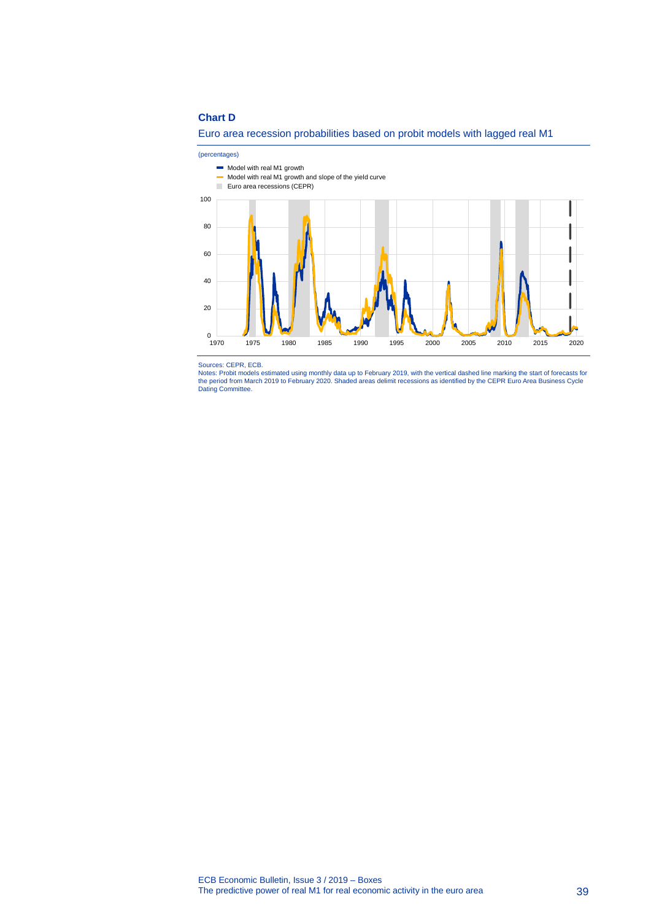**Chart D**

Euro area recession probabilities based on probit models with lagged real M1

(percentages)

Sources: CEPR, ECB.

Notes: Probit models estimated using monthly data up to February 2019, with the vertical dashed line marking the start of forecasts for the period from March 2019 to February 2020. Shaded areas delimit recessions as identified by the CEPR Euro Area Business Cycle Dating Committee.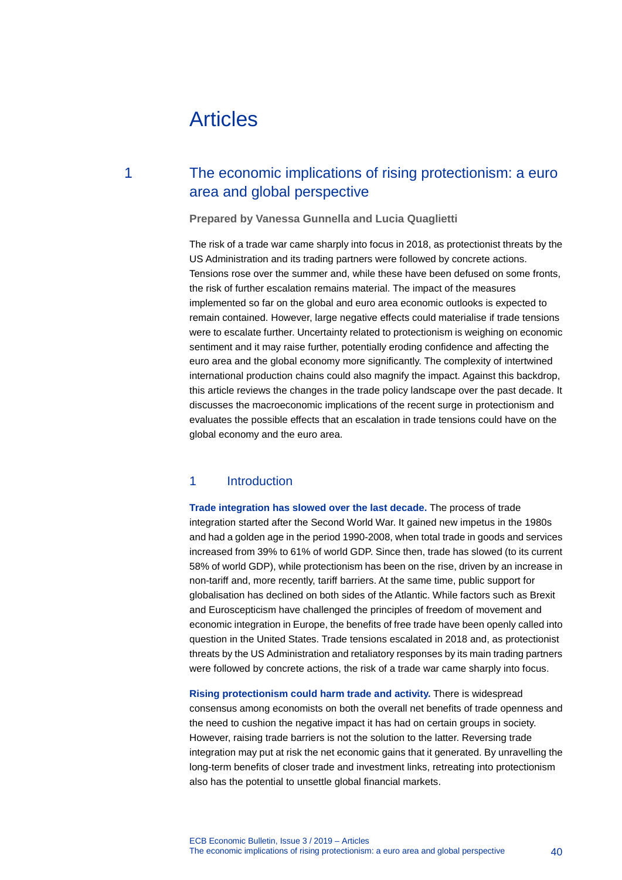# Articles

## 1 The economic implications of rising protectionism: a euro area and global perspective

**Prepared by Vanessa Gunnella and Lucia Quaglietti**

The risk of a trade war came sharply into focus in 2018, as protectionist threats by the US Administration and its trading partners were followed by concrete actions. Tensions rose over the summer and, while these have been defused on some fronts, the risk of further escalation remains material. The impact of the measures implemented so far on the global and euro area economic outlooks is expected to remain contained. However, large negative effects could materialise if trade tensions were to escalate further. Uncertainty related to protectionism is weighing on economic sentiment and it may raise further, potentially eroding confidence and affecting the euro area and the global economy more significantly. The complexity of intertwined international production chains could also magnify the impact. Against this backdrop, this article reviews the changes in the trade policy landscape over the past decade. It discusses the macroeconomic implications of the recent surge in protectionism and evaluates the possible effects that an escalation in trade tensions could have on the global economy and the euro area.

### 1 Introduction

**Trade integration has slowed over the last decade.** The process of trade integration started after the Second World War. It gained new impetus in the 1980s and had a golden age in the period 1990-2008, when total trade in goods and services increased from 39% to 61% of world GDP. Since then, trade has slowed (to its current 58% of world GDP), while protectionism has been on the rise, driven by an increase in non-tariff and, more recently, tariff barriers. At the same time, public support for globalisation has declined on both sides of the Atlantic. While factors such as Brexit and Euroscepticism have challenged the principles of freedom of movement and economic integration in Europe, the benefits of free trade have been openly called into question in the United States. Trade tensions escalated in 2018 and, as protectionist threats by the US Administration and retaliatory responses by its main trading partners were followed by concrete actions, the risk of a trade war came sharply into focus.

**Rising protectionism could harm trade and activity.** There is widespread consensus among economists on both the overall net benefits of trade openness and the need to cushion the negative impact it has had on certain groups in society. However, raising trade barriers is not the solution to the latter. Reversing trade integration may put at risk the net economic gains that it generated. By unravelling the long-term benefits of closer trade and investment links, retreating into protectionism also has the potential to unsettle global financial markets.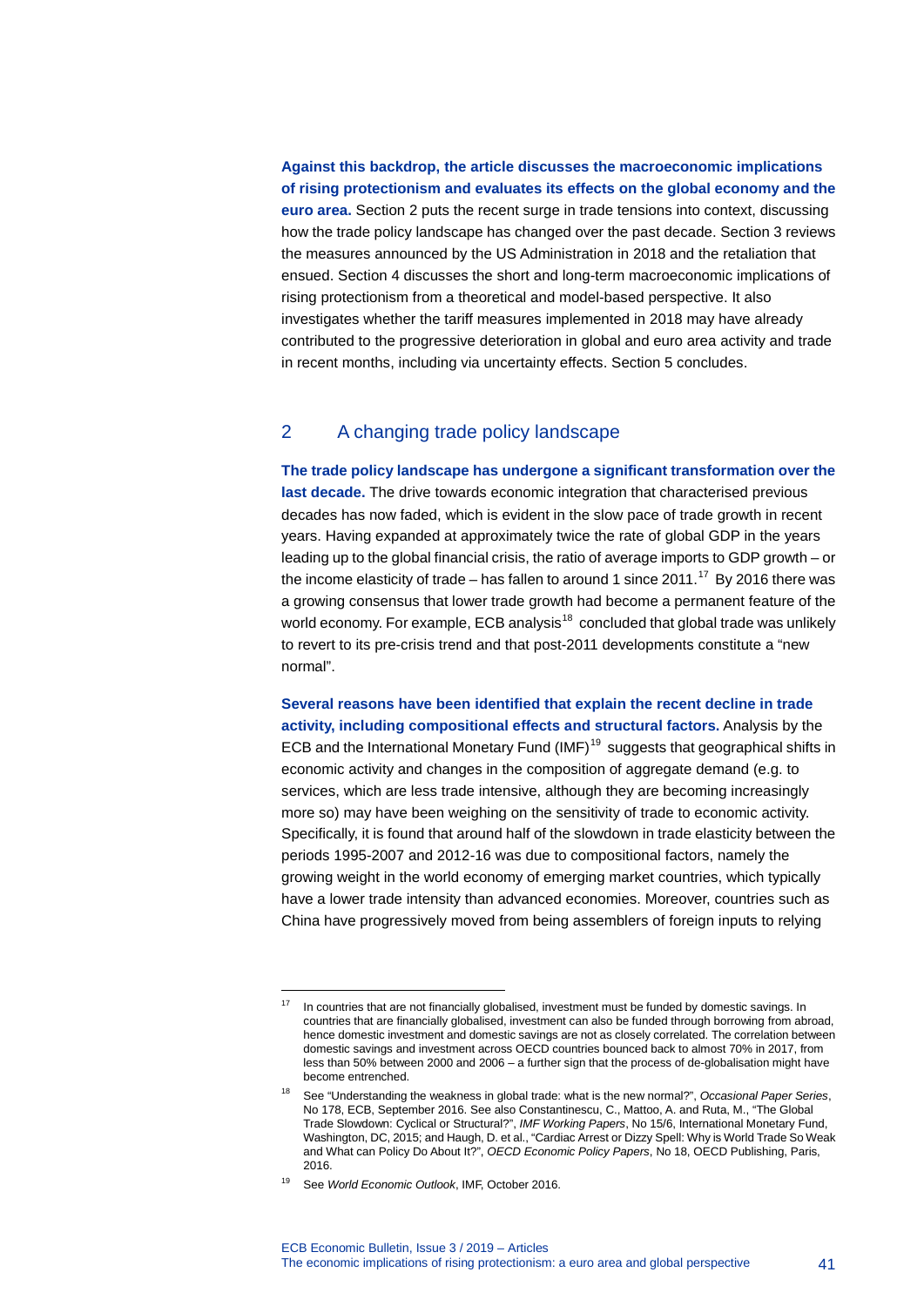**Against this backdrop, the article discusses the macroeconomic implications of rising protectionism and evaluates its effects on the global economy and the euro area.** Section 2 puts the recent surge in trade tensions into context, discussing how the trade policy landscape has changed over the past decade. Section 3 reviews the measures announced by the US Administration in 2018 and the retaliation that ensued. Section 4 discusses the short and long-term macroeconomic implications of rising protectionism from a theoretical and model-based perspective. It also investigates whether the tariff measures implemented in 2018 may have already contributed to the progressive deterioration in global and euro area activity and trade in recent months, including via uncertainty effects. Section 5 concludes.

## 2 A changing trade policy landscape

**The trade policy landscape has undergone a significant transformation over the last decade.** The drive towards economic integration that characterised previous decades has now faded, which is evident in the slow pace of trade growth in recent years. Having expanded at approximately twice the rate of global GDP in the years leading up to the global financial crisis, the ratio of average imports to GDP growth – or the income elasticity of trade – has fallen to around 1 since 2011.[17] By 2016 there was a growing consensus that lower trade growth had become a permanent feature of the world economy. For example, ECB analysis[18] concluded that global trade was unlikely to revert to its pre-crisis trend and that post-2011 developments constitute a "new normal".

**Several reasons have been identified that explain the recent decline in trade activity, including compositional effects and structural factors.** Analysis by the ECB and the International Monetary Fund (IMF)[19] suggests that geographical shifts in economic activity and changes in the composition of aggregate demand (e.g. to services, which are less trade intensive, although they are becoming increasingly more so) may have been weighing on the sensitivity of trade to economic activity. Specifically, it is found that around half of the slowdown in trade elasticity between the periods 1995-2007 and 2012-16 was due to compositional factors, namely the growing weight in the world economy of emerging market countries, which typically have a lower trade intensity than advanced economies. Moreover, countries such as China have progressively moved from being assemblers of foreign inputs to relying

---

[17] In countries that are not financially globalised, investment must be funded by domestic savings. In countries that are financially globalised, investment can also be funded through borrowing from abroad, hence domestic investment and domestic savings are not as closely correlated. The correlation between domestic savings and investment across OECD countries bounced back to almost 70% in 2017, from less than 50% between 2000 and 2006 – a further sign that the process of de-globalisation might have become entrenched.

[18] See "Understanding the weakness in global trade: what is the new normal?", *Occasional Paper Series*, No 178, ECB, September 2016. See also Constantinescu, C., Mattoo, A. and Ruta, M., "The Global Trade Slowdown: Cyclical or Structural?", *IMF Working Papers*, No 15/6, International Monetary Fund, Washington, DC, 2015; and Haugh, D. et al., "Cardiac Arrest or Dizzy Spell: Why is World Trade So Weak and What can Policy Do About It?", *OECD Economic Policy Papers*, No 18, OECD Publishing, Paris, 2016.

[19] See *World Economic Outlook*, IMF, October 2016.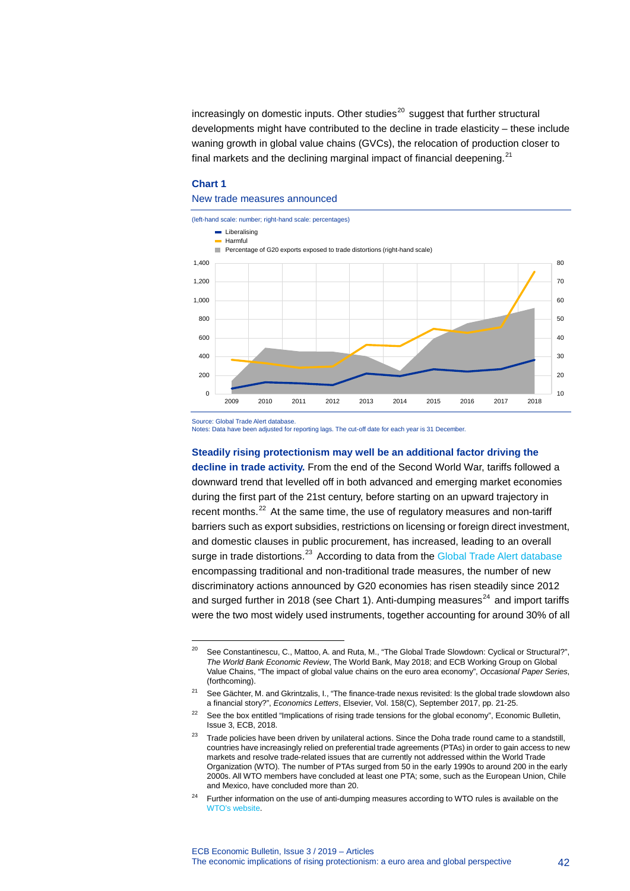increasingly on domestic inputs. Other studies[20] suggest that further structural developments might have contributed to the decline in trade elasticity – these include waning growth in global value chains (GVCs), the relocation of production closer to final markets and the declining marginal impact of financial deepening.[21]

**Chart 1**

New trade measures announced

(left-hand scale: number; right-hand scale: percentages)

Source: Global Trade Alert database.
Notes: Data have been adjusted for reporting lags. The cut-off date for each year is 31 December.

**Steadily rising protectionism may well be an additional factor driving the decline in trade activity.** From the end of the Second World War, tariffs followed a downward trend that levelled off in both advanced and emerging market economies during the first part of the 21st century, before starting on an upward trajectory in recent months.[22] At the same time, the use of regulatory measures and non-tariff barriers such as export subsidies, restrictions on licensing or foreign direct investment, and domestic clauses in public procurement, has increased, leading to an overall surge in trade distortions.[23] According to data from the Global Trade Alert database encompassing traditional and non-traditional trade measures, the number of new discriminatory actions announced by G20 economies has risen steadily since 2012 and surged further in 2018 (see Chart 1). Anti-dumping measures[24] and import tariffs were the two most widely used instruments, together accounting for around 30% of all

---

[20] See Constantinescu, C., Mattoo, A. and Ruta, M., "The Global Trade Slowdown: Cyclical or Structural?", *The World Bank Economic Review*, The World Bank, May 2018; and ECB Working Group on Global Value Chains, "The impact of global value chains on the euro area economy", *Occasional Paper Series*, (forthcoming).

[21] See Gächter, M. and Gkrintzalis, I., "The finance-trade nexus revisited: Is the global trade slowdown also a financial story?", *Economics Letters*, Elsevier, Vol. 158(C), September 2017, pp. 21-25.

[22] See the box entitled "Implications of rising trade tensions for the global economy", Economic Bulletin, Issue 3, ECB, 2018.

[23] Trade policies have been driven by unilateral actions. Since the Doha trade round came to a standstill, countries have increasingly relied on preferential trade agreements (PTAs) in order to gain access to new markets and resolve trade-related issues that are currently not addressed within the World Trade Organization (WTO). The number of PTAs surged from 50 in the early 1990s to around 200 in the early 2000s. All WTO members have concluded at least one PTA; some, such as the European Union, Chile and Mexico, have concluded more than 20.

[24] Further information on the use of anti-dumping measures according to WTO rules is available on the WTO's website.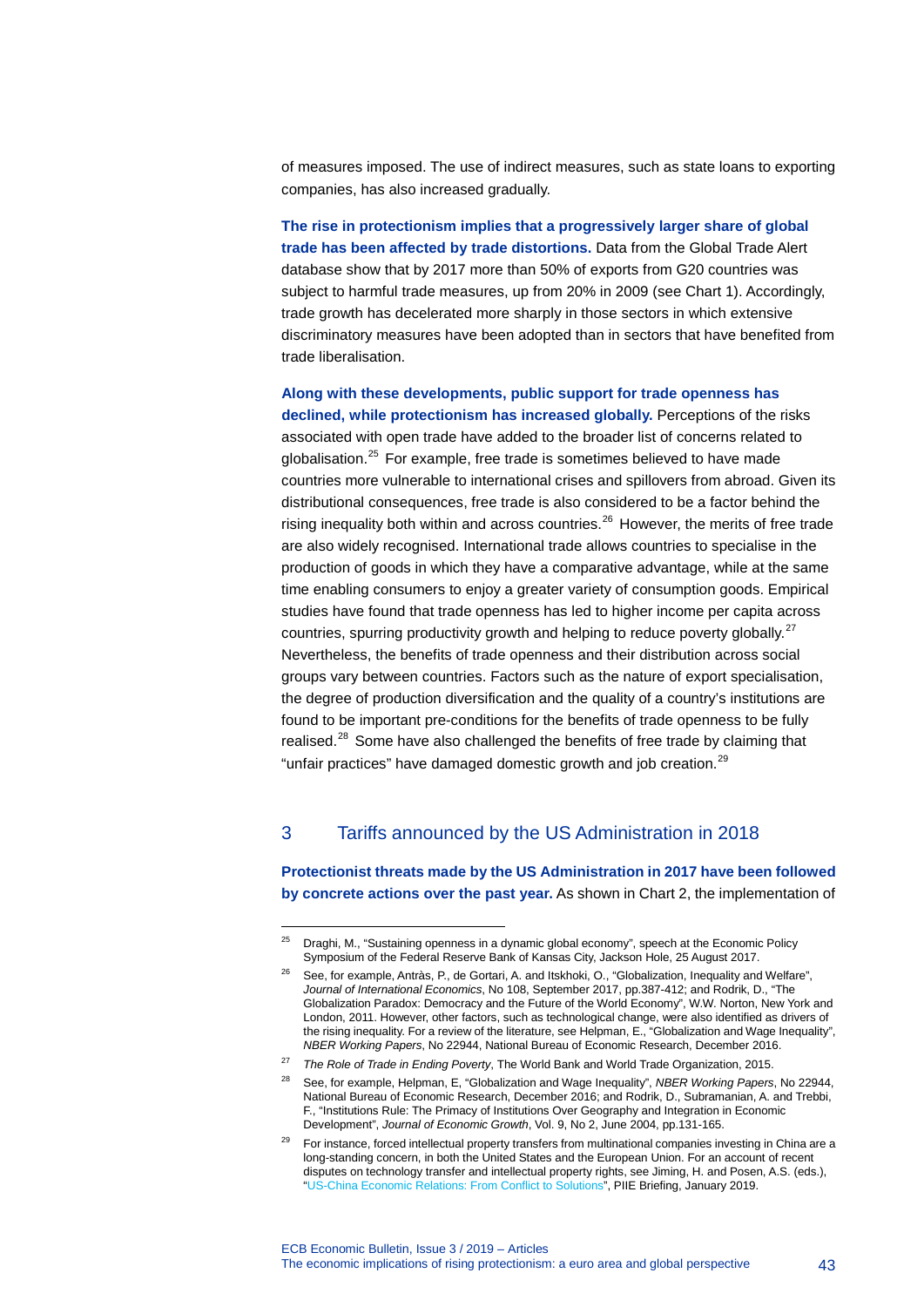of measures imposed. The use of indirect measures, such as state loans to exporting companies, has also increased gradually.

**The rise in protectionism implies that a progressively larger share of global trade has been affected by trade distortions.** Data from the Global Trade Alert database show that by 2017 more than 50% of exports from G20 countries was subject to harmful trade measures, up from 20% in 2009 (see Chart 1). Accordingly, trade growth has decelerated more sharply in those sectors in which extensive discriminatory measures have been adopted than in sectors that have benefited from trade liberalisation.

**Along with these developments, public support for trade openness has declined, while protectionism has increased globally.** Perceptions of the risks associated with open trade have added to the broader list of concerns related to globalisation.[25] For example, free trade is sometimes believed to have made countries more vulnerable to international crises and spillovers from abroad. Given its distributional consequences, free trade is also considered to be a factor behind the rising inequality both within and across countries.[26] However, the merits of free trade are also widely recognised. International trade allows countries to specialise in the production of goods in which they have a comparative advantage, while at the same time enabling consumers to enjoy a greater variety of consumption goods. Empirical studies have found that trade openness has led to higher income per capita across countries, spurring productivity growth and helping to reduce poverty globally.[27] Nevertheless, the benefits of trade openness and their distribution across social groups vary between countries. Factors such as the nature of export specialisation, the degree of production diversification and the quality of a country's institutions are found to be important pre-conditions for the benefits of trade openness to be fully realised.[28] Some have also challenged the benefits of free trade by claiming that "unfair practices" have damaged domestic growth and job creation.[29]

## 3 Tariffs announced by the US Administration in 2018

**Protectionist threats made by the US Administration in 2017 have been followed by concrete actions over the past year.** As shown in Chart 2, the implementation of

---

[25] Draghi, M., "Sustaining openness in a dynamic global economy", speech at the Economic Policy Symposium of the Federal Reserve Bank of Kansas City, Jackson Hole, 25 August 2017.

[26] See, for example, Antràs, P., de Gortari, A. and Itskhoki, O., "Globalization, Inequality and Welfare", *Journal of International Economics*, No 108, September 2017, pp.387-412; and Rodrik, D., "The Globalization Paradox: Democracy and the Future of the World Economy", W.W. Norton, New York and London, 2011. However, other factors, such as technological change, were also identified as drivers of the rising inequality. For a review of the literature, see Helpman, E., "Globalization and Wage Inequality", *NBER Working Papers*, No 22944, National Bureau of Economic Research, December 2016.

[27] *The Role of Trade in Ending Poverty*, The World Bank and World Trade Organization, 2015.

[28] See, for example, Helpman, E, "Globalization and Wage Inequality", *NBER Working Papers*, No 22944, National Bureau of Economic Research, December 2016; and Rodrik, D., Subramanian, A. and Trebbi, F., "Institutions Rule: The Primacy of Institutions Over Geography and Integration in Economic Development", *Journal of Economic Growth*, Vol. 9, No 2, June 2004, pp.131-165.

[29] For instance, forced intellectual property transfers from multinational companies investing in China are a long-standing concern, in both the United States and the European Union. For an account of recent disputes on technology transfer and intellectual property rights, see Jiming, H. and Posen, A.S. (eds.), "US-China Economic Relations: From Conflict to Solutions", PIIE Briefing, January 2019.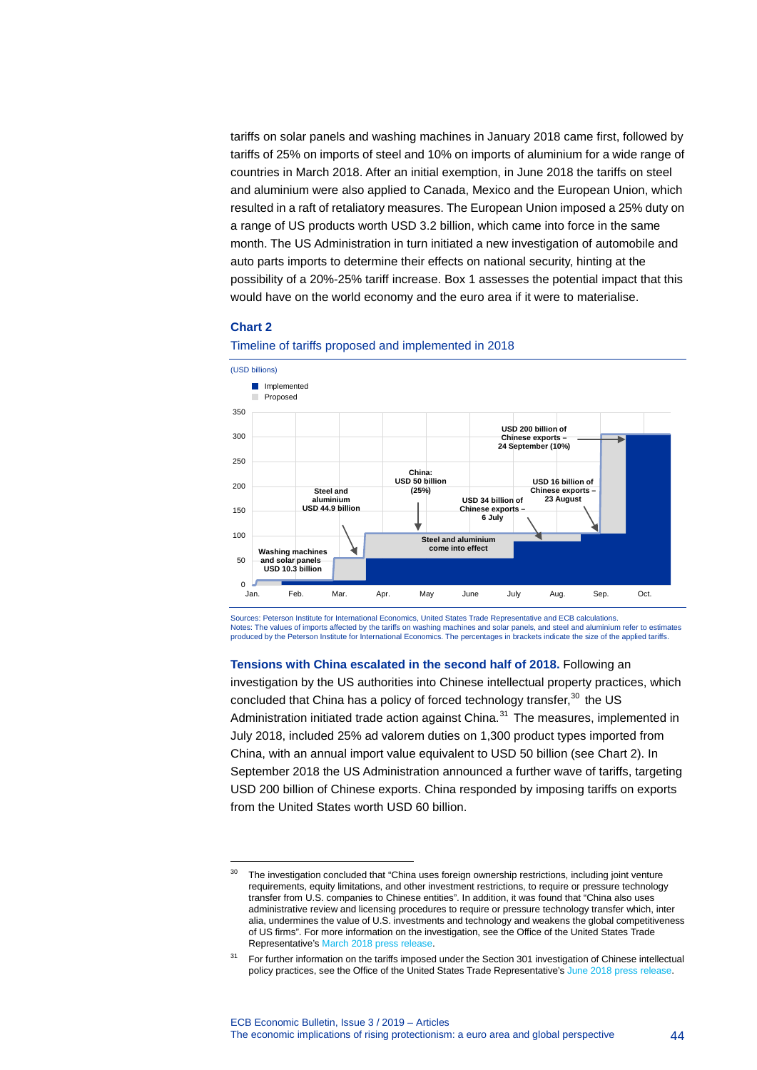tariffs on solar panels and washing machines in January 2018 came first, followed by tariffs of 25% on imports of steel and 10% on imports of aluminium for a wide range of countries in March 2018. After an initial exemption, in June 2018 the tariffs on steel and aluminium were also applied to Canada, Mexico and the European Union, which resulted in a raft of retaliatory measures. The European Union imposed a 25% duty on a range of US products worth USD 3.2 billion, which came into force in the same month. The US Administration in turn initiated a new investigation of automobile and auto parts imports to determine their effects on national security, hinting at the possibility of a 20%-25% tariff increase. Box 1 assesses the potential impact that this would have on the world economy and the euro area if it were to materialise.

**Chart 2**

Timeline of tariffs proposed and implemented in 2018

(USD billions)

Implemented
Proposed

Washing machines and solar panels USD 10.3 billion

Steel and aluminium USD 44.9 billion

China: USD 50 billion (25%)

Steel and aluminium come into effect

USD 34 billion of Chinese exports – 6 July

USD 16 billion of Chinese exports – 23 August

USD 200 billion of Chinese exports – 24 September (10%)

Sources: Peterson Institute for International Economics, United States Trade Representative and ECB calculations.
Notes: The values of imports affected by the tariffs on washing machines and solar panels, and steel and aluminium refer to estimates produced by the Peterson Institute for International Economics. The percentages in brackets indicate the size of the applied tariffs.

**Tensions with China escalated in the second half of 2018.** Following an investigation by the US authorities into Chinese intellectual property practices, which concluded that China has a policy of forced technology transfer,[30] the US Administration initiated trade action against China.[31] The measures, implemented in July 2018, included 25% ad valorem duties on 1,300 product types imported from China, with an annual import value equivalent to USD 50 billion (see Chart 2). In September 2018 the US Administration announced a further wave of tariffs, targeting USD 200 billion of Chinese exports. China responded by imposing tariffs on exports from the United States worth USD 60 billion.

---

[30] The investigation concluded that "China uses foreign ownership restrictions, including joint venture requirements, equity limitations, and other investment restrictions, to require or pressure technology transfer from U.S. companies to Chinese entities". In addition, it was found that "China also uses administrative review and licensing procedures to require or pressure technology transfer which, inter alia, undermines the value of U.S. investments and technology and weakens the global competitiveness of US firms". For more information on the investigation, see the Office of the United States Trade Representative's March 2018 press release.

[31] For further information on the tariffs imposed under the Section 301 investigation of Chinese intellectual policy practices, see the Office of the United States Trade Representative's June 2018 press release.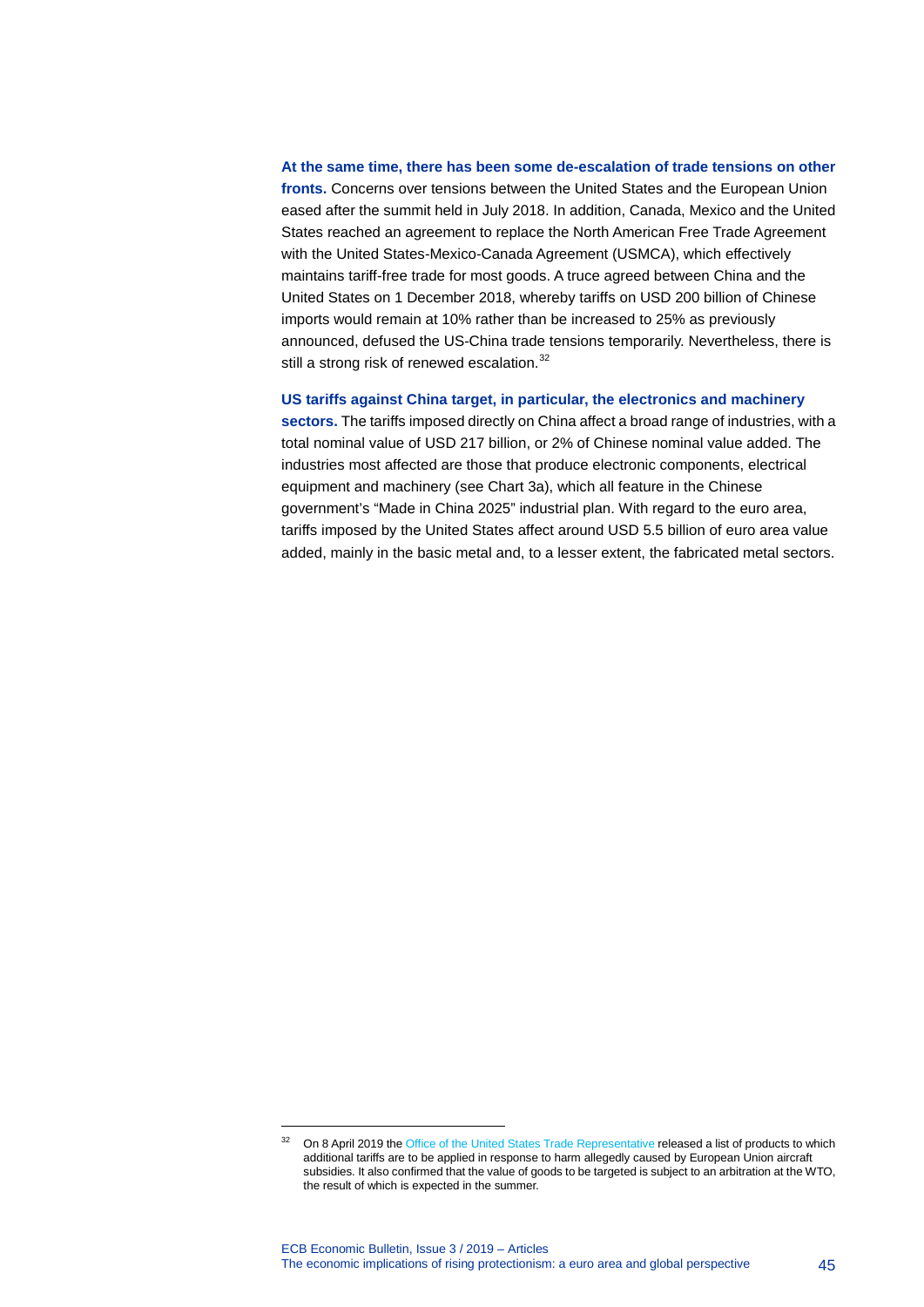**At the same time, there has been some de-escalation of trade tensions on other fronts.** Concerns over tensions between the United States and the European Union eased after the summit held in July 2018. In addition, Canada, Mexico and the United States reached an agreement to replace the North American Free Trade Agreement with the United States-Mexico-Canada Agreement (USMCA), which effectively maintains tariff-free trade for most goods. A truce agreed between China and the United States on 1 December 2018, whereby tariffs on USD 200 billion of Chinese imports would remain at 10% rather than be increased to 25% as previously announced, defused the US-China trade tensions temporarily. Nevertheless, there is still a strong risk of renewed escalation.[32]

**US tariffs against China target, in particular, the electronics and machinery sectors.** The tariffs imposed directly on China affect a broad range of industries, with a total nominal value of USD 217 billion, or 2% of Chinese nominal value added. The industries most affected are those that produce electronic components, electrical equipment and machinery (see Chart 3a), which all feature in the Chinese government's "Made in China 2025" industrial plan. With regard to the euro area, tariffs imposed by the United States affect around USD 5.5 billion of euro area value added, mainly in the basic metal and, to a lesser extent, the fabricated metal sectors.

---

[32] On 8 April 2019 the Office of the United States Trade Representative released a list of products to which additional tariffs are to be applied in response to harm allegedly caused by European Union aircraft subsidies. It also confirmed that the value of goods to be targeted is subject to an arbitration at the WTO, the result of which is expected in the summer.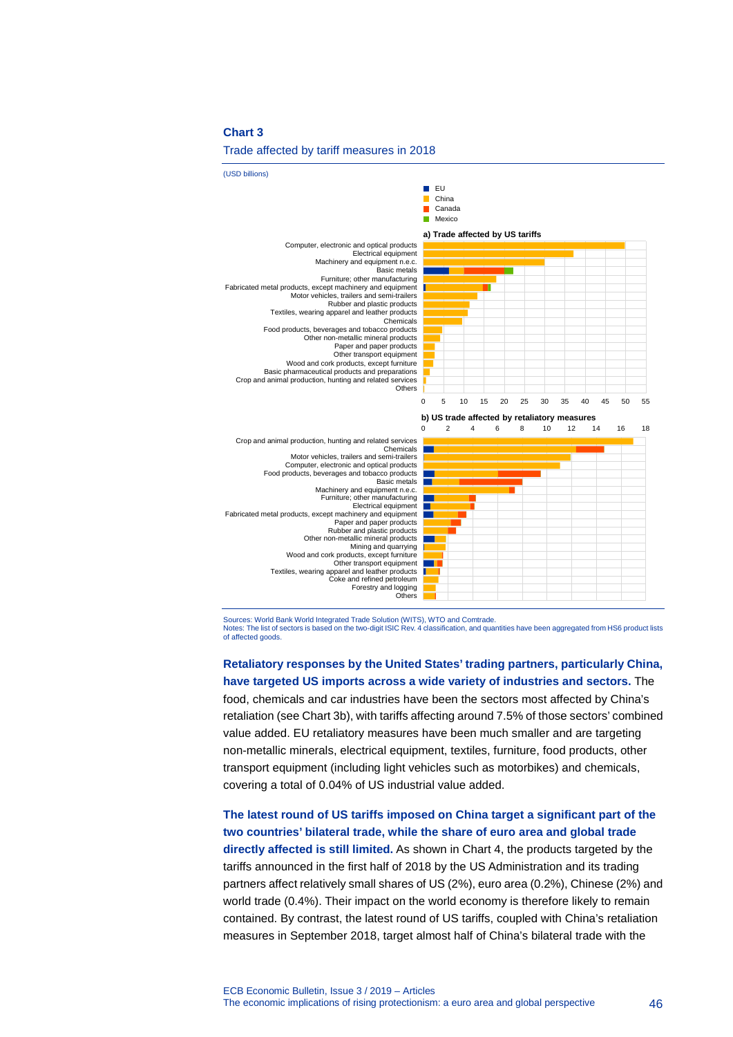**Chart 3**

Trade affected by tariff measures in 2018

(USD billions)

- EU
- China
- Canada
- Mexico

**a) Trade affected by US tariffs**

Computer, electronic and optical products
Electrical equipment
Machinery and equipment n.e.c.
Basic metals
Furniture; other manufacturing
Fabricated metal products, except machinery and equipment
Motor vehicles, trailers and semi-trailers
Rubber and plastic products
Textiles, wearing apparel and leather products
Chemicals
Food products, beverages and tobacco products
Other non-metallic mineral products
Paper and paper products
Other transport equipment
Wood and cork products, except furniture
Basic pharmaceutical products and preparations
Crop and animal production, hunting and related services
Others

0 5 10 15 20 25 30 35 40 45 50 55

**b) US trade affected by retaliatory measures**

0 2 4 6 8 10 12 14 16 18

Crop and animal production, hunting and related services
Chemicals
Motor vehicles, trailers and semi-trailers
Computer, electronic and optical products
Food products, beverages and tobacco products
Basic metals
Machinery and equipment n.e.c.
Furniture; other manufacturing
Electrical equipment
Fabricated metal products, except machinery and equipment
Paper and paper products
Rubber and plastic products
Other non-metallic mineral products
Mining and quarrying
Wood and cork products, except furniture
Other transport equipment
Textiles, wearing apparel and leather products
Coke and refined petroleum
Forestry and logging
Others

Sources: World Bank World Integrated Trade Solution (WITS), WTO and Comtrade.
Notes: The list of sectors is based on the two-digit ISIC Rev. 4 classification, and quantities have been aggregated from HS6 product lists of affected goods.

**Retaliatory responses by the United States' trading partners, particularly China, have targeted US imports across a wide variety of industries and sectors.** The food, chemicals and car industries have been the sectors most affected by China's retaliation (see Chart 3b), with tariffs affecting around 7.5% of those sectors' combined value added. EU retaliatory measures have been much smaller and are targeting non-metallic minerals, electrical equipment, textiles, furniture, food products, other transport equipment (including light vehicles such as motorbikes) and chemicals, covering a total of 0.04% of US industrial value added.

**The latest round of US tariffs imposed on China target a significant part of the two countries' bilateral trade, while the share of euro area and global trade directly affected is still limited.** As shown in Chart 4, the products targeted by the tariffs announced in the first half of 2018 by the US Administration and its trading partners affect relatively small shares of US (2%), euro area (0.2%), Chinese (2%) and world trade (0.4%). Their impact on the world economy is therefore likely to remain contained. By contrast, the latest round of US tariffs, coupled with China's retaliation measures in September 2018, target almost half of China's bilateral trade with the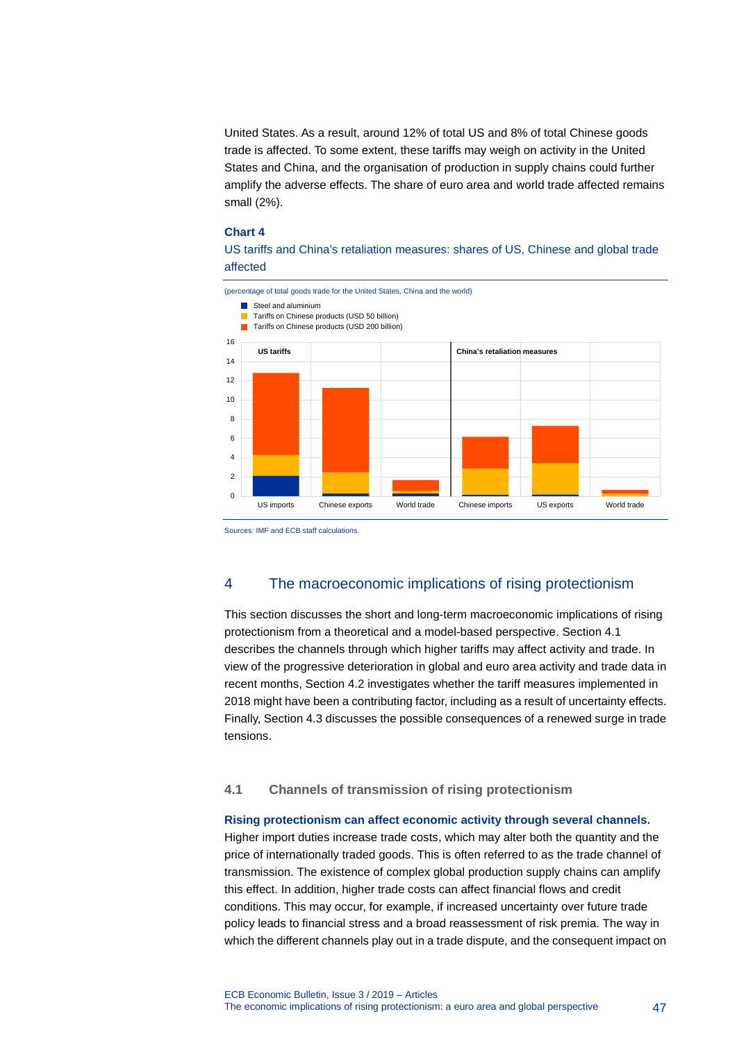United States. As a result, around 12% of total US and 8% of total Chinese goods trade is affected. To some extent, these tariffs may weigh on activity in the United States and China, and the organisation of production in supply chains could further amplify the adverse effects. The share of euro area and world trade affected remains small (2%).

**Chart 4**

US tariffs and China's retaliation measures: shares of US, Chinese and global trade affected

(percentage of total goods trade for the United States, China and the world)

- Steel and aluminium
- Tariffs on Chinese products (USD 50 billion)
- Tariffs on Chinese products (USD 200 billion)

US tariffs: US imports, Chinese exports, World trade

China's retaliation measures: Chinese imports, US exports, World trade

Sources: IMF and ECB staff calculations.

## 4 The macroeconomic implications of rising protectionism

This section discusses the short and long-term macroeconomic implications of rising protectionism from a theoretical and a model-based perspective. Section 4.1 describes the channels through which higher tariffs may affect activity and trade. In view of the progressive deterioration in global and euro area activity and trade data in recent months, Section 4.2 investigates whether the tariff measures implemented in 2018 might have been a contributing factor, including as a result of uncertainty effects. Finally, Section 4.3 discusses the possible consequences of a renewed surge in trade tensions.

### 4.1 Channels of transmission of rising protectionism

**Rising protectionism can affect economic activity through several channels.** Higher import duties increase trade costs, which may alter both the quantity and the price of internationally traded goods. This is often referred to as the trade channel of transmission. The existence of complex global production supply chains can amplify this effect. In addition, higher trade costs can affect financial flows and credit conditions. This may occur, for example, if increased uncertainty over future trade policy leads to financial stress and a broad reassessment of risk premia. The way in which the different channels play out in a trade dispute, and the consequent impact on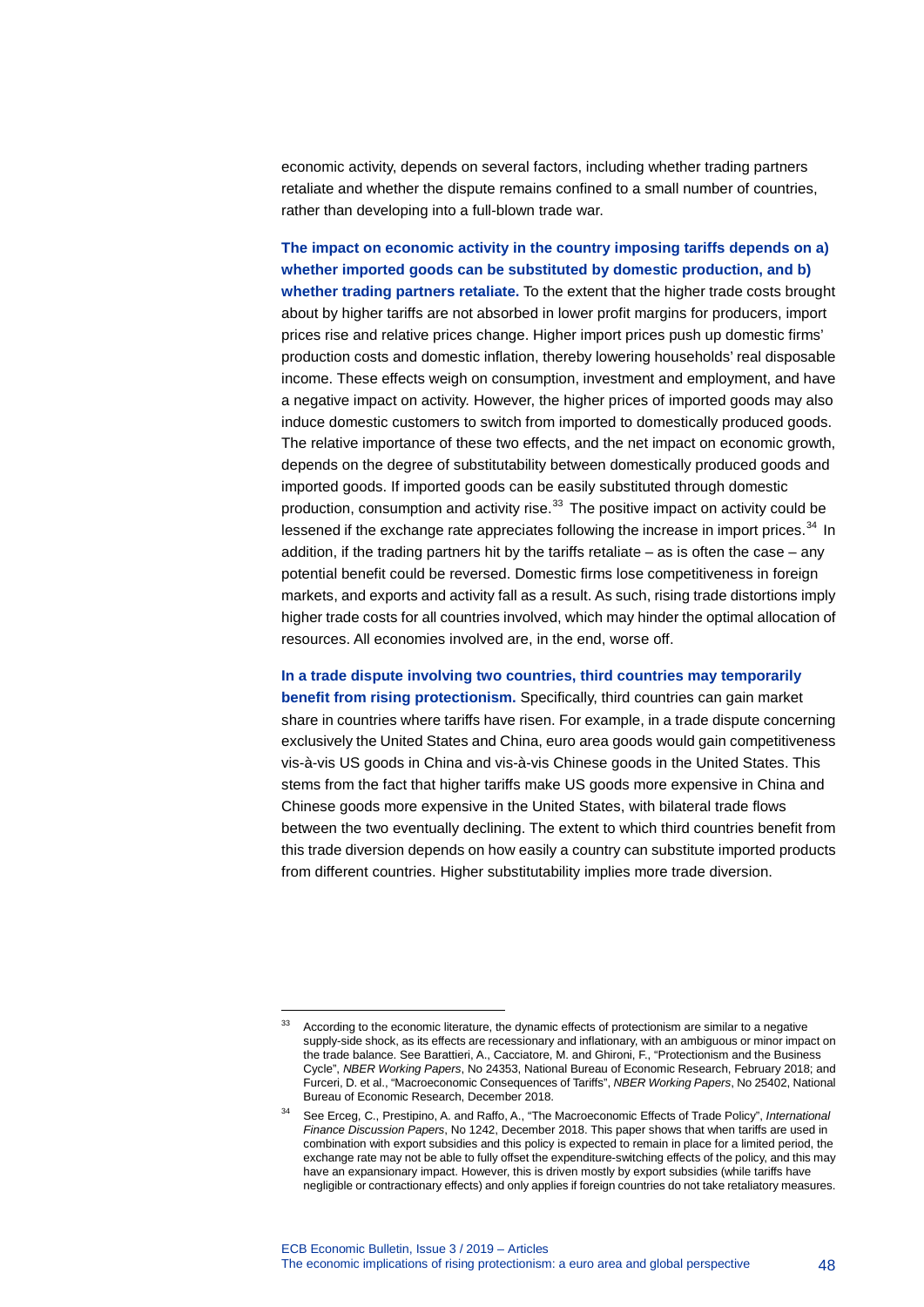economic activity, depends on several factors, including whether trading partners retaliate and whether the dispute remains confined to a small number of countries, rather than developing into a full-blown trade war.

**The impact on economic activity in the country imposing tariffs depends on a) whether imported goods can be substituted by domestic production, and b) whether trading partners retaliate.** To the extent that the higher trade costs brought about by higher tariffs are not absorbed in lower profit margins for producers, import prices rise and relative prices change. Higher import prices push up domestic firms' production costs and domestic inflation, thereby lowering households' real disposable income. These effects weigh on consumption, investment and employment, and have a negative impact on activity. However, the higher prices of imported goods may also induce domestic customers to switch from imported to domestically produced goods. The relative importance of these two effects, and the net impact on economic growth, depends on the degree of substitutability between domestically produced goods and imported goods. If imported goods can be easily substituted through domestic production, consumption and activity rise.[33] The positive impact on activity could be lessened if the exchange rate appreciates following the increase in import prices.[34] In addition, if the trading partners hit by the tariffs retaliate – as is often the case – any potential benefit could be reversed. Domestic firms lose competitiveness in foreign markets, and exports and activity fall as a result. As such, rising trade distortions imply higher trade costs for all countries involved, which may hinder the optimal allocation of resources. All economies involved are, in the end, worse off.

**In a trade dispute involving two countries, third countries may temporarily benefit from rising protectionism.** Specifically, third countries can gain market share in countries where tariffs have risen. For example, in a trade dispute concerning exclusively the United States and China, euro area goods would gain competitiveness vis-à-vis US goods in China and vis-à-vis Chinese goods in the United States. This stems from the fact that higher tariffs make US goods more expensive in China and Chinese goods more expensive in the United States, with bilateral trade flows between the two eventually declining. The extent to which third countries benefit from this trade diversion depends on how easily a country can substitute imported products from different countries. Higher substitutability implies more trade diversion.

---

[33] According to the economic literature, the dynamic effects of protectionism are similar to a negative supply-side shock, as its effects are recessionary and inflationary, with an ambiguous or minor impact on the trade balance. See Barattieri, A., Cacciatore, M. and Ghironi, F., "Protectionism and the Business Cycle", *NBER Working Papers*, No 24353, National Bureau of Economic Research, February 2018; and Furceri, D. et al., "Macroeconomic Consequences of Tariffs", *NBER Working Papers*, No 25402, National Bureau of Economic Research, December 2018.

[34] See Erceg, C., Prestipino, A. and Raffo, A., "The Macroeconomic Effects of Trade Policy", *International Finance Discussion Papers*, No 1242, December 2018. This paper shows that when tariffs are used in combination with export subsidies and this policy is expected to remain in place for a limited period, the exchange rate may not be able to fully offset the expenditure-switching effects of the policy, and this may have an expansionary impact. However, this is driven mostly by export subsidies (while tariffs have negligible or contractionary effects) and only applies if foreign countries do not take retaliatory measures.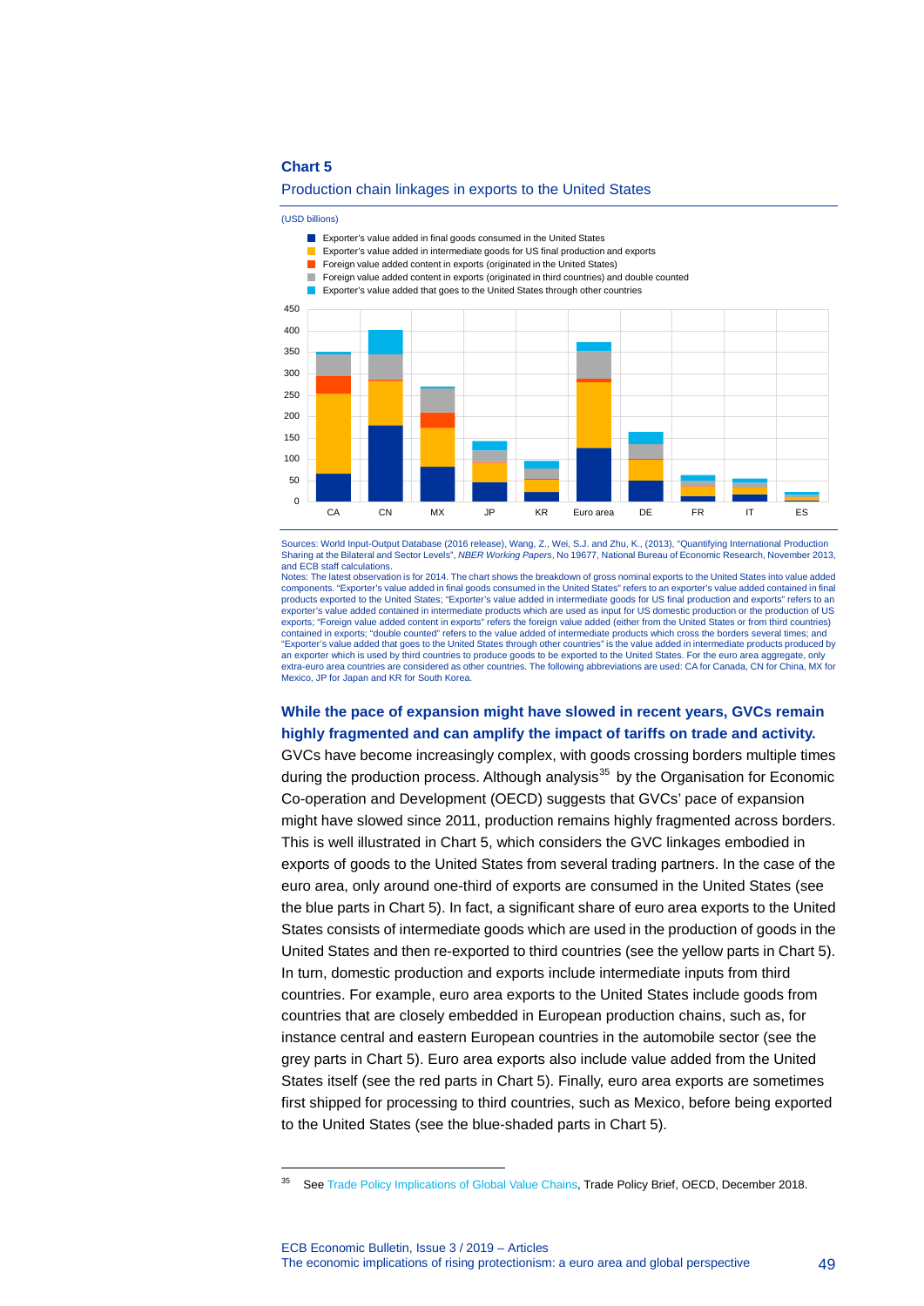**Chart 5**

Production chain linkages in exports to the United States

(USD billions)

- Exporter's value added in final goods consumed in the United States
- Exporter's value added in intermediate goods for US final production and exports
- Foreign value added content in exports (originated in the United States)
- Foreign value added content in exports (originated in third countries) and double counted
- Exporter's value added that goes to the United States through other countries

Sources: World Input-Output Database (2016 release), Wang, Z., Wei, S.J. and Zhu, K., (2013), "Quantifying International Production Sharing at the Bilateral and Sector Levels", *NBER Working Papers*, No 19677, National Bureau of Economic Research, November 2013, and ECB staff calculations.

Notes: The latest observation is for 2014. The chart shows the breakdown of gross nominal exports to the United States into value added components. "Exporter's value added in final goods consumed in the United States" refers to an exporter's value added contained in final products exported to the United States; "Exporter's value added in intermediate goods for US final production and exports" refers to an exporter's value added contained in intermediate products which are used as input for US domestic production or the production of US exports; "Foreign value added content in exports" refers the foreign value added (either from the United States or from third countries) contained in exports; "double counted" refers to the value added of intermediate products which cross the borders several times; and "Exporter's value added that goes to the United States through other countries" is the value added in intermediate products produced by an exporter which is used by third countries to produce goods to be exported to the United States. For the euro area aggregate, only extra-euro area countries are considered as other countries. The following abbreviations are used: CA for Canada, CN for China, MX for Mexico, JP for Japan and KR for South Korea.

**While the pace of expansion might have slowed in recent years, GVCs remain highly fragmented and can amplify the impact of tariffs on trade and activity.**

GVCs have become increasingly complex, with goods crossing borders multiple times during the production process. Although analysis[35] by the Organisation for Economic Co-operation and Development (OECD) suggests that GVCs' pace of expansion might have slowed since 2011, production remains highly fragmented across borders. This is well illustrated in Chart 5, which considers the GVC linkages embodied in exports of goods to the United States from several trading partners. In the case of the euro area, only around one-third of exports are consumed in the United States (see the blue parts in Chart 5). In fact, a significant share of euro area exports to the United States consists of intermediate goods which are used in the production of goods in the United States and then re-exported to third countries (see the yellow parts in Chart 5). In turn, domestic production and exports include intermediate inputs from third countries. For example, euro area exports to the United States include goods from countries that are closely embedded in European production chains, such as, for instance central and eastern European countries in the automobile sector (see the grey parts in Chart 5). Euro area exports also include value added from the United States itself (see the red parts in Chart 5). Finally, euro area exports are sometimes first shipped for processing to third countries, such as Mexico, before being exported to the United States (see the blue-shaded parts in Chart 5).

[35] See Trade Policy Implications of Global Value Chains, Trade Policy Brief, OECD, December 2018.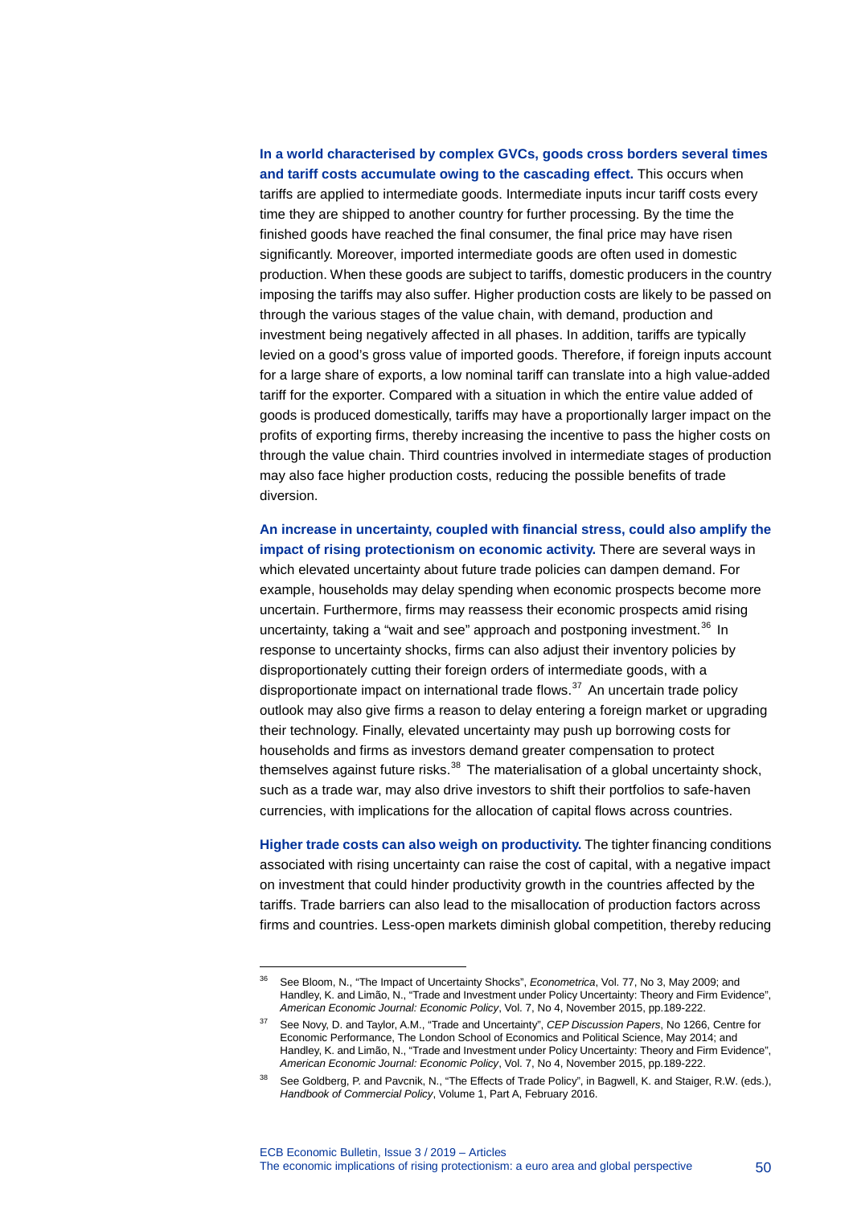**In a world characterised by complex GVCs, goods cross borders several times and tariff costs accumulate owing to the cascading effect.** This occurs when tariffs are applied to intermediate goods. Intermediate inputs incur tariff costs every time they are shipped to another country for further processing. By the time the finished goods have reached the final consumer, the final price may have risen significantly. Moreover, imported intermediate goods are often used in domestic production. When these goods are subject to tariffs, domestic producers in the country imposing the tariffs may also suffer. Higher production costs are likely to be passed on through the various stages of the value chain, with demand, production and investment being negatively affected in all phases. In addition, tariffs are typically levied on a good's gross value of imported goods. Therefore, if foreign inputs account for a large share of exports, a low nominal tariff can translate into a high value-added tariff for the exporter. Compared with a situation in which the entire value added of goods is produced domestically, tariffs may have a proportionally larger impact on the profits of exporting firms, thereby increasing the incentive to pass the higher costs on through the value chain. Third countries involved in intermediate stages of production may also face higher production costs, reducing the possible benefits of trade diversion.

**An increase in uncertainty, coupled with financial stress, could also amplify the impact of rising protectionism on economic activity.** There are several ways in which elevated uncertainty about future trade policies can dampen demand. For example, households may delay spending when economic prospects become more uncertain. Furthermore, firms may reassess their economic prospects amid rising uncertainty, taking a "wait and see" approach and postponing investment.[36] In response to uncertainty shocks, firms can also adjust their inventory policies by disproportionately cutting their foreign orders of intermediate goods, with a disproportionate impact on international trade flows.[37] An uncertain trade policy outlook may also give firms a reason to delay entering a foreign market or upgrading their technology. Finally, elevated uncertainty may push up borrowing costs for households and firms as investors demand greater compensation to protect themselves against future risks.[38] The materialisation of a global uncertainty shock, such as a trade war, may also drive investors to shift their portfolios to safe-haven currencies, with implications for the allocation of capital flows across countries.

**Higher trade costs can also weigh on productivity.** The tighter financing conditions associated with rising uncertainty can raise the cost of capital, with a negative impact on investment that could hinder productivity growth in the countries affected by the tariffs. Trade barriers can also lead to the misallocation of production factors across firms and countries. Less-open markets diminish global competition, thereby reducing

---

[36] See Bloom, N., "The Impact of Uncertainty Shocks", *Econometrica*, Vol. 77, No 3, May 2009; and Handley, K. and Limão, N., "Trade and Investment under Policy Uncertainty: Theory and Firm Evidence", *American Economic Journal: Economic Policy*, Vol. 7, No 4, November 2015, pp.189-222.

[37] See Novy, D. and Taylor, A.M., "Trade and Uncertainty", *CEP Discussion Papers*, No 1266, Centre for Economic Performance, The London School of Economics and Political Science, May 2014; and Handley, K. and Limão, N., "Trade and Investment under Policy Uncertainty: Theory and Firm Evidence", *American Economic Journal: Economic Policy*, Vol. 7, No 4, November 2015, pp.189-222.

[38] See Goldberg, P. and Pavcnik, N., "The Effects of Trade Policy", in Bagwell, K. and Staiger, R.W. (eds.), *Handbook of Commercial Policy*, Volume 1, Part A, February 2016.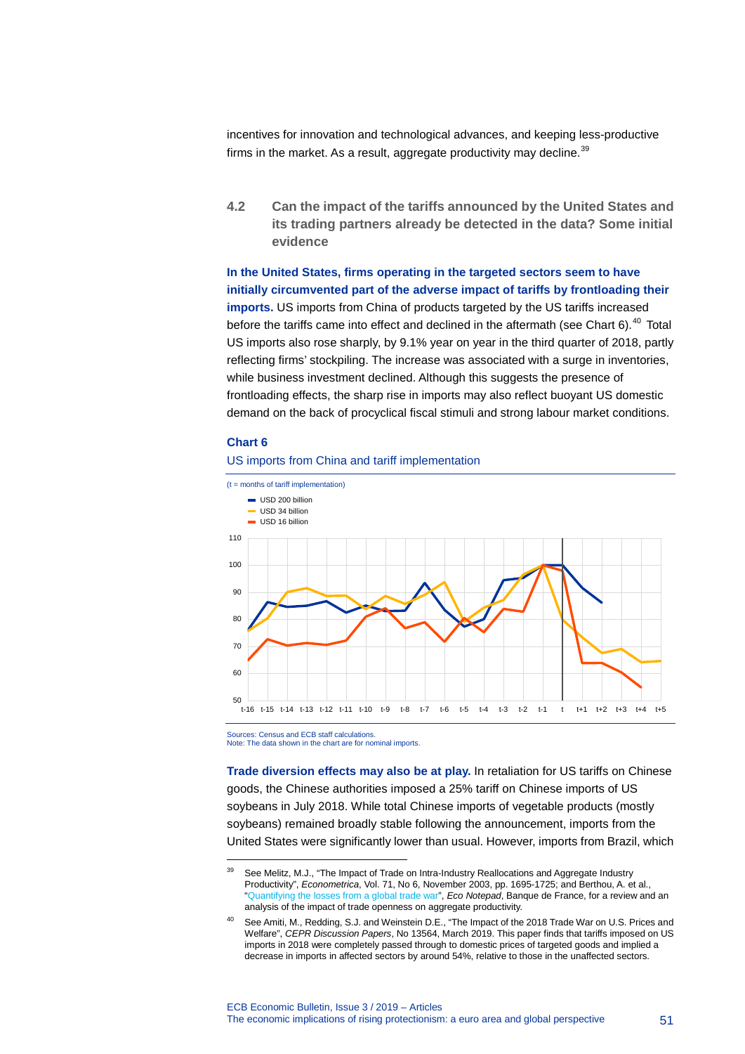incentives for innovation and technological advances, and keeping less-productive firms in the market. As a result, aggregate productivity may decline.[39]

### 4.2 Can the impact of the tariffs announced by the United States and its trading partners already be detected in the data? Some initial evidence

**In the United States, firms operating in the targeted sectors seem to have initially circumvented part of the adverse impact of tariffs by frontloading their imports.** US imports from China of products targeted by the US tariffs increased before the tariffs came into effect and declined in the aftermath (see Chart 6).[40] Total US imports also rose sharply, by 9.1% year on year in the third quarter of 2018, partly reflecting firms' stockpiling. The increase was associated with a surge in inventories, while business investment declined. Although this suggests the presence of frontloading effects, the sharp rise in imports may also reflect buoyant US domestic demand on the back of procyclical fiscal stimuli and strong labour market conditions.

**Chart 6**

US imports from China and tariff implementation

(t = months of tariff implementation)

- USD 200 billion
- USD 34 billion
- USD 16 billion

Sources: Census and ECB staff calculations.
Note: The data shown in the chart are for nominal imports.

**Trade diversion effects may also be at play.** In retaliation for US tariffs on Chinese goods, the Chinese authorities imposed a 25% tariff on Chinese imports of US soybeans in July 2018. While total Chinese imports of vegetable products (mostly soybeans) remained broadly stable following the announcement, imports from the United States were significantly lower than usual. However, imports from Brazil, which

---

[39] See Melitz, M.J., "The Impact of Trade on Intra-Industry Reallocations and Aggregate Industry Productivity", *Econometrica*, Vol. 71, No 6, November 2003, pp. 1695-1725; and Berthou, A. et al., "Quantifying the losses from a global trade war", *Eco Notepad*, Banque de France, for a review and an analysis of the impact of trade openness on aggregate productivity.

[40] See Amiti, M., Redding, S.J. and Weinstein D.E., "The Impact of the 2018 Trade War on U.S. Prices and Welfare", *CEPR Discussion Papers*, No 13564, March 2019. This paper finds that tariffs imposed on US imports in 2018 were completely passed through to domestic prices of targeted goods and implied a decrease in imports in affected sectors by around 54%, relative to those in the unaffected sectors.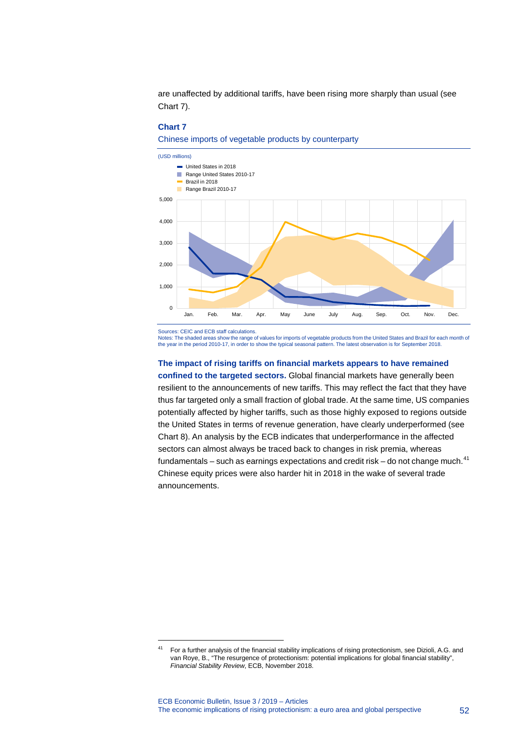are unaffected by additional tariffs, have been rising more sharply than usual (see Chart 7).

**Chart 7**

Chinese imports of vegetable products by counterparty

(USD millions)

Sources: CEIC and ECB staff calculations.
Notes: The shaded areas show the range of values for imports of vegetable products from the United States and Brazil for each month of the year in the period 2010-17, in order to show the typical seasonal pattern. The latest observation is for September 2018.

**The impact of rising tariffs on financial markets appears to have remained confined to the targeted sectors.** Global financial markets have generally been resilient to the announcements of new tariffs. This may reflect the fact that they have thus far targeted only a small fraction of global trade. At the same time, US companies potentially affected by higher tariffs, such as those highly exposed to regions outside the United States in terms of revenue generation, have clearly underperformed (see Chart 8). An analysis by the ECB indicates that underperformance in the affected sectors can almost always be traced back to changes in risk premia, whereas fundamentals – such as earnings expectations and credit risk – do not change much.[41] Chinese equity prices were also harder hit in 2018 in the wake of several trade announcements.

[41] For a further analysis of the financial stability implications of rising protectionism, see Dizioli, A.G. and van Roye, B., "The resurgence of protectionism: potential implications for global financial stability", *Financial Stability Review*, ECB, November 2018.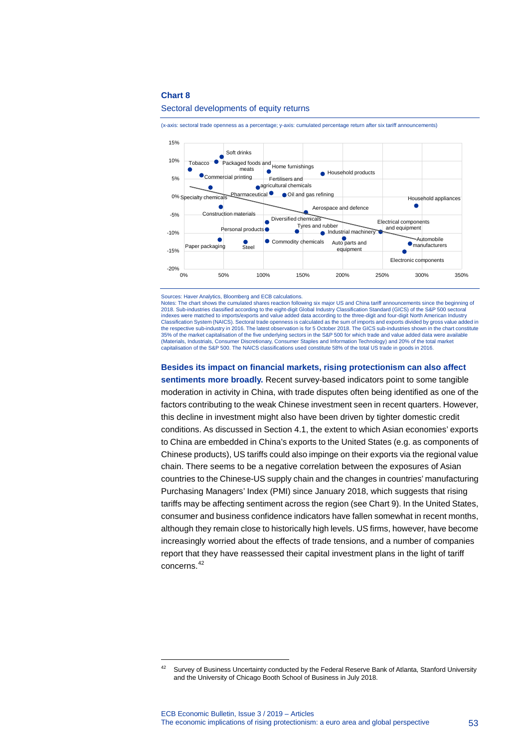**Chart 8**

Sectoral developments of equity returns

(x-axis: sectoral trade openness as a percentage; y-axis: cumulated percentage return after six tariff announcements)

Sources: Haver Analytics, Bloomberg and ECB calculations.
Notes: The chart shows the cumulated shares reaction following six major US and China tariff announcements since the beginning of 2018. Sub-industries classified according to the eight-digit Global Industry Classification Standard (GICS) of the S&P 500 sectoral indexes were matched to imports/exports and value added data according to the three-digit and four-digit North American Industry Classification System (NAICS). Sectoral trade openness is calculated as the sum of imports and exports divided by gross value added in the respective sub-industry in 2016. The latest observation is for 5 October 2018. The GICS sub-industries shown in the chart constitute 35% of the market capitalisation of the five underlying sectors in the S&P 500 for which trade and value added data were available (Materials, Industrials, Consumer Discretionary, Consumer Staples and Information Technology) and 20% of the total market capitalisation of the S&P 500. The NAICS classifications used constitute 58% of the total US trade in goods in 2016.

**Besides its impact on financial markets, rising protectionism can also affect sentiments more broadly.** Recent survey-based indicators point to some tangible moderation in activity in China, with trade disputes often being identified as one of the factors contributing to the weak Chinese investment seen in recent quarters. However, this decline in investment might also have been driven by tighter domestic credit conditions. As discussed in Section 4.1, the extent to which Asian economies' exports to China are embedded in China's exports to the United States (e.g. as components of Chinese products), US tariffs could also impinge on their exports via the regional value chain. There seems to be a negative correlation between the exposures of Asian countries to the Chinese-US supply chain and the changes in countries' manufacturing Purchasing Managers' Index (PMI) since January 2018, which suggests that rising tariffs may be affecting sentiment across the region (see Chart 9). In the United States, consumer and business confidence indicators have fallen somewhat in recent months, although they remain close to historically high levels. US firms, however, have become increasingly worried about the effects of trade tensions, and a number of companies report that they have reassessed their capital investment plans in the light of tariff concerns.[42]

[42] Survey of Business Uncertainty conducted by the Federal Reserve Bank of Atlanta, Stanford University and the University of Chicago Booth School of Business in July 2018.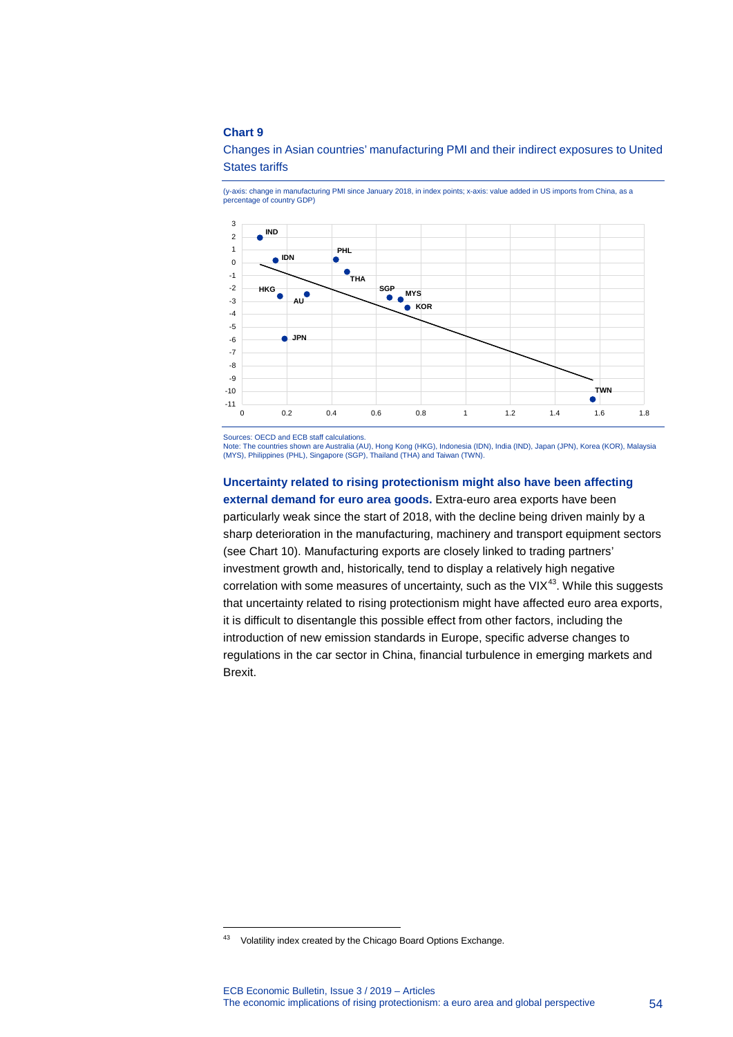**Chart 9**

Changes in Asian countries' manufacturing PMI and their indirect exposures to United States tariffs

(y-axis: change in manufacturing PMI since January 2018, in index points; x-axis: value added in US imports from China, as a percentage of country GDP)

Sources: OECD and ECB staff calculations.
Note: The countries shown are Australia (AU), Hong Kong (HKG), Indonesia (IDN), India (IND), Japan (JPN), Korea (KOR), Malaysia (MYS), Philippines (PHL), Singapore (SGP), Thailand (THA) and Taiwan (TWN).

**Uncertainty related to rising protectionism might also have been affecting external demand for euro area goods.** Extra-euro area exports have been particularly weak since the start of 2018, with the decline being driven mainly by a sharp deterioration in the manufacturing, machinery and transport equipment sectors (see Chart 10). Manufacturing exports are closely linked to trading partners' investment growth and, historically, tend to display a relatively high negative correlation with some measures of uncertainty, such as the VIX[43]. While this suggests that uncertainty related to rising protectionism might have affected euro area exports, it is difficult to disentangle this possible effect from other factors, including the introduction of new emission standards in Europe, specific adverse changes to regulations in the car sector in China, financial turbulence in emerging markets and Brexit.

[43] Volatility index created by the Chicago Board Options Exchange.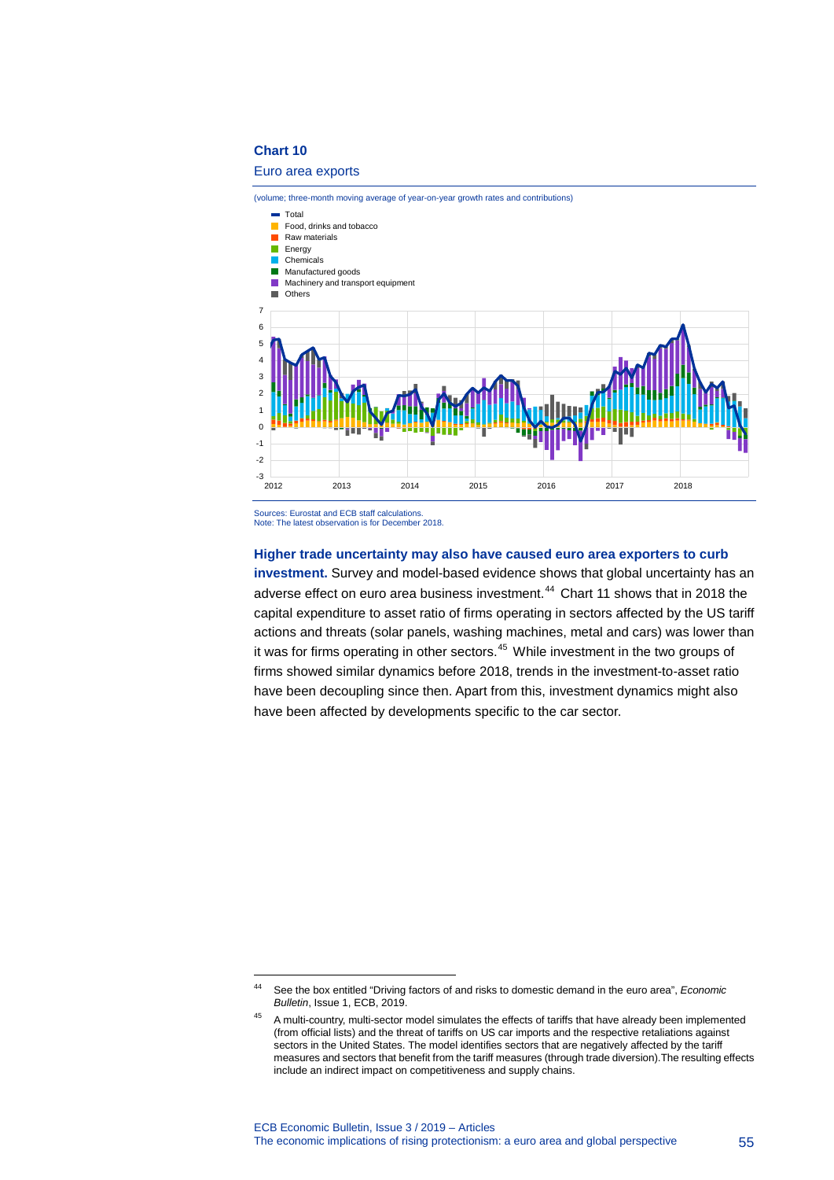**Chart 10**

Euro area exports

(volume; three-month moving average of year-on-year growth rates and contributions)

Sources: Eurostat and ECB staff calculations.
Note: The latest observation is for December 2018.

**Higher trade uncertainty may also have caused euro area exporters to curb investment.** Survey and model-based evidence shows that global uncertainty has an adverse effect on euro area business investment.[44] Chart 11 shows that in 2018 the capital expenditure to asset ratio of firms operating in sectors affected by the US tariff actions and threats (solar panels, washing machines, metal and cars) was lower than it was for firms operating in other sectors.[45] While investment in the two groups of firms showed similar dynamics before 2018, trends in the investment-to-asset ratio have been decoupling since then. Apart from this, investment dynamics might also have been affected by developments specific to the car sector.

---

[44] See the box entitled "Driving factors of and risks to domestic demand in the euro area", *Economic Bulletin*, Issue 1, ECB, 2019.

[45] A multi-country, multi-sector model simulates the effects of tariffs that have already been implemented (from official lists) and the threat of tariffs on US car imports and the respective retaliations against sectors in the United States. The model identifies sectors that are negatively affected by the tariff measures and sectors that benefit from the tariff measures (through trade diversion).The resulting effects include an indirect impact on competitiveness and supply chains.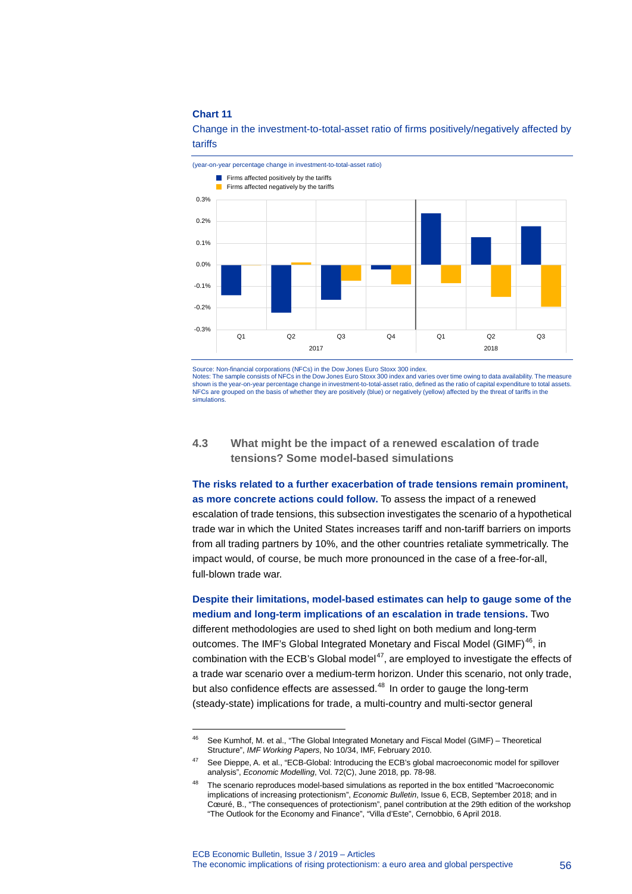**Chart 11**

Change in the investment-to-total-asset ratio of firms positively/negatively affected by tariffs

(year-on-year percentage change in investment-to-total-asset ratio)

Source: Non-financial corporations (NFCs) in the Dow Jones Euro Stoxx 300 index.
Notes: The sample consists of NFCs in the Dow Jones Euro Stoxx 300 index and varies over time owing to data availability. The measure shown is the year-on-year percentage change in investment-to-total-asset ratio, defined as the ratio of capital expenditure to total assets. NFCs are grouped on the basis of whether they are positively (blue) or negatively (yellow) affected by the threat of tariffs in the simulations.

### 4.3 What might be the impact of a renewed escalation of trade tensions? Some model-based simulations

**The risks related to a further exacerbation of trade tensions remain prominent, as more concrete actions could follow.** To assess the impact of a renewed escalation of trade tensions, this subsection investigates the scenario of a hypothetical trade war in which the United States increases tariff and non-tariff barriers on imports from all trading partners by 10%, and the other countries retaliate symmetrically. The impact would, of course, be much more pronounced in the case of a free-for-all, full-blown trade war.

**Despite their limitations, model-based estimates can help to gauge some of the medium and long-term implications of an escalation in trade tensions.** Two different methodologies are used to shed light on both medium and long-term outcomes. The IMF's Global Integrated Monetary and Fiscal Model (GIMF)[46], in combination with the ECB's Global model[47], are employed to investigate the effects of a trade war scenario over a medium-term horizon. Under this scenario, not only trade, but also confidence effects are assessed.[48] In order to gauge the long-term (steady-state) implications for trade, a multi-country and multi-sector general

---

[46] See Kumhof, M. et al., "The Global Integrated Monetary and Fiscal Model (GIMF) – Theoretical Structure", *IMF Working Papers*, No 10/34, IMF, February 2010.

[47] See Dieppe, A. et al., "ECB-Global: Introducing the ECB's global macroeconomic model for spillover analysis", *Economic Modelling*, Vol. 72(C), June 2018, pp. 78-98.

[48] The scenario reproduces model-based simulations as reported in the box entitled "Macroeconomic implications of increasing protectionism", *Economic Bulletin*, Issue 6, ECB, September 2018; and in Cœuré, B., "The consequences of protectionism", panel contribution at the 29th edition of the workshop "The Outlook for the Economy and Finance", "Villa d'Este", Cernobbio, 6 April 2018.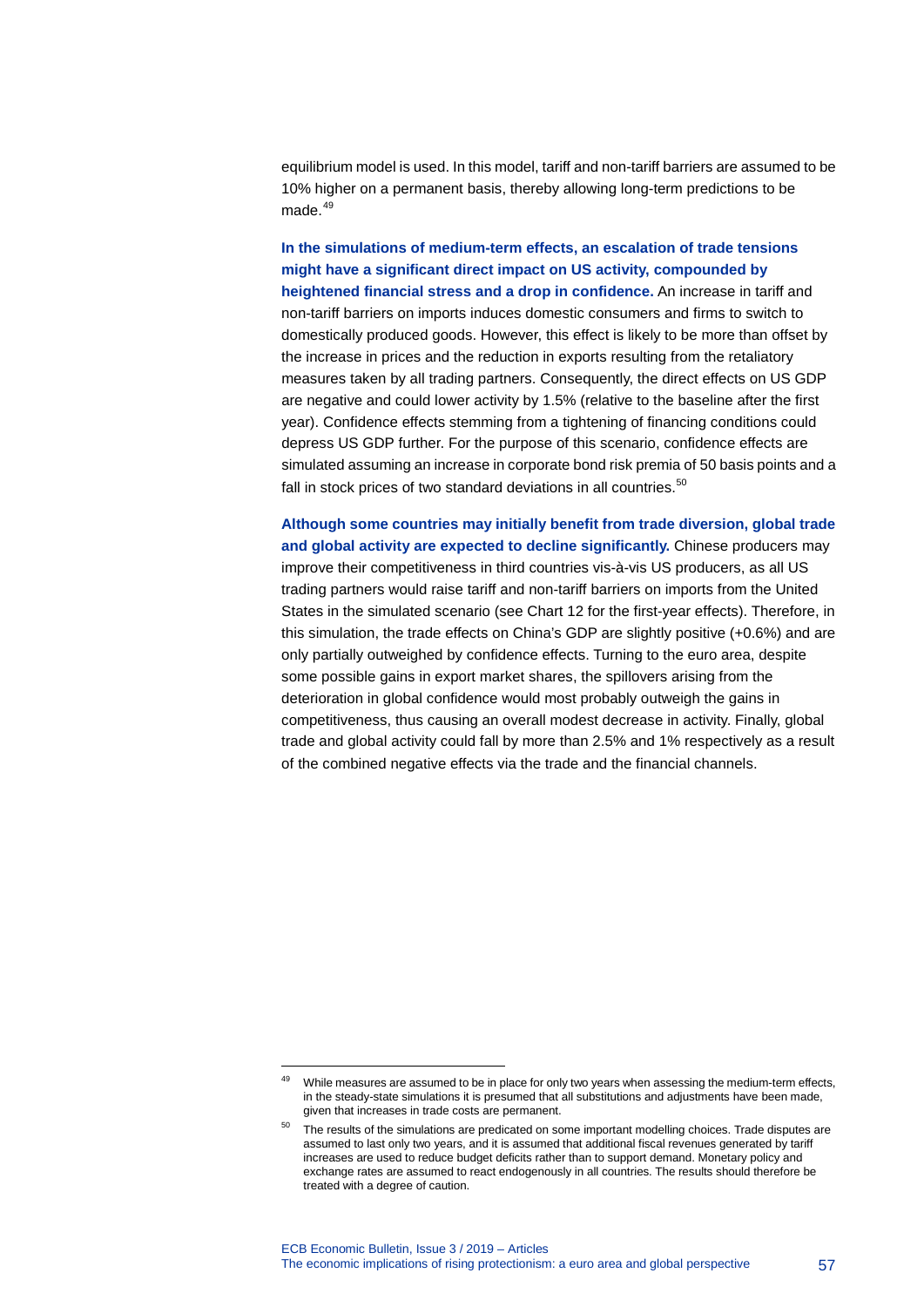equilibrium model is used. In this model, tariff and non-tariff barriers are assumed to be 10% higher on a permanent basis, thereby allowing long-term predictions to be made.[49]

**In the simulations of medium-term effects, an escalation of trade tensions might have a significant direct impact on US activity, compounded by heightened financial stress and a drop in confidence.** An increase in tariff and non-tariff barriers on imports induces domestic consumers and firms to switch to domestically produced goods. However, this effect is likely to be more than offset by the increase in prices and the reduction in exports resulting from the retaliatory measures taken by all trading partners. Consequently, the direct effects on US GDP are negative and could lower activity by 1.5% (relative to the baseline after the first year). Confidence effects stemming from a tightening of financing conditions could depress US GDP further. For the purpose of this scenario, confidence effects are simulated assuming an increase in corporate bond risk premia of 50 basis points and a fall in stock prices of two standard deviations in all countries.[50]

**Although some countries may initially benefit from trade diversion, global trade and global activity are expected to decline significantly.** Chinese producers may improve their competitiveness in third countries vis-à-vis US producers, as all US trading partners would raise tariff and non-tariff barriers on imports from the United States in the simulated scenario (see Chart 12 for the first-year effects). Therefore, in this simulation, the trade effects on China's GDP are slightly positive (+0.6%) and are only partially outweighed by confidence effects. Turning to the euro area, despite some possible gains in export market shares, the spillovers arising from the deterioration in global confidence would most probably outweigh the gains in competitiveness, thus causing an overall modest decrease in activity. Finally, global trade and global activity could fall by more than 2.5% and 1% respectively as a result of the combined negative effects via the trade and the financial channels.

---

[49] While measures are assumed to be in place for only two years when assessing the medium-term effects, in the steady-state simulations it is presumed that all substitutions and adjustments have been made, given that increases in trade costs are permanent.

[50] The results of the simulations are predicated on some important modelling choices. Trade disputes are assumed to last only two years, and it is assumed that additional fiscal revenues generated by tariff increases are used to reduce budget deficits rather than to support demand. Monetary policy and exchange rates are assumed to react endogenously in all countries. The results should therefore be treated with a degree of caution.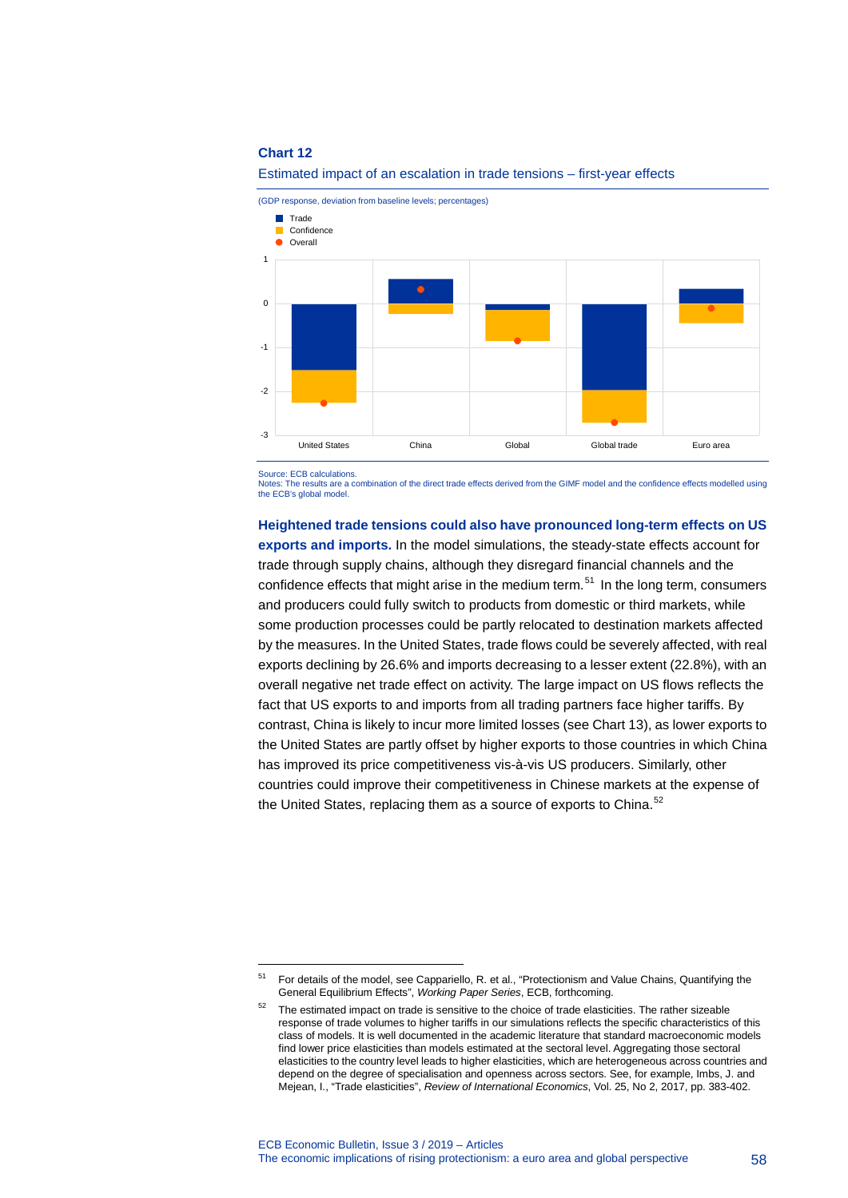**Chart 12**

Estimated impact of an escalation in trade tensions – first-year effects

(GDP response, deviation from baseline levels; percentages)

Source: ECB calculations.
Notes: The results are a combination of the direct trade effects derived from the GIMF model and the confidence effects modelled using the ECB's global model.

**Heightened trade tensions could also have pronounced long-term effects on US exports and imports.** In the model simulations, the steady-state effects account for trade through supply chains, although they disregard financial channels and the confidence effects that might arise in the medium term.[51] In the long term, consumers and producers could fully switch to products from domestic or third markets, while some production processes could be partly relocated to destination markets affected by the measures. In the United States, trade flows could be severely affected, with real exports declining by 26.6% and imports decreasing to a lesser extent (22.8%), with an overall negative net trade effect on activity. The large impact on US flows reflects the fact that US exports to and imports from all trading partners face higher tariffs. By contrast, China is likely to incur more limited losses (see Chart 13), as lower exports to the United States are partly offset by higher exports to those countries in which China has improved its price competitiveness vis-à-vis US producers. Similarly, other countries could improve their competitiveness in Chinese markets at the expense of the United States, replacing them as a source of exports to China.[52]

---

[51] For details of the model, see Cappariello, R. et al., "Protectionism and Value Chains, Quantifying the General Equilibrium Effects", *Working Paper Series*, ECB, forthcoming.

[52] The estimated impact on trade is sensitive to the choice of trade elasticities. The rather sizeable response of trade volumes to higher tariffs in our simulations reflects the specific characteristics of this class of models. It is well documented in the academic literature that standard macroeconomic models find lower price elasticities than models estimated at the sectoral level. Aggregating those sectoral elasticities to the country level leads to higher elasticities, which are heterogeneous across countries and depend on the degree of specialisation and openness across sectors. See, for example, Imbs, J. and Mejean, I., "Trade elasticities", *Review of International Economics*, Vol. 25, No 2, 2017, pp. 383-402.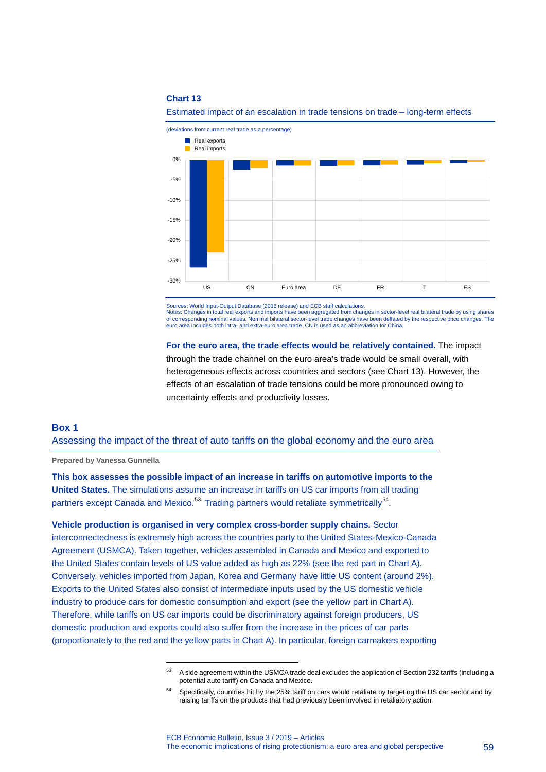**Chart 13**

Estimated impact of an escalation in trade tensions on trade – long-term effects

(deviations from current real trade as a percentage)

Sources: World Input-Output Database (2016 release) and ECB staff calculations.
Notes: Changes in total real exports and imports have been aggregated from changes in sector-level real bilateral trade by using shares of corresponding nominal values. Nominal bilateral sector-level trade changes have been deflated by the respective price changes. The euro area includes both intra- and extra-euro area trade. CN is used as an abbreviation for China.

**For the euro area, the trade effects would be relatively contained.** The impact through the trade channel on the euro area's trade would be small overall, with heterogeneous effects across countries and sectors (see Chart 13). However, the effects of an escalation of trade tensions could be more pronounced owing to uncertainty effects and productivity losses.

## Box 1

### Assessing the impact of the threat of auto tariffs on the global economy and the euro area

**Prepared by Vanessa Gunnella**

**This box assesses the possible impact of an increase in tariffs on automotive imports to the United States.** The simulations assume an increase in tariffs on US car imports from all trading partners except Canada and Mexico.[53] Trading partners would retaliate symmetrically[54].

**Vehicle production is organised in very complex cross-border supply chains.** Sector interconnectedness is extremely high across the countries party to the United States-Mexico-Canada Agreement (USMCA). Taken together, vehicles assembled in Canada and Mexico and exported to the United States contain levels of US value added as high as 22% (see the red part in Chart A). Conversely, vehicles imported from Japan, Korea and Germany have little US content (around 2%). Exports to the United States also consist of intermediate inputs used by the US domestic vehicle industry to produce cars for domestic consumption and export (see the yellow part in Chart A). Therefore, while tariffs on US car imports could be discriminatory against foreign producers, US domestic production and exports could also suffer from the increase in the prices of car parts (proportionately to the red and the yellow parts in Chart A). In particular, foreign carmakers exporting

---

[53] A side agreement within the USMCA trade deal excludes the application of Section 232 tariffs (including a potential auto tariff) on Canada and Mexico.

[54] Specifically, countries hit by the 25% tariff on cars would retaliate by targeting the US car sector and by raising tariffs on the products that had previously been involved in retaliatory action.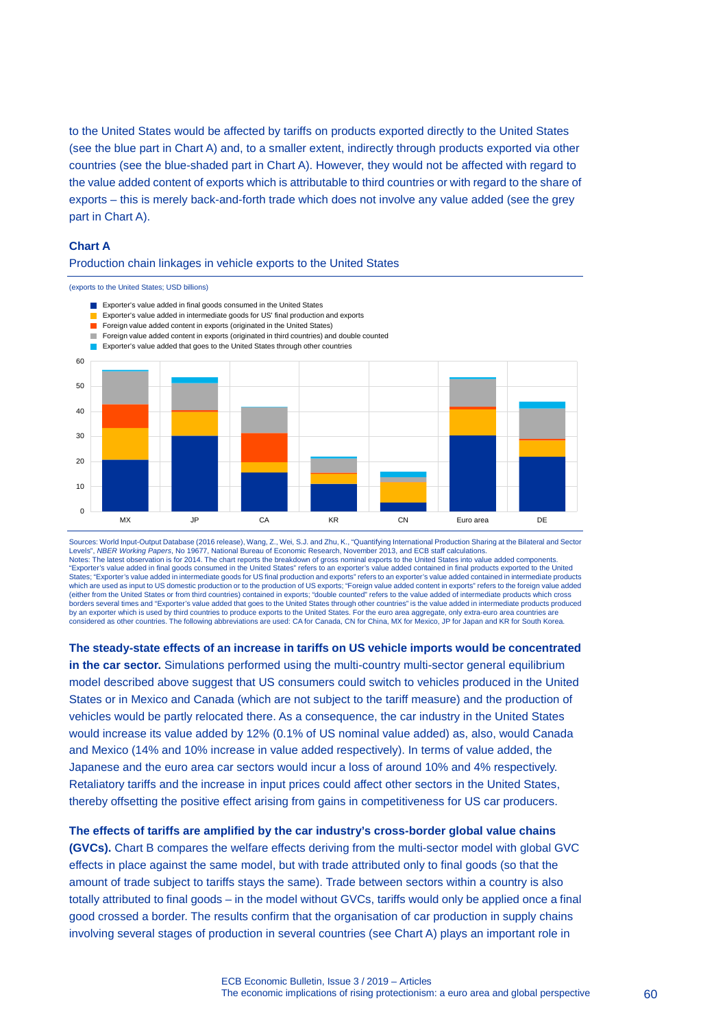to the United States would be affected by tariffs on products exported directly to the United States (see the blue part in Chart A) and, to a smaller extent, indirectly through products exported via other countries (see the blue-shaded part in Chart A). However, they would not be affected with regard to the value added content of exports which is attributable to third countries or with regard to the share of exports – this is merely back-and-forth trade which does not involve any value added (see the grey part in Chart A).

**Chart A**

Production chain linkages in vehicle exports to the United States

(exports to the United States; USD billions)

- Exporter's value added in final goods consumed in the United States
- Exporter's value added in intermediate goods for US' final production and exports
- Foreign value added content in exports (originated in the United States)
- Foreign value added content in exports (originated in third countries) and double counted
- Exporter's value added that goes to the United States through other countries

Sources: World Input-Output Database (2016 release), Wang, Z., Wei, S.J. and Zhu, K., "Quantifying International Production Sharing at the Bilateral and Sector Levels", *NBER Working Papers*, No 19677, National Bureau of Economic Research, November 2013, and ECB staff calculations.
Notes: The latest observation is for 2014. The chart reports the breakdown of gross nominal exports to the United States into value added components. "Exporter's value added in final goods consumed in the United States" refers to an exporter's value added contained in final products exported to the United States; "Exporter's value added in intermediate goods for US final production and exports" refers to an exporter's value added contained in intermediate products which are used as input to US domestic production or to the production of US exports; "Foreign value added content in exports" refers to the foreign value added (either from the United States or from third countries) contained in exports; "double counted" refers to the value added of intermediate products which cross borders several times and "Exporter's value added that goes to the United States through other countries" is the value added in intermediate products produced by an exporter which is used by third countries to produce exports to the United States. For the euro area aggregate, only extra-euro area countries are considered as other countries. The following abbreviations are used: CA for Canada, CN for China, MX for Mexico, JP for Japan and KR for South Korea.

**The steady-state effects of an increase in tariffs on US vehicle imports would be concentrated in the car sector.** Simulations performed using the multi-country multi-sector general equilibrium model described above suggest that US consumers could switch to vehicles produced in the United States or in Mexico and Canada (which are not subject to the tariff measure) and the production of vehicles would be partly relocated there. As a consequence, the car industry in the United States would increase its value added by 12% (0.1% of US nominal value added) as, also, would Canada and Mexico (14% and 10% increase in value added respectively). In terms of value added, the Japanese and the euro area car sectors would incur a loss of around 10% and 4% respectively. Retaliatory tariffs and the increase in input prices could affect other sectors in the United States, thereby offsetting the positive effect arising from gains in competitiveness for US car producers.

**The effects of tariffs are amplified by the car industry's cross-border global value chains (GVCs).** Chart B compares the welfare effects deriving from the multi-sector model with global GVC effects in place against the same model, but with trade attributed only to final goods (so that the amount of trade subject to tariffs stays the same). Trade between sectors within a country is also totally attributed to final goods – in the model without GVCs, tariffs would only be applied once a final good crossed a border. The results confirm that the organisation of car production in supply chains involving several stages of production in several countries (see Chart A) plays an important role in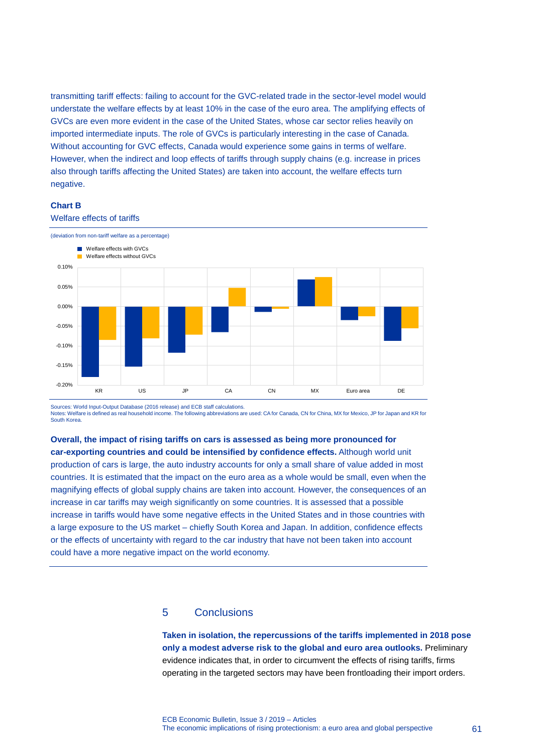transmitting tariff effects: failing to account for the GVC-related trade in the sector-level model would understate the welfare effects by at least 10% in the case of the euro area. The amplifying effects of GVCs are even more evident in the case of the United States, whose car sector relies heavily on imported intermediate inputs. The role of GVCs is particularly interesting in the case of Canada. Without accounting for GVC effects, Canada would experience some gains in terms of welfare. However, when the indirect and loop effects of tariffs through supply chains (e.g. increase in prices also through tariffs affecting the United States) are taken into account, the welfare effects turn negative.

**Chart B**

Welfare effects of tariffs

(deviation from non-tariff welfare as a percentage)

Legend: Welfare effects with GVCs; Welfare effects without GVCs

Countries: KR, US, JP, CA, CN, MX, Euro area, DE

Y-axis: -0.20% to 0.10%

Sources: World Input-Output Database (2016 release) and ECB staff calculations.
Notes: Welfare is defined as real household income. The following abbreviations are used: CA for Canada, CN for China, MX for Mexico, JP for Japan and KR for South Korea.

**Overall, the impact of rising tariffs on cars is assessed as being more pronounced for car-exporting countries and could be intensified by confidence effects.** Although world unit production of cars is large, the auto industry accounts for only a small share of value added in most countries. It is estimated that the impact on the euro area as a whole would be small, even when the magnifying effects of global supply chains are taken into account. However, the consequences of an increase in car tariffs may weigh significantly on some countries. It is assessed that a possible increase in tariffs would have some negative effects in the United States and in those countries with a large exposure to the US market – chiefly South Korea and Japan. In addition, confidence effects or the effects of uncertainty with regard to the car industry that have not been taken into account could have a more negative impact on the world economy.

## 5 Conclusions

**Taken in isolation, the repercussions of the tariffs implemented in 2018 pose only a modest adverse risk to the global and euro area outlooks.** Preliminary evidence indicates that, in order to circumvent the effects of rising tariffs, firms operating in the targeted sectors may have been frontloading their import orders.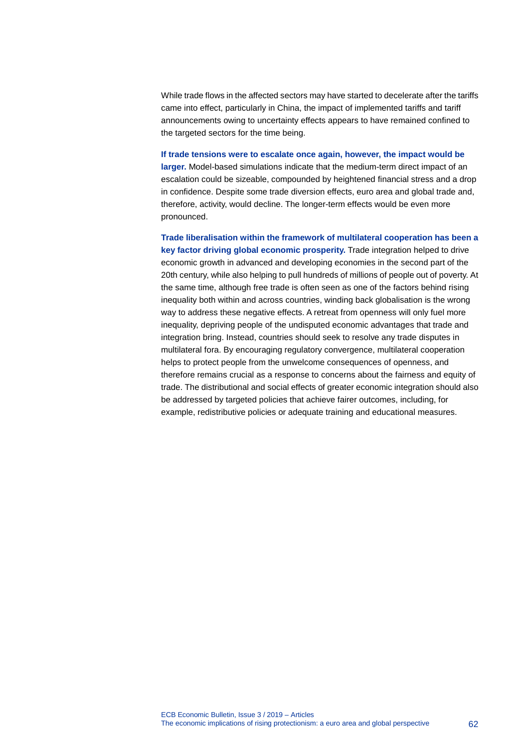While trade flows in the affected sectors may have started to decelerate after the tariffs came into effect, particularly in China, the impact of implemented tariffs and tariff announcements owing to uncertainty effects appears to have remained confined to the targeted sectors for the time being.

**If trade tensions were to escalate once again, however, the impact would be larger.** Model-based simulations indicate that the medium-term direct impact of an escalation could be sizeable, compounded by heightened financial stress and a drop in confidence. Despite some trade diversion effects, euro area and global trade and, therefore, activity, would decline. The longer-term effects would be even more pronounced.

**Trade liberalisation within the framework of multilateral cooperation has been a key factor driving global economic prosperity.** Trade integration helped to drive economic growth in advanced and developing economies in the second part of the 20th century, while also helping to pull hundreds of millions of people out of poverty. At the same time, although free trade is often seen as one of the factors behind rising inequality both within and across countries, winding back globalisation is the wrong way to address these negative effects. A retreat from openness will only fuel more inequality, depriving people of the undisputed economic advantages that trade and integration bring. Instead, countries should seek to resolve any trade disputes in multilateral fora. By encouraging regulatory convergence, multilateral cooperation helps to protect people from the unwelcome consequences of openness, and therefore remains crucial as a response to concerns about the fairness and equity of trade. The distributional and social effects of greater economic integration should also be addressed by targeted policies that achieve fairer outcomes, including, for example, redistributive policies or adequate training and educational measures.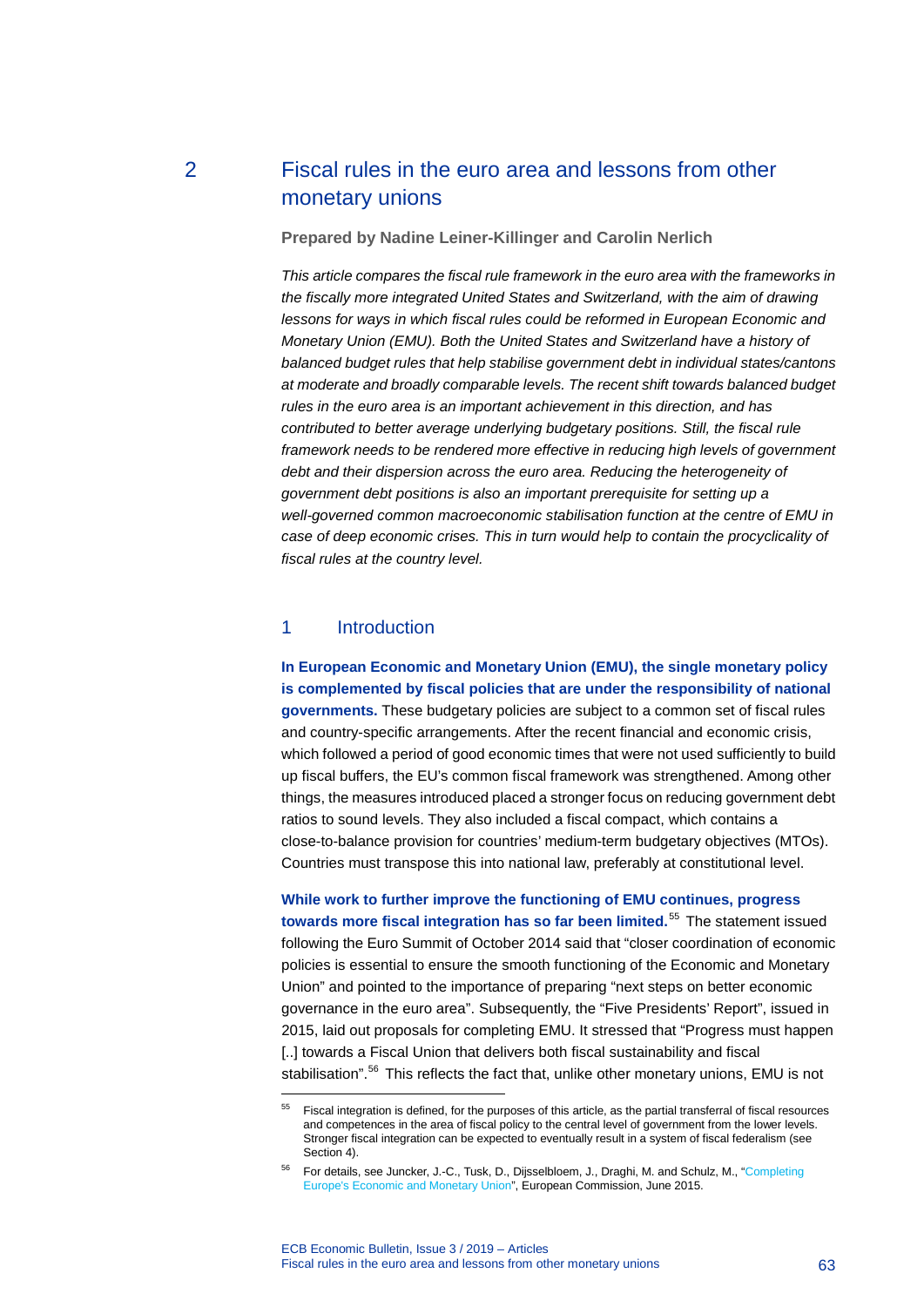# 2 Fiscal rules in the euro area and lessons from other monetary unions

**Prepared by Nadine Leiner-Killinger and Carolin Nerlich**

*This article compares the fiscal rule framework in the euro area with the frameworks in the fiscally more integrated United States and Switzerland, with the aim of drawing lessons for ways in which fiscal rules could be reformed in European Economic and Monetary Union (EMU). Both the United States and Switzerland have a history of balanced budget rules that help stabilise government debt in individual states/cantons at moderate and broadly comparable levels. The recent shift towards balanced budget rules in the euro area is an important achievement in this direction, and has contributed to better average underlying budgetary positions. Still, the fiscal rule framework needs to be rendered more effective in reducing high levels of government debt and their dispersion across the euro area. Reducing the heterogeneity of government debt positions is also an important prerequisite for setting up a well-governed common macroeconomic stabilisation function at the centre of EMU in case of deep economic crises. This in turn would help to contain the procyclicality of fiscal rules at the country level.*

## 1 Introduction

**In European Economic and Monetary Union (EMU), the single monetary policy is complemented by fiscal policies that are under the responsibility of national governments.** These budgetary policies are subject to a common set of fiscal rules and country-specific arrangements. After the recent financial and economic crisis, which followed a period of good economic times that were not used sufficiently to build up fiscal buffers, the EU's common fiscal framework was strengthened. Among other things, the measures introduced placed a stronger focus on reducing government debt ratios to sound levels. They also included a fiscal compact, which contains a close-to-balance provision for countries' medium-term budgetary objectives (MTOs). Countries must transpose this into national law, preferably at constitutional level.

**While work to further improve the functioning of EMU continues, progress towards more fiscal integration has so far been limited.**[55] The statement issued following the Euro Summit of October 2014 said that "closer coordination of economic policies is essential to ensure the smooth functioning of the Economic and Monetary Union" and pointed to the importance of preparing "next steps on better economic governance in the euro area". Subsequently, the "Five Presidents' Report", issued in 2015, laid out proposals for completing EMU. It stressed that "Progress must happen [..] towards a Fiscal Union that delivers both fiscal sustainability and fiscal stabilisation".[56] This reflects the fact that, unlike other monetary unions, EMU is not

[55] Fiscal integration is defined, for the purposes of this article, as the partial transferral of fiscal resources and competences in the area of fiscal policy to the central level of government from the lower levels. Stronger fiscal integration can be expected to eventually result in a system of fiscal federalism (see Section 4).

[56] For details, see Juncker, J.-C., Tusk, D., Dijsselbloem, J., Draghi, M. and Schulz, M., "Completing Europe's Economic and Monetary Union", European Commission, June 2015.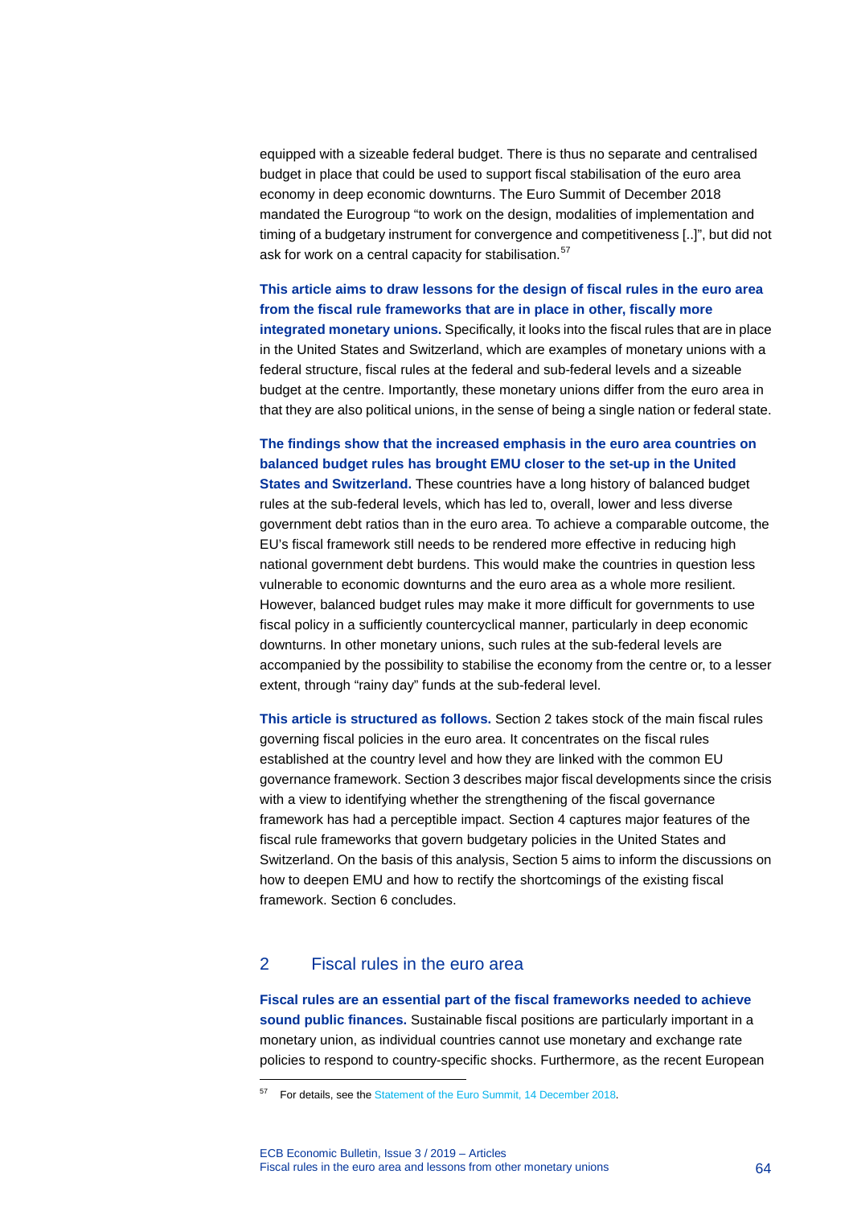equipped with a sizeable federal budget. There is thus no separate and centralised budget in place that could be used to support fiscal stabilisation of the euro area economy in deep economic downturns. The Euro Summit of December 2018 mandated the Eurogroup "to work on the design, modalities of implementation and timing of a budgetary instrument for convergence and competitiveness [..]", but did not ask for work on a central capacity for stabilisation.[57]

**This article aims to draw lessons for the design of fiscal rules in the euro area from the fiscal rule frameworks that are in place in other, fiscally more integrated monetary unions.** Specifically, it looks into the fiscal rules that are in place in the United States and Switzerland, which are examples of monetary unions with a federal structure, fiscal rules at the federal and sub-federal levels and a sizeable budget at the centre. Importantly, these monetary unions differ from the euro area in that they are also political unions, in the sense of being a single nation or federal state.

**The findings show that the increased emphasis in the euro area countries on balanced budget rules has brought EMU closer to the set-up in the United States and Switzerland.** These countries have a long history of balanced budget rules at the sub-federal levels, which has led to, overall, lower and less diverse government debt ratios than in the euro area. To achieve a comparable outcome, the EU's fiscal framework still needs to be rendered more effective in reducing high national government debt burdens. This would make the countries in question less vulnerable to economic downturns and the euro area as a whole more resilient. However, balanced budget rules may make it more difficult for governments to use fiscal policy in a sufficiently countercyclical manner, particularly in deep economic downturns. In other monetary unions, such rules at the sub-federal levels are accompanied by the possibility to stabilise the economy from the centre or, to a lesser extent, through "rainy day" funds at the sub-federal level.

**This article is structured as follows.** Section 2 takes stock of the main fiscal rules governing fiscal policies in the euro area. It concentrates on the fiscal rules established at the country level and how they are linked with the common EU governance framework. Section 3 describes major fiscal developments since the crisis with a view to identifying whether the strengthening of the fiscal governance framework has had a perceptible impact. Section 4 captures major features of the fiscal rule frameworks that govern budgetary policies in the United States and Switzerland. On the basis of this analysis, Section 5 aims to inform the discussions on how to deepen EMU and how to rectify the shortcomings of the existing fiscal framework. Section 6 concludes.

## 2 Fiscal rules in the euro area

**Fiscal rules are an essential part of the fiscal frameworks needed to achieve sound public finances.** Sustainable fiscal positions are particularly important in a monetary union, as individual countries cannot use monetary and exchange rate policies to respond to country-specific shocks. Furthermore, as the recent European

---

[57] For details, see the Statement of the Euro Summit, 14 December 2018.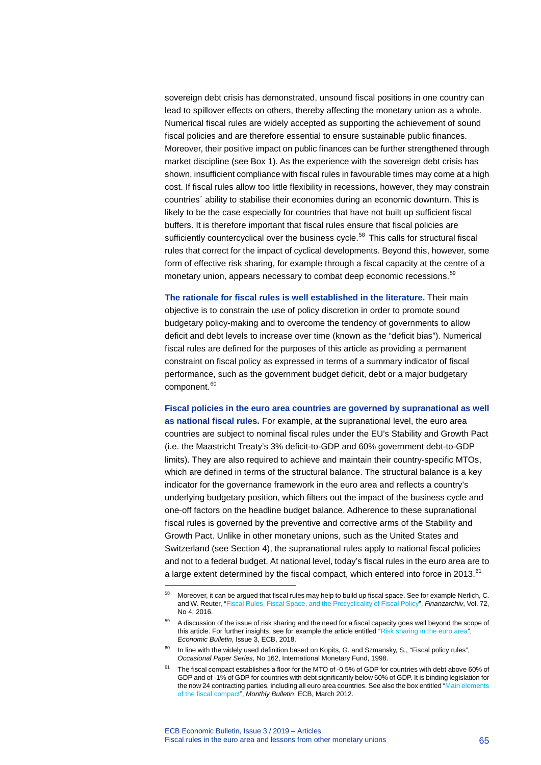sovereign debt crisis has demonstrated, unsound fiscal positions in one country can lead to spillover effects on others, thereby affecting the monetary union as a whole. Numerical fiscal rules are widely accepted as supporting the achievement of sound fiscal policies and are therefore essential to ensure sustainable public finances. Moreover, their positive impact on public finances can be further strengthened through market discipline (see Box 1). As the experience with the sovereign debt crisis has shown, insufficient compliance with fiscal rules in favourable times may come at a high cost. If fiscal rules allow too little flexibility in recessions, however, they may constrain countries´ ability to stabilise their economies during an economic downturn. This is likely to be the case especially for countries that have not built up sufficient fiscal buffers. It is therefore important that fiscal rules ensure that fiscal policies are sufficiently countercyclical over the business cycle.[58] This calls for structural fiscal rules that correct for the impact of cyclical developments. Beyond this, however, some form of effective risk sharing, for example through a fiscal capacity at the centre of a monetary union, appears necessary to combat deep economic recessions.[59]

**The rationale for fiscal rules is well established in the literature.** Their main objective is to constrain the use of policy discretion in order to promote sound budgetary policy-making and to overcome the tendency of governments to allow deficit and debt levels to increase over time (known as the "deficit bias"). Numerical fiscal rules are defined for the purposes of this article as providing a permanent constraint on fiscal policy as expressed in terms of a summary indicator of fiscal performance, such as the government budget deficit, debt or a major budgetary component.[60]

**Fiscal policies in the euro area countries are governed by supranational as well as national fiscal rules.** For example, at the supranational level, the euro area countries are subject to nominal fiscal rules under the EU's Stability and Growth Pact (i.e. the Maastricht Treaty's 3% deficit-to-GDP and 60% government debt-to-GDP limits). They are also required to achieve and maintain their country-specific MTOs, which are defined in terms of the structural balance. The structural balance is a key indicator for the governance framework in the euro area and reflects a country's underlying budgetary position, which filters out the impact of the business cycle and one-off factors on the headline budget balance. Adherence to these supranational fiscal rules is governed by the preventive and corrective arms of the Stability and Growth Pact. Unlike in other monetary unions, such as the United States and Switzerland (see Section 4), the supranational rules apply to national fiscal policies and not to a federal budget. At national level, today's fiscal rules in the euro area are to a large extent determined by the fiscal compact, which entered into force in 2013.[61]

---

[58] Moreover, it can be argued that fiscal rules may help to build up fiscal space. See for example Nerlich, C. and W. Reuter, "Fiscal Rules, Fiscal Space, and the Procyclicality of Fiscal Policy", *Finanzarchiv*, Vol. 72, No 4, 2016.

[59] A discussion of the issue of risk sharing and the need for a fiscal capacity goes well beyond the scope of this article. For further insights, see for example the article entitled "Risk sharing in the euro area", *Economic Bulletin*, Issue 3, ECB, 2018.

[60] In line with the widely used definition based on Kopits, G. and Szmansky, S., "Fiscal policy rules", *Occasional Paper Series*, No 162, International Monetary Fund, 1998.

[61] The fiscal compact establishes a floor for the MTO of -0.5% of GDP for countries with debt above 60% of GDP and of -1% of GDP for countries with debt significantly below 60% of GDP. It is binding legislation for the now 24 contracting parties, including all euro area countries. See also the box entitled "Main elements of the fiscal compact", *Monthly Bulletin*, ECB, March 2012.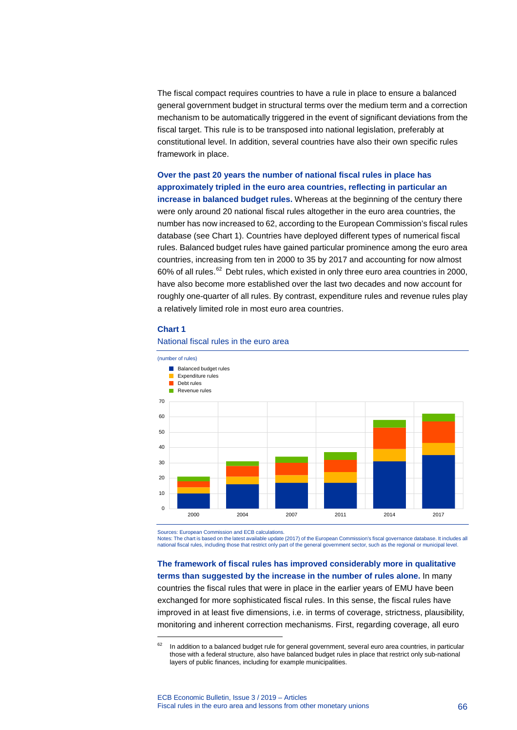The fiscal compact requires countries to have a rule in place to ensure a balanced general government budget in structural terms over the medium term and a correction mechanism to be automatically triggered in the event of significant deviations from the fiscal target. This rule is to be transposed into national legislation, preferably at constitutional level. In addition, several countries have also their own specific rules framework in place.

**Over the past 20 years the number of national fiscal rules in place has approximately tripled in the euro area countries, reflecting in particular an increase in balanced budget rules.** Whereas at the beginning of the century there were only around 20 national fiscal rules altogether in the euro area countries, the number has now increased to 62, according to the European Commission's fiscal rules database (see Chart 1). Countries have deployed different types of numerical fiscal rules. Balanced budget rules have gained particular prominence among the euro area countries, increasing from ten in 2000 to 35 by 2017 and accounting for now almost 60% of all rules.[62] Debt rules, which existed in only three euro area countries in 2000, have also become more established over the last two decades and now account for roughly one-quarter of all rules. By contrast, expenditure rules and revenue rules play a relatively limited role in most euro area countries.

**Chart 1**

National fiscal rules in the euro area

(number of rules)

- Balanced budget rules
- Expenditure rules
- Debt rules
- Revenue rules

Sources: European Commission and ECB calculations.
Notes: The chart is based on the latest available update (2017) of the European Commission's fiscal governance database. It includes all national fiscal rules, including those that restrict only part of the general government sector, such as the regional or municipal level.

**The framework of fiscal rules has improved considerably more in qualitative terms than suggested by the increase in the number of rules alone.** In many countries the fiscal rules that were in place in the earlier years of EMU have been exchanged for more sophisticated fiscal rules. In this sense, the fiscal rules have improved in at least five dimensions, i.e. in terms of coverage, strictness, plausibility, monitoring and inherent correction mechanisms. First, regarding coverage, all euro

[62] In addition to a balanced budget rule for general government, several euro area countries, in particular those with a federal structure, also have balanced budget rules in place that restrict only sub-national layers of public finances, including for example municipalities.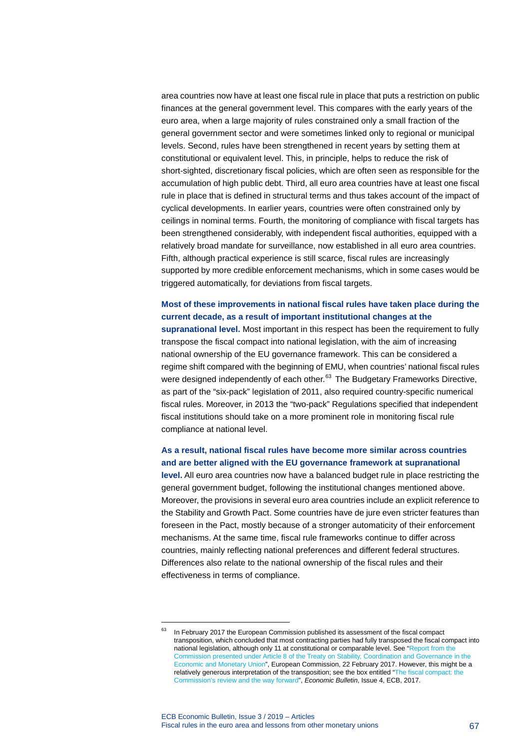area countries now have at least one fiscal rule in place that puts a restriction on public finances at the general government level. This compares with the early years of the euro area, when a large majority of rules constrained only a small fraction of the general government sector and were sometimes linked only to regional or municipal levels. Second, rules have been strengthened in recent years by setting them at constitutional or equivalent level. This, in principle, helps to reduce the risk of short-sighted, discretionary fiscal policies, which are often seen as responsible for the accumulation of high public debt. Third, all euro area countries have at least one fiscal rule in place that is defined in structural terms and thus takes account of the impact of cyclical developments. In earlier years, countries were often constrained only by ceilings in nominal terms. Fourth, the monitoring of compliance with fiscal targets has been strengthened considerably, with independent fiscal authorities, equipped with a relatively broad mandate for surveillance, now established in all euro area countries. Fifth, although practical experience is still scarce, fiscal rules are increasingly supported by more credible enforcement mechanisms, which in some cases would be triggered automatically, for deviations from fiscal targets.

**Most of these improvements in national fiscal rules have taken place during the current decade, as a result of important institutional changes at the supranational level.** Most important in this respect has been the requirement to fully transpose the fiscal compact into national legislation, with the aim of increasing national ownership of the EU governance framework. This can be considered a regime shift compared with the beginning of EMU, when countries' national fiscal rules were designed independently of each other.[63] The Budgetary Frameworks Directive, as part of the "six-pack" legislation of 2011, also required country-specific numerical fiscal rules. Moreover, in 2013 the "two-pack" Regulations specified that independent fiscal institutions should take on a more prominent role in monitoring fiscal rule compliance at national level.

**As a result, national fiscal rules have become more similar across countries and are better aligned with the EU governance framework at supranational level.** All euro area countries now have a balanced budget rule in place restricting the general government budget, following the institutional changes mentioned above. Moreover, the provisions in several euro area countries include an explicit reference to the Stability and Growth Pact. Some countries have de jure even stricter features than foreseen in the Pact, mostly because of a stronger automaticity of their enforcement mechanisms. At the same time, fiscal rule frameworks continue to differ across countries, mainly reflecting national preferences and different federal structures. Differences also relate to the national ownership of the fiscal rules and their effectiveness in terms of compliance.

---

[63] In February 2017 the European Commission published its assessment of the fiscal compact transposition, which concluded that most contracting parties had fully transposed the fiscal compact into national legislation, although only 11 at constitutional or comparable level. See "Report from the Commission presented under Article 8 of the Treaty on Stability, Coordination and Governance in the Economic and Monetary Union", European Commission, 22 February 2017. However, this might be a relatively generous interpretation of the transposition; see the box entitled "The fiscal compact: the Commission's review and the way forward", *Economic Bulletin*, Issue 4, ECB, 2017.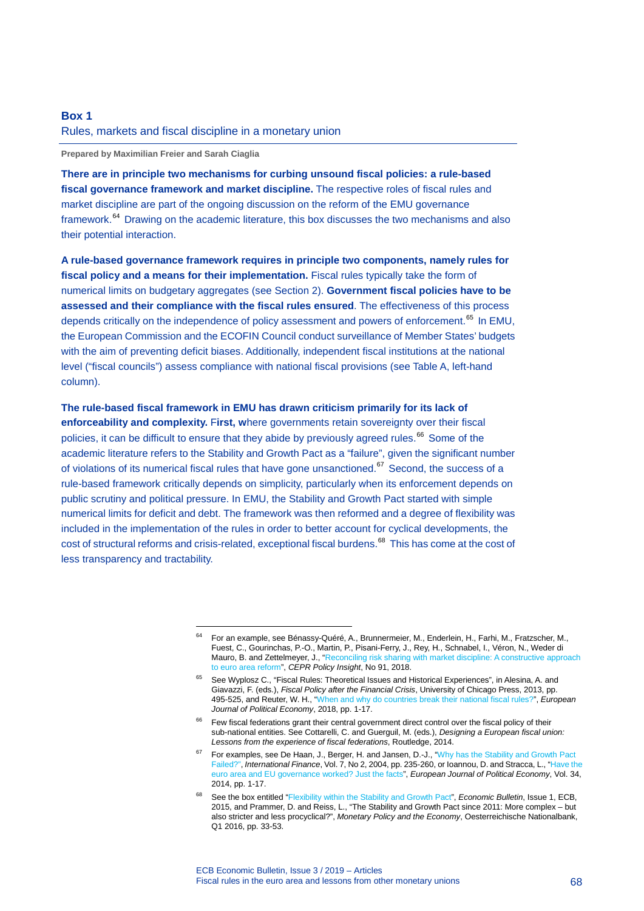### Box 1
Rules, markets and fiscal discipline in a monetary union

**Prepared by Maximilian Freier and Sarah Ciaglia**

**There are in principle two mechanisms for curbing unsound fiscal policies: a rule-based fiscal governance framework and market discipline.** The respective roles of fiscal rules and market discipline are part of the ongoing discussion on the reform of the EMU governance framework.[64] Drawing on the academic literature, this box discusses the two mechanisms and also their potential interaction.

**A rule-based governance framework requires in principle two components, namely rules for fiscal policy and a means for their implementation.** Fiscal rules typically take the form of numerical limits on budgetary aggregates (see Section 2). **Government fiscal policies have to be assessed and their compliance with the fiscal rules ensured**. The effectiveness of this process depends critically on the independence of policy assessment and powers of enforcement.[65] In EMU, the European Commission and the ECOFIN Council conduct surveillance of Member States' budgets with the aim of preventing deficit biases. Additionally, independent fiscal institutions at the national level ("fiscal councils") assess compliance with national fiscal provisions (see Table A, left-hand column).

**The rule-based fiscal framework in EMU has drawn criticism primarily for its lack of enforceability and complexity.** F**irst, w**here governments retain sovereignty over their fiscal policies, it can be difficult to ensure that they abide by previously agreed rules.[66] Some of the academic literature refers to the Stability and Growth Pact as a "failure", given the significant number of violations of its numerical fiscal rules that have gone unsanctioned.[67] Second, the success of a rule-based framework critically depends on simplicity, particularly when its enforcement depends on public scrutiny and political pressure. In EMU, the Stability and Growth Pact started with simple numerical limits for deficit and debt. The framework was then reformed and a degree of flexibility was included in the implementation of the rules in order to better account for cyclical developments, the cost of structural reforms and crisis-related, exceptional fiscal burdens.[68] This has come at the cost of less transparency and tractability.

---

[64] For an example, see Bénassy-Quéré, A., Brunnermeier, M., Enderlein, H., Farhi, M., Fratzscher, M., Fuest, C., Gourinchas, P.-O., Martin, P., Pisani-Ferry, J., Rey, H., Schnabel, I., Véron, N., Weder di Mauro, B. and Zettelmeyer, J., "Reconciling risk sharing with market discipline: A constructive approach to euro area reform", *CEPR Policy Insight*, No 91, 2018.

[65] See Wyplosz C., "Fiscal Rules: Theoretical Issues and Historical Experiences", in Alesina, A. and Giavazzi, F. (eds.), *Fiscal Policy after the Financial Crisis*, University of Chicago Press, 2013, pp. 495-525, and Reuter, W. H., "When and why do countries break their national fiscal rules?", *European Journal of Political Economy*, 2018, pp. 1-17.

[66] Few fiscal federations grant their central government direct control over the fiscal policy of their sub-national entities. See Cottarelli, C. and Guerguil, M. (eds.), *Designing a European fiscal union: Lessons from the experience of fiscal federations*, Routledge, 2014.

[67] For examples, see De Haan, J., Berger, H. and Jansen, D.-J., "Why has the Stability and Growth Pact Failed?", *International Finance*, Vol. 7, No 2, 2004, pp. 235-260, or Ioannou, D. and Stracca, L., "Have the euro area and EU governance worked? Just the facts", *European Journal of Political Economy*, Vol. 34, 2014, pp. 1-17.

[68] See the box entitled "Flexibility within the Stability and Growth Pact", *Economic Bulletin*, Issue 1, ECB, 2015, and Prammer, D. and Reiss, L., "The Stability and Growth Pact since 2011: More complex – but also stricter and less procyclical?", *Monetary Policy and the Economy*, Oesterreichische Nationalbank, Q1 2016, pp. 33-53.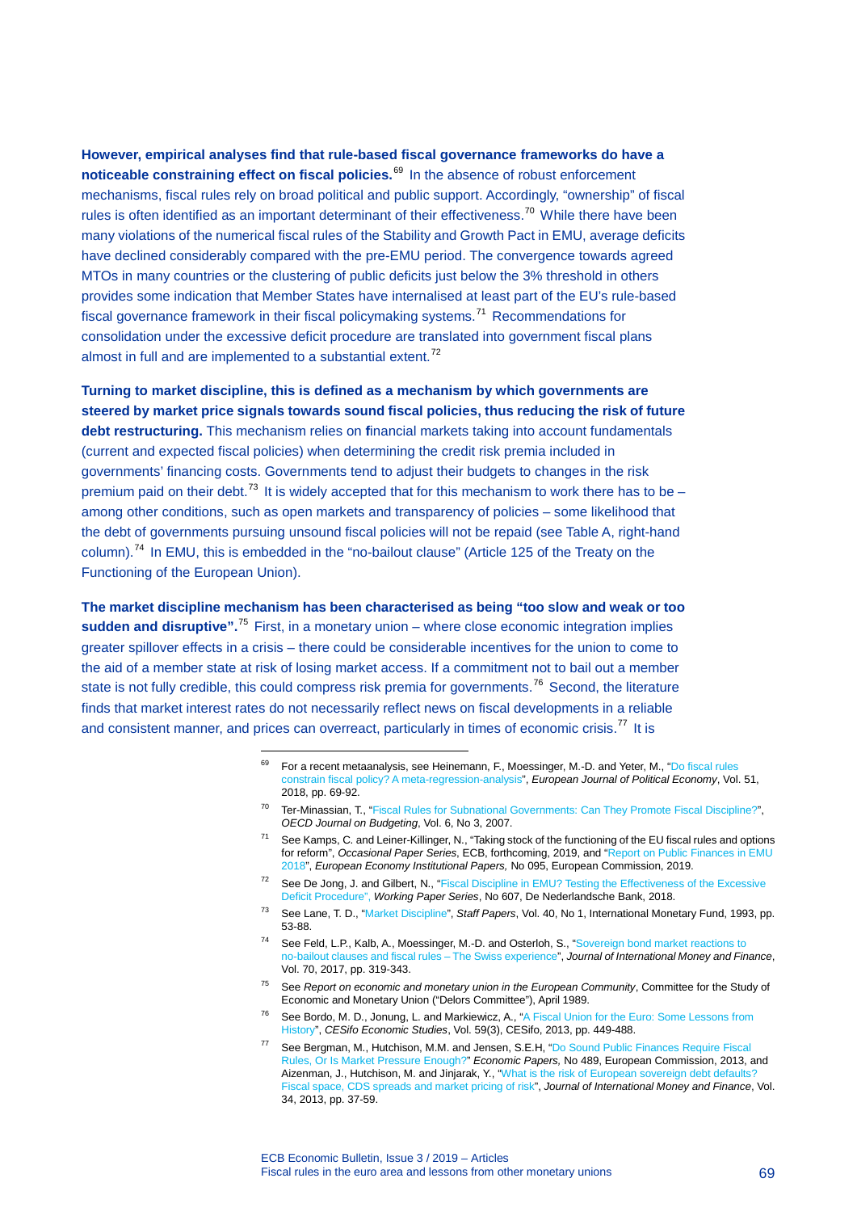**However, empirical analyses find that rule-based fiscal governance frameworks do have a noticeable constraining effect on fiscal policies.**[69] In the absence of robust enforcement mechanisms, fiscal rules rely on broad political and public support. Accordingly, "ownership" of fiscal rules is often identified as an important determinant of their effectiveness.[70] While there have been many violations of the numerical fiscal rules of the Stability and Growth Pact in EMU, average deficits have declined considerably compared with the pre-EMU period. The convergence towards agreed MTOs in many countries or the clustering of public deficits just below the 3% threshold in others provides some indication that Member States have internalised at least part of the EU's rule-based fiscal governance framework in their fiscal policymaking systems.[71] Recommendations for consolidation under the excessive deficit procedure are translated into government fiscal plans almost in full and are implemented to a substantial extent.[72]

**Turning to market discipline, this is defined as a mechanism by which governments are steered by market price signals towards sound fiscal policies, thus reducing the risk of future debt restructuring.** This mechanism relies on financial markets taking into account fundamentals (current and expected fiscal policies) when determining the credit risk premia included in governments' financing costs. Governments tend to adjust their budgets to changes in the risk premium paid on their debt.[73] It is widely accepted that for this mechanism to work there has to be – among other conditions, such as open markets and transparency of policies – some likelihood that the debt of governments pursuing unsound fiscal policies will not be repaid (see Table A, right-hand column).[74] In EMU, this is embedded in the "no-bailout clause" (Article 125 of the Treaty on the Functioning of the European Union).

**The market discipline mechanism has been characterised as being "too slow and weak or too sudden and disruptive".**[75] First, in a monetary union – where close economic integration implies greater spillover effects in a crisis – there could be considerable incentives for the union to come to the aid of a member state at risk of losing market access. If a commitment not to bail out a member state is not fully credible, this could compress risk premia for governments.[76] Second, the literature finds that market interest rates do not necessarily reflect news on fiscal developments in a reliable and consistent manner, and prices can overreact, particularly in times of economic crisis.[77] It is

---

[69] For a recent metaanalysis, see Heinemann, F., Moessinger, M.-D. and Yeter, M., "Do fiscal rules constrain fiscal policy? A meta-regression-analysis", *European Journal of Political Economy*, Vol. 51, 2018, pp. 69-92.

[70] Ter-Minassian, T., "Fiscal Rules for Subnational Governments: Can They Promote Fiscal Discipline?", *OECD Journal on Budgeting*, Vol. 6, No 3, 2007.

[71] See Kamps, C. and Leiner-Killinger, N., "Taking stock of the functioning of the EU fiscal rules and options for reform", *Occasional Paper Series*, ECB, forthcoming, 2019, and "Report on Public Finances in EMU 2018", *European Economy Institutional Papers,* No 095, European Commission, 2019.

[72] See De Jong, J. and Gilbert, N., "Fiscal Discipline in EMU? Testing the Effectiveness of the Excessive Deficit Procedure", *Working Paper Series*, No 607, De Nederlandsche Bank, 2018.

[73] See Lane, T. D., "Market Discipline", *Staff Papers*, Vol. 40, No 1, International Monetary Fund, 1993, pp. 53-88.

[74] See Feld, L.P., Kalb, A., Moessinger, M.-D. and Osterloh, S., "Sovereign bond market reactions to no-bailout clauses and fiscal rules – The Swiss experience", *Journal of International Money and Finance*, Vol. 70, 2017, pp. 319-343.

[75] See *Report on economic and monetary union in the European Community*, Committee for the Study of Economic and Monetary Union ("Delors Committee"), April 1989.

[76] See Bordo, M. D., Jonung, L. and Markiewicz, A., "A Fiscal Union for the Euro: Some Lessons from History", *CESifo Economic Studies*, Vol. 59(3), CESifo, 2013, pp. 449-488.

[77] See Bergman, M., Hutchison, M.M. and Jensen, S.E.H, "Do Sound Public Finances Require Fiscal Rules, Or Is Market Pressure Enough?" *Economic Papers,* No 489, European Commission, 2013, and Aizenman, J., Hutchison, M. and Jinjarak, Y., "What is the risk of European sovereign debt defaults? Fiscal space, CDS spreads and market pricing of risk", *Journal of International Money and Finance*, Vol. 34, 2013, pp. 37-59.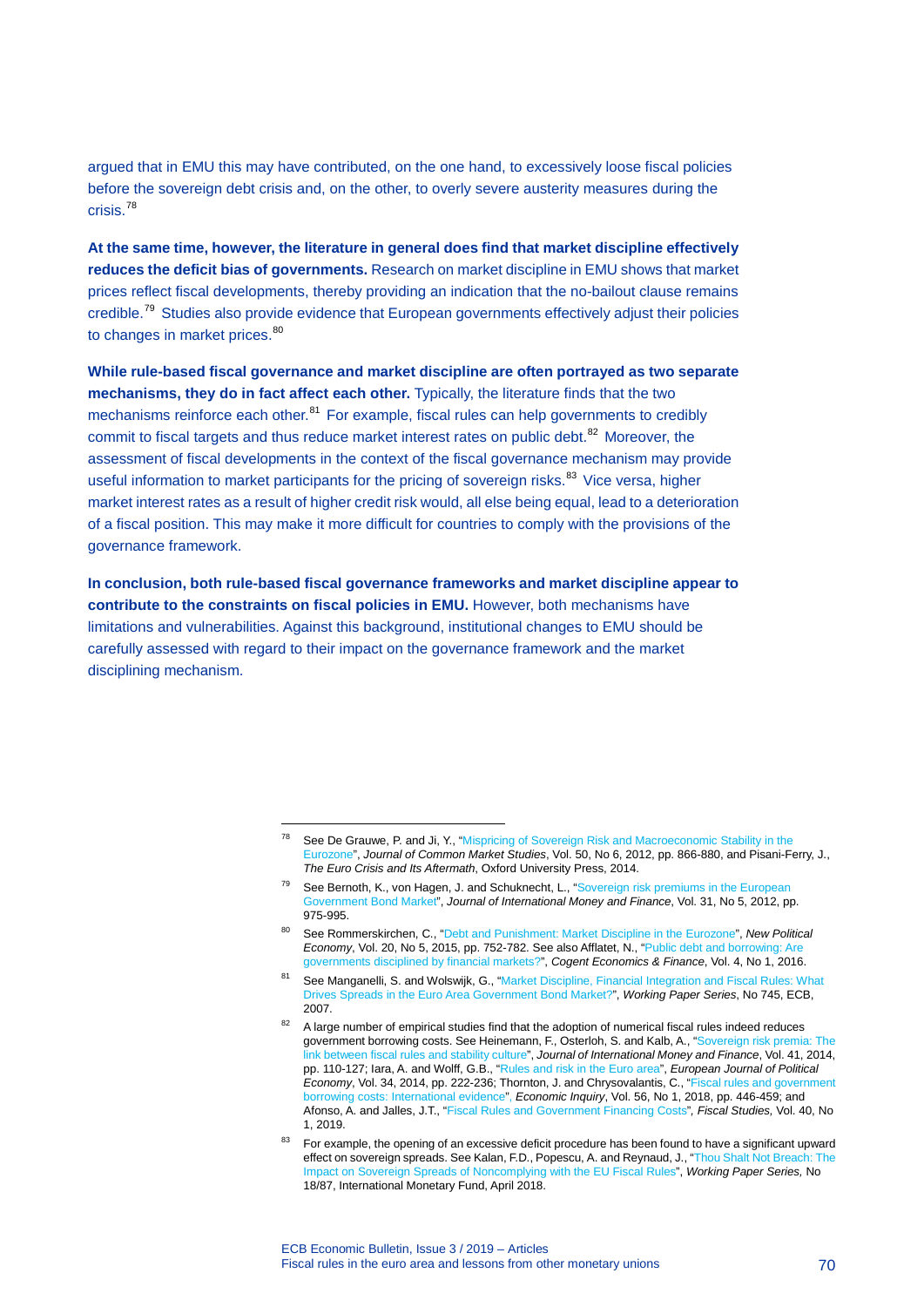argued that in EMU this may have contributed, on the one hand, to excessively loose fiscal policies before the sovereign debt crisis and, on the other, to overly severe austerity measures during the crisis.[78]

**At the same time, however, the literature in general does find that market discipline effectively reduces the deficit bias of governments.** Research on market discipline in EMU shows that market prices reflect fiscal developments, thereby providing an indication that the no-bailout clause remains credible.[79] Studies also provide evidence that European governments effectively adjust their policies to changes in market prices.[80]

**While rule-based fiscal governance and market discipline are often portrayed as two separate mechanisms, they do in fact affect each other.** Typically, the literature finds that the two mechanisms reinforce each other.[81] For example, fiscal rules can help governments to credibly commit to fiscal targets and thus reduce market interest rates on public debt.[82] Moreover, the assessment of fiscal developments in the context of the fiscal governance mechanism may provide useful information to market participants for the pricing of sovereign risks.[83] Vice versa, higher market interest rates as a result of higher credit risk would, all else being equal, lead to a deterioration of a fiscal position. This may make it more difficult for countries to comply with the provisions of the governance framework.

**In conclusion, both rule-based fiscal governance frameworks and market discipline appear to contribute to the constraints on fiscal policies in EMU.** However, both mechanisms have limitations and vulnerabilities. Against this background, institutional changes to EMU should be carefully assessed with regard to their impact on the governance framework and the market disciplining mechanism.

---

[78] See De Grauwe, P. and Ji, Y., "Mispricing of Sovereign Risk and Macroeconomic Stability in the Eurozone", *Journal of Common Market Studies*, Vol. 50, No 6, 2012, pp. 866-880, and Pisani-Ferry, J., *The Euro Crisis and Its Aftermath*, Oxford University Press, 2014.

[79] See Bernoth, K., von Hagen, J. and Schuknecht, L., "Sovereign risk premiums in the European Government Bond Market", *Journal of International Money and Finance*, Vol. 31, No 5, 2012, pp. 975-995.

[80] See Rommerskirchen, C., "Debt and Punishment: Market Discipline in the Eurozone", *New Political Economy*, Vol. 20, No 5, 2015, pp. 752-782. See also Afflatet, N., "Public debt and borrowing: Are governments disciplined by financial markets?", *Cogent Economics & Finance*, Vol. 4, No 1, 2016.

[81] See Manganelli, S. and Wolswijk, G., "Market Discipline, Financial Integration and Fiscal Rules: What Drives Spreads in the Euro Area Government Bond Market?", *Working Paper Series*, No 745, ECB, 2007.

[82] A large number of empirical studies find that the adoption of numerical fiscal rules indeed reduces government borrowing costs. See Heinemann, F., Osterloh, S. and Kalb, A., "Sovereign risk premia: The link between fiscal rules and stability culture", *Journal of International Money and Finance*, Vol. 41, 2014, pp. 110-127; Iara, A. and Wolff, G.B., "Rules and risk in the Euro area", *European Journal of Political Economy*, Vol. 34, 2014, pp. 222-236; Thornton, J. and Chrysovalantis, C., "Fiscal rules and government borrowing costs: International evidence", *Economic Inquiry*, Vol. 56, No 1, 2018, pp. 446-459; and Afonso, A. and Jalles, J.T., "Fiscal Rules and Government Financing Costs", *Fiscal Studies*, Vol. 40, No 1, 2019.

[83] For example, the opening of an excessive deficit procedure has been found to have a significant upward effect on sovereign spreads. See Kalan, F.D., Popescu, A. and Reynaud, J., "Thou Shalt Not Breach: The Impact on Sovereign Spreads of Noncomplying with the EU Fiscal Rules", *Working Paper Series*, No 18/87, International Monetary Fund, April 2018.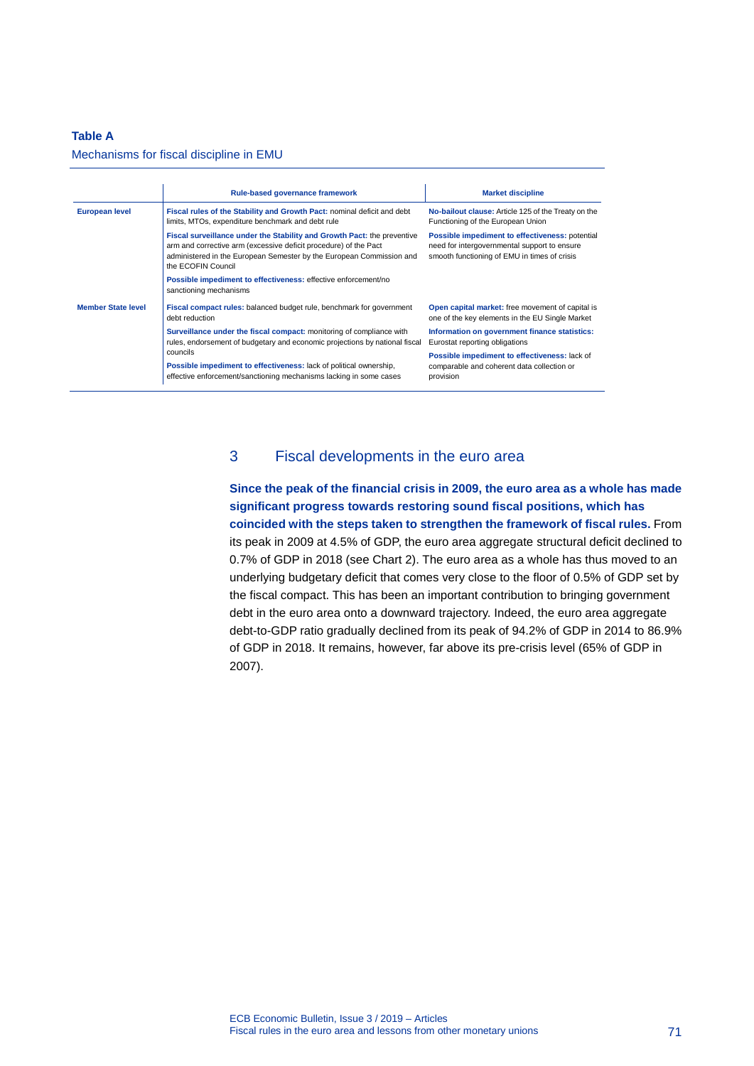**Table A**

Mechanisms for fiscal discipline in EMU

| | Rule-based governance framework | Market discipline |
|---|---|---|
| **European level** | **Fiscal rules of the Stability and Growth Pact:** nominal deficit and debt limits, MTOs, expenditure benchmark and debt rule<br><br>**Fiscal surveillance under the Stability and Growth Pact:** the preventive arm and corrective arm (excessive deficit procedure) of the Pact administered in the European Semester by the European Commission and the ECOFIN Council<br><br>**Possible impediment to effectiveness:** effective enforcement/no sanctioning mechanisms | **No-bailout clause:** Article 125 of the Treaty on the Functioning of the European Union<br><br>**Possible impediment to effectiveness:** potential need for intergovernmental support to ensure smooth functioning of EMU in times of crisis |
| **Member State level** | **Fiscal compact rules:** balanced budget rule, benchmark for government debt reduction<br><br>**Surveillance under the fiscal compact:** monitoring of compliance with rules, endorsement of budgetary and economic projections by national fiscal councils<br><br>**Possible impediment to effectiveness:** lack of political ownership, effective enforcement/sanctioning mechanisms lacking in some cases | **Open capital market:** free movement of capital is one of the key elements in the EU Single Market<br><br>**Information on government finance statistics:** Eurostat reporting obligations<br><br>**Possible impediment to effectiveness:** lack of comparable and coherent data collection or provision |

## 3 Fiscal developments in the euro area

**Since the peak of the financial crisis in 2009, the euro area as a whole has made significant progress towards restoring sound fiscal positions, which has coincided with the steps taken to strengthen the framework of fiscal rules.** From its peak in 2009 at 4.5% of GDP, the euro area aggregate structural deficit declined to 0.7% of GDP in 2018 (see Chart 2). The euro area as a whole has thus moved to an underlying budgetary deficit that comes very close to the floor of 0.5% of GDP set by the fiscal compact. This has been an important contribution to bringing government debt in the euro area onto a downward trajectory. Indeed, the euro area aggregate debt-to-GDP ratio gradually declined from its peak of 94.2% of GDP in 2014 to 86.9% of GDP in 2018. It remains, however, far above its pre-crisis level (65% of GDP in 2007).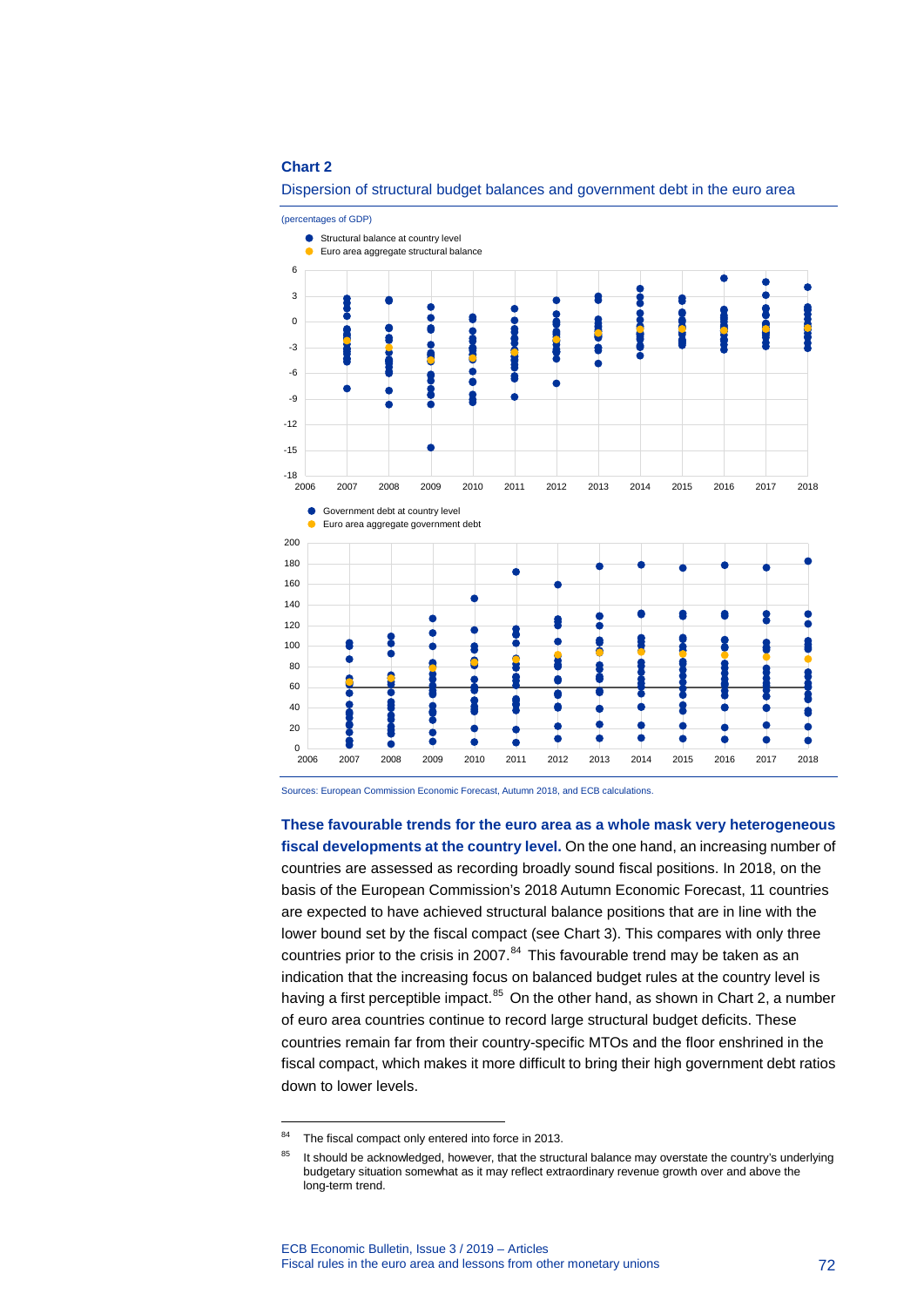**Chart 2**

Dispersion of structural budget balances and government debt in the euro area

(percentages of GDP)

Sources: European Commission Economic Forecast, Autumn 2018, and ECB calculations.

**These favourable trends for the euro area as a whole mask very heterogeneous fiscal developments at the country level.** On the one hand, an increasing number of countries are assessed as recording broadly sound fiscal positions. In 2018, on the basis of the European Commission's 2018 Autumn Economic Forecast, 11 countries are expected to have achieved structural balance positions that are in line with the lower bound set by the fiscal compact (see Chart 3). This compares with only three countries prior to the crisis in 2007.[84] This favourable trend may be taken as an indication that the increasing focus on balanced budget rules at the country level is having a first perceptible impact.[85] On the other hand, as shown in Chart 2, a number of euro area countries continue to record large structural budget deficits. These countries remain far from their country-specific MTOs and the floor enshrined in the fiscal compact, which makes it more difficult to bring their high government debt ratios down to lower levels.

---

[84] The fiscal compact only entered into force in 2013.

[85] It should be acknowledged, however, that the structural balance may overstate the country's underlying budgetary situation somewhat as it may reflect extraordinary revenue growth over and above the long-term trend.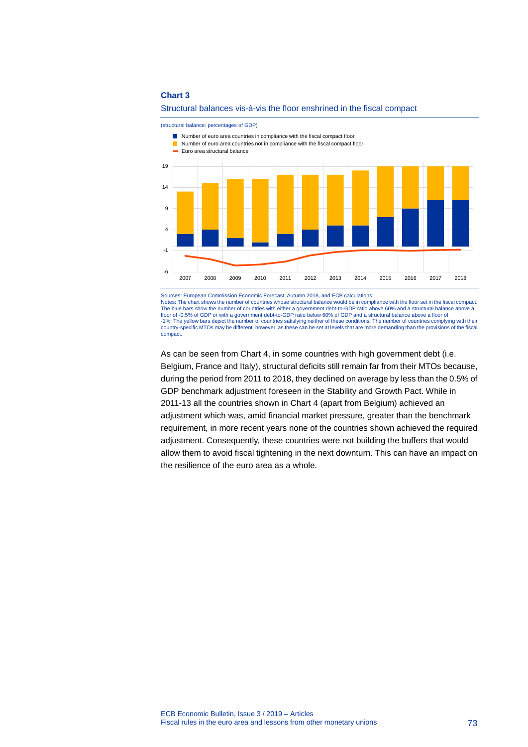**Chart 3**

Structural balances vis-à-vis the floor enshrined in the fiscal compact

(structural balance: percentages of GDP)

Sources: European Commission Economic Forecast, Autumn 2018, and ECB calculations.
Notes: The chart shows the number of countries whose structural balance would be in compliance with the floor set in the fiscal compact. The blue bars show the number of countries with either a government debt-to-GDP ratio above 60% and a structural balance above a floor of -0.5% of GDP or with a government debt-to-GDP ratio below 60% of GDP and a structural balance above a floor of -1%. The yellow bars depict the number of countries satisfying neither of these conditions. The number of countries complying with their country-specific MTOs may be different, however, as these can be set at levels that are more demanding than the provisions of the fiscal compact.

As can be seen from Chart 4, in some countries with high government debt (i.e. Belgium, France and Italy), structural deficits still remain far from their MTOs because, during the period from 2011 to 2018, they declined on average by less than the 0.5% of GDP benchmark adjustment foreseen in the Stability and Growth Pact. While in 2011-13 all the countries shown in Chart 4 (apart from Belgium) achieved an adjustment which was, amid financial market pressure, greater than the benchmark requirement, in more recent years none of the countries shown achieved the required adjustment. Consequently, these countries were not building the buffers that would allow them to avoid fiscal tightening in the next downturn. This can have an impact on the resilience of the euro area as a whole.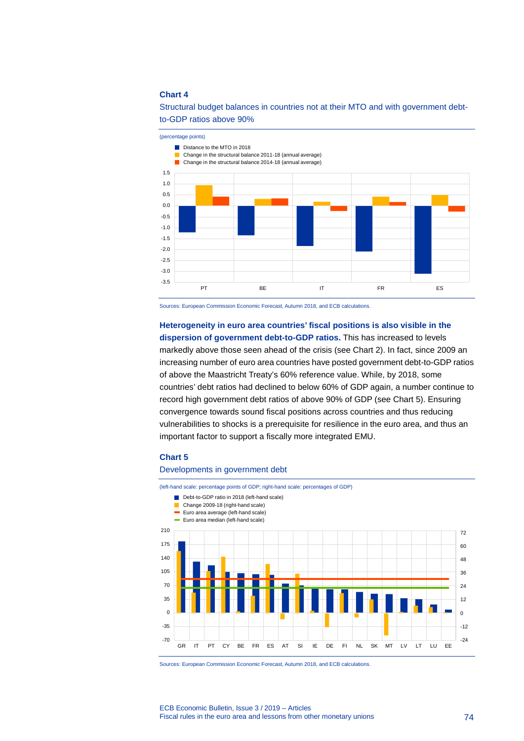**Chart 4**

Structural budget balances in countries not at their MTO and with government debt-to-GDP ratios above 90%

(percentage points)

- Distance to the MTO in 2018
- Change in the structural balance 2011-18 (annual average)
- Change in the structural balance 2014-18 (annual average)

Sources: European Commission Economic Forecast, Autumn 2018, and ECB calculations.

**Heterogeneity in euro area countries' fiscal positions is also visible in the dispersion of government debt-to-GDP ratios.** This has increased to levels markedly above those seen ahead of the crisis (see Chart 2). In fact, since 2009 an increasing number of euro area countries have posted government debt-to-GDP ratios of above the Maastricht Treaty's 60% reference value. While, by 2018, some countries' debt ratios had declined to below 60% of GDP again, a number continue to record high government debt ratios of above 90% of GDP (see Chart 5). Ensuring convergence towards sound fiscal positions across countries and thus reducing vulnerabilities to shocks is a prerequisite for resilience in the euro area, and thus an important factor to support a fiscally more integrated EMU.

**Chart 5**

Developments in government debt

(left-hand scale: percentage points of GDP; right-hand scale: percentages of GDP)

- Debt-to-GDP ratio in 2018 (left-hand scale)
- Change 2009-18 (right-hand scale)
- Euro area average (left-hand scale)
- Euro area median (left-hand scale)

Sources: European Commission Economic Forecast, Autumn 2018, and ECB calculations.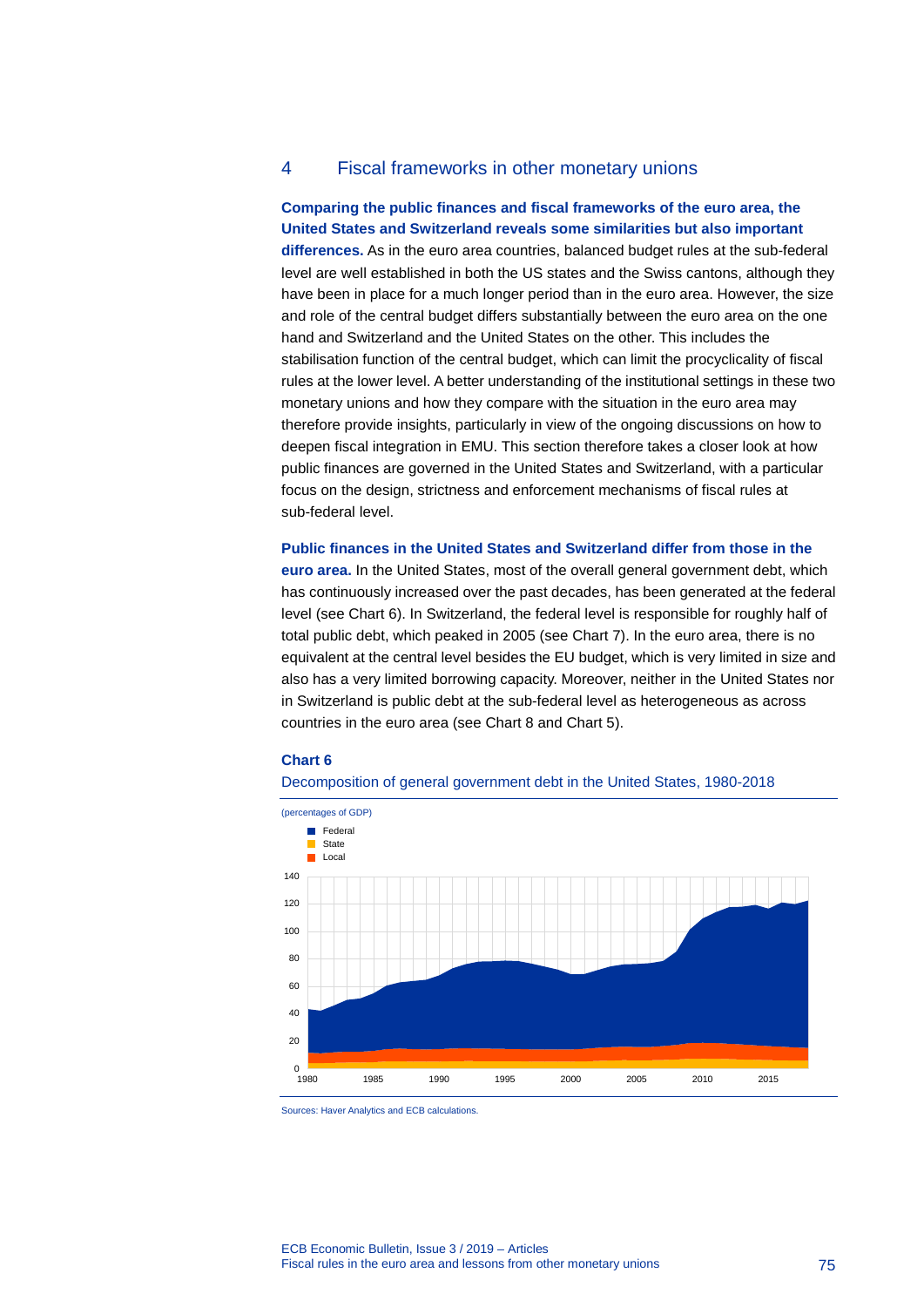## 4 Fiscal frameworks in other monetary unions

**Comparing the public finances and fiscal frameworks of the euro area, the United States and Switzerland reveals some similarities but also important differences.** As in the euro area countries, balanced budget rules at the sub-federal level are well established in both the US states and the Swiss cantons, although they have been in place for a much longer period than in the euro area. However, the size and role of the central budget differs substantially between the euro area on the one hand and Switzerland and the United States on the other. This includes the stabilisation function of the central budget, which can limit the procyclicality of fiscal rules at the lower level. A better understanding of the institutional settings in these two monetary unions and how they compare with the situation in the euro area may therefore provide insights, particularly in view of the ongoing discussions on how to deepen fiscal integration in EMU. This section therefore takes a closer look at how public finances are governed in the United States and Switzerland, with a particular focus on the design, strictness and enforcement mechanisms of fiscal rules at sub-federal level.

**Public finances in the United States and Switzerland differ from those in the euro area.** In the United States, most of the overall general government debt, which has continuously increased over the past decades, has been generated at the federal level (see Chart 6). In Switzerland, the federal level is responsible for roughly half of total public debt, which peaked in 2005 (see Chart 7). In the euro area, there is no equivalent at the central level besides the EU budget, which is very limited in size and also has a very limited borrowing capacity. Moreover, neither in the United States nor in Switzerland is public debt at the sub-federal level as heterogeneous as across countries in the euro area (see Chart 8 and Chart 5).

**Chart 6**

Decomposition of general government debt in the United States, 1980-2018

(percentages of GDP)

Sources: Haver Analytics and ECB calculations.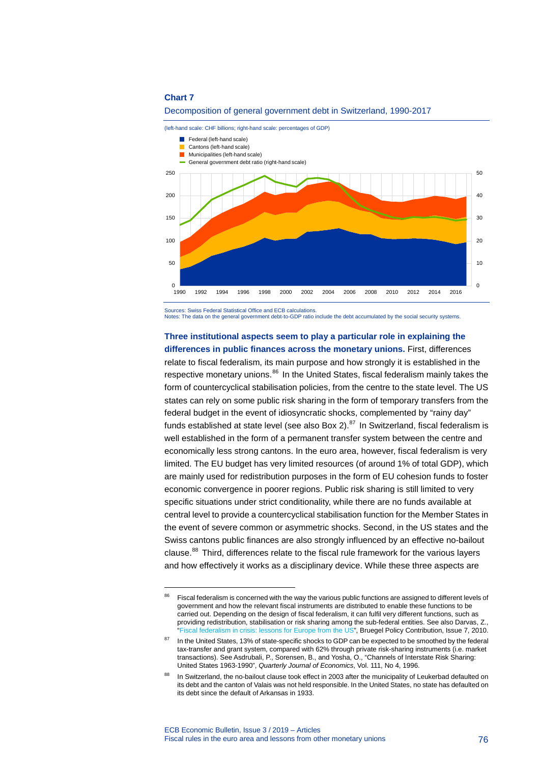**Chart 7**

Decomposition of general government debt in Switzerland, 1990-2017

(left-hand scale: CHF billions; right-hand scale: percentages of GDP)

- Federal (left-hand scale)
- Cantons (left-hand scale)
- Municipalities (left-hand scale)
- General government debt ratio (right-hand scale)

Sources: Swiss Federal Statistical Office and ECB calculations.
Notes: The data on the general government debt-to-GDP ratio include the debt accumulated by the social security systems.

**Three institutional aspects seem to play a particular role in explaining the differences in public finances across the monetary unions.** First, differences relate to fiscal federalism, its main purpose and how strongly it is established in the respective monetary unions.[86] In the United States, fiscal federalism mainly takes the form of countercyclical stabilisation policies, from the centre to the state level. The US states can rely on some public risk sharing in the form of temporary transfers from the federal budget in the event of idiosyncratic shocks, complemented by "rainy day" funds established at state level (see also Box 2).[87] In Switzerland, fiscal federalism is well established in the form of a permanent transfer system between the centre and economically less strong cantons. In the euro area, however, fiscal federalism is very limited. The EU budget has very limited resources (of around 1% of total GDP), which are mainly used for redistribution purposes in the form of EU cohesion funds to foster economic convergence in poorer regions. Public risk sharing is still limited to very specific situations under strict conditionality, while there are no funds available at central level to provide a countercyclical stabilisation function for the Member States in the event of severe common or asymmetric shocks. Second, in the US states and the Swiss cantons public finances are also strongly influenced by an effective no-bailout clause.[88] Third, differences relate to the fiscal rule framework for the various layers and how effectively it works as a disciplinary device. While these three aspects are

---

[86] Fiscal federalism is concerned with the way the various public functions are assigned to different levels of government and how the relevant fiscal instruments are distributed to enable these functions to be carried out. Depending on the design of fiscal federalism, it can fulfil very different functions, such as providing redistribution, stabilisation or risk sharing among the sub-federal entities. See also Darvas, Z., "Fiscal federalism in crisis: lessons for Europe from the US", Bruegel Policy Contribution, Issue 7, 2010.

[87] In the United States, 13% of state-specific shocks to GDP can be expected to be smoothed by the federal tax-transfer and grant system, compared with 62% through private risk-sharing instruments (i.e. market transactions). See Asdrubali, P., Sorensen, B., and Yosha, O., "Channels of Interstate Risk Sharing: United States 1963-1990", *Quarterly Journal of Economics*, Vol. 111, No 4, 1996.

[88] In Switzerland, the no-bailout clause took effect in 2003 after the municipality of Leukerbad defaulted on its debt and the canton of Valais was not held responsible. In the United States, no state has defaulted on its debt since the default of Arkansas in 1933.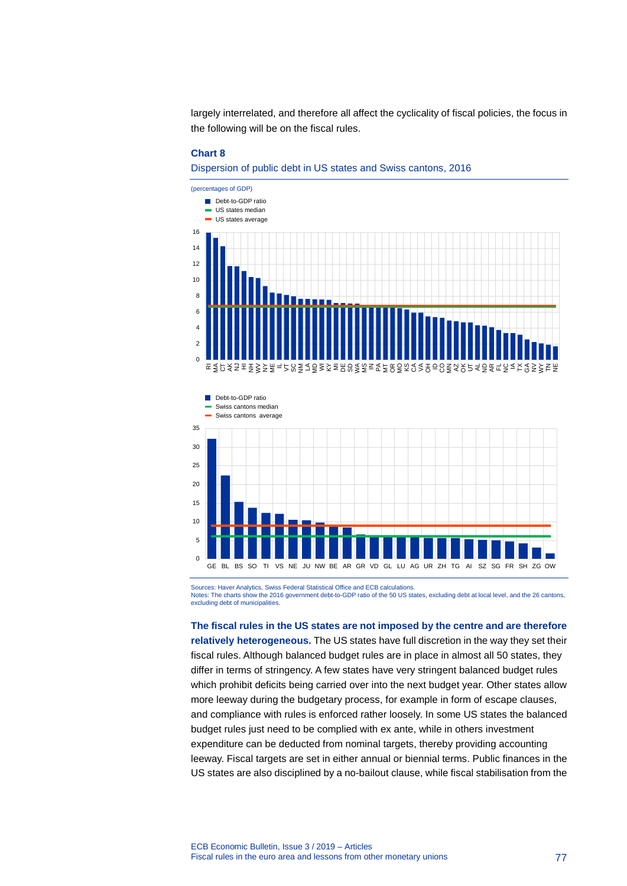largely interrelated, and therefore all affect the cyclicality of fiscal policies, the focus in the following will be on the fiscal rules.

**Chart 8**

Dispersion of public debt in US states and Swiss cantons, 2016

(percentages of GDP)

Sources: Haver Analytics, Swiss Federal Statistical Office and ECB calculations.
Notes: The charts show the 2016 government debt-to-GDP ratio of the 50 US states, excluding debt at local level, and the 26 cantons, excluding debt of municipalities.

**The fiscal rules in the US states are not imposed by the centre and are therefore relatively heterogeneous.** The US states have full discretion in the way they set their fiscal rules. Although balanced budget rules are in place in almost all 50 states, they differ in terms of stringency. A few states have very stringent balanced budget rules which prohibit deficits being carried over into the next budget year. Other states allow more leeway during the budgetary process, for example in form of escape clauses, and compliance with rules is enforced rather loosely. In some US states the balanced budget rules just need to be complied with ex ante, while in others investment expenditure can be deducted from nominal targets, thereby providing accounting leeway. Fiscal targets are set in either annual or biennial terms. Public finances in the US states are also disciplined by a no-bailout clause, while fiscal stabilisation from the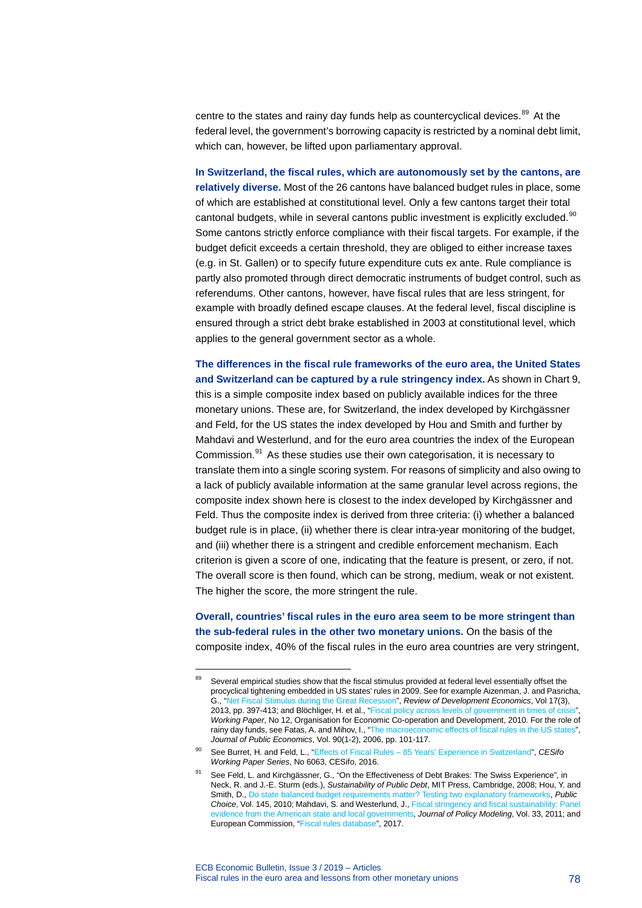centre to the states and rainy day funds help as countercyclical devices.[89] At the federal level, the government's borrowing capacity is restricted by a nominal debt limit, which can, however, be lifted upon parliamentary approval.

**In Switzerland, the fiscal rules, which are autonomously set by the cantons, are relatively diverse.** Most of the 26 cantons have balanced budget rules in place, some of which are established at constitutional level. Only a few cantons target their total cantonal budgets, while in several cantons public investment is explicitly excluded.[90] Some cantons strictly enforce compliance with their fiscal targets. For example, if the budget deficit exceeds a certain threshold, they are obliged to either increase taxes (e.g. in St. Gallen) or to specify future expenditure cuts ex ante. Rule compliance is partly also promoted through direct democratic instruments of budget control, such as referendums. Other cantons, however, have fiscal rules that are less stringent, for example with broadly defined escape clauses. At the federal level, fiscal discipline is ensured through a strict debt brake established in 2003 at constitutional level, which applies to the general government sector as a whole.

**The differences in the fiscal rule frameworks of the euro area, the United States and Switzerland can be captured by a rule stringency index.** As shown in Chart 9, this is a simple composite index based on publicly available indices for the three monetary unions. These are, for Switzerland, the index developed by Kirchgässner and Feld, for the US states the index developed by Hou and Smith and further by Mahdavi and Westerlund, and for the euro area countries the index of the European Commission.[91] As these studies use their own categorisation, it is necessary to translate them into a single scoring system. For reasons of simplicity and also owing to a lack of publicly available information at the same granular level across regions, the composite index shown here is closest to the index developed by Kirchgässner and Feld. Thus the composite index is derived from three criteria: (i) whether a balanced budget rule is in place, (ii) whether there is clear intra-year monitoring of the budget, and (iii) whether there is a stringent and credible enforcement mechanism. Each criterion is given a score of one, indicating that the feature is present, or zero, if not. The overall score is then found, which can be strong, medium, weak or not existent. The higher the score, the more stringent the rule.

**Overall, countries' fiscal rules in the euro area seem to be more stringent than the sub-federal rules in the other two monetary unions.** On the basis of the composite index, 40% of the fiscal rules in the euro area countries are very stringent,

---

[89] Several empirical studies show that the fiscal stimulus provided at federal level essentially offset the procyclical tightening embedded in US states' rules in 2009. See for example Aizenman, J. and Pasricha, G., "Net Fiscal Stimulus during the Great Recession", *Review of Development Economics*, Vol 17(3), 2013, pp. 397-413; and Blöchliger, H. et al., "Fiscal policy across levels of government in times of crisis", *Working Paper*, No 12, Organisation for Economic Co-operation and Development, 2010. For the role of rainy day funds, see Fatas, A. and Mihov, I., "The macroeconomic effects of fiscal rules in the US states", *Journal of Public Economics*, Vol. 90(1-2), 2006, pp. 101-117.

[90] See Burret, H. and Feld, L., "Effects of Fiscal Rules – 85 Years' Experience in Switzerland", *CESifo Working Paper Series*, No 6063, CESifo, 2016.

[91] See Feld, L. and Kirchgässner, G., "On the Effectiveness of Debt Brakes: The Swiss Experience", in Neck, R. and J.-E. Sturm (eds.), *Sustainability of Public Debt*, MIT Press, Cambridge, 2008; Hou, Y. and Smith, D., Do state balanced budget requirements matter? Testing two explanatory frameworks, *Public Choice*, Vol. 145, 2010; Mahdavi, S. and Westerlund, J., Fiscal stringency and fiscal sustainability: Panel evidence from the American state and local governments, *Journal of Policy Modeling*, Vol. 33, 2011; and European Commission, "Fiscal rules database", 2017.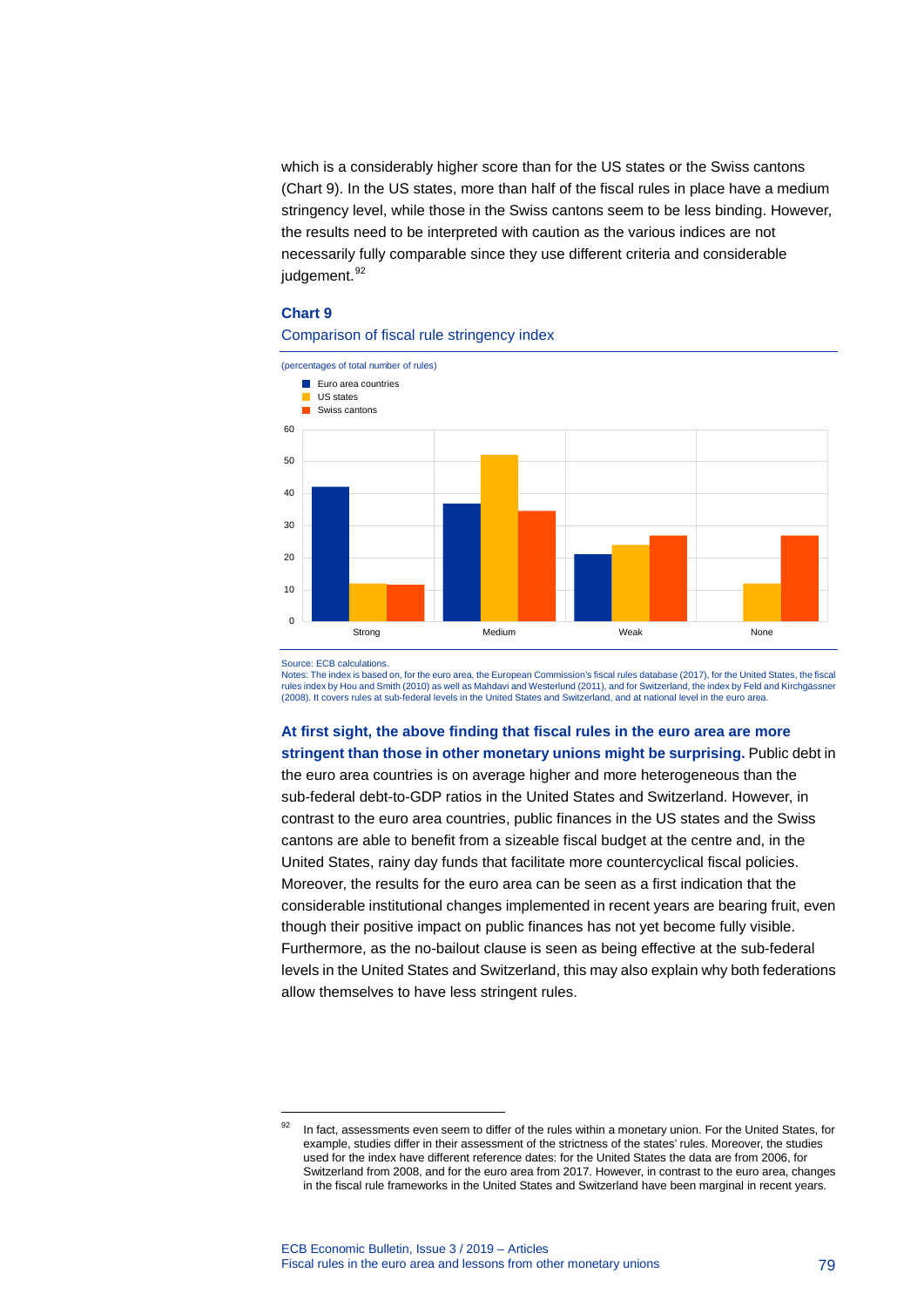which is a considerably higher score than for the US states or the Swiss cantons (Chart 9). In the US states, more than half of the fiscal rules in place have a medium stringency level, while those in the Swiss cantons seem to be less binding. However, the results need to be interpreted with caution as the various indices are not necessarily fully comparable since they use different criteria and considerable judgement.[92]

**Chart 9**

Comparison of fiscal rule stringency index

(percentages of total number of rules)

Source: ECB calculations.
Notes: The index is based on, for the euro area, the European Commission's fiscal rules database (2017), for the United States, the fiscal rules index by Hou and Smith (2010) as well as Mahdavi and Westerlund (2011), and for Switzerland, the index by Feld and Kirchgässner (2008). It covers rules at sub-federal levels in the United States and Switzerland, and at national level in the euro area.

**At first sight, the above finding that fiscal rules in the euro area are more stringent than those in other monetary unions might be surprising.** Public debt in the euro area countries is on average higher and more heterogeneous than the sub-federal debt-to-GDP ratios in the United States and Switzerland. However, in contrast to the euro area countries, public finances in the US states and the Swiss cantons are able to benefit from a sizeable fiscal budget at the centre and, in the United States, rainy day funds that facilitate more countercyclical fiscal policies. Moreover, the results for the euro area can be seen as a first indication that the considerable institutional changes implemented in recent years are bearing fruit, even though their positive impact on public finances has not yet become fully visible. Furthermore, as the no-bailout clause is seen as being effective at the sub-federal levels in the United States and Switzerland, this may also explain why both federations allow themselves to have less stringent rules.

---

[92] In fact, assessments even seem to differ of the rules within a monetary union. For the United States, for example, studies differ in their assessment of the strictness of the states' rules. Moreover, the studies used for the index have different reference dates: for the United States the data are from 2006, for Switzerland from 2008, and for the euro area from 2017. However, in contrast to the euro area, changes in the fiscal rule frameworks in the United States and Switzerland have been marginal in recent years.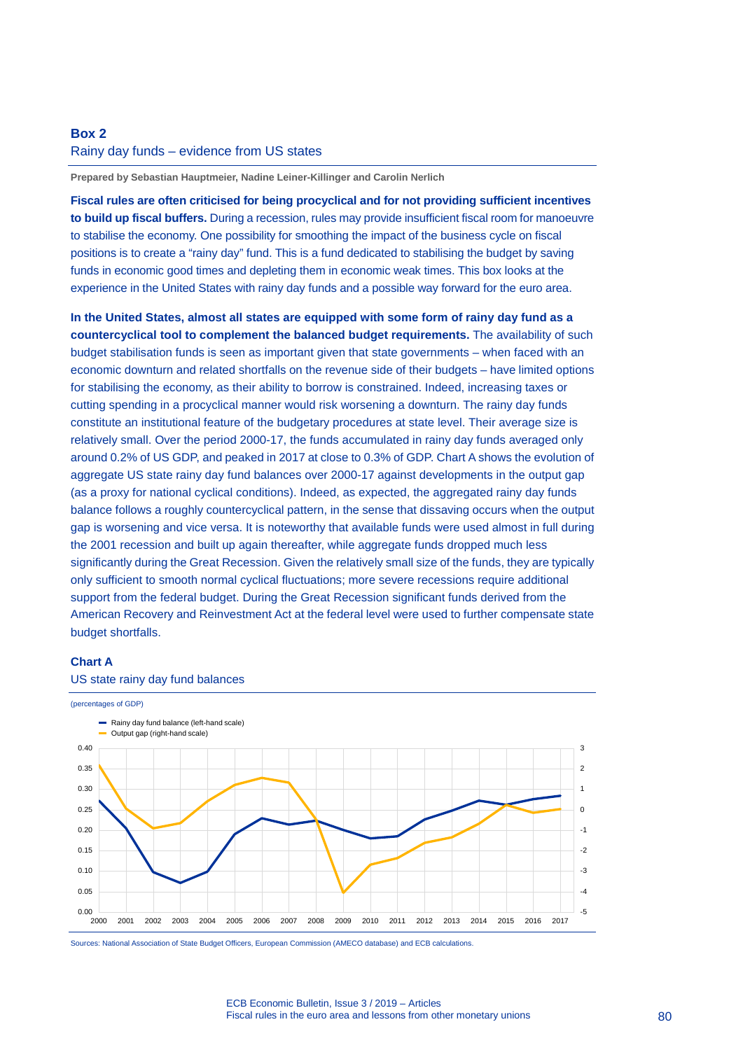## Box 2

### Rainy day funds – evidence from US states

**Prepared by Sebastian Hauptmeier, Nadine Leiner-Killinger and Carolin Nerlich**

**Fiscal rules are often criticised for being procyclical and for not providing sufficient incentives to build up fiscal buffers.** During a recession, rules may provide insufficient fiscal room for manoeuvre to stabilise the economy. One possibility for smoothing the impact of the business cycle on fiscal positions is to create a "rainy day" fund. This is a fund dedicated to stabilising the budget by saving funds in economic good times and depleting them in economic weak times. This box looks at the experience in the United States with rainy day funds and a possible way forward for the euro area.

**In the United States, almost all states are equipped with some form of rainy day fund as a countercyclical tool to complement the balanced budget requirements.** The availability of such budget stabilisation funds is seen as important given that state governments – when faced with an economic downturn and related shortfalls on the revenue side of their budgets – have limited options for stabilising the economy, as their ability to borrow is constrained. Indeed, increasing taxes or cutting spending in a procyclical manner would risk worsening a downturn. The rainy day funds constitute an institutional feature of the budgetary procedures at state level. Their average size is relatively small. Over the period 2000-17, the funds accumulated in rainy day funds averaged only around 0.2% of US GDP, and peaked in 2017 at close to 0.3% of GDP. Chart A shows the evolution of aggregate US state rainy day fund balances over 2000-17 against developments in the output gap (as a proxy for national cyclical conditions). Indeed, as expected, the aggregated rainy day funds balance follows a roughly countercyclical pattern, in the sense that dissaving occurs when the output gap is worsening and vice versa. It is noteworthy that available funds were used almost in full during the 2001 recession and built up again thereafter, while aggregate funds dropped much less significantly during the Great Recession. Given the relatively small size of the funds, they are typically only sufficient to smooth normal cyclical fluctuations; more severe recessions require additional support from the federal budget. During the Great Recession significant funds derived from the American Recovery and Reinvestment Act at the federal level were used to further compensate state budget shortfalls.

**Chart A**

US state rainy day fund balances

(percentages of GDP)

Sources: National Association of State Budget Officers, European Commission (AMECO database) and ECB calculations.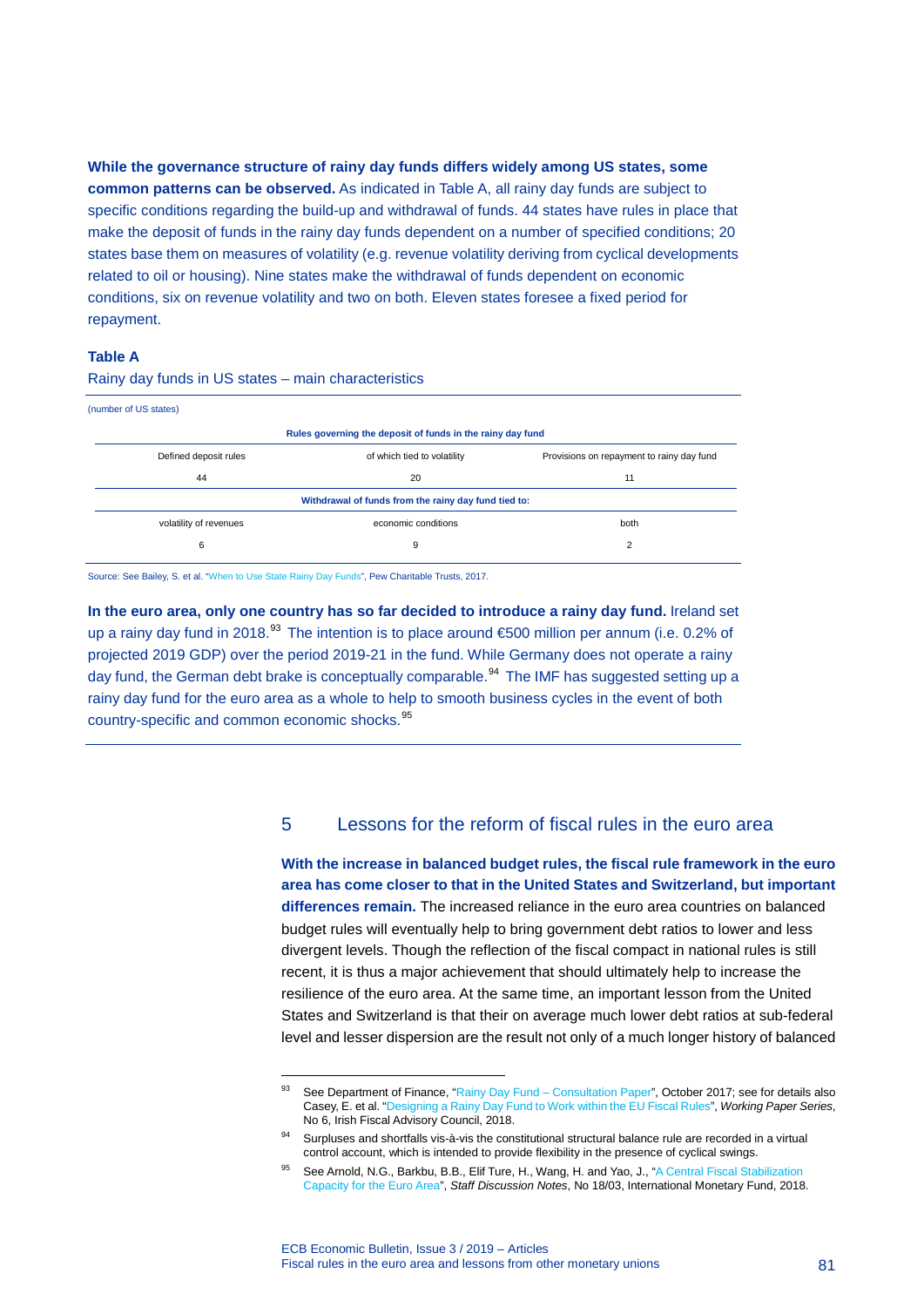**While the governance structure of rainy day funds differs widely among US states, some common patterns can be observed.** As indicated in Table A, all rainy day funds are subject to specific conditions regarding the build-up and withdrawal of funds. 44 states have rules in place that make the deposit of funds in the rainy day funds dependent on a number of specified conditions; 20 states base them on measures of volatility (e.g. revenue volatility deriving from cyclical developments related to oil or housing). Nine states make the withdrawal of funds dependent on economic conditions, six on revenue volatility and two on both. Eleven states foresee a fixed period for repayment.

**Table A**

Rainy day funds in US states – main characteristics

(number of US states)

| Rules governing the deposit of funds in the rainy day fund | | |
|---|---|---|
| Defined deposit rules | of which tied to volatility | Provisions on repayment to rainy day fund |
| 44 | 20 | 11 |
| **Withdrawal of funds from the rainy day fund tied to:** | | |
| volatility of revenues | economic conditions | both |
| 6 | 9 | 2 |

Source: See Bailey, S. et al. "When to Use State Rainy Day Funds", Pew Charitable Trusts, 2017.

**In the euro area, only one country has so far decided to introduce a rainy day fund.** Ireland set up a rainy day fund in 2018.[93] The intention is to place around €500 million per annum (i.e. 0.2% of projected 2019 GDP) over the period 2019-21 in the fund. While Germany does not operate a rainy day fund, the German debt brake is conceptually comparable.[94] The IMF has suggested setting up a rainy day fund for the euro area as a whole to help to smooth business cycles in the event of both country-specific and common economic shocks.[95]

## 5 Lessons for the reform of fiscal rules in the euro area

**With the increase in balanced budget rules, the fiscal rule framework in the euro area has come closer to that in the United States and Switzerland, but important differences remain.** The increased reliance in the euro area countries on balanced budget rules will eventually help to bring government debt ratios to lower and less divergent levels. Though the reflection of the fiscal compact in national rules is still recent, it is thus a major achievement that should ultimately help to increase the resilience of the euro area. At the same time, an important lesson from the United States and Switzerland is that their on average much lower debt ratios at sub-federal level and lesser dispersion are the result not only of a much longer history of balanced

[93] See Department of Finance, "Rainy Day Fund – Consultation Paper", October 2017; see for details also Casey, E. et al. "Designing a Rainy Day Fund to Work within the EU Fiscal Rules", *Working Paper Series*, No 6, Irish Fiscal Advisory Council, 2018.

[94] Surpluses and shortfalls vis-à-vis the constitutional structural balance rule are recorded in a virtual control account, which is intended to provide flexibility in the presence of cyclical swings.

[95] See Arnold, N.G., Barkbu, B.B., Elif Ture, H., Wang, H. and Yao, J., "A Central Fiscal Stabilization Capacity for the Euro Area", *Staff Discussion Notes*, No 18/03, International Monetary Fund, 2018.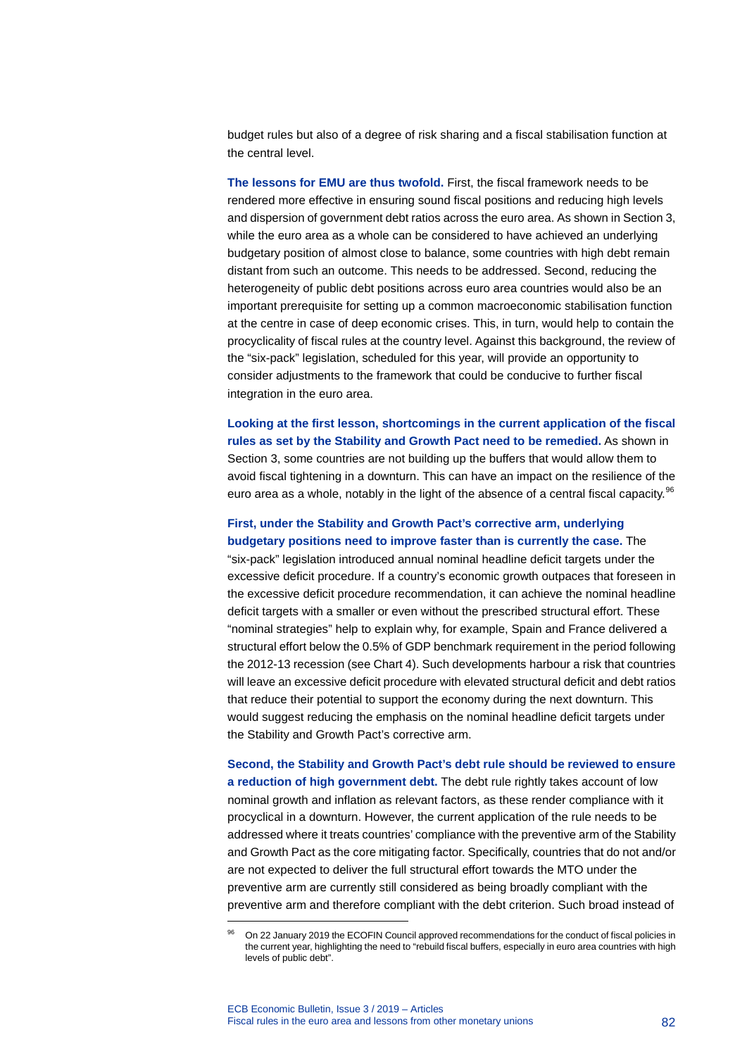budget rules but also of a degree of risk sharing and a fiscal stabilisation function at the central level.

**The lessons for EMU are thus twofold.** First, the fiscal framework needs to be rendered more effective in ensuring sound fiscal positions and reducing high levels and dispersion of government debt ratios across the euro area. As shown in Section 3, while the euro area as a whole can be considered to have achieved an underlying budgetary position of almost close to balance, some countries with high debt remain distant from such an outcome. This needs to be addressed. Second, reducing the heterogeneity of public debt positions across euro area countries would also be an important prerequisite for setting up a common macroeconomic stabilisation function at the centre in case of deep economic crises. This, in turn, would help to contain the procyclicality of fiscal rules at the country level. Against this background, the review of the "six-pack" legislation, scheduled for this year, will provide an opportunity to consider adjustments to the framework that could be conducive to further fiscal integration in the euro area.

**Looking at the first lesson, shortcomings in the current application of the fiscal rules as set by the Stability and Growth Pact need to be remedied.** As shown in Section 3, some countries are not building up the buffers that would allow them to avoid fiscal tightening in a downturn. This can have an impact on the resilience of the euro area as a whole, notably in the light of the absence of a central fiscal capacity.[96]

**First, under the Stability and Growth Pact's corrective arm, underlying budgetary positions need to improve faster than is currently the case.** The "six-pack" legislation introduced annual nominal headline deficit targets under the excessive deficit procedure. If a country's economic growth outpaces that foreseen in the excessive deficit procedure recommendation, it can achieve the nominal headline deficit targets with a smaller or even without the prescribed structural effort. These "nominal strategies" help to explain why, for example, Spain and France delivered a structural effort below the 0.5% of GDP benchmark requirement in the period following the 2012-13 recession (see Chart 4). Such developments harbour a risk that countries will leave an excessive deficit procedure with elevated structural deficit and debt ratios that reduce their potential to support the economy during the next downturn. This would suggest reducing the emphasis on the nominal headline deficit targets under the Stability and Growth Pact's corrective arm.

**Second, the Stability and Growth Pact's debt rule should be reviewed to ensure a reduction of high government debt.** The debt rule rightly takes account of low nominal growth and inflation as relevant factors, as these render compliance with it procyclical in a downturn. However, the current application of the rule needs to be addressed where it treats countries' compliance with the preventive arm of the Stability and Growth Pact as the core mitigating factor. Specifically, countries that do not and/or are not expected to deliver the full structural effort towards the MTO under the preventive arm are currently still considered as being broadly compliant with the preventive arm and therefore compliant with the debt criterion. Such broad instead of

[96] On 22 January 2019 the ECOFIN Council approved recommendations for the conduct of fiscal policies in the current year, highlighting the need to "rebuild fiscal buffers, especially in euro area countries with high levels of public debt".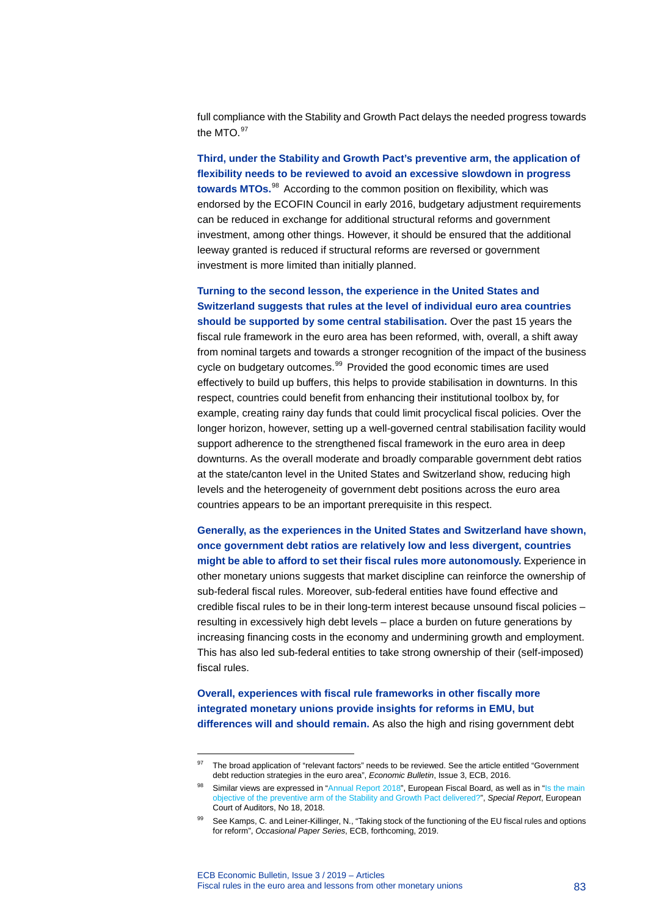full compliance with the Stability and Growth Pact delays the needed progress towards the MTO.[97]

**Third, under the Stability and Growth Pact's preventive arm, the application of flexibility needs to be reviewed to avoid an excessive slowdown in progress towards MTOs.**[98] According to the common position on flexibility, which was endorsed by the ECOFIN Council in early 2016, budgetary adjustment requirements can be reduced in exchange for additional structural reforms and government investment, among other things. However, it should be ensured that the additional leeway granted is reduced if structural reforms are reversed or government investment is more limited than initially planned.

**Turning to the second lesson, the experience in the United States and Switzerland suggests that rules at the level of individual euro area countries should be supported by some central stabilisation.** Over the past 15 years the fiscal rule framework in the euro area has been reformed, with, overall, a shift away from nominal targets and towards a stronger recognition of the impact of the business cycle on budgetary outcomes.[99] Provided the good economic times are used effectively to build up buffers, this helps to provide stabilisation in downturns. In this respect, countries could benefit from enhancing their institutional toolbox by, for example, creating rainy day funds that could limit procyclical fiscal policies. Over the longer horizon, however, setting up a well-governed central stabilisation facility would support adherence to the strengthened fiscal framework in the euro area in deep downturns. As the overall moderate and broadly comparable government debt ratios at the state/canton level in the United States and Switzerland show, reducing high levels and the heterogeneity of government debt positions across the euro area countries appears to be an important prerequisite in this respect.

**Generally, as the experiences in the United States and Switzerland have shown, once government debt ratios are relatively low and less divergent, countries might be able to afford to set their fiscal rules more autonomously.** Experience in other monetary unions suggests that market discipline can reinforce the ownership of sub-federal fiscal rules. Moreover, sub-federal entities have found effective and credible fiscal rules to be in their long-term interest because unsound fiscal policies – resulting in excessively high debt levels – place a burden on future generations by increasing financing costs in the economy and undermining growth and employment. This has also led sub-federal entities to take strong ownership of their (self-imposed) fiscal rules.

**Overall, experiences with fiscal rule frameworks in other fiscally more integrated monetary unions provide insights for reforms in EMU, but differences will and should remain.** As also the high and rising government debt

---

[97] The broad application of "relevant factors" needs to be reviewed. See the article entitled "Government debt reduction strategies in the euro area", *Economic Bulletin*, Issue 3, ECB, 2016.

[98] Similar views are expressed in "Annual Report 2018", European Fiscal Board, as well as in "Is the main objective of the preventive arm of the Stability and Growth Pact delivered?", *Special Report*, European Court of Auditors, No 18, 2018.

[99] See Kamps, C. and Leiner-Killinger, N., "Taking stock of the functioning of the EU fiscal rules and options for reform", *Occasional Paper Series*, ECB, forthcoming, 2019.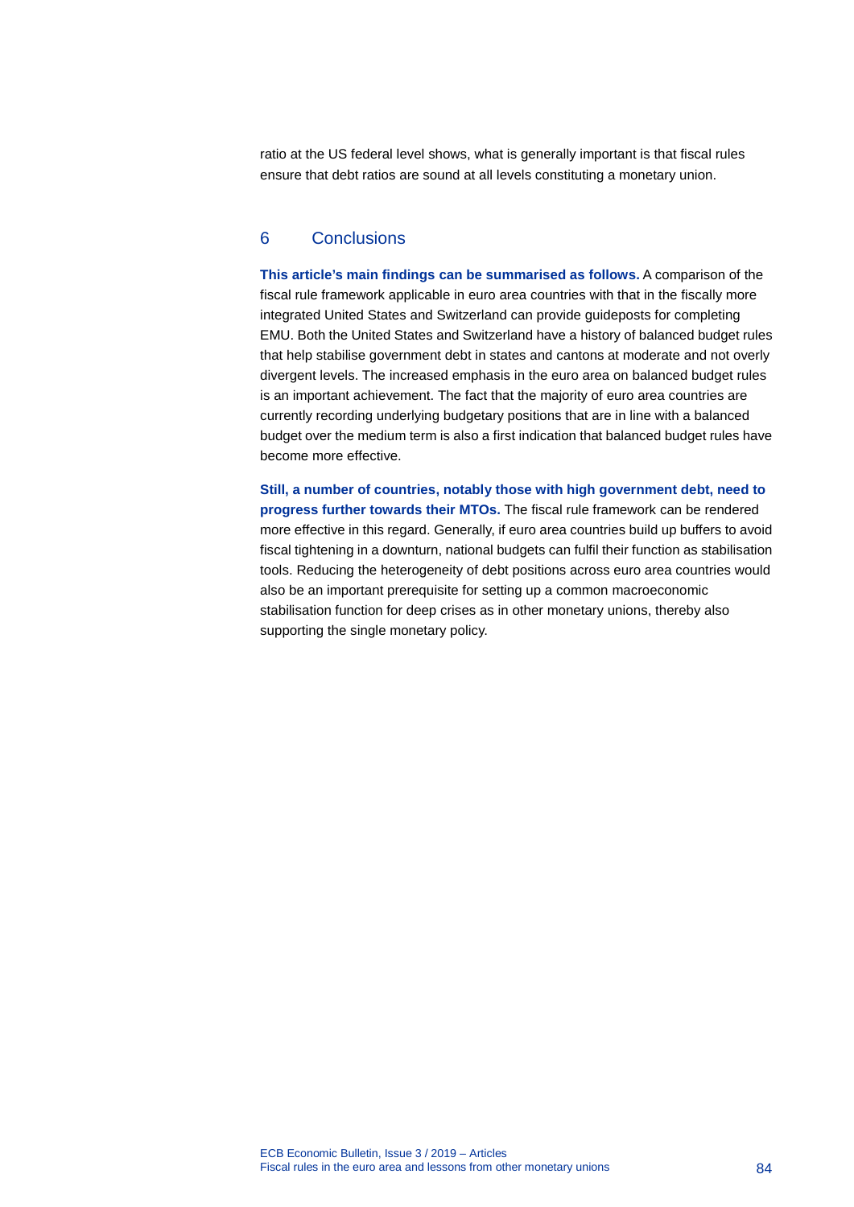ratio at the US federal level shows, what is generally important is that fiscal rules ensure that debt ratios are sound at all levels constituting a monetary union.

## 6 Conclusions

**This article's main findings can be summarised as follows.** A comparison of the fiscal rule framework applicable in euro area countries with that in the fiscally more integrated United States and Switzerland can provide guideposts for completing EMU. Both the United States and Switzerland have a history of balanced budget rules that help stabilise government debt in states and cantons at moderate and not overly divergent levels. The increased emphasis in the euro area on balanced budget rules is an important achievement. The fact that the majority of euro area countries are currently recording underlying budgetary positions that are in line with a balanced budget over the medium term is also a first indication that balanced budget rules have become more effective.

**Still, a number of countries, notably those with high government debt, need to progress further towards their MTOs.** The fiscal rule framework can be rendered more effective in this regard. Generally, if euro area countries build up buffers to avoid fiscal tightening in a downturn, national budgets can fulfil their function as stabilisation tools. Reducing the heterogeneity of debt positions across euro area countries would also be an important prerequisite for setting up a common macroeconomic stabilisation function for deep crises as in other monetary unions, thereby also supporting the single monetary policy.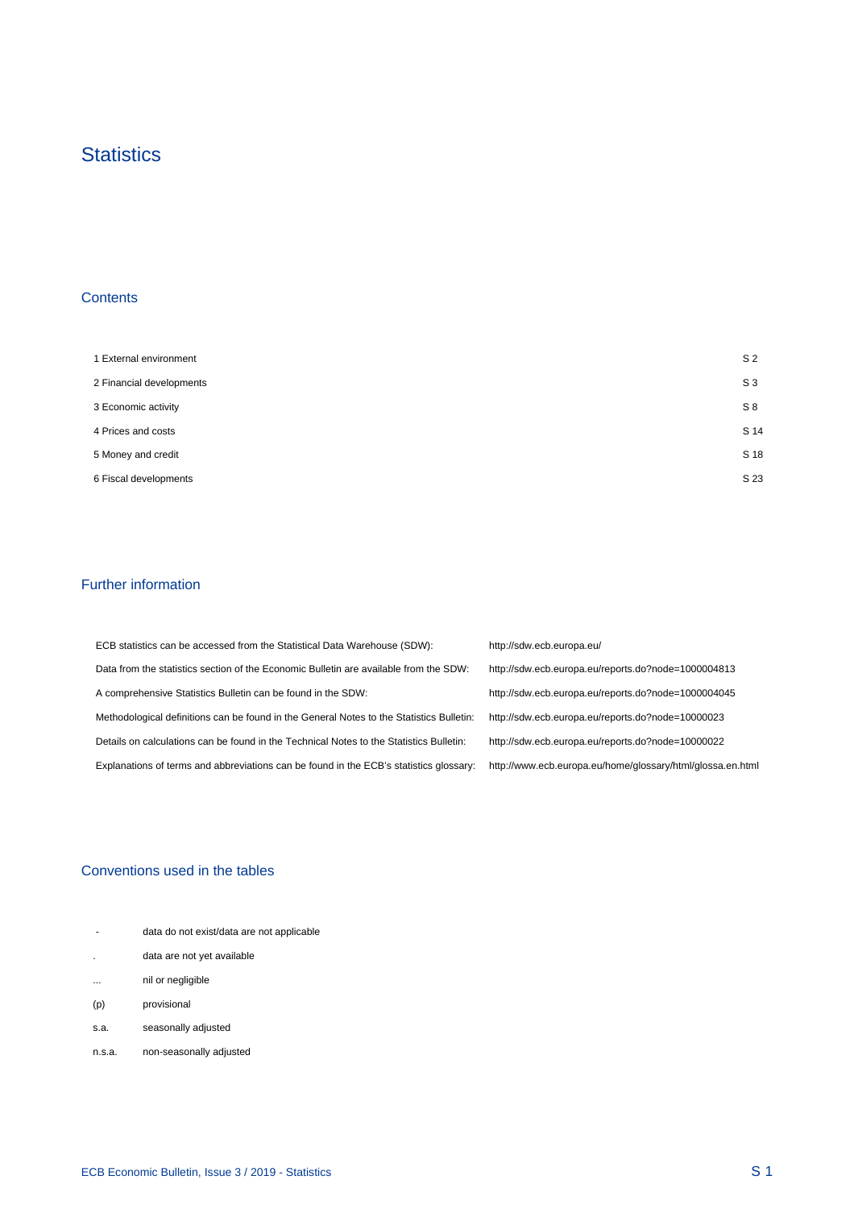# Statistics

## Contents

| | |
|---|---|
| 1 External environment | S 2 |
| 2 Financial developments | S 3 |
| 3 Economic activity | S 8 |
| 4 Prices and costs | S 14 |
| 5 Money and credit | S 18 |
| 6 Fiscal developments | S 23 |

## Further information

| | |
|---|---|
| ECB statistics can be accessed from the Statistical Data Warehouse (SDW): | http://sdw.ecb.europa.eu/ |
| Data from the statistics section of the Economic Bulletin are available from the SDW: | http://sdw.ecb.europa.eu/reports.do?node=1000004813 |
| A comprehensive Statistics Bulletin can be found in the SDW: | http://sdw.ecb.europa.eu/reports.do?node=1000004045 |
| Methodological definitions can be found in the General Notes to the Statistics Bulletin: | http://sdw.ecb.europa.eu/reports.do?node=10000023 |
| Details on calculations can be found in the Technical Notes to the Statistics Bulletin: | http://sdw.ecb.europa.eu/reports.do?node=10000022 |
| Explanations of terms and abbreviations can be found in the ECB's statistics glossary: | http://www.ecb.europa.eu/home/glossary/html/glossa.en.html |

## Conventions used in the tables

| | |
|---|---|
| - | data do not exist/data are not applicable |
| . | data are not yet available |
| ... | nil or negligible |
| (p) | provisional |
| s.a. | seasonally adjusted |
| n.s.a. | non-seasonally adjusted |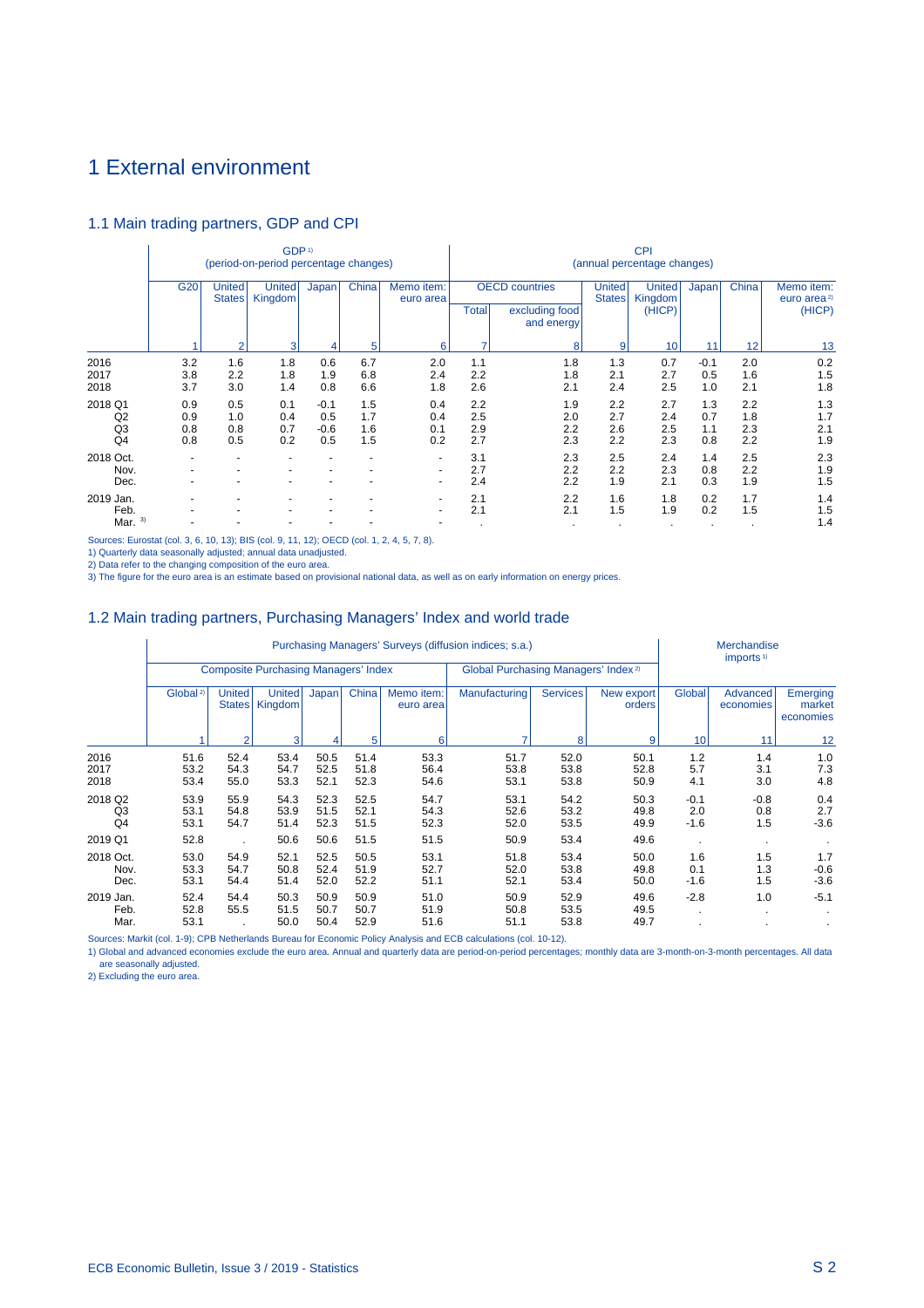# 1 External environment

## 1.1 Main trading partners, GDP and CPI

| | GDP[1] (period-on-period percentage changes) | | | | | | CPI (annual percentage changes) | | | | | | |
|---|---|---|---|---|---|---|---|---|---|---|---|---|---|
| | G20 | United States | United Kingdom | Japan | China | Memo item: euro area | OECD countries | | United States | United Kingdom (HICP) | Japan | China | Memo item: euro area[2] (HICP) |
| | | | | | | | Total | excluding food and energy | | | | | |
| | 1 | 2 | 3 | 4 | 5 | 6 | 7 | 8 | 9 | 10 | 11 | 12 | 13 |
| 2016 | 3.2 | 1.6 | 1.8 | 0.6 | 6.7 | 2.0 | 1.1 | 1.8 | 1.3 | 0.7 | -0.1 | 2.0 | 0.2 |
| 2017 | 3.8 | 2.2 | 1.8 | 1.9 | 6.8 | 2.4 | 2.2 | 1.8 | 2.1 | 2.7 | 0.5 | 1.6 | 1.5 |
| 2018 | 3.7 | 3.0 | 1.4 | 0.8 | 6.6 | 1.8 | 2.6 | 2.1 | 2.4 | 2.5 | 1.0 | 2.1 | 1.8 |
| 2018 Q1 | 0.9 | 0.5 | 0.1 | -0.1 | 1.5 | 0.4 | 2.2 | 1.9 | 2.2 | 2.7 | 1.3 | 2.2 | 1.3 |
| Q2 | 0.9 | 1.0 | 0.4 | 0.5 | 1.7 | 0.4 | 2.5 | 2.0 | 2.7 | 2.4 | 0.7 | 1.8 | 1.7 |
| Q3 | 0.8 | 0.8 | 0.7 | -0.6 | 1.6 | 0.1 | 2.9 | 2.2 | 2.6 | 2.5 | 1.1 | 2.3 | 2.1 |
| Q4 | 0.8 | 0.5 | 0.2 | 0.5 | 1.5 | 0.2 | 2.7 | 2.3 | 2.2 | 2.3 | 0.8 | 2.2 | 1.9 |
| 2018 Oct. | - | - | - | - | - | - | 3.1 | 2.3 | 2.5 | 2.4 | 1.4 | 2.5 | 2.3 |
| Nov. | - | - | - | - | - | - | 2.7 | 2.2 | 2.2 | 2.3 | 0.8 | 2.2 | 1.9 |
| Dec. | - | - | - | - | - | - | 2.4 | 2.2 | 1.9 | 2.1 | 0.3 | 1.9 | 1.5 |
| 2019 Jan. | - | - | - | - | - | - | 2.1 | 2.2 | 1.6 | 1.8 | 0.2 | 1.7 | 1.4 |
| Feb. | - | - | - | - | - | - | 2.1 | 2.1 | 1.5 | 1.9 | 0.2 | 1.5 | 1.5 |
| Mar.[3] | - | - | - | - | - | - | . | . | . | . | . | . | 1.4 |

Sources: Eurostat (col. 3, 6, 10, 13); BIS (col. 9, 11, 12); OECD (col. 1, 2, 4, 5, 7, 8).
1) Quarterly data seasonally adjusted; annual data unadjusted.
2) Data refer to the changing composition of the euro area.
3) The figure for the euro area is an estimate based on provisional national data, as well as on early information on energy prices.

## 1.2 Main trading partners, Purchasing Managers' Index and world trade

| | Purchasing Managers' Surveys (diffusion indices; s.a.) | | | | | | | | | Merchandise imports[1] | | |
|---|---|---|---|---|---|---|---|---|---|---|---|---|
| | Composite Purchasing Managers' Index | | | | | | Global Purchasing Managers' Index[2] | | | | | |
| | Global[2] | United States | United Kingdom | Japan | China | Memo item: euro area | Manufacturing | Services | New export orders | Global | Advanced economies | Emerging market economies |
| | 1 | 2 | 3 | 4 | 5 | 6 | 7 | 8 | 9 | 10 | 11 | 12 |
| 2016 | 51.6 | 52.4 | 53.4 | 50.5 | 51.4 | 53.3 | 51.7 | 52.0 | 50.1 | 1.2 | 1.4 | 1.0 |
| 2017 | 53.2 | 54.3 | 54.7 | 52.5 | 51.8 | 56.4 | 53.8 | 53.8 | 52.8 | 5.7 | 3.1 | 7.3 |
| 2018 | 53.4 | 55.0 | 53.3 | 52.1 | 52.3 | 54.6 | 53.1 | 53.8 | 50.9 | 4.1 | 3.0 | 4.8 |
| 2018 Q2 | 53.9 | 55.9 | 54.3 | 52.3 | 52.5 | 54.7 | 53.1 | 54.2 | 50.3 | -0.1 | -0.8 | 0.4 |
| Q3 | 53.1 | 54.8 | 53.9 | 51.5 | 52.1 | 54.3 | 52.6 | 53.2 | 49.8 | 2.0 | 0.8 | 2.7 |
| Q4 | 53.1 | 54.7 | 51.4 | 52.3 | 51.5 | 52.3 | 52.0 | 53.5 | 49.9 | -1.6 | 1.5 | -3.6 |
| 2019 Q1 | 52.8 | . | 50.6 | 50.6 | 51.5 | 51.5 | 50.9 | 53.4 | 49.6 | . | . | . |
| 2018 Oct. | 53.0 | 54.9 | 52.1 | 52.5 | 50.5 | 53.1 | 51.8 | 53.4 | 50.0 | 1.6 | 1.5 | 1.7 |
| Nov. | 53.3 | 54.7 | 50.8 | 52.4 | 51.9 | 52.7 | 52.0 | 53.8 | 49.8 | 0.1 | 1.3 | -0.6 |
| Dec. | 53.1 | 54.4 | 51.4 | 52.0 | 52.2 | 51.1 | 52.1 | 53.4 | 50.0 | -1.6 | 1.5 | -3.6 |
| 2019 Jan. | 52.4 | 54.4 | 50.3 | 50.9 | 50.9 | 51.0 | 50.9 | 52.9 | 49.6 | -2.8 | 1.0 | -5.1 |
| Feb. | 52.8 | 55.5 | 51.5 | 50.7 | 50.7 | 51.9 | 50.8 | 53.5 | 49.5 | . | . | . |
| Mar. | 53.1 | . | 50.0 | 50.4 | 52.9 | 51.6 | 51.1 | 53.8 | 49.7 | . | . | . |

Sources: Markit (col. 1-9); CPB Netherlands Bureau for Economic Policy Analysis and ECB calculations (col. 10-12).
1) Global and advanced economies exclude the euro area. Annual and quarterly data are period-on-period percentages; monthly data are 3-month-on-3-month percentages. All data are seasonally adjusted.
2) Excluding the euro area.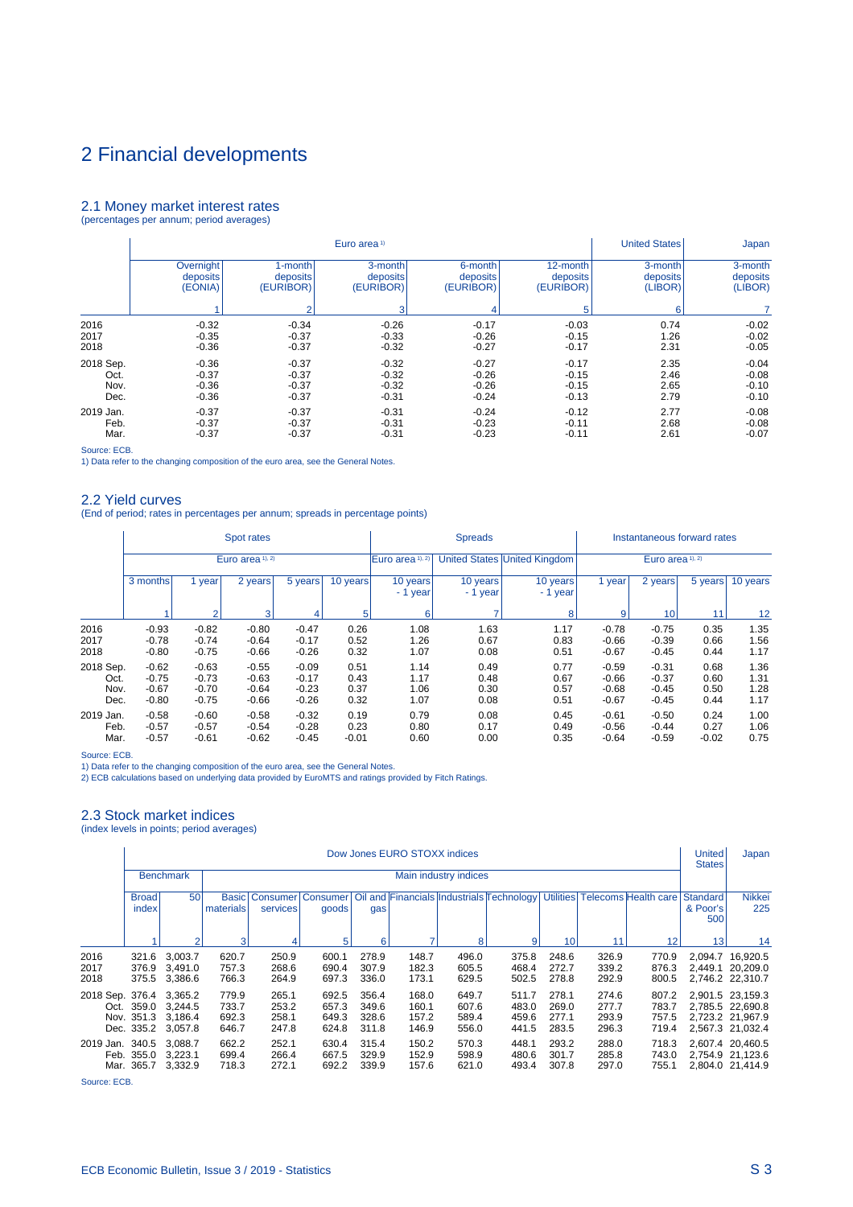# 2 Financial developments

## 2.1 Money market interest rates

(percentages per annum; period averages)

| | Euro area [1] | | | | | United States | Japan |
|---|---|---|---|---|---|---|---|
| | Overnight deposits (EONIA) | 1-month deposits (EURIBOR) | 3-month deposits (EURIBOR) | 6-month deposits (EURIBOR) | 12-month deposits (EURIBOR) | 3-month deposits (LIBOR) | 3-month deposits (LIBOR) |
| | 1 | 2 | 3 | 4 | 5 | 6 | 7 |
| 2016 | -0.32 | -0.34 | -0.26 | -0.17 | -0.03 | 0.74 | -0.02 |
| 2017 | -0.35 | -0.37 | -0.33 | -0.26 | -0.15 | 1.26 | -0.02 |
| 2018 | -0.36 | -0.37 | -0.32 | -0.27 | -0.17 | 2.31 | -0.05 |
| 2018 Sep. | -0.36 | -0.37 | -0.32 | -0.27 | -0.17 | 2.35 | -0.04 |
| Oct. | -0.37 | -0.37 | -0.32 | -0.26 | -0.15 | 2.46 | -0.08 |
| Nov. | -0.36 | -0.37 | -0.32 | -0.26 | -0.15 | 2.65 | -0.10 |
| Dec. | -0.36 | -0.37 | -0.31 | -0.24 | -0.13 | 2.79 | -0.10 |
| 2019 Jan. | -0.37 | -0.37 | -0.31 | -0.24 | -0.12 | 2.77 | -0.08 |
| Feb. | -0.37 | -0.37 | -0.31 | -0.23 | -0.11 | 2.68 | -0.08 |
| Mar. | -0.37 | -0.37 | -0.31 | -0.23 | -0.11 | 2.61 | -0.07 |

Source: ECB.
1) Data refer to the changing composition of the euro area, see the General Notes.

## 2.2 Yield curves

(End of period; rates in percentages per annum; spreads in percentage points)

| | Spot rates | | | | | Spreads | | | Instantaneous forward rates | | | |
|---|---|---|---|---|---|---|---|---|---|---|---|---|
| | Euro area [1), 2)] | | | | | Euro area [1), 2)] | United States | United Kingdom | Euro area [1), 2)] | | | |
| | 3 months | 1 year | 2 years | 5 years | 10 years | 10 years - 1 year | 10 years - 1 year | 10 years - 1 year | 1 year | 2 years | 5 years | 10 years |
| | 1 | 2 | 3 | 4 | 5 | 6 | 7 | 8 | 9 | 10 | 11 | 12 |
| 2016 | -0.93 | -0.82 | -0.80 | -0.47 | 0.26 | 1.08 | 1.63 | 1.17 | -0.78 | -0.75 | 0.35 | 1.35 |
| 2017 | -0.78 | -0.74 | -0.64 | -0.17 | 0.52 | 1.26 | 0.67 | 0.83 | -0.66 | -0.39 | 0.66 | 1.56 |
| 2018 | -0.80 | -0.75 | -0.66 | -0.26 | 0.32 | 1.07 | 0.08 | 0.51 | -0.67 | -0.45 | 0.44 | 1.17 |
| 2018 Sep. | -0.62 | -0.63 | -0.55 | -0.09 | 0.51 | 1.14 | 0.49 | 0.77 | -0.59 | -0.31 | 0.68 | 1.36 |
| Oct. | -0.75 | -0.73 | -0.63 | -0.17 | 0.43 | 1.17 | 0.48 | 0.67 | -0.66 | -0.37 | 0.60 | 1.31 |
| Nov. | -0.67 | -0.70 | -0.64 | -0.23 | 0.37 | 1.06 | 0.30 | 0.57 | -0.68 | -0.45 | 0.50 | 1.28 |
| Dec. | -0.80 | -0.75 | -0.66 | -0.26 | 0.32 | 1.07 | 0.08 | 0.51 | -0.67 | -0.45 | 0.44 | 1.17 |
| 2019 Jan. | -0.58 | -0.60 | -0.58 | -0.32 | 0.19 | 0.79 | 0.08 | 0.45 | -0.61 | -0.50 | 0.24 | 1.00 |
| Feb. | -0.57 | -0.57 | -0.54 | -0.28 | 0.23 | 0.80 | 0.17 | 0.49 | -0.56 | -0.44 | 0.27 | 1.06 |
| Mar. | -0.57 | -0.61 | -0.62 | -0.45 | -0.01 | 0.60 | 0.00 | 0.35 | -0.64 | -0.59 | -0.02 | 0.75 |

Source: ECB.
1) Data refer to the changing composition of the euro area, see the General Notes.
2) ECB calculations based on underlying data provided by EuroMTS and ratings provided by Fitch Ratings.

## 2.3 Stock market indices

(index levels in points; period averages)

| | Dow Jones EURO STOXX indices | | | | | | | | | | | | United States | Japan |
|---|---|---|---|---|---|---|---|---|---|---|---|---|---|---|
| | Benchmark | | Main industry indices | | | | | | | | | | | |
| | Broad index | 50 | Basic materials | Consumer services | Consumer goods | Oil and gas | Financials | Industrials | Technology | Utilities | Telecoms | Health care | Standard & Poor's 500 | Nikkei 225 |
| | 1 | 2 | 3 | 4 | 5 | 6 | 7 | 8 | 9 | 10 | 11 | 12 | 13 | 14 |
| 2016 | 321.6 | 3,003.7 | 620.7 | 250.9 | 600.1 | 278.9 | 148.7 | 496.0 | 375.8 | 248.6 | 326.9 | 770.9 | 2,094.7 | 16,920.5 |
| 2017 | 376.9 | 3,491.0 | 757.3 | 268.6 | 690.4 | 307.9 | 182.3 | 605.5 | 468.4 | 272.7 | 339.2 | 876.3 | 2,449.1 | 20,209.0 |
| 2018 | 375.5 | 3,386.6 | 766.3 | 264.9 | 697.3 | 336.0 | 173.1 | 629.5 | 502.5 | 278.8 | 292.9 | 800.5 | 2,746.2 | 22,310.7 |
| 2018 Sep. | 376.4 | 3,365.2 | 779.9 | 265.1 | 692.5 | 356.4 | 168.0 | 649.7 | 511.7 | 278.1 | 274.6 | 807.2 | 2,901.5 | 23,159.3 |
| Oct. | 359.0 | 3,244.5 | 733.7 | 253.2 | 657.3 | 349.6 | 160.1 | 607.6 | 483.0 | 269.0 | 277.7 | 783.7 | 2,785.5 | 22,690.8 |
| Nov. | 351.3 | 3,186.4 | 692.3 | 258.1 | 649.3 | 328.6 | 157.2 | 589.4 | 459.6 | 277.1 | 293.9 | 757.5 | 2,723.2 | 21,967.9 |
| Dec. | 335.2 | 3,057.8 | 646.7 | 247.8 | 624.8 | 311.8 | 146.9 | 556.0 | 441.5 | 283.5 | 296.3 | 719.4 | 2,567.3 | 21,032.4 |
| 2019 Jan. | 340.5 | 3,088.7 | 662.2 | 252.1 | 630.4 | 315.4 | 150.2 | 570.3 | 448.1 | 293.2 | 288.0 | 718.3 | 2,607.4 | 20,460.5 |
| Feb. | 355.0 | 3,223.1 | 699.4 | 266.4 | 667.5 | 329.9 | 152.9 | 598.9 | 480.6 | 301.7 | 285.8 | 743.0 | 2,754.9 | 21,123.6 |
| Mar. | 365.7 | 3,332.9 | 718.3 | 272.1 | 692.2 | 339.9 | 157.6 | 621.0 | 493.4 | 307.8 | 297.0 | 755.1 | 2,804.0 | 21,414.9 |

Source: ECB.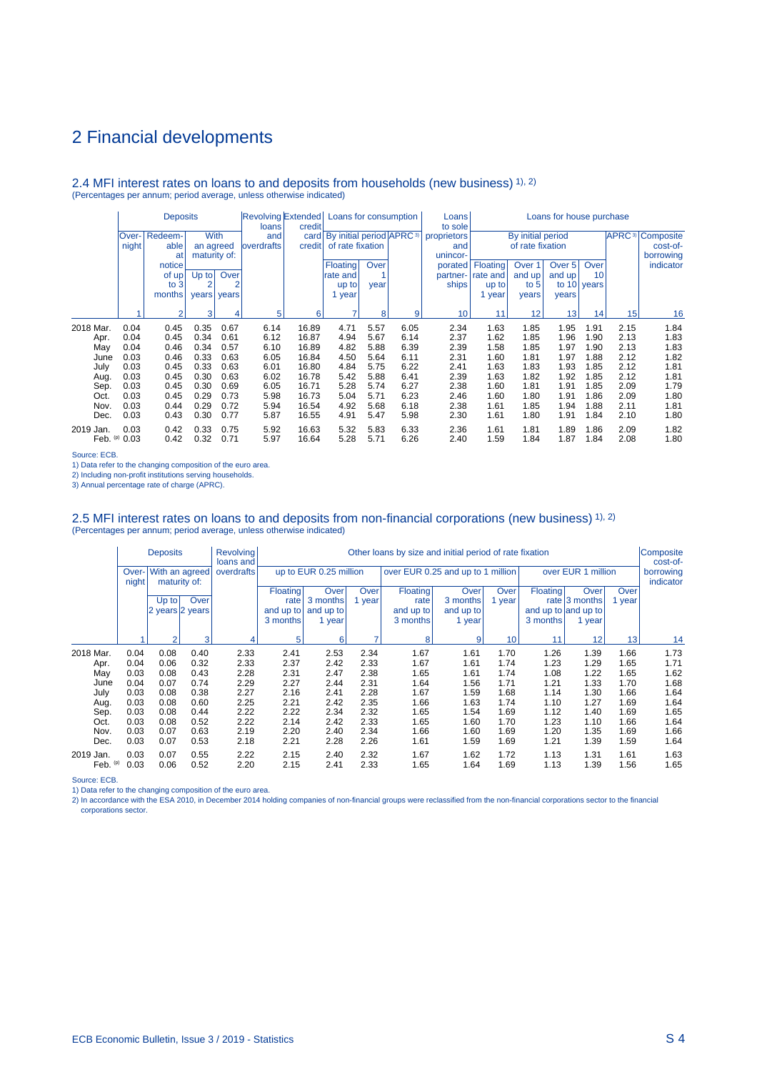# 2 Financial developments

## 2.4 MFI interest rates on loans to and deposits from households (new business) 1), 2)

(Percentages per annum; period average, unless otherwise indicated)

| | Deposits | | | | Revolving loans and overdrafts | Extended credit card credit | Loans for consumption | | | Loans to sole proprietors and unincorporated partnerships | Loans for house purchase | | | | | |
|---|---|---|---|---|---|---|---|---|---|---|---|---|---|---|---|---|
| | Overnight | Redeemable at notice of up to 3 months | With an agreed maturity of: | | | | By initial period of rate fixation | | APRC 3) | | By initial period of rate fixation | | | | APRC 3) | Composite cost-of-borrowing indicator |
| | | | Up to 2 years | Over 2 years | | | Floating rate and up to 1 year | Over 1 year | | | Floating rate and up to 1 year | Over 1 and up to 5 years | Over 5 and up to 10 years | Over 10 years | | |
| | 1 | 2 | 3 | 4 | 5 | 6 | 7 | 8 | 9 | 10 | 11 | 12 | 13 | 14 | 15 | 16 |
| 2018 Mar. | 0.04 | 0.45 | 0.35 | 0.67 | 6.14 | 16.89 | 4.71 | 5.57 | 6.05 | 2.34 | 1.63 | 1.85 | 1.95 | 1.91 | 2.15 | 1.84 |
| Apr. | 0.04 | 0.45 | 0.34 | 0.61 | 6.12 | 16.87 | 4.94 | 5.67 | 6.14 | 2.37 | 1.62 | 1.85 | 1.96 | 1.90 | 2.13 | 1.83 |
| May | 0.04 | 0.46 | 0.34 | 0.57 | 6.10 | 16.89 | 4.82 | 5.88 | 6.39 | 2.39 | 1.58 | 1.85 | 1.97 | 1.90 | 2.13 | 1.83 |
| June | 0.03 | 0.46 | 0.33 | 0.63 | 6.05 | 16.84 | 4.50 | 5.64 | 6.11 | 2.31 | 1.60 | 1.81 | 1.97 | 1.88 | 2.12 | 1.82 |
| July | 0.03 | 0.45 | 0.33 | 0.63 | 6.01 | 16.80 | 4.84 | 5.75 | 6.22 | 2.41 | 1.63 | 1.83 | 1.93 | 1.85 | 2.12 | 1.81 |
| Aug. | 0.03 | 0.45 | 0.30 | 0.63 | 6.02 | 16.78 | 5.42 | 5.88 | 6.41 | 2.39 | 1.63 | 1.82 | 1.92 | 1.85 | 2.12 | 1.81 |
| Sep. | 0.03 | 0.45 | 0.30 | 0.69 | 6.05 | 16.71 | 5.28 | 5.74 | 6.27 | 2.38 | 1.60 | 1.81 | 1.91 | 1.85 | 2.09 | 1.79 |
| Oct. | 0.03 | 0.45 | 0.29 | 0.73 | 5.98 | 16.73 | 5.04 | 5.71 | 6.23 | 2.46 | 1.60 | 1.80 | 1.91 | 1.86 | 2.09 | 1.80 |
| Nov. | 0.03 | 0.44 | 0.29 | 0.72 | 5.94 | 16.54 | 4.92 | 5.68 | 6.18 | 2.38 | 1.61 | 1.85 | 1.94 | 1.88 | 2.11 | 1.81 |
| Dec. | 0.03 | 0.43 | 0.30 | 0.77 | 5.87 | 16.55 | 4.91 | 5.47 | 5.98 | 2.30 | 1.61 | 1.80 | 1.91 | 1.84 | 2.10 | 1.80 |
| 2019 Jan. | 0.03 | 0.42 | 0.33 | 0.75 | 5.92 | 16.63 | 5.32 | 5.83 | 6.33 | 2.36 | 1.61 | 1.81 | 1.89 | 1.86 | 2.09 | 1.82 |
| Feb. (p) | 0.03 | 0.42 | 0.32 | 0.71 | 5.97 | 16.64 | 5.28 | 5.71 | 6.26 | 2.40 | 1.59 | 1.84 | 1.87 | 1.84 | 2.08 | 1.80 |

Source: ECB.
1) Data refer to the changing composition of the euro area.
2) Including non-profit institutions serving households.
3) Annual percentage rate of charge (APRC).

## 2.5 MFI interest rates on loans to and deposits from non-financial corporations (new business) 1), 2)

(Percentages per annum; period average, unless otherwise indicated)

| | Deposits | | | Revolving loans and overdrafts | Other loans by size and initial period of rate fixation | | | | | | | | | Composite cost-of-borrowing indicator |
|---|---|---|---|---|---|---|---|---|---|---|---|---|---|---|
| | Overnight | With an agreed maturity of: | | | up to EUR 0.25 million | | | over EUR 0.25 and up to 1 million | | | over EUR 1 million | | | |
| | | Up to 2 years | Over 2 years | | Floating rate and up to 3 months | Over 3 months and up to 1 year | Over 1 year | Floating rate and up to 3 months | Over 3 months and up to 1 year | Over 1 year | Floating rate and up to 3 months | Over 3 months and up to 1 year | Over 1 year | |
| | 1 | 2 | 3 | 4 | 5 | 6 | 7 | 8 | 9 | 10 | 11 | 12 | 13 | 14 |
| 2018 Mar. | 0.04 | 0.08 | 0.40 | 2.33 | 2.41 | 2.53 | 2.34 | 1.67 | 1.61 | 1.70 | 1.26 | 1.39 | 1.66 | 1.73 |
| Apr. | 0.04 | 0.06 | 0.32 | 2.33 | 2.37 | 2.42 | 2.33 | 1.67 | 1.61 | 1.74 | 1.23 | 1.29 | 1.65 | 1.71 |
| May | 0.03 | 0.08 | 0.43 | 2.28 | 2.31 | 2.47 | 2.38 | 1.65 | 1.61 | 1.74 | 1.08 | 1.22 | 1.65 | 1.62 |
| June | 0.04 | 0.07 | 0.74 | 2.29 | 2.27 | 2.44 | 2.31 | 1.64 | 1.56 | 1.71 | 1.21 | 1.33 | 1.70 | 1.68 |
| July | 0.03 | 0.08 | 0.38 | 2.27 | 2.16 | 2.41 | 2.28 | 1.67 | 1.59 | 1.68 | 1.14 | 1.30 | 1.66 | 1.64 |
| Aug. | 0.03 | 0.08 | 0.60 | 2.25 | 2.21 | 2.42 | 2.35 | 1.66 | 1.63 | 1.74 | 1.10 | 1.27 | 1.69 | 1.64 |
| Sep. | 0.03 | 0.08 | 0.44 | 2.22 | 2.22 | 2.34 | 2.32 | 1.65 | 1.54 | 1.69 | 1.12 | 1.40 | 1.69 | 1.65 |
| Oct. | 0.03 | 0.08 | 0.52 | 2.22 | 2.14 | 2.42 | 2.33 | 1.65 | 1.60 | 1.70 | 1.23 | 1.10 | 1.66 | 1.64 |
| Nov. | 0.03 | 0.07 | 0.63 | 2.19 | 2.20 | 2.40 | 2.34 | 1.66 | 1.60 | 1.69 | 1.20 | 1.35 | 1.69 | 1.66 |
| Dec. | 0.03 | 0.07 | 0.53 | 2.18 | 2.21 | 2.28 | 2.26 | 1.61 | 1.59 | 1.69 | 1.21 | 1.39 | 1.59 | 1.64 |
| 2019 Jan. | 0.03 | 0.07 | 0.55 | 2.22 | 2.15 | 2.40 | 2.32 | 1.67 | 1.62 | 1.72 | 1.13 | 1.31 | 1.61 | 1.63 |
| Feb. (p) | 0.03 | 0.06 | 0.52 | 2.20 | 2.15 | 2.41 | 2.33 | 1.65 | 1.64 | 1.69 | 1.13 | 1.39 | 1.56 | 1.65 |

Source: ECB.
1) Data refer to the changing composition of the euro area.
2) In accordance with the ESA 2010, in December 2014 holding companies of non-financial groups were reclassified from the non-financial corporations sector to the financial corporations sector.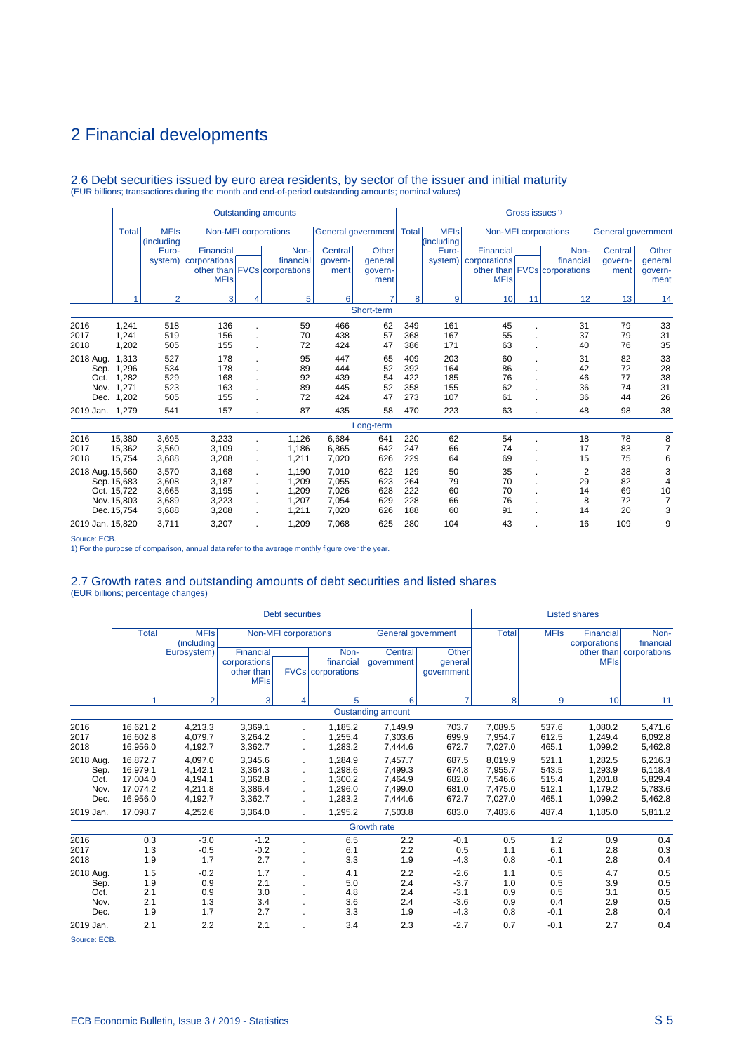# 2 Financial developments

## 2.6 Debt securities issued by euro area residents, by sector of the issuer and initial maturity

(EUR billions; transactions during the month and end-of-period outstanding amounts; nominal values)

| | Outstanding amounts | | | | | | | Gross issues [1] | | | | | | |
|---|---|---|---|---|---|---|---|---|---|---|---|---|---|---|
| | Total | MFIs (including Euro-system) | Non-MFI corporations | | | General government | | Total | MFIs (including Euro-system) | Non-MFI corporations | | | General government | |
| | | | Financial corporations other than MFIs | FVCs | Non-financial corporations | Central govern-ment | Other general govern-ment | | | Financial corporations other than MFIs | FVCs | Non-financial corporations | Central govern-ment | Other general govern-ment |
| | 1 | 2 | 3 | 4 | 5 | 6 | 7 | 8 | 9 | 10 | 11 | 12 | 13 | 14 |
| | | | | | | | Short-term | | | | | | | |
| 2016 | 1,241 | 518 | 136 | . | 59 | 466 | 62 | 349 | 161 | 45 | . | 31 | 79 | 33 |
| 2017 | 1,241 | 519 | 156 | . | 70 | 438 | 57 | 368 | 167 | 55 | . | 37 | 79 | 31 |
| 2018 | 1,202 | 505 | 155 | . | 72 | 424 | 47 | 386 | 171 | 63 | . | 40 | 76 | 35 |
| 2018 Aug. | 1,313 | 527 | 178 | . | 95 | 447 | 65 | 409 | 203 | 60 | . | 31 | 82 | 33 |
| Sep. | 1,296 | 534 | 178 | . | 89 | 444 | 52 | 392 | 164 | 86 | . | 42 | 72 | 28 |
| Oct. | 1,282 | 529 | 168 | . | 92 | 439 | 54 | 422 | 185 | 76 | . | 46 | 77 | 38 |
| Nov. | 1,271 | 523 | 163 | . | 89 | 445 | 52 | 358 | 155 | 62 | . | 36 | 74 | 31 |
| Dec. | 1,202 | 505 | 155 | . | 72 | 424 | 47 | 273 | 107 | 61 | . | 36 | 44 | 26 |
| 2019 Jan. | 1,279 | 541 | 157 | . | 87 | 435 | 58 | 470 | 223 | 63 | . | 48 | 98 | 38 |
| | | | | | | | Long-term | | | | | | | |
| 2016 | 15,380 | 3,695 | 3,233 | . | 1,126 | 6,684 | 641 | 220 | 62 | 54 | . | 18 | 78 | 8 |
| 2017 | 15,362 | 3,560 | 3,109 | . | 1,186 | 6,865 | 642 | 247 | 66 | 74 | . | 17 | 83 | 7 |
| 2018 | 15,754 | 3,688 | 3,208 | . | 1,211 | 7,020 | 626 | 229 | 64 | 69 | . | 15 | 75 | 6 |
| 2018 Aug. | 15,560 | 3,570 | 3,168 | . | 1,190 | 7,010 | 622 | 129 | 50 | 35 | . | 2 | 38 | 3 |
| Sep. | 15,683 | 3,608 | 3,187 | . | 1,209 | 7,055 | 623 | 264 | 79 | 70 | . | 29 | 82 | 4 |
| Oct. | 15,722 | 3,665 | 3,195 | . | 1,209 | 7,026 | 628 | 222 | 60 | 70 | . | 14 | 69 | 10 |
| Nov. | 15,803 | 3,689 | 3,223 | . | 1,207 | 7,054 | 629 | 228 | 66 | 76 | . | 8 | 72 | 7 |
| Dec. | 15,754 | 3,688 | 3,208 | . | 1,211 | 7,020 | 626 | 188 | 60 | 91 | . | 14 | 20 | 3 |
| 2019 Jan. | 15,820 | 3,711 | 3,207 | . | 1,209 | 7,068 | 625 | 280 | 104 | 43 | . | 16 | 109 | 9 |

Source: ECB.
1) For the purpose of comparison, annual data refer to the average monthly figure over the year.

## 2.7 Growth rates and outstanding amounts of debt securities and listed shares

(EUR billions; percentage changes)

| | Debt securities | | | | | | | Listed shares | | | |
|---|---|---|---|---|---|---|---|---|---|---|---|
| | Total | MFIs (including Eurosystem) | Non-MFI corporations | | | General government | | Total | MFIs | Financial corporations other than MFIs | Non-financial corporations |
| | | | Financial corporations other than MFIs | FVCs | Non-financial corporations | Central government | Other general government | | | | |
| | 1 | 2 | 3 | 4 | 5 | 6 | 7 | 8 | 9 | 10 | 11 |
| | | | | | | Oustanding amount | | | | | |
| 2016 | 16,621.2 | 4,213.3 | 3,369.1 | . | 1,185.2 | 7,149.9 | 703.7 | 7,089.5 | 537.6 | 1,080.2 | 5,471.6 |
| 2017 | 16,602.8 | 4,079.7 | 3,264.2 | . | 1,255.4 | 7,303.6 | 699.9 | 7,954.7 | 612.5 | 1,249.4 | 6,092.8 |
| 2018 | 16,956.0 | 4,192.7 | 3,362.7 | . | 1,283.2 | 7,444.6 | 672.7 | 7,027.0 | 465.1 | 1,099.2 | 5,462.8 |
| 2018 Aug. | 16,872.7 | 4,097.0 | 3,345.6 | . | 1,284.9 | 7,457.7 | 687.5 | 8,019.9 | 521.1 | 1,282.5 | 6,216.3 |
| Sep. | 16,979.1 | 4,142.1 | 3,364.3 | . | 1,298.6 | 7,499.3 | 674.8 | 7,955.7 | 543.5 | 1,293.9 | 6,118.4 |
| Oct. | 17,004.0 | 4,194.1 | 3,362.8 | . | 1,300.2 | 7,464.9 | 682.0 | 7,546.6 | 515.4 | 1,201.8 | 5,829.4 |
| Nov. | 17,074.2 | 4,211.8 | 3,386.4 | . | 1,296.0 | 7,499.0 | 681.0 | 7,475.0 | 512.1 | 1,179.2 | 5,783.6 |
| Dec. | 16,956.0 | 4,192.7 | 3,362.7 | . | 1,283.2 | 7,444.6 | 672.7 | 7,027.0 | 465.1 | 1,099.2 | 5,462.8 |
| 2019 Jan. | 17,098.7 | 4,252.6 | 3,364.0 | . | 1,295.2 | 7,503.8 | 683.0 | 7,483.6 | 487.4 | 1,185.0 | 5,811.2 |
| | | | | | | Growth rate | | | | | |
| 2016 | 0.3 | -3.0 | -1.2 | . | 6.5 | 2.2 | -0.1 | 0.5 | 1.2 | 0.9 | 0.4 |
| 2017 | 1.3 | -0.5 | -0.2 | . | 6.1 | 2.2 | 0.5 | 1.1 | 6.1 | 2.8 | 0.3 |
| 2018 | 1.9 | 1.7 | 2.7 | . | 3.3 | 1.9 | -4.3 | 0.8 | -0.1 | 2.8 | 0.4 |
| 2018 Aug. | 1.5 | -0.2 | 1.7 | . | 4.1 | 2.2 | -2.6 | 1.1 | 0.5 | 4.7 | 0.5 |
| Sep. | 1.9 | 0.9 | 2.1 | . | 5.0 | 2.4 | -3.7 | 1.0 | 0.5 | 3.9 | 0.5 |
| Oct. | 2.1 | 0.9 | 3.0 | . | 4.8 | 2.4 | -3.1 | 0.9 | 0.5 | 3.1 | 0.5 |
| Nov. | 2.1 | 1.3 | 3.4 | . | 3.6 | 2.4 | -3.6 | 0.9 | 0.4 | 2.9 | 0.5 |
| Dec. | 1.9 | 1.7 | 2.7 | . | 3.3 | 1.9 | -4.3 | 0.8 | -0.1 | 2.8 | 0.4 |
| 2019 Jan. | 2.1 | 2.2 | 2.1 | . | 3.4 | 2.3 | -2.7 | 0.7 | -0.1 | 2.7 | 0.4 |

Source: ECB.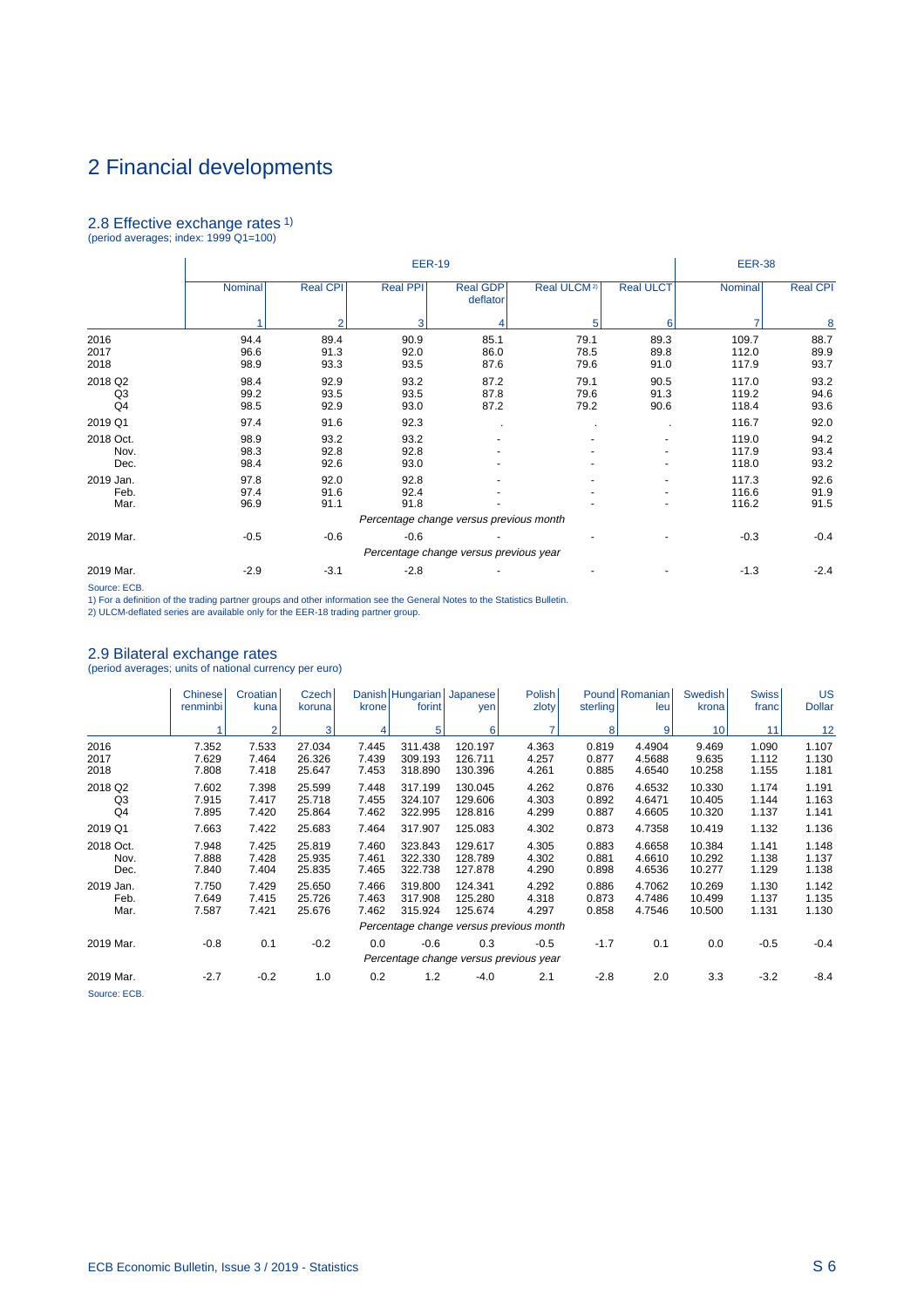# 2 Financial developments

## 2.8 Effective exchange rates 1)

(period averages; index: 1999 Q1=100)

| | EER-19 | | | | | | EER-38 | |
|---|---|---|---|---|---|---|---|---|
| | Nominal | Real CPI | Real PPI | Real GDP deflator | Real ULCM 2) | Real ULCT | Nominal | Real CPI |
| | 1 | 2 | 3 | 4 | 5 | 6 | 7 | 8 |
| 2016 | 94.4 | 89.4 | 90.9 | 85.1 | 79.1 | 89.3 | 109.7 | 88.7 |
| 2017 | 96.6 | 91.3 | 92.0 | 86.0 | 78.5 | 89.8 | 112.0 | 89.9 |
| 2018 | 98.9 | 93.3 | 93.5 | 87.6 | 79.6 | 91.0 | 117.9 | 93.7 |
| 2018 Q2 | 98.4 | 92.9 | 93.2 | 87.2 | 79.1 | 90.5 | 117.0 | 93.2 |
| Q3 | 99.2 | 93.5 | 93.5 | 87.8 | 79.6 | 91.3 | 119.2 | 94.6 |
| Q4 | 98.5 | 92.9 | 93.0 | 87.2 | 79.2 | 90.6 | 118.4 | 93.6 |
| 2019 Q1 | 97.4 | 91.6 | 92.3 | . | . | . | 116.7 | 92.0 |
| 2018 Oct. | 98.9 | 93.2 | 93.2 | - | - | - | 119.0 | 94.2 |
| Nov. | 98.3 | 92.8 | 92.8 | - | - | - | 117.9 | 93.4 |
| Dec. | 98.4 | 92.6 | 93.0 | - | - | - | 118.0 | 93.2 |
| 2019 Jan. | 97.8 | 92.0 | 92.8 | - | - | - | 117.3 | 92.6 |
| Feb. | 97.4 | 91.6 | 92.4 | - | - | - | 116.6 | 91.9 |
| Mar. | 96.9 | 91.1 | 91.8 | - | - | - | 116.2 | 91.5 |
| | *Percentage change versus previous month* | | | | | | | |
| 2019 Mar. | -0.5 | -0.6 | -0.6 | - | - | - | -0.3 | -0.4 |
| | *Percentage change versus previous year* | | | | | | | |
| 2019 Mar. | -2.9 | -3.1 | -2.8 | - | - | - | -1.3 | -2.4 |

Source: ECB.

1) For a definition of the trading partner groups and other information see the General Notes to the Statistics Bulletin.

2) ULCM-deflated series are available only for the EER-18 trading partner group.

## 2.9 Bilateral exchange rates

(period averages; units of national currency per euro)

| | Chinese renminbi | Croatian kuna | Czech koruna | Danish krone | Hungarian forint | Japanese yen | Polish zloty | Pound sterling | Romanian leu | Swedish krona | Swiss franc | US Dollar |
|---|---|---|---|---|---|---|---|---|---|---|---|---|
| | 1 | 2 | 3 | 4 | 5 | 6 | 7 | 8 | 9 | 10 | 11 | 12 |
| 2016 | 7.352 | 7.533 | 27.034 | 7.445 | 311.438 | 120.197 | 4.363 | 0.819 | 4.4904 | 9.469 | 1.090 | 1.107 |
| 2017 | 7.629 | 7.464 | 26.326 | 7.439 | 309.193 | 126.711 | 4.257 | 0.877 | 4.5688 | 9.635 | 1.112 | 1.130 |
| 2018 | 7.808 | 7.418 | 25.647 | 7.453 | 318.890 | 130.396 | 4.261 | 0.885 | 4.6540 | 10.258 | 1.155 | 1.181 |
| 2018 Q2 | 7.602 | 7.398 | 25.599 | 7.448 | 317.199 | 130.045 | 4.262 | 0.876 | 4.6532 | 10.330 | 1.174 | 1.191 |
| Q3 | 7.915 | 7.417 | 25.718 | 7.455 | 324.107 | 129.606 | 4.303 | 0.892 | 4.6471 | 10.405 | 1.144 | 1.163 |
| Q4 | 7.895 | 7.420 | 25.864 | 7.462 | 322.995 | 128.816 | 4.299 | 0.887 | 4.6605 | 10.320 | 1.137 | 1.141 |
| 2019 Q1 | 7.663 | 7.422 | 25.683 | 7.464 | 317.907 | 125.083 | 4.302 | 0.873 | 4.7358 | 10.419 | 1.132 | 1.136 |
| 2018 Oct. | 7.948 | 7.425 | 25.819 | 7.460 | 323.843 | 129.617 | 4.305 | 0.883 | 4.6658 | 10.384 | 1.141 | 1.148 |
| Nov. | 7.888 | 7.428 | 25.935 | 7.461 | 322.330 | 128.789 | 4.302 | 0.881 | 4.6610 | 10.292 | 1.138 | 1.137 |
| Dec. | 7.840 | 7.404 | 25.835 | 7.465 | 322.738 | 127.878 | 4.290 | 0.898 | 4.6536 | 10.277 | 1.129 | 1.138 |
| 2019 Jan. | 7.750 | 7.429 | 25.650 | 7.466 | 319.800 | 124.341 | 4.292 | 0.886 | 4.7062 | 10.269 | 1.130 | 1.142 |
| Feb. | 7.649 | 7.415 | 25.726 | 7.463 | 317.908 | 125.280 | 4.318 | 0.873 | 4.7486 | 10.499 | 1.137 | 1.135 |
| Mar. | 7.587 | 7.421 | 25.676 | 7.462 | 315.924 | 125.674 | 4.297 | 0.858 | 4.7546 | 10.500 | 1.131 | 1.130 |
| | *Percentage change versus previous month* | | | | | | | | | | | |
| 2019 Mar. | -0.8 | 0.1 | -0.2 | 0.0 | -0.6 | 0.3 | -0.5 | -1.7 | 0.1 | 0.0 | -0.5 | -0.4 |
| | *Percentage change versus previous year* | | | | | | | | | | | |
| 2019 Mar. | -2.7 | -0.2 | 1.0 | 0.2 | 1.2 | -4.0 | 2.1 | -2.8 | 2.0 | 3.3 | -3.2 | -8.4 |

Source: ECB.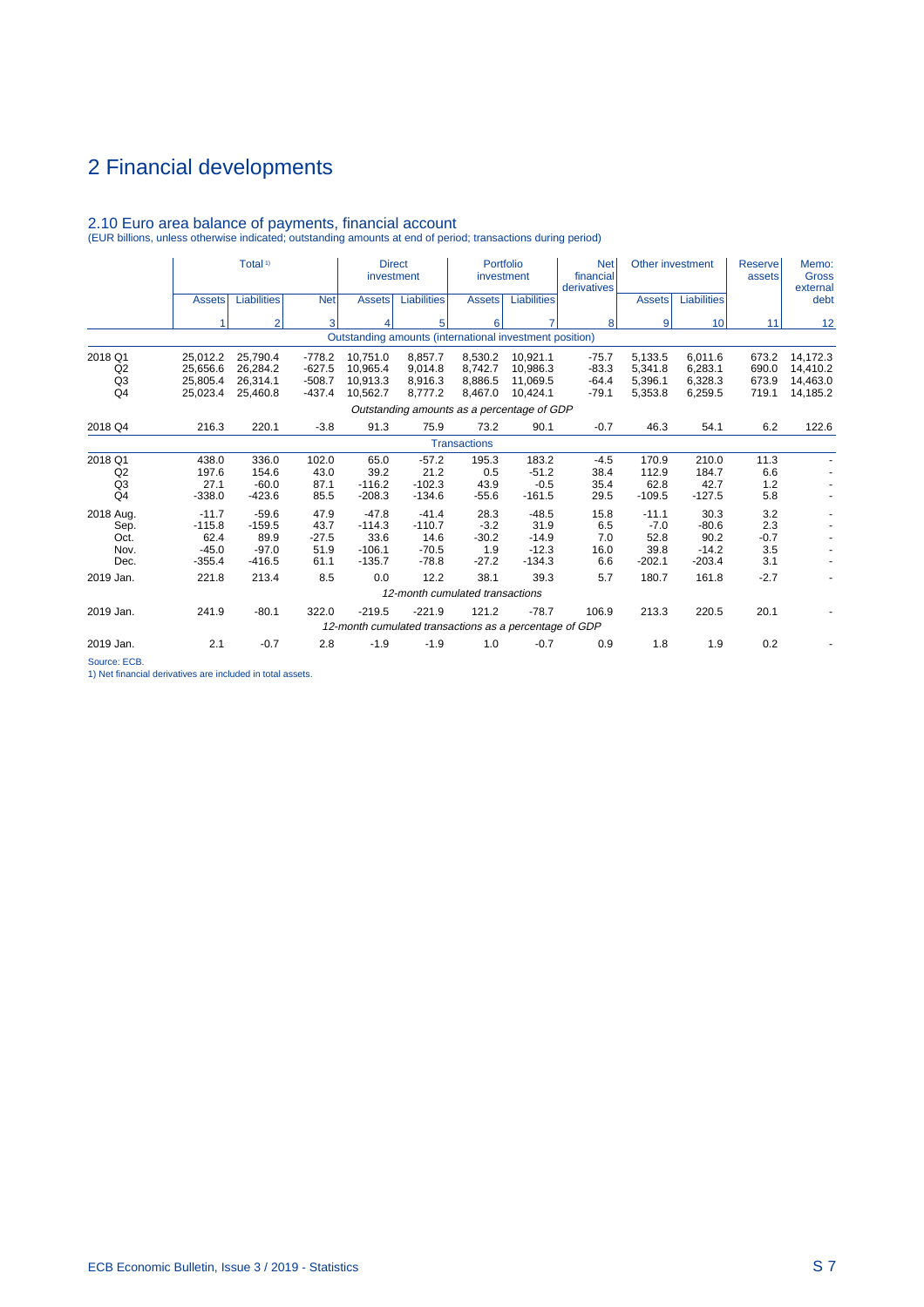# 2 Financial developments

## 2.10 Euro area balance of payments, financial account

(EUR billions, unless otherwise indicated; outstanding amounts at end of period; transactions during period)

| | Total [1)] | | | Direct investment | | Portfolio investment | | Net financial derivatives | Other investment | | Reserve assets | Memo: Gross external debt |
|---|---|---|---|---|---|---|---|---|---|---|---|---|
| | Assets | Liabilities | Net | Assets | Liabilities | Assets | Liabilities | | Assets | Liabilities | | |
| | 1 | 2 | 3 | 4 | 5 | 6 | 7 | 8 | 9 | 10 | 11 | 12 |
| | | | | | | *Outstanding amounts (international investment position)* | | | | | | |
| 2018 Q1 | 25,012.2 | 25,790.4 | -778.2 | 10,751.0 | 8,857.7 | 8,530.2 | 10,921.1 | -75.7 | 5,133.5 | 6,011.6 | 673.2 | 14,172.3 |
| Q2 | 25,656.6 | 26,284.2 | -627.5 | 10,965.4 | 9,014.8 | 8,742.7 | 10,986.3 | -83.3 | 5,341.8 | 6,283.1 | 690.0 | 14,410.2 |
| Q3 | 25,805.4 | 26,314.1 | -508.7 | 10,913.3 | 8,916.3 | 8,886.5 | 11,069.5 | -64.4 | 5,396.1 | 6,328.3 | 673.9 | 14,463.0 |
| Q4 | 25,023.4 | 25,460.8 | -437.4 | 10,562.7 | 8,777.2 | 8,467.0 | 10,424.1 | -79.1 | 5,353.8 | 6,259.5 | 719.1 | 14,185.2 |
| | | | | | | *Outstanding amounts as a percentage of GDP* | | | | | | |
| 2018 Q4 | 216.3 | 220.1 | -3.8 | 91.3 | 75.9 | 73.2 | 90.1 | -0.7 | 46.3 | 54.1 | 6.2 | 122.6 |
| | | | | | | *Transactions* | | | | | | |
| 2018 Q1 | 438.0 | 336.0 | 102.0 | 65.0 | -57.2 | 195.3 | 183.2 | -4.5 | 170.9 | 210.0 | 11.3 | - |
| Q2 | 197.6 | 154.6 | 43.0 | 39.2 | 21.2 | 0.5 | -51.2 | 38.4 | 112.9 | 184.7 | 6.6 | - |
| Q3 | 27.1 | -60.0 | 87.1 | -116.2 | -102.3 | 43.9 | -0.5 | 35.4 | 62.8 | 42.7 | 1.2 | - |
| Q4 | -338.0 | -423.6 | 85.5 | -208.3 | -134.6 | -55.6 | -161.5 | 29.5 | -109.5 | -127.5 | 5.8 | - |
| 2018 Aug. | -11.7 | -59.6 | 47.9 | -47.8 | -41.4 | 28.3 | -48.5 | 15.8 | -11.1 | 30.3 | 3.2 | - |
| Sep. | -115.8 | -159.5 | 43.7 | -114.3 | -110.7 | -3.2 | 31.9 | 6.5 | -7.0 | -80.6 | 2.3 | - |
| Oct. | 62.4 | 89.9 | -27.5 | 33.6 | 14.6 | -30.2 | -14.9 | 7.0 | 52.8 | 90.2 | -0.7 | - |
| Nov. | -45.0 | -97.0 | 51.9 | -106.1 | -70.5 | 1.9 | -12.3 | 16.0 | 39.8 | -14.2 | 3.5 | - |
| Dec. | -355.4 | -416.5 | 61.1 | -135.7 | -78.8 | -27.2 | -134.3 | 6.6 | -202.1 | -203.4 | 3.1 | - |
| 2019 Jan. | 221.8 | 213.4 | 8.5 | 0.0 | 12.2 | 38.1 | 39.3 | 5.7 | 180.7 | 161.8 | -2.7 | - |
| | | | | | | *12-month cumulated transactions* | | | | | | |
| 2019 Jan. | 241.9 | -80.1 | 322.0 | -219.5 | -221.9 | 121.2 | -78.7 | 106.9 | 213.3 | 220.5 | 20.1 | - |
| | | | | | | *12-month cumulated transactions as a percentage of GDP* | | | | | | |
| 2019 Jan. | 2.1 | -0.7 | 2.8 | -1.9 | -1.9 | 1.0 | -0.7 | 0.9 | 1.8 | 1.9 | 0.2 | - |

Source: ECB.
1) Net financial derivatives are included in total assets.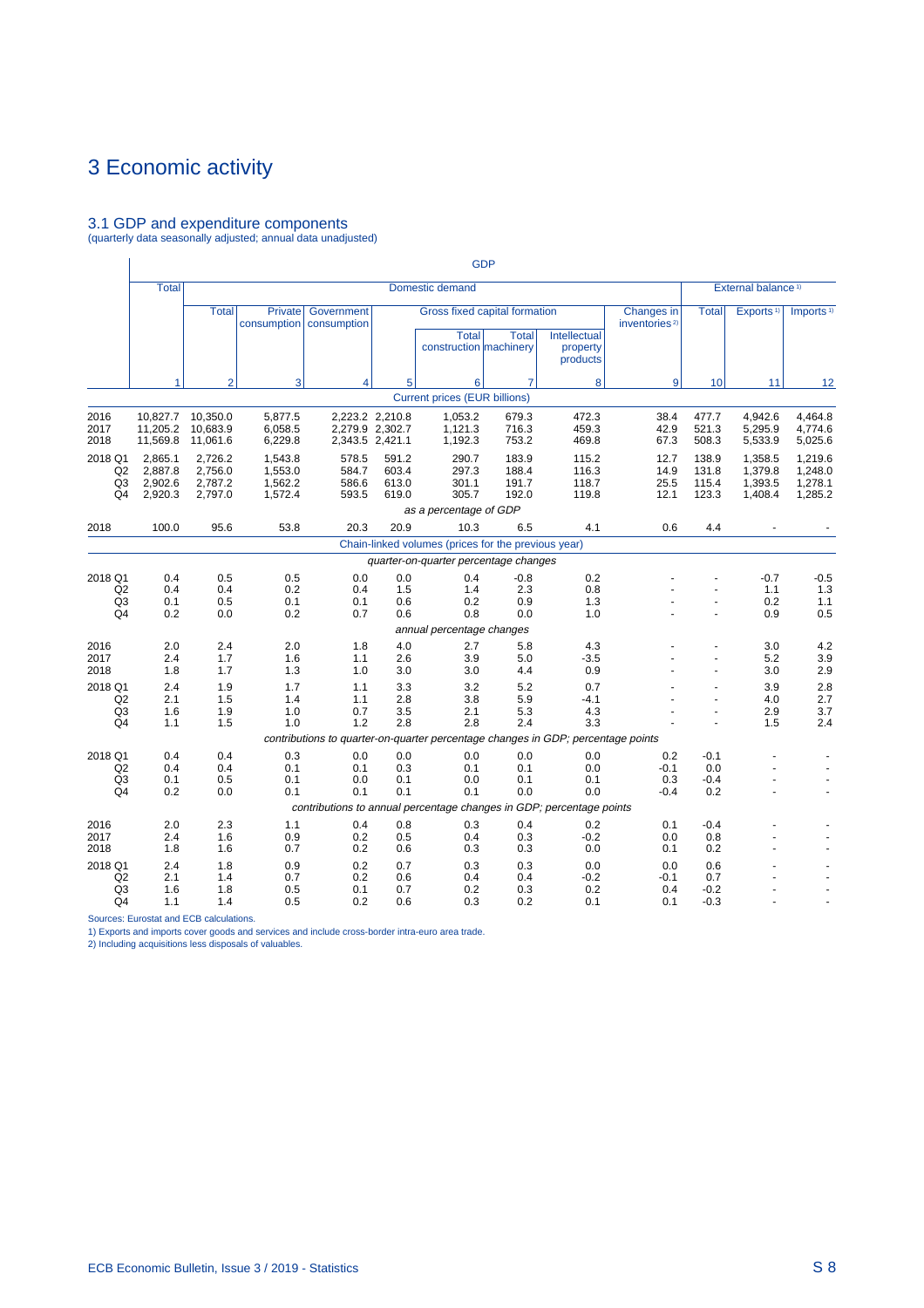# 3 Economic activity

## 3.1 GDP and expenditure components

(quarterly data seasonally adjusted; annual data unadjusted)

| | GDP | | | | | | | | | | | |
|---|---|---|---|---|---|---|---|---|---|---|---|---|
| | Total | Domestic demand | | | | | | | | External balance 1) | | |
| | | Total | Private consumption | Government consumption | Gross fixed capital formation | | | | Changes in inventories 2) | Total | Exports 1) | Imports 1) |
| | | | | | | Total construction | Total machinery | Intellectual property products | | | | |
| | 1 | 2 | 3 | 4 | 5 | 6 | 7 | 8 | 9 | 10 | 11 | 12 |
| | Current prices (EUR billions) | | | | | | | | | | | |
| 2016 | 10,827.7 | 10,350.0 | 5,877.5 | 2,223.2 | 2,210.8 | 1,053.2 | 679.3 | 472.3 | 38.4 | 477.7 | 4,942.6 | 4,464.8 |
| 2017 | 11,205.2 | 10,683.9 | 6,058.5 | 2,279.9 | 2,302.7 | 1,121.3 | 716.3 | 459.3 | 42.9 | 521.3 | 5,295.9 | 4,774.6 |
| 2018 | 11,569.8 | 11,061.6 | 6,229.8 | 2,343.5 | 2,421.1 | 1,192.3 | 753.2 | 469.8 | 67.3 | 508.3 | 5,533.9 | 5,025.6 |
| 2018 Q1 | 2,865.1 | 2,726.2 | 1,543.8 | 578.5 | 591.2 | 290.7 | 183.9 | 115.2 | 12.7 | 138.9 | 1,358.5 | 1,219.6 |
| Q2 | 2,887.8 | 2,756.0 | 1,553.0 | 584.7 | 603.4 | 297.3 | 188.4 | 116.3 | 14.9 | 131.8 | 1,379.8 | 1,248.0 |
| Q3 | 2,902.6 | 2,787.2 | 1,562.2 | 586.6 | 613.0 | 301.1 | 191.7 | 118.7 | 25.5 | 115.4 | 1,393.5 | 1,278.1 |
| Q4 | 2,920.3 | 2,797.0 | 1,572.4 | 593.5 | 619.0 | 305.7 | 192.0 | 119.8 | 12.1 | 123.3 | 1,408.4 | 1,285.2 |
| | *as a percentage of GDP* | | | | | | | | | | | |
| 2018 | 100.0 | 95.6 | 53.8 | 20.3 | 20.9 | 10.3 | 6.5 | 4.1 | 0.6 | 4.4 | - | - |
| | Chain-linked volumes (prices for the previous year) | | | | | | | | | | | |
| | *quarter-on-quarter percentage changes* | | | | | | | | | | | |
| 2018 Q1 | 0.4 | 0.5 | 0.5 | 0.0 | 0.0 | 0.4 | -0.8 | 0.2 | - | - | -0.7 | -0.5 |
| Q2 | 0.4 | 0.4 | 0.2 | 0.4 | 1.5 | 1.4 | 2.3 | 0.8 | - | - | 1.1 | 1.3 |
| Q3 | 0.1 | 0.5 | 0.1 | 0.1 | 0.6 | 0.2 | 0.9 | 1.3 | - | - | 0.2 | 1.1 |
| Q4 | 0.2 | 0.0 | 0.2 | 0.7 | 0.6 | 0.8 | 0.0 | 1.0 | - | - | 0.9 | 0.5 |
| | *annual percentage changes* | | | | | | | | | | | |
| 2016 | 2.0 | 2.4 | 2.0 | 1.8 | 4.0 | 2.7 | 5.8 | 4.3 | - | - | 3.0 | 4.2 |
| 2017 | 2.4 | 1.7 | 1.6 | 1.1 | 2.6 | 3.9 | 5.0 | -3.5 | - | - | 5.2 | 3.9 |
| 2018 | 1.8 | 1.7 | 1.3 | 1.0 | 3.0 | 3.0 | 4.4 | 0.9 | - | - | 3.0 | 2.9 |
| 2018 Q1 | 2.4 | 1.9 | 1.7 | 1.1 | 3.3 | 3.2 | 5.2 | 0.7 | - | - | 3.9 | 2.8 |
| Q2 | 2.1 | 1.5 | 1.4 | 1.1 | 2.8 | 3.8 | 5.9 | -4.1 | - | - | 4.0 | 2.7 |
| Q3 | 1.6 | 1.9 | 1.0 | 0.7 | 3.5 | 2.1 | 5.3 | 4.3 | - | - | 2.9 | 3.7 |
| Q4 | 1.1 | 1.5 | 1.0 | 1.2 | 2.8 | 2.8 | 2.4 | 3.3 | - | - | 1.5 | 2.4 |
| | *contributions to quarter-on-quarter percentage changes in GDP; percentage points* | | | | | | | | | | | |
| 2018 Q1 | 0.4 | 0.4 | 0.3 | 0.0 | 0.0 | 0.0 | 0.0 | 0.0 | 0.2 | -0.1 | - | - |
| Q2 | 0.4 | 0.4 | 0.1 | 0.1 | 0.3 | 0.1 | 0.1 | 0.0 | -0.1 | 0.0 | - | - |
| Q3 | 0.1 | 0.5 | 0.1 | 0.0 | 0.1 | 0.0 | 0.1 | 0.1 | 0.3 | -0.4 | - | - |
| Q4 | 0.2 | 0.0 | 0.1 | 0.1 | 0.1 | 0.1 | 0.0 | 0.0 | -0.4 | 0.2 | - | - |
| | *contributions to annual percentage changes in GDP; percentage points* | | | | | | | | | | | |
| 2016 | 2.0 | 2.3 | 1.1 | 0.4 | 0.8 | 0.3 | 0.4 | 0.2 | 0.1 | -0.4 | - | - |
| 2017 | 2.4 | 1.6 | 0.9 | 0.2 | 0.5 | 0.4 | 0.3 | -0.2 | 0.0 | 0.8 | - | - |
| 2018 | 1.8 | 1.6 | 0.7 | 0.2 | 0.6 | 0.3 | 0.3 | 0.0 | 0.1 | 0.2 | - | - |
| 2018 Q1 | 2.4 | 1.8 | 0.9 | 0.2 | 0.7 | 0.3 | 0.3 | 0.0 | 0.0 | 0.6 | - | - |
| Q2 | 2.1 | 1.4 | 0.7 | 0.2 | 0.6 | 0.4 | 0.4 | -0.2 | -0.1 | 0.7 | - | - |
| Q3 | 1.6 | 1.8 | 0.5 | 0.1 | 0.7 | 0.2 | 0.3 | 0.2 | 0.4 | -0.2 | - | - |
| Q4 | 1.1 | 1.4 | 0.5 | 0.2 | 0.6 | 0.3 | 0.2 | 0.1 | 0.1 | -0.3 | - | - |

Sources: Eurostat and ECB calculations.

1) Exports and imports cover goods and services and include cross-border intra-euro area trade.

2) Including acquisitions less disposals of valuables.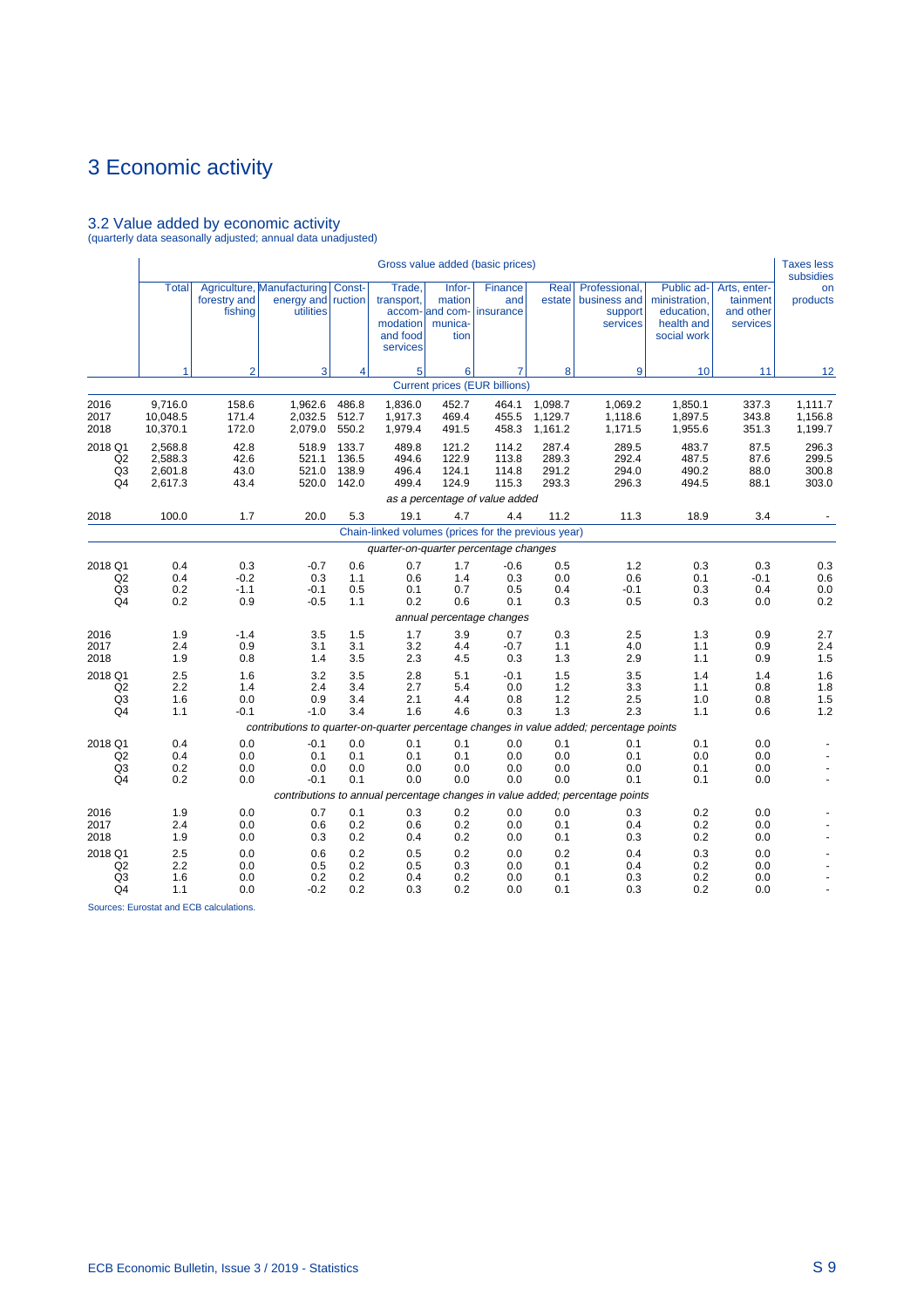# 3 Economic activity

## 3.2 Value added by economic activity

(quarterly data seasonally adjusted; annual data unadjusted)

| | Gross value added (basic prices) | | | | | | | | | | | Taxes less subsidies on products |
|---|---|---|---|---|---|---|---|---|---|---|---|---|
| | Total | Agriculture, forestry and fishing | Manufacturing energy and utilities | Construction | Trade, transport, accommodation and food services | Information and communication | Finance and insurance | Real estate | Professional, business and support services | Public administration, education, health and social work | Arts, entertainment and other services | |
| | 1 | 2 | 3 | 4 | 5 | 6 | 7 | 8 | 9 | 10 | 11 | 12 |
| | *Current prices (EUR billions)* | | | | | | | | | | | |
| 2016 | 9,716.0 | 158.6 | 1,962.6 | 486.8 | 1,836.0 | 452.7 | 464.1 | 1,098.7 | 1,069.2 | 1,850.1 | 337.3 | 1,111.7 |
| 2017 | 10,048.5 | 171.4 | 2,032.5 | 512.7 | 1,917.3 | 469.4 | 455.5 | 1,129.7 | 1,118.6 | 1,897.5 | 343.8 | 1,156.8 |
| 2018 | 10,370.1 | 172.0 | 2,079.0 | 550.2 | 1,979.4 | 491.5 | 458.3 | 1,161.2 | 1,171.5 | 1,955.6 | 351.3 | 1,199.7 |
| 2018 Q1 | 2,568.8 | 42.8 | 518.9 | 133.7 | 489.8 | 121.2 | 114.2 | 287.4 | 289.5 | 483.7 | 87.5 | 296.3 |
| Q2 | 2,588.3 | 42.6 | 521.1 | 136.5 | 494.6 | 122.9 | 113.8 | 289.3 | 292.4 | 487.5 | 87.6 | 299.5 |
| Q3 | 2,601.8 | 43.0 | 521.0 | 138.9 | 496.4 | 124.1 | 114.8 | 291.2 | 294.0 | 490.2 | 88.0 | 300.8 |
| Q4 | 2,617.3 | 43.4 | 520.0 | 142.0 | 499.4 | 124.9 | 115.3 | 293.3 | 296.3 | 494.5 | 88.1 | 303.0 |
| | *as a percentage of value added* | | | | | | | | | | | |
| 2018 | 100.0 | 1.7 | 20.0 | 5.3 | 19.1 | 4.7 | 4.4 | 11.2 | 11.3 | 18.9 | 3.4 | - |
| | *Chain-linked volumes (prices for the previous year)* | | | | | | | | | | | |
| | *quarter-on-quarter percentage changes* | | | | | | | | | | | |
| 2018 Q1 | 0.4 | 0.3 | -0.7 | 0.6 | 0.7 | 1.7 | -0.6 | 0.5 | 1.2 | 0.3 | 0.3 | 0.3 |
| Q2 | 0.4 | -0.2 | 0.3 | 1.1 | 0.6 | 1.4 | 0.3 | 0.0 | 0.6 | 0.1 | -0.1 | 0.6 |
| Q3 | 0.2 | -1.1 | -0.1 | 0.5 | 0.1 | 0.7 | 0.5 | 0.4 | -0.1 | 0.3 | 0.4 | 0.0 |
| Q4 | 0.2 | 0.9 | -0.5 | 1.1 | 0.2 | 0.6 | 0.1 | 0.3 | 0.5 | 0.3 | 0.0 | 0.2 |
| | *annual percentage changes* | | | | | | | | | | | |
| 2016 | 1.9 | -1.4 | 3.5 | 1.5 | 1.7 | 3.9 | 0.7 | 0.3 | 2.5 | 1.3 | 0.9 | 2.7 |
| 2017 | 2.4 | 0.9 | 3.1 | 3.1 | 3.2 | 4.4 | -0.7 | 1.1 | 4.0 | 1.1 | 0.9 | 2.4 |
| 2018 | 1.9 | 0.8 | 1.4 | 3.5 | 2.3 | 4.5 | 0.3 | 1.3 | 2.9 | 1.1 | 0.9 | 1.5 |
| 2018 Q1 | 2.5 | 1.6 | 3.2 | 3.5 | 2.8 | 5.1 | -0.1 | 1.5 | 3.5 | 1.4 | 1.4 | 1.6 |
| Q2 | 2.2 | 1.4 | 2.4 | 3.4 | 2.7 | 5.4 | 0.0 | 1.2 | 3.3 | 1.1 | 0.8 | 1.8 |
| Q3 | 1.6 | 0.0 | 0.9 | 3.4 | 2.1 | 4.4 | 0.8 | 1.2 | 2.5 | 1.0 | 0.8 | 1.5 |
| Q4 | 1.1 | -0.1 | -1.0 | 3.4 | 1.6 | 4.6 | 0.3 | 1.3 | 2.3 | 1.1 | 0.6 | 1.2 |
| | *contributions to quarter-on-quarter percentage changes in value added; percentage points* | | | | | | | | | | | |
| 2018 Q1 | 0.4 | 0.0 | -0.1 | 0.0 | 0.1 | 0.1 | 0.0 | 0.1 | 0.1 | 0.1 | 0.0 | - |
| Q2 | 0.4 | 0.0 | 0.1 | 0.1 | 0.1 | 0.1 | 0.0 | 0.0 | 0.1 | 0.0 | 0.0 | - |
| Q3 | 0.2 | 0.0 | 0.0 | 0.0 | 0.0 | 0.0 | 0.0 | 0.0 | 0.0 | 0.1 | 0.0 | - |
| Q4 | 0.2 | 0.0 | -0.1 | 0.1 | 0.0 | 0.0 | 0.0 | 0.0 | 0.1 | 0.1 | 0.0 | - |
| | *contributions to annual percentage changes in value added; percentage points* | | | | | | | | | | | |
| 2016 | 1.9 | 0.0 | 0.7 | 0.1 | 0.3 | 0.2 | 0.0 | 0.0 | 0.3 | 0.2 | 0.0 | - |
| 2017 | 2.4 | 0.0 | 0.6 | 0.2 | 0.6 | 0.2 | 0.0 | 0.1 | 0.4 | 0.2 | 0.0 | - |
| 2018 | 1.9 | 0.0 | 0.3 | 0.2 | 0.4 | 0.2 | 0.0 | 0.1 | 0.3 | 0.2 | 0.0 | - |
| 2018 Q1 | 2.5 | 0.0 | 0.6 | 0.2 | 0.5 | 0.2 | 0.0 | 0.2 | 0.4 | 0.3 | 0.0 | - |
| Q2 | 2.2 | 0.0 | 0.5 | 0.2 | 0.5 | 0.3 | 0.0 | 0.1 | 0.4 | 0.2 | 0.0 | - |
| Q3 | 1.6 | 0.0 | 0.2 | 0.2 | 0.4 | 0.2 | 0.0 | 0.1 | 0.3 | 0.2 | 0.0 | - |
| Q4 | 1.1 | 0.0 | -0.2 | 0.2 | 0.3 | 0.2 | 0.0 | 0.1 | 0.3 | 0.2 | 0.0 | - |

Sources: Eurostat and ECB calculations.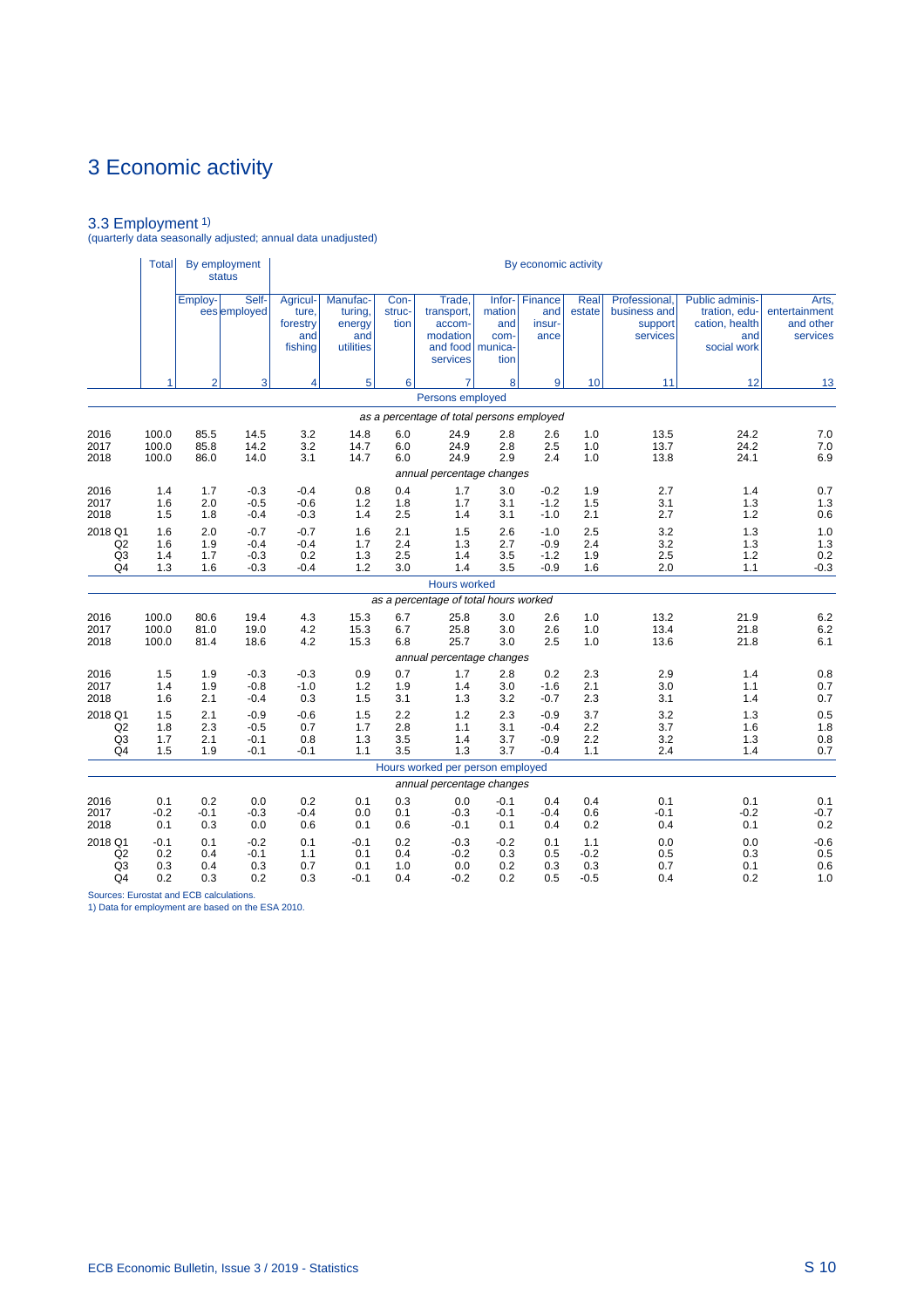# 3 Economic activity

## 3.3 Employment 1)

(quarterly data seasonally adjusted; annual data unadjusted)

| | Total | By employment status | | By economic activity | | | | | | | | | |
|---|---|---|---|---|---|---|---|---|---|---|---|---|---|
| | | Employees | Self-employed | Agriculture, forestry and fishing | Manufacturing, energy and utilities | Construction | Trade, transport, accommodation and food services | Information and communication | Finance and insurance | Real estate | Professional, business and support services | Public administration, education, health and social work | Arts, entertainment and other services |
| | 1 | 2 | 3 | 4 | 5 | 6 | 7 | 8 | 9 | 10 | 11 | 12 | 13 |
| | | | | | | | **Persons employed** | | | | | | |
| | | | | | | | *as a percentage of total persons employed* | | | | | | |
| 2016 | 100.0 | 85.5 | 14.5 | 3.2 | 14.8 | 6.0 | 24.9 | 2.8 | 2.6 | 1.0 | 13.5 | 24.2 | 7.0 |
| 2017 | 100.0 | 85.8 | 14.2 | 3.2 | 14.7 | 6.0 | 24.9 | 2.8 | 2.5 | 1.0 | 13.7 | 24.2 | 7.0 |
| 2018 | 100.0 | 86.0 | 14.0 | 3.1 | 14.7 | 6.0 | 24.9 | 2.9 | 2.4 | 1.0 | 13.8 | 24.1 | 6.9 |
| | | | | | | | *annual percentage changes* | | | | | | |
| 2016 | 1.4 | 1.7 | -0.3 | -0.4 | 0.8 | 0.4 | 1.7 | 3.0 | -0.2 | 1.9 | 2.7 | 1.4 | 0.7 |
| 2017 | 1.6 | 2.0 | -0.5 | -0.6 | 1.2 | 1.8 | 1.7 | 3.1 | -1.2 | 1.5 | 3.1 | 1.3 | 1.3 |
| 2018 | 1.5 | 1.8 | -0.4 | -0.3 | 1.4 | 2.5 | 1.4 | 3.1 | -1.0 | 2.1 | 2.7 | 1.2 | 0.6 |
| 2018 Q1 | 1.6 | 2.0 | -0.7 | -0.7 | 1.6 | 2.1 | 1.5 | 2.6 | -1.0 | 2.5 | 3.2 | 1.3 | 1.0 |
| Q2 | 1.6 | 1.9 | -0.4 | -0.4 | 1.7 | 2.4 | 1.3 | 2.7 | -0.9 | 2.4 | 3.2 | 1.3 | 1.3 |
| Q3 | 1.4 | 1.7 | -0.3 | 0.2 | 1.3 | 2.5 | 1.4 | 3.5 | -1.2 | 1.9 | 2.5 | 1.2 | 0.2 |
| Q4 | 1.3 | 1.6 | -0.3 | -0.4 | 1.2 | 3.0 | 1.4 | 3.5 | -0.9 | 1.6 | 2.0 | 1.1 | -0.3 |
| | | | | | | | **Hours worked** | | | | | | |
| | | | | | | | *as a percentage of total hours worked* | | | | | | |
| 2016 | 100.0 | 80.6 | 19.4 | 4.3 | 15.3 | 6.7 | 25.8 | 3.0 | 2.6 | 1.0 | 13.2 | 21.9 | 6.2 |
| 2017 | 100.0 | 81.0 | 19.0 | 4.2 | 15.3 | 6.7 | 25.8 | 3.0 | 2.6 | 1.0 | 13.4 | 21.8 | 6.2 |
| 2018 | 100.0 | 81.4 | 18.6 | 4.2 | 15.3 | 6.8 | 25.7 | 3.0 | 2.5 | 1.0 | 13.6 | 21.8 | 6.1 |
| | | | | | | | *annual percentage changes* | | | | | | |
| 2016 | 1.5 | 1.9 | -0.3 | -0.3 | 0.9 | 0.7 | 1.7 | 2.8 | 0.2 | 2.3 | 2.9 | 1.4 | 0.8 |
| 2017 | 1.4 | 1.9 | -0.8 | -1.0 | 1.2 | 1.9 | 1.4 | 3.0 | -1.6 | 2.1 | 3.0 | 1.1 | 0.7 |
| 2018 | 1.6 | 2.1 | -0.4 | 0.3 | 1.5 | 3.1 | 1.3 | 3.2 | -0.7 | 2.3 | 3.1 | 1.4 | 0.7 |
| 2018 Q1 | 1.5 | 2.1 | -0.9 | -0.6 | 1.5 | 2.2 | 1.2 | 2.3 | -0.9 | 3.7 | 3.2 | 1.3 | 0.5 |
| Q2 | 1.8 | 2.3 | -0.5 | 0.7 | 1.7 | 2.8 | 1.1 | 3.1 | -0.4 | 2.2 | 3.7 | 1.6 | 1.8 |
| Q3 | 1.7 | 2.1 | -0.1 | 0.8 | 1.3 | 3.5 | 1.4 | 3.7 | -0.9 | 2.2 | 3.2 | 1.3 | 0.8 |
| Q4 | 1.5 | 1.9 | -0.1 | -0.1 | 1.1 | 3.5 | 1.3 | 3.7 | -0.4 | 1.1 | 2.4 | 1.4 | 0.7 |
| | | | | | | | **Hours worked per person employed** | | | | | | |
| | | | | | | | *annual percentage changes* | | | | | | |
| 2016 | 0.1 | 0.2 | 0.0 | 0.2 | 0.1 | 0.3 | 0.0 | -0.1 | 0.4 | 0.4 | 0.1 | 0.1 | 0.1 |
| 2017 | -0.2 | -0.1 | -0.3 | -0.4 | 0.0 | 0.1 | -0.3 | -0.1 | -0.4 | 0.6 | -0.1 | -0.2 | -0.7 |
| 2018 | 0.1 | 0.3 | 0.0 | 0.6 | 0.1 | 0.6 | -0.1 | 0.1 | 0.4 | 0.2 | 0.4 | 0.1 | 0.2 |
| 2018 Q1 | -0.1 | 0.1 | -0.2 | 0.1 | -0.1 | 0.2 | -0.3 | -0.2 | 0.1 | 1.1 | 0.0 | 0.0 | -0.6 |
| Q2 | 0.2 | 0.4 | -0.1 | 1.1 | 0.1 | 0.4 | -0.2 | 0.3 | 0.5 | -0.2 | 0.5 | 0.3 | 0.5 |
| Q3 | 0.3 | 0.4 | 0.3 | 0.7 | 0.1 | 1.0 | 0.0 | 0.2 | 0.3 | 0.3 | 0.7 | 0.1 | 0.6 |
| Q4 | 0.2 | 0.3 | 0.2 | 0.3 | -0.1 | 0.4 | -0.2 | 0.2 | 0.5 | -0.5 | 0.4 | 0.2 | 1.0 |

Sources: Eurostat and ECB calculations.
1) Data for employment are based on the ESA 2010.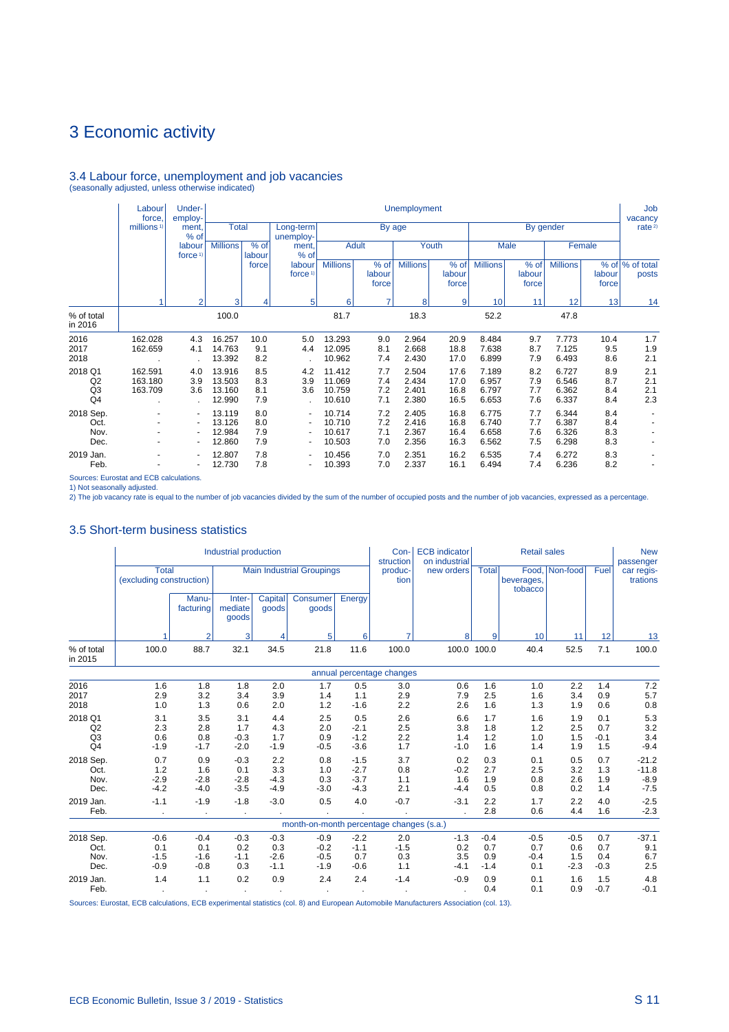# 3 Economic activity

### 3.4 Labour force, unemployment and job vacancies

(seasonally adjusted, unless otherwise indicated)

| | Labour force, millions [1] | Under-employment, % of labour force [1] | Unemployment | | | | | | | | | | | Job vacancy rate [2] |
|---|---|---|---|---|---|---|---|---|---|---|---|---|---|---|
| | | | Total | | Long-term unemployment, % of labour force [1] | By age | | | | By gender | | | | |
| | | | | | | Adult | | Youth | | Male | | Female | | |
| | | | Millions | % of labour force | | Millions | % of labour force | Millions | % of labour force | Millions | % of labour force | Millions | % of labour force | % of total posts |
| | 1 | 2 | 3 | 4 | 5 | 6 | 7 | 8 | 9 | 10 | 11 | 12 | 13 | 14 |
| % of total in 2016 | | | 100.0 | | | 81.7 | | 18.3 | | 52.2 | | 47.8 | | |
| 2016 | 162.028 | 4.3 | 16.257 | 10.0 | 5.0 | 13.293 | 9.0 | 2.964 | 20.9 | 8.484 | 9.7 | 7.773 | 10.4 | 1.7 |
| 2017 | 162.659 | 4.1 | 14.763 | 9.1 | 4.4 | 12.095 | 8.1 | 2.668 | 18.8 | 7.638 | 8.7 | 7.125 | 9.5 | 1.9 |
| 2018 | . | . | 13.392 | 8.2 | . | 10.962 | 7.4 | 2.430 | 17.0 | 6.899 | 7.9 | 6.493 | 8.6 | 2.1 |
| 2018 Q1 | 162.591 | 4.0 | 13.916 | 8.5 | 4.2 | 11.412 | 7.7 | 2.504 | 17.6 | 7.189 | 8.2 | 6.727 | 8.9 | 2.1 |
| Q2 | 163.180 | 3.9 | 13.503 | 8.3 | 3.9 | 11.069 | 7.4 | 2.434 | 17.0 | 6.957 | 7.9 | 6.546 | 8.7 | 2.1 |
| Q3 | 163.709 | 3.6 | 13.160 | 8.1 | 3.6 | 10.759 | 7.2 | 2.401 | 16.8 | 6.797 | 7.7 | 6.362 | 8.4 | 2.1 |
| Q4 | . | . | 12.990 | 7.9 | . | 10.610 | 7.1 | 2.380 | 16.5 | 6.653 | 7.6 | 6.337 | 8.4 | 2.3 |
| 2018 Sep. | - | - | 13.119 | 8.0 | - | 10.714 | 7.2 | 2.405 | 16.8 | 6.775 | 7.7 | 6.344 | 8.4 | - |
| Oct. | - | - | 13.126 | 8.0 | - | 10.710 | 7.2 | 2.416 | 16.8 | 6.740 | 7.7 | 6.387 | 8.4 | - |
| Nov. | - | - | 12.984 | 7.9 | - | 10.617 | 7.1 | 2.367 | 16.4 | 6.658 | 7.6 | 6.326 | 8.3 | - |
| Dec. | - | - | 12.860 | 7.9 | - | 10.503 | 7.0 | 2.356 | 16.3 | 6.562 | 7.5 | 6.298 | 8.3 | - |
| 2019 Jan. | - | - | 12.807 | 7.8 | - | 10.456 | 7.0 | 2.351 | 16.2 | 6.535 | 7.4 | 6.272 | 8.3 | - |
| Feb. | - | - | 12.730 | 7.8 | - | 10.393 | 7.0 | 2.337 | 16.1 | 6.494 | 7.4 | 6.236 | 8.2 | - |

Sources: Eurostat and ECB calculations.
1) Not seasonally adjusted.
2) The job vacancy rate is equal to the number of job vacancies divided by the sum of the number of occupied posts and the number of job vacancies, expressed as a percentage.

### 3.5 Short-term business statistics

| | Industrial production | | | | | | Construction production | ECB indicator on industrial new orders | Retail sales | | | | New passenger car registrations |
|---|---|---|---|---|---|---|---|---|---|---|---|---|---|
| | Total (excluding construction) | | Main Industrial Groupings | | | | | | Total | Food, beverages, tobacco | Non-food | Fuel | |
| | | Manufacturing | Intermediate goods | Capital goods | Consumer goods | Energy | | | | | | | |
| | 1 | 2 | 3 | 4 | 5 | 6 | 7 | 8 | 9 | 10 | 11 | 12 | 13 |
| % of total in 2015 | 100.0 | 88.7 | 32.1 | 34.5 | 21.8 | 11.6 | 100.0 | 100.0 | 100.0 | 40.4 | 52.5 | 7.1 | 100.0 |
| | annual percentage changes | | | | | | | | | | | | |
| 2016 | 1.6 | 1.8 | 1.8 | 2.0 | 1.7 | 0.5 | 3.0 | 0.6 | 1.6 | 1.0 | 2.2 | 1.4 | 7.2 |
| 2017 | 2.9 | 3.2 | 3.4 | 3.9 | 1.4 | 1.1 | 2.9 | 7.9 | 2.5 | 1.6 | 3.4 | 0.9 | 5.7 |
| 2018 | 1.0 | 1.3 | 0.6 | 2.0 | 1.2 | -1.6 | 2.2 | 2.6 | 1.6 | 1.3 | 1.9 | 0.6 | 0.8 |
| 2018 Q1 | 3.1 | 3.5 | 3.1 | 4.4 | 2.5 | 0.5 | 2.6 | 6.6 | 1.7 | 1.6 | 1.9 | 0.1 | 5.3 |
| Q2 | 2.3 | 2.8 | 1.7 | 4.3 | 2.0 | -2.1 | 2.5 | 3.8 | 1.8 | 1.2 | 2.5 | 0.7 | 3.2 |
| Q3 | 0.6 | 0.8 | -0.3 | 1.7 | 0.9 | -1.2 | 2.2 | 1.4 | 1.2 | 1.0 | 1.5 | -0.1 | 3.4 |
| Q4 | -1.9 | -1.7 | -2.0 | -1.9 | -0.5 | -3.6 | 1.7 | -1.0 | 1.6 | 1.4 | 1.9 | 1.5 | -9.4 |
| 2018 Sep. | 0.7 | 0.9 | -0.3 | 2.2 | 0.8 | -1.5 | 3.7 | 0.2 | 0.3 | 0.1 | 0.5 | 0.7 | -21.2 |
| Oct. | 1.2 | 1.6 | 0.1 | 3.3 | 1.0 | -2.7 | 0.8 | -0.2 | 2.7 | 2.5 | 3.2 | 1.3 | -11.8 |
| Nov. | -2.9 | -2.8 | -2.8 | -4.3 | 0.3 | -3.7 | 1.1 | 1.6 | 1.9 | 0.8 | 2.6 | 1.9 | -8.9 |
| Dec. | -4.2 | -4.0 | -3.5 | -4.9 | -3.0 | -4.3 | 2.1 | -4.4 | 0.5 | 0.8 | 0.2 | 1.4 | -7.5 |
| 2019 Jan. | -1.1 | -1.9 | -1.8 | -3.0 | 0.5 | 4.0 | -0.7 | -3.1 | 2.2 | 1.7 | 2.2 | 4.0 | -2.5 |
| Feb. | . | . | . | . | . | . | . | . | 2.8 | 0.6 | 4.4 | 1.6 | -2.3 |
| | month-on-month percentage changes (s.a.) | | | | | | | | | | | | |
| 2018 Sep. | -0.6 | -0.4 | -0.3 | -0.3 | -0.9 | -2.2 | 2.0 | -1.3 | -0.4 | -0.5 | -0.5 | 0.7 | -37.1 |
| Oct. | 0.1 | 0.1 | 0.2 | 0.3 | -0.2 | -1.1 | -1.5 | 0.2 | 0.7 | 0.7 | 0.6 | 0.7 | 9.1 |
| Nov. | -1.5 | -1.6 | -1.1 | -2.6 | -0.5 | 0.7 | 0.3 | 3.5 | 0.9 | -0.4 | 1.5 | 0.4 | 6.7 |
| Dec. | -0.9 | -0.8 | 0.3 | -1.1 | -1.9 | -0.6 | 1.1 | -4.1 | -1.4 | 0.1 | -2.3 | -0.3 | 2.5 |
| 2019 Jan. | 1.4 | 1.1 | 0.2 | 0.9 | 2.4 | 2.4 | -1.4 | -0.9 | 0.9 | 0.1 | 1.6 | 1.5 | 4.8 |
| Feb. | . | . | . | . | . | . | . | . | 0.4 | 0.1 | 0.9 | -0.7 | -0.1 |

Sources: Eurostat, ECB calculations, ECB experimental statistics (col. 8) and European Automobile Manufacturers Association (col. 13).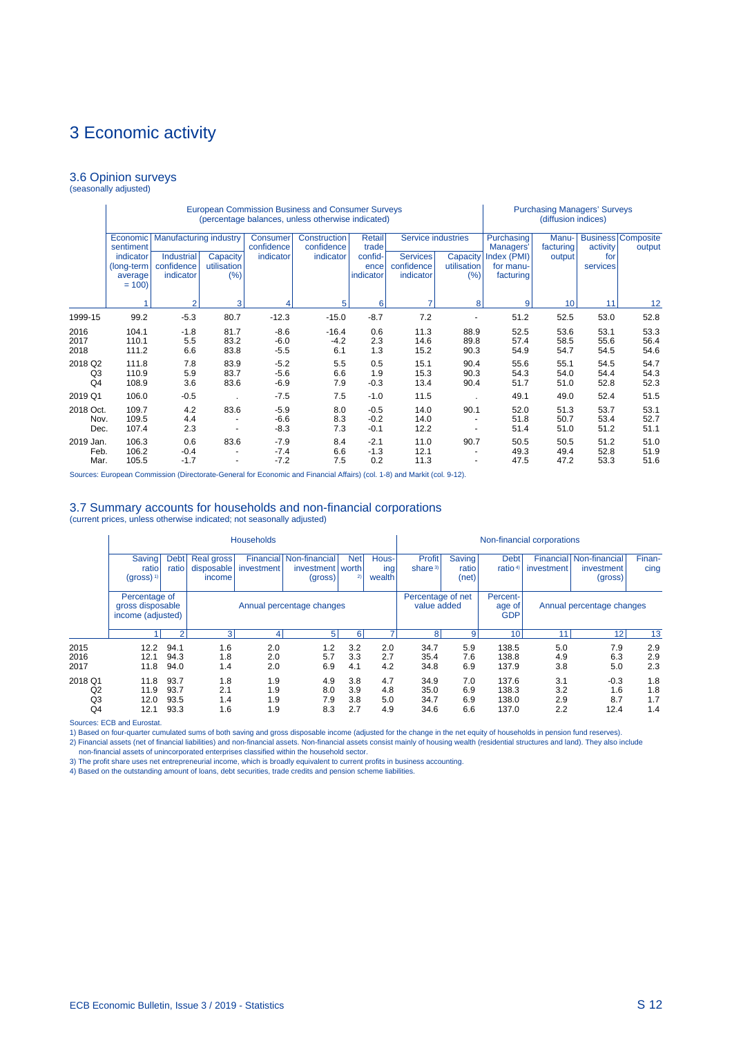# 3 Economic activity

## 3.6 Opinion surveys

(seasonally adjusted)

| | European Commission Business and Consumer Surveys (percentage balances, unless otherwise indicated) | | | | | | | | Purchasing Managers' Surveys (diffusion indices) | | | |
|---|---|---|---|---|---|---|---|---|---|---|---|---|
| | Economic sentiment indicator (long-term average = 100) | Manufacturing industry | | Consumer confidence indicator | Construction confidence indicator | Retail trade confid-ence indicator | Service industries | | Purchasing Managers' Index (PMI) for manu-facturing | Manu-facturing output | Business activity for services | Composite output |
| | | Industrial confidence indicator | Capacity utilisation (%) | | | | Services confidence indicator | Capacity utilisation (%) | | | | |
| | 1 | 2 | 3 | 4 | 5 | 6 | 7 | 8 | 9 | 10 | 11 | 12 |
| 1999-15 | 99.2 | -5.3 | 80.7 | -12.3 | -15.0 | -8.7 | 7.2 | - | 51.2 | 52.5 | 53.0 | 52.8 |
| 2016 | 104.1 | -1.8 | 81.7 | -8.6 | -16.4 | 0.6 | 11.3 | 88.9 | 52.5 | 53.6 | 53.1 | 53.3 |
| 2017 | 110.1 | 5.5 | 83.2 | -6.0 | -4.2 | 2.3 | 14.6 | 89.8 | 57.4 | 58.5 | 55.6 | 56.4 |
| 2018 | 111.2 | 6.6 | 83.8 | -5.5 | 6.1 | 1.3 | 15.2 | 90.3 | 54.9 | 54.7 | 54.5 | 54.6 |
| 2018 Q2 | 111.8 | 7.8 | 83.9 | -5.2 | 5.5 | 0.5 | 15.1 | 90.4 | 55.6 | 55.1 | 54.5 | 54.7 |
| Q3 | 110.9 | 5.9 | 83.7 | -5.6 | 6.6 | 1.9 | 15.3 | 90.3 | 54.3 | 54.0 | 54.4 | 54.3 |
| Q4 | 108.9 | 3.6 | 83.6 | -6.9 | 7.9 | -0.3 | 13.4 | 90.4 | 51.7 | 51.0 | 52.8 | 52.3 |
| 2019 Q1 | 106.0 | -0.5 | . | -7.5 | 7.5 | -1.0 | 11.5 | . | 49.1 | 49.0 | 52.4 | 51.5 |
| 2018 Oct. | 109.7 | 4.2 | 83.6 | -5.9 | 8.0 | -0.5 | 14.0 | 90.1 | 52.0 | 51.3 | 53.7 | 53.1 |
| Nov. | 109.5 | 4.4 | - | -6.6 | 8.3 | -0.2 | 14.0 | - | 51.8 | 50.7 | 53.4 | 52.7 |
| Dec. | 107.4 | 2.3 | - | -8.3 | 7.3 | -0.1 | 12.2 | - | 51.4 | 51.0 | 51.2 | 51.1 |
| 2019 Jan. | 106.3 | 0.6 | 83.6 | -7.9 | 8.4 | -2.1 | 11.0 | 90.7 | 50.5 | 50.5 | 51.2 | 51.0 |
| Feb. | 106.2 | -0.4 | - | -7.4 | 6.6 | -1.3 | 12.1 | - | 49.3 | 49.4 | 52.8 | 51.9 |
| Mar. | 105.5 | -1.7 | - | -7.2 | 7.5 | 0.2 | 11.3 | - | 47.5 | 47.2 | 53.3 | 51.6 |

Sources: European Commission (Directorate-General for Economic and Financial Affairs) (col. 1-8) and Markit (col. 9-12).

## 3.7 Summary accounts for households and non-financial corporations

(current prices, unless otherwise indicated; not seasonally adjusted)

| | Households | | | | | | | Non-financial corporations | | | | | |
|---|---|---|---|---|---|---|---|---|---|---|---|---|---|
| | Saving ratio (gross) [1] | Debt ratio | Real gross disposable income | Financial investment | Non-financial investment (gross) | Net worth [2] | Hous-ing wealth | Profit share [3] | Saving ratio (net) | Debt ratio [4] | Financial investment | Non-financial investment (gross) | Finan-cing |
| | Percentage of gross disposable income (adjusted) | | Annual percentage changes | | | | | Percentage of net value added | | Percent-age of GDP | Annual percentage changes | | |
| | 1 | 2 | 3 | 4 | 5 | 6 | 7 | 8 | 9 | 10 | 11 | 12 | 13 |
| 2015 | 12.2 | 94.1 | 1.6 | 2.0 | 1.2 | 3.2 | 2.0 | 34.7 | 5.9 | 138.5 | 5.0 | 7.9 | 2.9 |
| 2016 | 12.1 | 94.3 | 1.8 | 2.0 | 5.7 | 3.3 | 2.7 | 35.4 | 7.6 | 138.8 | 4.9 | 6.3 | 2.9 |
| 2017 | 11.8 | 94.0 | 1.4 | 2.0 | 6.9 | 4.1 | 4.2 | 34.8 | 6.9 | 137.9 | 3.8 | 5.0 | 2.3 |
| 2018 Q1 | 11.8 | 93.7 | 1.8 | 1.9 | 4.9 | 3.8 | 4.7 | 34.9 | 7.0 | 137.6 | 3.1 | -0.3 | 1.8 |
| Q2 | 11.9 | 93.7 | 2.1 | 1.9 | 8.0 | 3.9 | 4.8 | 35.0 | 6.9 | 138.3 | 3.2 | 1.6 | 1.8 |
| Q3 | 12.0 | 93.5 | 1.4 | 1.9 | 7.9 | 3.8 | 5.0 | 34.7 | 6.9 | 138.0 | 2.9 | 8.7 | 1.7 |
| Q4 | 12.1 | 93.3 | 1.6 | 1.9 | 8.3 | 2.7 | 4.9 | 34.6 | 6.6 | 137.0 | 2.2 | 12.4 | 1.4 |

Sources: ECB and Eurostat.

1) Based on four-quarter cumulated sums of both saving and gross disposable income (adjusted for the change in the net equity of households in pension fund reserves).

2) Financial assets (net of financial liabilities) and non-financial assets. Non-financial assets consist mainly of housing wealth (residential structures and land). They also include non-financial assets of unincorporated enterprises classified within the household sector.

3) The profit share uses net entrepreneurial income, which is broadly equivalent to current profits in business accounting.

4) Based on the outstanding amount of loans, debt securities, trade credits and pension scheme liabilities.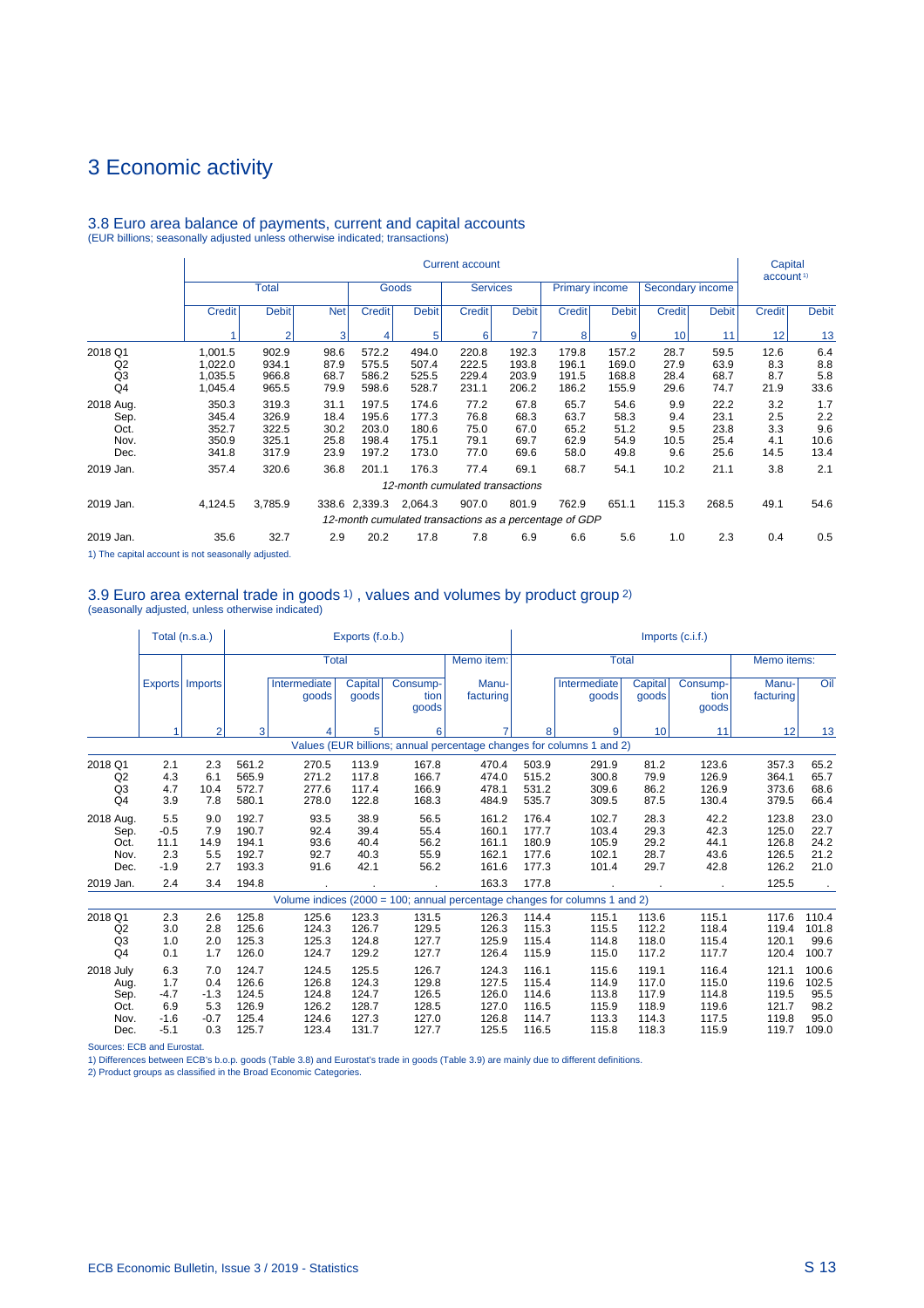# 3 Economic activity

## 3.8 Euro area balance of payments, current and capital accounts

(EUR billions; seasonally adjusted unless otherwise indicated; transactions)

| | Current account | | | | | | | | | | | Capital account[1] | |
|---|---|---|---|---|---|---|---|---|---|---|---|---|---|
| | Total | | | Goods | | Services | | Primary income | | Secondary income | | | |
| | Credit | Debit | Net | Credit | Debit | Credit | Debit | Credit | Debit | Credit | Debit | Credit | Debit |
| | 1 | 2 | 3 | 4 | 5 | 6 | 7 | 8 | 9 | 10 | 11 | 12 | 13 |
| 2018 Q1 | 1,001.5 | 902.9 | 98.6 | 572.2 | 494.0 | 220.8 | 192.3 | 179.8 | 157.2 | 28.7 | 59.5 | 12.6 | 6.4 |
| Q2 | 1,022.0 | 934.1 | 87.9 | 575.5 | 507.4 | 222.5 | 193.8 | 196.1 | 169.0 | 27.9 | 63.9 | 8.3 | 8.8 |
| Q3 | 1,035.5 | 966.8 | 68.7 | 586.2 | 525.5 | 229.4 | 203.9 | 191.5 | 168.8 | 28.4 | 68.7 | 8.7 | 5.8 |
| Q4 | 1,045.4 | 965.5 | 79.9 | 598.6 | 528.7 | 231.1 | 206.2 | 186.2 | 155.9 | 29.6 | 74.7 | 21.9 | 33.6 |
| 2018 Aug. | 350.3 | 319.3 | 31.1 | 197.5 | 174.6 | 77.2 | 67.8 | 65.7 | 54.6 | 9.9 | 22.2 | 3.2 | 1.7 |
| Sep. | 345.4 | 326.9 | 18.4 | 195.6 | 177.3 | 76.8 | 68.3 | 63.7 | 58.3 | 9.4 | 23.1 | 2.5 | 2.2 |
| Oct. | 352.7 | 322.5 | 30.2 | 203.0 | 180.6 | 75.0 | 67.0 | 65.2 | 51.2 | 9.5 | 23.8 | 3.3 | 9.6 |
| Nov. | 350.9 | 325.1 | 25.8 | 198.4 | 175.1 | 79.1 | 69.7 | 62.9 | 54.9 | 10.5 | 25.4 | 4.1 | 10.6 |
| Dec. | 341.8 | 317.9 | 23.9 | 197.2 | 173.0 | 77.0 | 69.6 | 58.0 | 49.8 | 9.6 | 25.6 | 14.5 | 13.4 |
| 2019 Jan. | 357.4 | 320.6 | 36.8 | 201.1 | 176.3 | 77.4 | 69.1 | 68.7 | 54.1 | 10.2 | 21.1 | 3.8 | 2.1 |
| | *12-month cumulated transactions* | | | | | | | | | | | | |
| 2019 Jan. | 4,124.5 | 3,785.9 | 338.6 | 2,339.3 | 2,064.3 | 907.0 | 801.9 | 762.9 | 651.1 | 115.3 | 268.5 | 49.1 | 54.6 |
| | *12-month cumulated transactions as a percentage of GDP* | | | | | | | | | | | | |
| 2019 Jan. | 35.6 | 32.7 | 2.9 | 20.2 | 17.8 | 7.8 | 6.9 | 6.6 | 5.6 | 1.0 | 2.3 | 0.4 | 0.5 |

1) The capital account is not seasonally adjusted.

## 3.9 Euro area external trade in goods[1], values and volumes by product group[2]

(seasonally adjusted, unless otherwise indicated)

| | Total (n.s.a.) | | Exports (f.o.b.) | | | | | Imports (c.i.f.) | | | | | |
|---|---|---|---|---|---|---|---|---|---|---|---|---|---|
| | | | Total | | | | Memo item: | Total | | | | Memo items: | |
| | Exports | Imports | | Intermediate goods | Capital goods | Consumption goods | Manufacturing | | Intermediate goods | Capital goods | Consumption goods | Manufacturing | Oil |
| | 1 | 2 | 3 | 4 | 5 | 6 | 7 | 8 | 9 | 10 | 11 | 12 | 13 |
| | *Values (EUR billions; annual percentage changes for columns 1 and 2)* | | | | | | | | | | | | |
| 2018 Q1 | 2.1 | 2.3 | 561.2 | 270.5 | 113.9 | 167.8 | 470.4 | 503.9 | 291.9 | 81.2 | 123.6 | 357.3 | 65.2 |
| Q2 | 4.3 | 6.1 | 565.9 | 271.2 | 117.8 | 166.7 | 474.0 | 515.2 | 300.8 | 79.9 | 126.9 | 364.1 | 65.7 |
| Q3 | 4.7 | 10.4 | 572.7 | 277.6 | 117.4 | 166.9 | 478.1 | 531.2 | 309.6 | 86.2 | 126.9 | 373.6 | 68.6 |
| Q4 | 3.9 | 7.8 | 580.1 | 278.0 | 122.8 | 168.3 | 484.9 | 535.7 | 309.5 | 87.5 | 130.4 | 379.5 | 66.4 |
| 2018 Aug. | 5.5 | 9.0 | 192.7 | 93.5 | 38.9 | 56.5 | 161.2 | 176.4 | 102.7 | 28.3 | 42.2 | 123.8 | 23.0 |
| Sep. | -0.5 | 7.9 | 190.7 | 92.4 | 39.4 | 55.4 | 160.1 | 177.7 | 103.4 | 29.3 | 42.3 | 125.0 | 22.7 |
| Oct. | 11.1 | 14.9 | 194.1 | 93.6 | 40.4 | 56.2 | 161.1 | 180.9 | 105.9 | 29.2 | 44.1 | 126.8 | 24.2 |
| Nov. | 2.3 | 5.5 | 192.7 | 92.7 | 40.3 | 55.9 | 162.1 | 177.6 | 102.1 | 28.7 | 43.6 | 126.5 | 21.2 |
| Dec. | -1.9 | 2.7 | 193.3 | 91.6 | 42.1 | 56.2 | 161.6 | 177.3 | 101.4 | 29.7 | 42.8 | 126.2 | 21.0 |
| 2019 Jan. | 2.4 | 3.4 | 194.8 | . | . | . | 163.3 | 177.8 | . | . | . | 125.5 | . |
| | *Volume indices (2000 = 100; annual percentage changes for columns 1 and 2)* | | | | | | | | | | | | |
| 2018 Q1 | 2.3 | 2.6 | 125.8 | 125.6 | 123.3 | 131.5 | 126.3 | 114.4 | 115.1 | 113.6 | 115.1 | 117.6 | 110.4 |
| Q2 | 3.0 | 2.8 | 125.6 | 124.3 | 126.7 | 129.5 | 126.3 | 115.3 | 115.5 | 112.2 | 118.4 | 119.4 | 101.8 |
| Q3 | 1.0 | 2.0 | 125.3 | 125.3 | 124.8 | 127.7 | 125.9 | 115.4 | 114.8 | 118.0 | 115.4 | 120.1 | 99.6 |
| Q4 | 0.1 | 1.7 | 126.0 | 124.7 | 129.2 | 127.7 | 126.4 | 115.9 | 115.0 | 117.2 | 117.7 | 120.4 | 100.7 |
| 2018 July | 6.3 | 7.0 | 124.7 | 124.5 | 125.5 | 126.7 | 124.3 | 116.1 | 115.6 | 119.1 | 116.4 | 121.1 | 100.6 |
| Aug. | 1.7 | 0.4 | 126.6 | 126.8 | 124.3 | 129.8 | 127.5 | 115.4 | 114.9 | 117.0 | 115.0 | 119.6 | 102.5 |
| Sep. | -4.7 | -1.3 | 124.5 | 124.8 | 124.7 | 126.5 | 126.0 | 114.6 | 113.8 | 117.9 | 114.8 | 119.5 | 95.5 |
| Oct. | 6.9 | 5.3 | 126.9 | 126.2 | 128.7 | 128.5 | 127.0 | 116.5 | 115.9 | 118.9 | 119.6 | 121.7 | 98.2 |
| Nov. | -1.6 | -0.7 | 125.4 | 124.6 | 127.3 | 127.0 | 126.8 | 114.7 | 113.3 | 114.3 | 117.5 | 119.8 | 95.0 |
| Dec. | -5.1 | 0.3 | 125.7 | 123.4 | 131.7 | 127.7 | 125.5 | 116.5 | 115.8 | 118.3 | 115.9 | 119.7 | 109.0 |

Sources: ECB and Eurostat.

1) Differences between ECB's b.o.p. goods (Table 3.8) and Eurostat's trade in goods (Table 3.9) are mainly due to different definitions.

2) Product groups as classified in the Broad Economic Categories.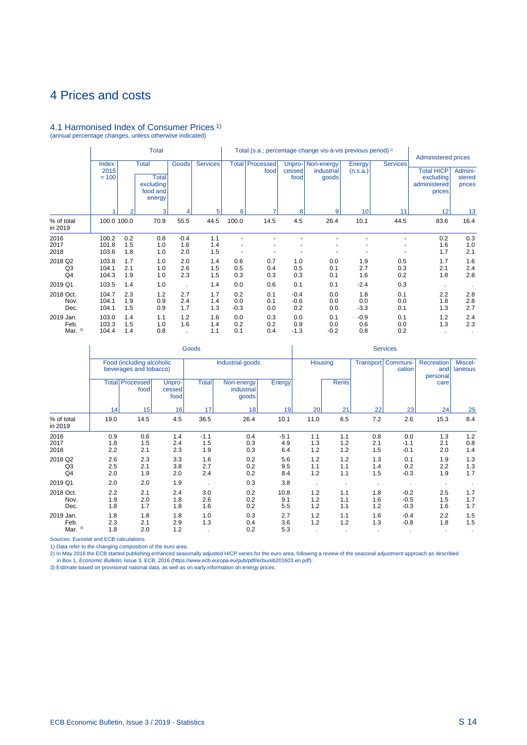# 4 Prices and costs

## 4.1 Harmonised Index of Consumer Prices [1)]

(annual percentage changes, unless otherwise indicated)

| | Total | | | | | Total (s.a.; percentage change vis-à-vis previous period) [2)] | | | | | | Administered prices | |
|---|---|---|---|---|---|---|---|---|---|---|---|---|---|
| | Index: 2015 = 100 | Total | Total excluding food and energy | Goods | Services | Total | Processed food | Unprocessed food | Non-energy industrial goods | Energy (n.s.a.) | Services | Total HICP excluding administered prices | Administered prices |
| | 1 | 2 | 3 | 4 | 5 | 6 | 7 | 8 | 9 | 10 | 11 | 12 | 13 |
| % of total in 2019 | 100.0 | 100.0 | 70.9 | 55.5 | 44.5 | 100.0 | 14.5 | 4.5 | 26.4 | 10.1 | 44.5 | 83.6 | 16.4 |
| 2016 | 100.2 | 0.2 | 0.8 | -0.4 | 1.1 | - | - | - | - | - | - | 0.2 | 0.3 |
| 2017 | 101.8 | 1.5 | 1.0 | 1.6 | 1.4 | - | - | - | - | - | - | 1.6 | 1.0 |
| 2018 | 103.6 | 1.8 | 1.0 | 2.0 | 1.5 | - | - | - | - | - | - | 1.7 | 2.1 |
| 2018 Q2 | 103.8 | 1.7 | 1.0 | 2.0 | 1.4 | 0.6 | 0.7 | 1.0 | 0.0 | 1.9 | 0.5 | 1.7 | 1.6 |
| Q3 | 104.1 | 2.1 | 1.0 | 2.6 | 1.5 | 0.5 | 0.4 | 0.5 | 0.1 | 2.7 | 0.3 | 2.1 | 2.4 |
| Q4 | 104.3 | 1.9 | 1.0 | 2.3 | 1.5 | 0.3 | 0.3 | 0.3 | 0.1 | 1.6 | 0.2 | 1.8 | 2.8 |
| 2019 Q1 | 103.5 | 1.4 | 1.0 | . | 1.4 | 0.0 | 0.6 | 0.1 | 0.1 | -2.4 | 0.3 | . | . |
| 2018 Oct. | 104.7 | 2.3 | 1.2 | 2.7 | 1.7 | 0.2 | 0.1 | -0.4 | 0.0 | 1.8 | 0.1 | 2.2 | 2.8 |
| Nov. | 104.1 | 1.9 | 0.9 | 2.4 | 1.4 | 0.0 | 0.1 | -0.6 | 0.0 | 0.0 | 0.0 | 1.8 | 2.8 |
| Dec. | 104.1 | 1.5 | 0.9 | 1.7 | 1.3 | -0.3 | 0.0 | 0.2 | 0.0 | -3.3 | 0.1 | 1.3 | 2.7 |
| 2019 Jan. | 103.0 | 1.4 | 1.1 | 1.2 | 1.6 | 0.0 | 0.3 | 0.0 | 0.1 | -0.9 | 0.1 | 1.2 | 2.4 |
| Feb. | 103.3 | 1.5 | 1.0 | 1.6 | 1.4 | 0.2 | 0.2 | 0.9 | 0.0 | 0.6 | 0.0 | 1.3 | 2.3 |
| Mar. [3)] | 104.4 | 1.4 | 0.8 | . | 1.1 | 0.1 | 0.4 | -1.3 | -0.2 | 0.8 | 0.2 | . | . |

| | Goods | | | | | | Services | | | | | |
|---|---|---|---|---|---|---|---|---|---|---|---|---|
| | Food (including alcoholic beverages and tobacco) | | | Industrial goods | | | Housing | | Transport | Communication | Recreation and personal care | Miscellaneous |
| | Total | Processed food | Unprocessed food | Total | Non-energy industrial goods | Energy | | Rents | | | | |
| | 14 | 15 | 16 | 17 | 18 | 19 | 20 | 21 | 22 | 23 | 24 | 25 |
| % of total in 2019 | 19.0 | 14.5 | 4.5 | 36.5 | 26.4 | 10.1 | 11.0 | 6.5 | 7.2 | 2.6 | 15.3 | 8.4 |
| 2016 | 0.9 | 0.6 | 1.4 | -1.1 | 0.4 | -5.1 | 1.1 | 1.1 | 0.8 | 0.0 | 1.3 | 1.2 |
| 2017 | 1.8 | 1.5 | 2.4 | 1.5 | 0.3 | 4.9 | 1.3 | 1.2 | 2.1 | -1.1 | 2.1 | 0.8 |
| 2018 | 2.2 | 2.1 | 2.3 | 1.9 | 0.3 | 6.4 | 1.2 | 1.2 | 1.5 | -0.1 | 2.0 | 1.4 |
| 2018 Q2 | 2.6 | 2.3 | 3.3 | 1.6 | 0.2 | 5.6 | 1.2 | 1.2 | 1.3 | 0.1 | 1.9 | 1.3 |
| Q3 | 2.5 | 2.1 | 3.8 | 2.7 | 0.2 | 9.5 | 1.1 | 1.1 | 1.4 | 0.2 | 2.2 | 1.3 |
| Q4 | 2.0 | 1.9 | 2.0 | 2.4 | 0.2 | 8.4 | 1.2 | 1.1 | 1.5 | -0.3 | 1.9 | 1.7 |
| 2019 Q1 | 2.0 | 2.0 | 1.9 | . | 0.3 | 3.8 | . | . | . | . | . | . |
| 2018 Oct. | 2.2 | 2.1 | 2.4 | 3.0 | 0.2 | 10.8 | 1.2 | 1.1 | 1.8 | -0.2 | 2.5 | 1.7 |
| Nov. | 1.9 | 2.0 | 1.8 | 2.6 | 0.2 | 9.1 | 1.2 | 1.1 | 1.6 | -0.5 | 1.5 | 1.7 |
| Dec. | 1.8 | 1.7 | 1.8 | 1.6 | 0.2 | 5.5 | 1.2 | 1.1 | 1.2 | -0.3 | 1.6 | 1.7 |
| 2019 Jan. | 1.8 | 1.8 | 1.8 | 1.0 | 0.3 | 2.7 | 1.2 | 1.1 | 1.6 | -0.4 | 2.2 | 1.5 |
| Feb. | 2.3 | 2.1 | 2.9 | 1.3 | 0.4 | 3.6 | 1.2 | 1.2 | 1.3 | -0.8 | 1.8 | 1.5 |
| Mar. [3)] | 1.8 | 2.0 | 1.2 | . | 0.2 | 5.3 | . | . | . | . | . | . |

Sources: Eurostat and ECB calculations.

1) Data refer to the changing composition of the euro area.

2) In May 2016 the ECB started publishing enhanced seasonally adjusted HICP series for the euro area, following a review of the seasonal adjustment approach as described in Box 1, *Economic Bulletin*, Issue 3, ECB, 2016 (https://www.ecb.europa.eu/pub/pdf/ecbu/eb201603.en.pdf).

3) Estimate based on provisional national data, as well as on early information on energy prices.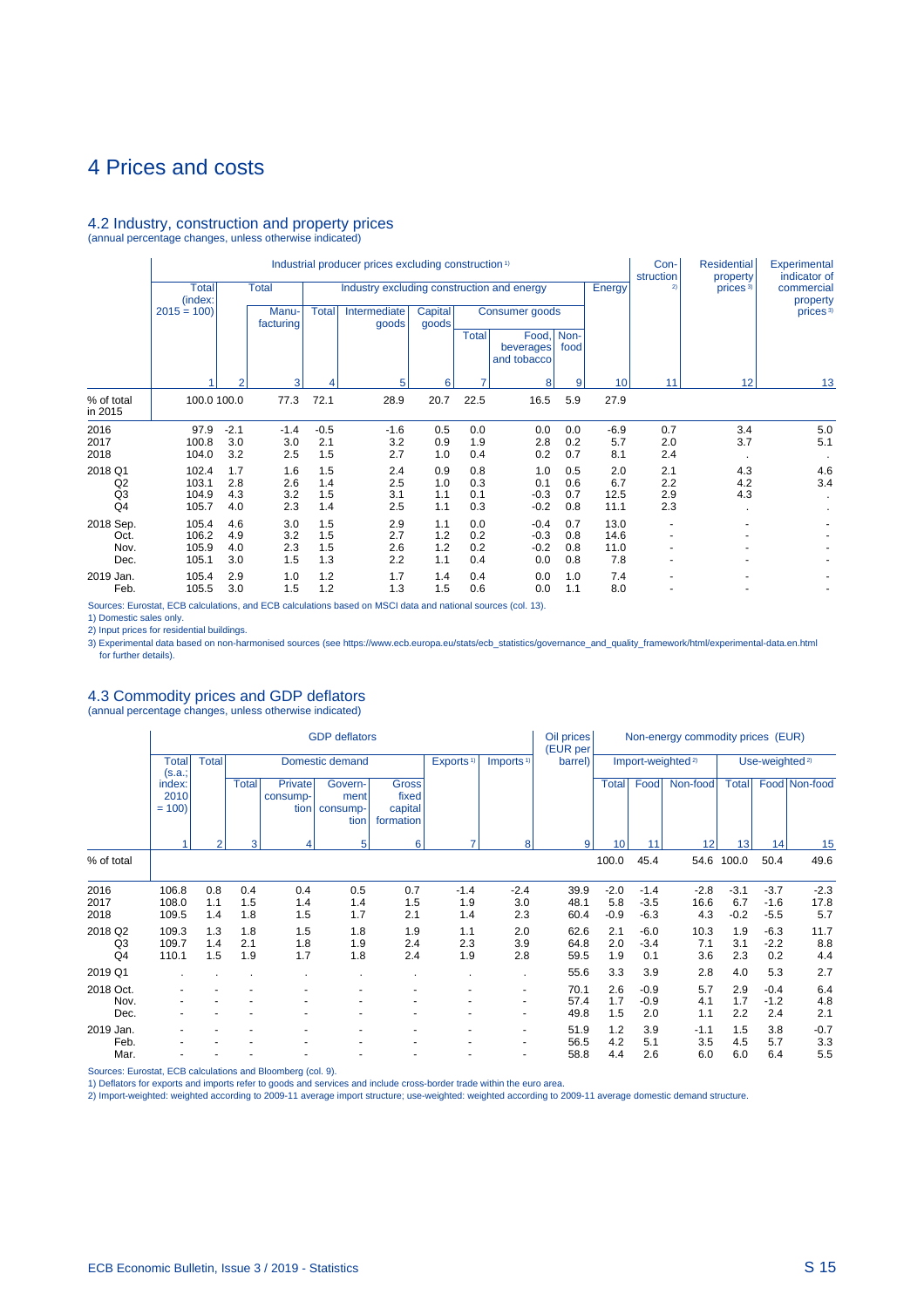# 4 Prices and costs

## 4.2 Industry, construction and property prices

(annual percentage changes, unless otherwise indicated)

| | Industrial producer prices excluding construction [1] | | | | | | | | | | Con-struction [2] | Residential property prices [3] | Experimental indicator of commercial property prices [3] |
|---|---|---|---|---|---|---|---|---|---|---|---|---|---|
| | Total (index: 2015 = 100) | Total | Manu-facturing | Industry excluding construction and energy | | | | | | Energy | | | |
| | | | | Total | Intermediate goods | Capital goods | Consumer goods | | | | | | |
| | | | | | | | Total | Food, beverages and tobacco | Non-food | | | | |
| | 1 | 2 | 3 | 4 | 5 | 6 | 7 | 8 | 9 | 10 | 11 | 12 | 13 |
| % of total in 2015 | 100.0 | 100.0 | 77.3 | 72.1 | 28.9 | 20.7 | 22.5 | 16.5 | 5.9 | 27.9 | | | |
| 2016 | 97.9 | -2.1 | -1.4 | -0.5 | -1.6 | 0.5 | 0.0 | 0.0 | 0.0 | -6.9 | 0.7 | 3.4 | 5.0 |
| 2017 | 100.8 | 3.0 | 3.0 | 2.1 | 3.2 | 0.9 | 1.9 | 2.8 | 0.2 | 5.7 | 2.0 | 3.7 | 5.1 |
| 2018 | 104.0 | 3.2 | 2.5 | 1.5 | 2.7 | 1.0 | 0.4 | 0.2 | 0.7 | 8.1 | 2.4 | . | . |
| 2018 Q1 | 102.4 | 1.7 | 1.6 | 1.5 | 2.4 | 0.9 | 0.8 | 1.0 | 0.5 | 2.0 | 2.1 | 4.3 | 4.6 |
| Q2 | 103.1 | 2.8 | 2.6 | 1.4 | 2.5 | 1.0 | 0.3 | 0.1 | 0.6 | 6.7 | 2.2 | 4.2 | 3.4 |
| Q3 | 104.9 | 4.3 | 3.2 | 1.5 | 3.1 | 1.1 | 0.1 | -0.3 | 0.7 | 12.5 | 2.9 | 4.3 | . |
| Q4 | 105.7 | 4.0 | 2.3 | 1.4 | 2.5 | 1.1 | 0.3 | -0.2 | 0.8 | 11.1 | 2.3 | . | . |
| 2018 Sep. | 105.4 | 4.6 | 3.0 | 1.5 | 2.9 | 1.1 | 0.0 | -0.4 | 0.7 | 13.0 | - | - | - |
| Oct. | 106.2 | 4.9 | 3.2 | 1.5 | 2.7 | 1.2 | 0.2 | -0.3 | 0.8 | 14.6 | - | - | - |
| Nov. | 105.9 | 4.0 | 2.3 | 1.5 | 2.6 | 1.2 | 0.2 | -0.2 | 0.8 | 11.0 | - | - | - |
| Dec. | 105.1 | 3.0 | 1.5 | 1.3 | 2.2 | 1.1 | 0.4 | 0.0 | 0.8 | 7.8 | - | - | - |
| 2019 Jan. | 105.4 | 2.9 | 1.0 | 1.2 | 1.7 | 1.4 | 0.4 | 0.0 | 1.0 | 7.4 | - | - | - |
| Feb. | 105.5 | 3.0 | 1.5 | 1.2 | 1.3 | 1.5 | 0.6 | 0.0 | 1.1 | 8.0 | - | - | - |

Sources: Eurostat, ECB calculations, and ECB calculations based on MSCI data and national sources (col. 13).

1) Domestic sales only.

2) Input prices for residential buildings.

3) Experimental data based on non-harmonised sources (see https://www.ecb.europa.eu/stats/ecb_statistics/governance_and_quality_framework/html/experimental-data.en.html for further details).

## 4.3 Commodity prices and GDP deflators

(annual percentage changes, unless otherwise indicated)

| | GDP deflators | | | | | | | | Oil prices (EUR per barrel) | Non-energy commodity prices (EUR) | | | | | |
|---|---|---|---|---|---|---|---|---|---|---|---|---|---|---|---|
| | Total (s.a.; index: 2010 = 100) | Total | Domestic demand | | | | Exports [1] | Imports [1] | | Import-weighted [2] | | | Use-weighted [2] | | |
| | | | Total | Private consump-tion | Govern-ment consump-tion | Gross fixed capital formation | | | | Total | Food | Non-food | Total | Food | Non-food |
| | 1 | 2 | 3 | 4 | 5 | 6 | 7 | 8 | 9 | 10 | 11 | 12 | 13 | 14 | 15 |
| % of total | | | | | | | | | | 100.0 | 45.4 | 54.6 | 100.0 | 50.4 | 49.6 |
| 2016 | 106.8 | 0.8 | 0.4 | 0.4 | 0.5 | 0.7 | -1.4 | -2.4 | 39.9 | -2.0 | -1.4 | -2.8 | -3.1 | -3.7 | -2.3 |
| 2017 | 108.0 | 1.1 | 1.5 | 1.4 | 1.4 | 1.5 | 1.9 | 3.0 | 48.1 | 5.8 | -3.5 | 16.6 | 6.7 | -1.6 | 17.8 |
| 2018 | 109.5 | 1.4 | 1.8 | 1.5 | 1.7 | 2.1 | 1.4 | 2.3 | 60.4 | -0.9 | -6.3 | 4.3 | -0.2 | -5.5 | 5.7 |
| 2018 Q2 | 109.3 | 1.3 | 1.8 | 1.5 | 1.8 | 1.9 | 1.1 | 2.0 | 62.6 | 2.1 | -6.0 | 10.3 | 1.9 | -6.3 | 11.7 |
| Q3 | 109.7 | 1.4 | 2.1 | 1.8 | 1.9 | 2.4 | 2.3 | 3.9 | 64.8 | 2.0 | -3.4 | 7.1 | 3.1 | -2.2 | 8.8 |
| Q4 | 110.1 | 1.5 | 1.9 | 1.7 | 1.8 | 2.4 | 1.9 | 2.8 | 59.5 | 1.9 | 0.1 | 3.6 | 2.3 | 0.2 | 4.4 |
| 2019 Q1 | . | . | . | . | . | . | . | . | 55.6 | 3.3 | 3.9 | 2.8 | 4.0 | 5.3 | 2.7 |
| 2018 Oct. | - | - | - | - | - | - | - | - | 70.1 | 2.6 | -0.9 | 5.7 | 2.9 | -0.4 | 6.4 |
| Nov. | - | - | - | - | - | - | - | - | 57.4 | 1.7 | -0.9 | 4.1 | 1.7 | -1.2 | 4.8 |
| Dec. | - | - | - | - | - | - | - | - | 49.8 | 1.5 | 2.0 | 1.1 | 2.2 | 2.4 | 2.1 |
| 2019 Jan. | - | - | - | - | - | - | - | - | 51.9 | 1.2 | 3.9 | -1.1 | 1.5 | 3.8 | -0.7 |
| Feb. | - | - | - | - | - | - | - | - | 56.5 | 4.2 | 5.1 | 3.5 | 4.5 | 5.7 | 3.3 |
| Mar. | - | - | - | - | - | - | - | - | 58.8 | 4.4 | 2.6 | 6.0 | 6.0 | 6.4 | 5.5 |

Sources: Eurostat, ECB calculations and Bloomberg (col. 9).

1) Deflators for exports and imports refer to goods and services and include cross-border trade within the euro area.

2) Import-weighted: weighted according to 2009-11 average import structure; use-weighted: weighted according to 2009-11 average domestic demand structure.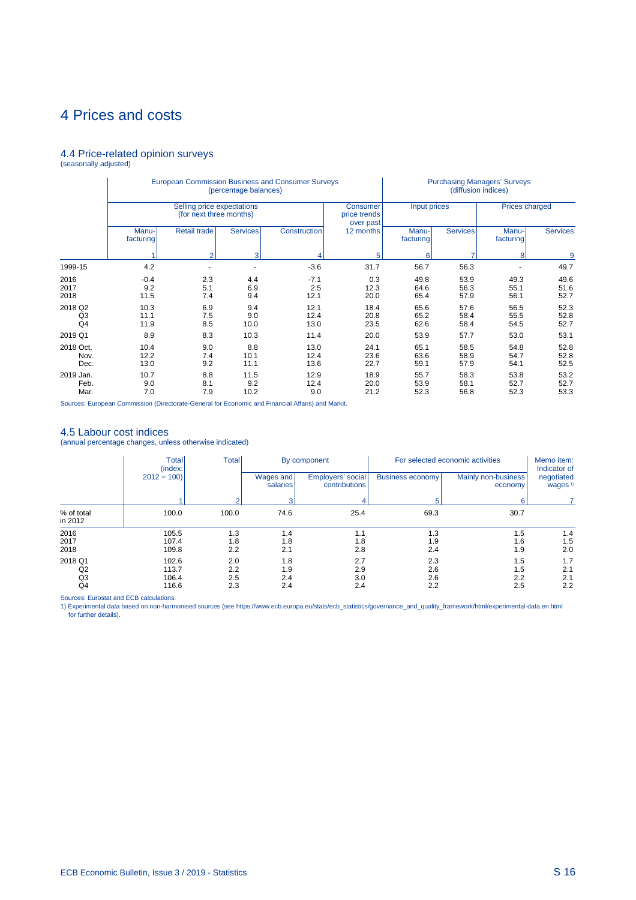# 4 Prices and costs

## 4.4 Price-related opinion surveys

(seasonally adjusted)

| | European Commission Business and Consumer Surveys (percentage balances) | | | | | Purchasing Managers' Surveys (diffusion indices) | | | |
|---|---|---|---|---|---|---|---|---|---|
| | Selling price expectations (for next three months) | | | | Consumer price trends over past 12 months | Input prices | | Prices charged | |
| | Manu-facturing | Retail trade | Services | Construction | | Manu-facturing | Services | Manu-facturing | Services |
| | 1 | 2 | 3 | 4 | 5 | 6 | 7 | 8 | 9 |
| 1999-15 | 4.2 | - | - | -3.6 | 31.7 | 56.7 | 56.3 | - | 49.7 |
| 2016 | -0.4 | 2.3 | 4.4 | -7.1 | 0.3 | 49.8 | 53.9 | 49.3 | 49.6 |
| 2017 | 9.2 | 5.1 | 6.9 | 2.5 | 12.3 | 64.6 | 56.3 | 55.1 | 51.6 |
| 2018 | 11.5 | 7.4 | 9.4 | 12.1 | 20.0 | 65.4 | 57.9 | 56.1 | 52.7 |
| 2018 Q2 | 10.3 | 6.9 | 9.4 | 12.1 | 18.4 | 65.6 | 57.6 | 56.5 | 52.3 |
| Q3 | 11.1 | 7.5 | 9.0 | 12.4 | 20.8 | 65.2 | 58.4 | 55.5 | 52.8 |
| Q4 | 11.9 | 8.5 | 10.0 | 13.0 | 23.5 | 62.6 | 58.4 | 54.5 | 52.7 |
| 2019 Q1 | 8.9 | 8.3 | 10.3 | 11.4 | 20.0 | 53.9 | 57.7 | 53.0 | 53.1 |
| 2018 Oct. | 10.4 | 9.0 | 8.8 | 13.0 | 24.1 | 65.1 | 58.5 | 54.8 | 52.8 |
| Nov. | 12.2 | 7.4 | 10.1 | 12.4 | 23.6 | 63.6 | 58.9 | 54.7 | 52.8 |
| Dec. | 13.0 | 9.2 | 11.1 | 13.6 | 22.7 | 59.1 | 57.9 | 54.1 | 52.5 |
| 2019 Jan. | 10.7 | 8.8 | 11.5 | 12.9 | 18.9 | 55.7 | 58.3 | 53.8 | 53.2 |
| Feb. | 9.0 | 8.1 | 9.2 | 12.4 | 20.0 | 53.9 | 58.1 | 52.7 | 52.7 |
| Mar. | 7.0 | 7.9 | 10.2 | 9.0 | 21.2 | 52.3 | 56.8 | 52.3 | 53.3 |

Sources: European Commission (Directorate-General for Economic and Financial Affairs) and Markit.

## 4.5 Labour cost indices

(annual percentage changes, unless otherwise indicated)

| | Total (index: 2012 = 100) | Total | By component | | For selected economic activities | | Memo item: Indicator of negotiated wages [1] |
|---|---|---|---|---|---|---|---|
| | | | Wages and salaries | Employers' social contributions | Business economy | Mainly non-business economy | |
| | 1 | 2 | 3 | 4 | 5 | 6 | 7 |
| % of total in 2012 | 100.0 | 100.0 | 74.6 | 25.4 | 69.3 | 30.7 | |
| 2016 | 105.5 | 1.3 | 1.4 | 1.1 | 1.3 | 1.5 | 1.4 |
| 2017 | 107.4 | 1.8 | 1.8 | 1.8 | 1.9 | 1.6 | 1.5 |
| 2018 | 109.8 | 2.2 | 2.1 | 2.8 | 2.4 | 1.9 | 2.0 |
| 2018 Q1 | 102.6 | 2.0 | 1.8 | 2.7 | 2.3 | 1.5 | 1.7 |
| Q2 | 113.7 | 2.2 | 1.9 | 2.9 | 2.6 | 1.5 | 2.1 |
| Q3 | 106.4 | 2.5 | 2.4 | 3.0 | 2.6 | 2.2 | 2.1 |
| Q4 | 116.6 | 2.3 | 2.4 | 2.4 | 2.2 | 2.5 | 2.2 |

Sources: Eurostat and ECB calculations.

1) Experimental data based on non-harmonised sources (see https://www.ecb.europa.eu/stats/ecb_statistics/governance_and_quality_framework/html/experimental-data.en.html for further details).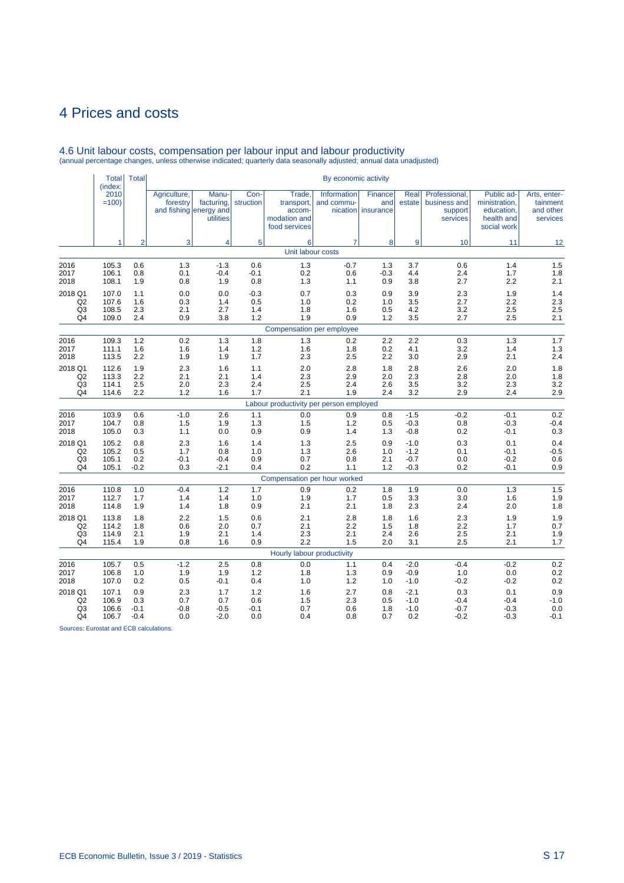# 4 Prices and costs

## 4.6 Unit labour costs, compensation per labour input and labour productivity

(annual percentage changes, unless otherwise indicated; quarterly data seasonally adjusted; annual data unadjusted)

| | Total (index: 2010 =100) | Total | By economic activity | | | | | | | | | |
|---|---|---|---|---|---|---|---|---|---|---|---|---|
| | | | Agriculture, forestry and fishing | Manu-facturing, energy and utilities | Con-struction | Trade, transport, accom-modation and food services | Information and commu-nication | Finance and insurance | Real estate | Professional, business and support services | Public ad-ministration, education, health and social work | Arts, enter-tainment and other services |
| | 1 | 2 | 3 | 4 | 5 | 6 | 7 | 8 | 9 | 10 | 11 | 12 |
| | | | | | | Unit labour costs | | | | | | |
| 2016 | 105.3 | 0.6 | 1.3 | -1.3 | 0.6 | 1.3 | -0.7 | 1.3 | 3.7 | 0.6 | 1.4 | 1.5 |
| 2017 | 106.1 | 0.8 | 0.1 | -0.4 | -0.1 | 0.2 | 0.6 | -0.3 | 4.4 | 2.4 | 1.7 | 1.8 |
| 2018 | 108.1 | 1.9 | 0.8 | 1.9 | 0.8 | 1.3 | 1.1 | 0.9 | 3.8 | 2.7 | 2.2 | 2.1 |
| 2018 Q1 | 107.0 | 1.1 | 0.0 | 0.0 | -0.3 | 0.7 | 0.3 | 0.9 | 3.9 | 2.3 | 1.9 | 1.4 |
| Q2 | 107.6 | 1.6 | 0.3 | 1.4 | 0.5 | 1.0 | 0.2 | 1.0 | 3.5 | 2.7 | 2.2 | 2.3 |
| Q3 | 108.5 | 2.3 | 2.1 | 2.7 | 1.4 | 1.8 | 1.6 | 0.5 | 4.2 | 3.2 | 2.5 | 2.5 |
| Q4 | 109.0 | 2.4 | 0.9 | 3.8 | 1.2 | 1.9 | 0.9 | 1.2 | 3.5 | 2.7 | 2.5 | 2.1 |
| | | | | | | Compensation per employee | | | | | | |
| 2016 | 109.3 | 1.2 | 0.2 | 1.3 | 1.8 | 1.3 | 0.2 | 2.2 | 2.2 | 0.3 | 1.3 | 1.7 |
| 2017 | 111.1 | 1.6 | 1.6 | 1.4 | 1.2 | 1.6 | 1.8 | 0.2 | 4.1 | 3.2 | 1.4 | 1.3 |
| 2018 | 113.5 | 2.2 | 1.9 | 1.9 | 1.7 | 2.3 | 2.5 | 2.2 | 3.0 | 2.9 | 2.1 | 2.4 |
| 2018 Q1 | 112.6 | 1.9 | 2.3 | 1.6 | 1.1 | 2.0 | 2.8 | 1.8 | 2.8 | 2.6 | 2.0 | 1.8 |
| Q2 | 113.3 | 2.2 | 2.1 | 2.1 | 1.4 | 2.3 | 2.9 | 2.0 | 2.3 | 2.8 | 2.0 | 1.8 |
| Q3 | 114.1 | 2.5 | 2.0 | 2.3 | 2.4 | 2.5 | 2.4 | 2.6 | 3.5 | 3.2 | 2.3 | 3.2 |
| Q4 | 114.6 | 2.2 | 1.2 | 1.6 | 1.7 | 2.1 | 1.9 | 2.4 | 3.2 | 2.9 | 2.4 | 2.9 |
| | | | | | | Labour productivity per person employed | | | | | | |
| 2016 | 103.9 | 0.6 | -1.0 | 2.6 | 1.1 | 0.0 | 0.9 | 0.8 | -1.5 | -0.2 | -0.1 | 0.2 |
| 2017 | 104.7 | 0.8 | 1.5 | 1.9 | 1.3 | 1.5 | 1.2 | 0.5 | -0.3 | 0.8 | -0.3 | -0.4 |
| 2018 | 105.0 | 0.3 | 1.1 | 0.0 | 0.9 | 0.9 | 1.4 | 1.3 | -0.8 | 0.2 | -0.1 | 0.3 |
| 2018 Q1 | 105.2 | 0.8 | 2.3 | 1.6 | 1.4 | 1.3 | 2.5 | 0.9 | -1.0 | 0.3 | 0.1 | 0.4 |
| Q2 | 105.2 | 0.5 | 1.7 | 0.8 | 1.0 | 1.3 | 2.6 | 1.0 | -1.2 | 0.1 | -0.1 | -0.5 |
| Q3 | 105.1 | 0.2 | -0.1 | -0.4 | 0.9 | 0.7 | 0.8 | 2.1 | -0.7 | 0.0 | -0.2 | 0.6 |
| Q4 | 105.1 | -0.2 | 0.3 | -2.1 | 0.4 | 0.2 | 1.1 | 1.2 | -0.3 | 0.2 | -0.1 | 0.9 |
| | | | | | | Compensation per hour worked | | | | | | |
| 2016 | 110.8 | 1.0 | -0.4 | 1.2 | 1.7 | 0.9 | 0.2 | 1.8 | 1.9 | 0.0 | 1.3 | 1.5 |
| 2017 | 112.7 | 1.7 | 1.4 | 1.4 | 1.0 | 1.9 | 1.7 | 0.5 | 3.3 | 3.0 | 1.6 | 1.9 |
| 2018 | 114.8 | 1.9 | 1.4 | 1.8 | 0.9 | 2.1 | 2.1 | 1.8 | 2.3 | 2.4 | 2.0 | 1.8 |
| 2018 Q1 | 113.8 | 1.8 | 2.2 | 1.5 | 0.6 | 2.1 | 2.8 | 1.8 | 1.6 | 2.3 | 1.9 | 1.9 |
| Q2 | 114.2 | 1.8 | 0.6 | 2.0 | 0.7 | 2.1 | 2.2 | 1.5 | 1.8 | 2.2 | 1.7 | 0.7 |
| Q3 | 114.9 | 2.1 | 1.9 | 2.1 | 1.4 | 2.3 | 2.1 | 2.4 | 2.6 | 2.5 | 2.1 | 1.9 |
| Q4 | 115.4 | 1.9 | 0.8 | 1.6 | 0.9 | 2.2 | 1.5 | 2.0 | 3.1 | 2.5 | 2.1 | 1.7 |
| | | | | | | Hourly labour productivity | | | | | | |
| 2016 | 105.7 | 0.5 | -1.2 | 2.5 | 0.8 | 0.0 | 1.1 | 0.4 | -2.0 | -0.4 | -0.2 | 0.2 |
| 2017 | 106.8 | 1.0 | 1.9 | 1.9 | 1.2 | 1.8 | 1.3 | 0.9 | -0.9 | 1.0 | 0.0 | 0.2 |
| 2018 | 107.0 | 0.2 | 0.5 | -0.1 | 0.4 | 1.0 | 1.2 | 1.0 | -1.0 | -0.2 | -0.2 | 0.2 |
| 2018 Q1 | 107.1 | 0.9 | 2.3 | 1.7 | 1.2 | 1.6 | 2.7 | 0.8 | -2.1 | 0.3 | 0.1 | 0.9 |
| Q2 | 106.9 | 0.3 | 0.7 | 0.7 | 0.6 | 1.5 | 2.3 | 0.5 | -1.0 | -0.4 | -0.4 | -1.0 |
| Q3 | 106.6 | -0.1 | -0.8 | -0.5 | -0.1 | 0.7 | 0.6 | 1.8 | -1.0 | -0.7 | -0.3 | 0.0 |
| Q4 | 106.7 | -0.4 | 0.0 | -2.0 | 0.0 | 0.4 | 0.8 | 0.7 | 0.2 | -0.2 | -0.3 | -0.1 |

Sources: Eurostat and ECB calculations.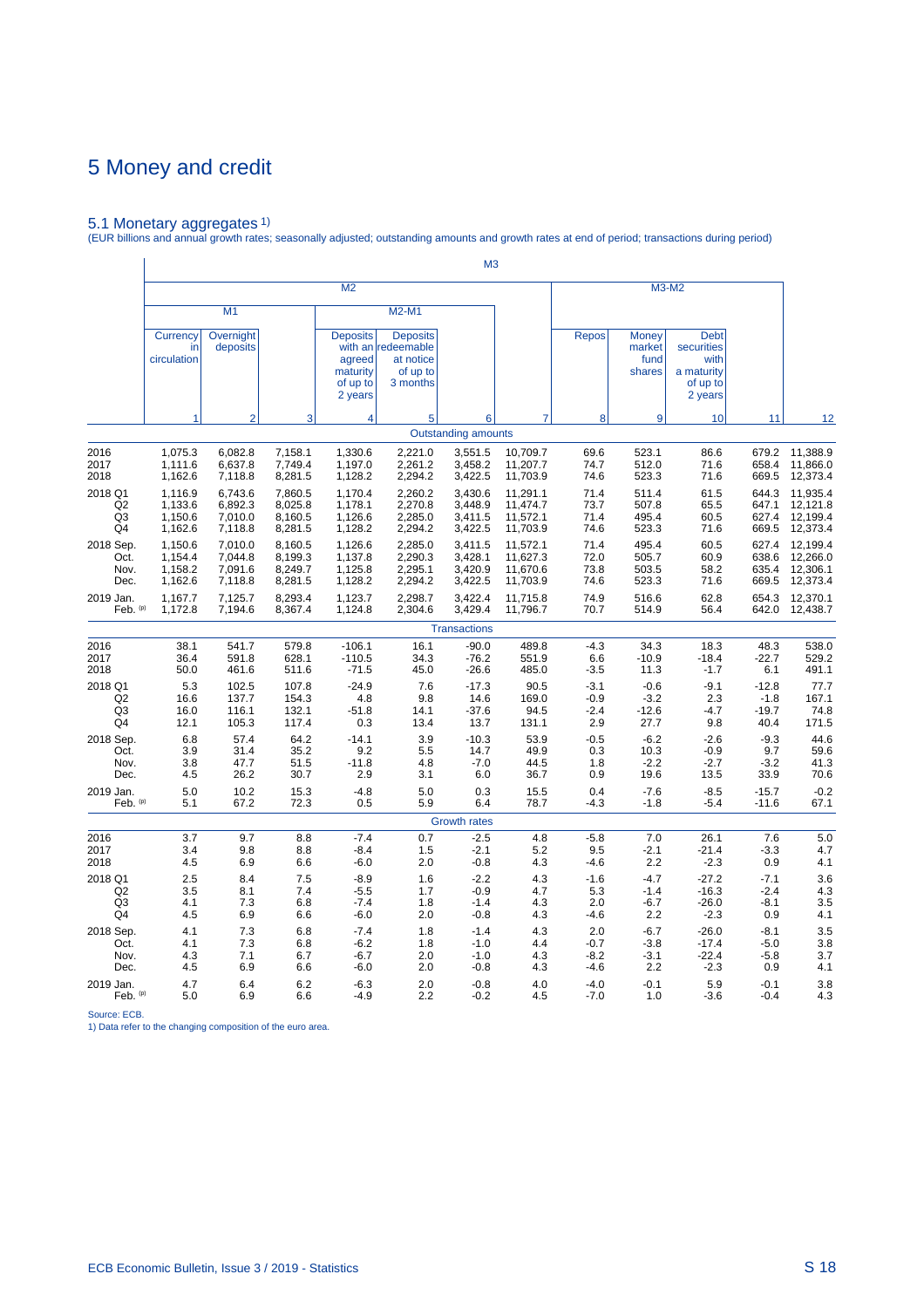# 5 Money and credit

## 5.1 Monetary aggregates [1)]

(EUR billions and annual growth rates; seasonally adjusted; outstanding amounts and growth rates at end of period; transactions during period)

| | M3 | | | | | | | | | | | |
|---|---|---|---|---|---|---|---|---|---|---|---|---|
| | M2 | | | | | | | M3-M2 | | | | |
| | M1 | | | M2-M1 | | | | | | | | |
| | Currency in circulation | Overnight deposits | | Deposits with an agreed maturity of up to 2 years | Deposits redeemable at notice of up to 3 months | | | Repos | Money market fund shares | Debt securities with a maturity of up to 2 years | | |
| | 1 | 2 | 3 | 4 | 5 | 6 | 7 | 8 | 9 | 10 | 11 | 12 |
| | | | | | | Outstanding amounts | | | | | | |
| 2016 | 1,075.3 | 6,082.8 | 7,158.1 | 1,330.6 | 2,221.0 | 3,551.5 | 10,709.7 | 69.6 | 523.1 | 86.6 | 679.2 | 11,388.9 |
| 2017 | 1,111.6 | 6,637.8 | 7,749.4 | 1,197.0 | 2,261.2 | 3,458.2 | 11,207.7 | 74.7 | 512.0 | 71.6 | 658.4 | 11,866.0 |
| 2018 | 1,162.6 | 7,118.8 | 8,281.5 | 1,128.2 | 2,294.2 | 3,422.5 | 11,703.9 | 74.6 | 523.3 | 71.6 | 669.5 | 12,373.4 |
| 2018 Q1 | 1,116.9 | 6,743.6 | 7,860.5 | 1,170.4 | 2,260.2 | 3,430.6 | 11,291.1 | 71.4 | 511.4 | 61.5 | 644.3 | 11,935.4 |
| Q2 | 1,133.6 | 6,892.3 | 8,025.8 | 1,178.1 | 2,270.8 | 3,448.9 | 11,474.7 | 73.7 | 507.8 | 65.5 | 647.1 | 12,121.8 |
| Q3 | 1,150.6 | 7,010.0 | 8,160.5 | 1,126.6 | 2,285.0 | 3,411.5 | 11,572.1 | 71.4 | 495.4 | 60.5 | 627.4 | 12,199.4 |
| Q4 | 1,162.6 | 7,118.8 | 8,281.5 | 1,128.2 | 2,294.2 | 3,422.5 | 11,703.9 | 74.6 | 523.3 | 71.6 | 669.5 | 12,373.4 |
| 2018 Sep. | 1,150.6 | 7,010.0 | 8,160.5 | 1,126.6 | 2,285.0 | 3,411.5 | 11,572.1 | 71.4 | 495.4 | 60.5 | 627.4 | 12,199.4 |
| Oct. | 1,154.4 | 7,044.8 | 8,199.3 | 1,137.8 | 2,290.3 | 3,428.1 | 11,627.3 | 72.0 | 505.7 | 60.9 | 638.6 | 12,266.0 |
| Nov. | 1,158.2 | 7,091.6 | 8,249.7 | 1,125.8 | 2,295.1 | 3,420.9 | 11,670.6 | 73.8 | 503.5 | 58.2 | 635.4 | 12,306.1 |
| Dec. | 1,162.6 | 7,118.8 | 8,281.5 | 1,128.2 | 2,294.2 | 3,422.5 | 11,703.9 | 74.6 | 523.3 | 71.6 | 669.5 | 12,373.4 |
| 2019 Jan. | 1,167.7 | 7,125.7 | 8,293.4 | 1,123.7 | 2,298.7 | 3,422.4 | 11,715.8 | 74.9 | 516.6 | 62.8 | 654.3 | 12,370.1 |
| Feb. (p) | 1,172.8 | 7,194.6 | 8,367.4 | 1,124.8 | 2,304.6 | 3,429.4 | 11,796.7 | 70.7 | 514.9 | 56.4 | 642.0 | 12,438.7 |
| | | | | | | Transactions | | | | | | |
| 2016 | 38.1 | 541.7 | 579.8 | -106.1 | 16.1 | -90.0 | 489.8 | -4.3 | 34.3 | 18.3 | 48.3 | 538.0 |
| 2017 | 36.4 | 591.8 | 628.1 | -110.5 | 34.3 | -76.2 | 551.9 | 6.6 | -10.9 | -18.4 | -22.7 | 529.2 |
| 2018 | 50.0 | 461.6 | 511.6 | -71.5 | 45.0 | -26.6 | 485.0 | -3.5 | 11.3 | -1.7 | 6.1 | 491.1 |
| 2018 Q1 | 5.3 | 102.5 | 107.8 | -24.9 | 7.6 | -17.3 | 90.5 | -3.1 | -0.6 | -9.1 | -12.8 | 77.7 |
| Q2 | 16.6 | 137.7 | 154.3 | 4.8 | 9.8 | 14.6 | 169.0 | -0.9 | -3.2 | 2.3 | -1.8 | 167.1 |
| Q3 | 16.0 | 116.1 | 132.1 | -51.8 | 14.1 | -37.6 | 94.5 | -2.4 | -12.6 | -4.7 | -19.7 | 74.8 |
| Q4 | 12.1 | 105.3 | 117.4 | 0.3 | 13.4 | 13.7 | 131.1 | 2.9 | 27.7 | 9.8 | 40.4 | 171.5 |
| 2018 Sep. | 6.8 | 57.4 | 64.2 | -14.1 | 3.9 | -10.3 | 53.9 | -0.5 | -6.2 | -2.6 | -9.3 | 44.6 |
| Oct. | 3.9 | 31.4 | 35.2 | 9.2 | 5.5 | 14.7 | 49.9 | 0.3 | 10.3 | -0.9 | 9.7 | 59.6 |
| Nov. | 3.8 | 47.7 | 51.5 | -11.8 | 4.8 | -7.0 | 44.5 | 1.8 | -2.2 | -2.7 | -3.2 | 41.3 |
| Dec. | 4.5 | 26.2 | 30.7 | 2.9 | 3.1 | 6.0 | 36.7 | 0.9 | 19.6 | 13.5 | 33.9 | 70.6 |
| 2019 Jan. | 5.0 | 10.2 | 15.3 | -4.8 | 5.0 | 0.3 | 15.5 | 0.4 | -7.6 | -8.5 | -15.7 | -0.2 |
| Feb. (p) | 5.1 | 67.2 | 72.3 | 0.5 | 5.9 | 6.4 | 78.7 | -4.3 | -1.8 | -5.4 | -11.6 | 67.1 |
| | | | | | | Growth rates | | | | | | |
| 2016 | 3.7 | 9.7 | 8.8 | -7.4 | 0.7 | -2.5 | 4.8 | -5.8 | 7.0 | 26.1 | 7.6 | 5.0 |
| 2017 | 3.4 | 9.8 | 8.8 | -8.4 | 1.5 | -2.1 | 5.2 | 9.5 | -2.1 | -21.4 | -3.3 | 4.7 |
| 2018 | 4.5 | 6.9 | 6.6 | -6.0 | 2.0 | -0.8 | 4.3 | -4.6 | 2.2 | -2.3 | 0.9 | 4.1 |
| 2018 Q1 | 2.5 | 8.4 | 7.5 | -8.9 | 1.6 | -2.2 | 4.3 | -1.6 | -4.7 | -27.2 | -7.1 | 3.6 |
| Q2 | 3.5 | 8.1 | 7.4 | -5.5 | 1.7 | -0.9 | 4.7 | 5.3 | -1.4 | -16.3 | -2.4 | 4.3 |
| Q3 | 4.1 | 7.3 | 6.8 | -7.4 | 1.8 | -1.4 | 4.3 | 2.0 | -6.7 | -26.0 | -8.1 | 3.5 |
| Q4 | 4.5 | 6.9 | 6.6 | -6.0 | 2.0 | -0.8 | 4.3 | -4.6 | 2.2 | -2.3 | 0.9 | 4.1 |
| 2018 Sep. | 4.1 | 7.3 | 6.8 | -7.4 | 1.8 | -1.4 | 4.3 | 2.0 | -6.7 | -26.0 | -8.1 | 3.5 |
| Oct. | 4.1 | 7.3 | 6.8 | -6.2 | 1.8 | -1.0 | 4.4 | -0.7 | -3.8 | -17.4 | -5.0 | 3.8 |
| Nov. | 4.3 | 7.1 | 6.7 | -6.7 | 2.0 | -1.0 | 4.3 | -8.2 | -3.1 | -22.4 | -5.8 | 3.7 |
| Dec. | 4.5 | 6.9 | 6.6 | -6.0 | 2.0 | -0.8 | 4.3 | -4.6 | 2.2 | -2.3 | 0.9 | 4.1 |
| 2019 Jan. | 4.7 | 6.4 | 6.2 | -6.3 | 2.0 | -0.8 | 4.0 | -4.0 | -0.1 | 5.9 | -0.1 | 3.8 |
| Feb. (p) | 5.0 | 6.9 | 6.6 | -4.9 | 2.2 | -0.2 | 4.5 | -7.0 | 1.0 | -3.6 | -0.4 | 4.3 |

Source: ECB.

1) Data refer to the changing composition of the euro area.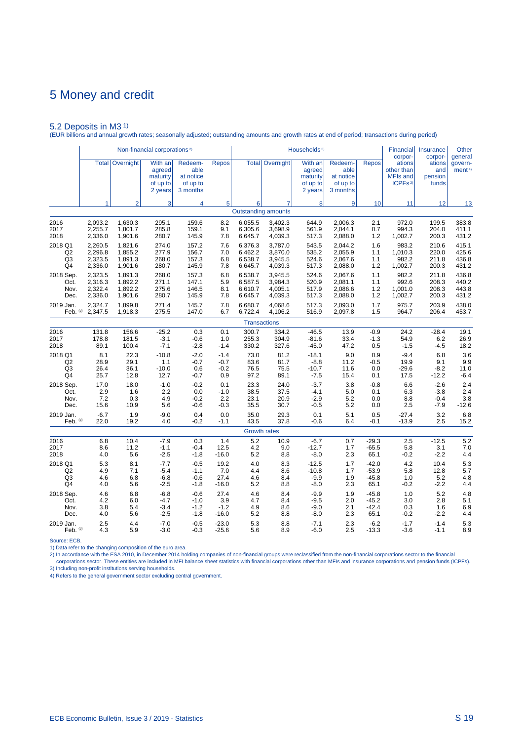# 5 Money and credit

## 5.2 Deposits in M3 [1)]

(EUR billions and annual growth rates; seasonally adjusted; outstanding amounts and growth rates at end of period; transactions during period)

| | Non-financial corporations [2)] | | | | | Households [3)] | | | | | Financial corporations other than MFIs and ICPFs [2)] | Insurance corporations and pension funds | Other general government [4)] |
|---|---|---|---|---|---|---|---|---|---|---|---|---|---|
| | Total | Overnight | With an agreed maturity of up to 2 years | Redeemable at notice of up to 3 months | Repos | Total | Overnight | With an agreed maturity of up to 2 years | Redeemable at notice of up to 3 months | Repos | | | |
| | 1 | 2 | 3 | 4 | 5 | 6 | 7 | 8 | 9 | 10 | 11 | 12 | 13 |
| | | | | | | **Outstanding amounts** | | | | | | | |
| 2016 | 2,093.2 | 1,630.3 | 295.1 | 159.6 | 8.2 | 6,055.5 | 3,402.3 | 644.9 | 2,006.3 | 2.1 | 972.0 | 199.5 | 383.8 |
| 2017 | 2,255.7 | 1,801.7 | 285.8 | 159.1 | 9.1 | 6,305.6 | 3,698.9 | 561.9 | 2,044.1 | 0.7 | 994.3 | 204.0 | 411.1 |
| 2018 | 2,336.0 | 1,901.6 | 280.7 | 145.9 | 7.8 | 6,645.7 | 4,039.3 | 517.3 | 2,088.0 | 1.2 | 1,002.7 | 200.3 | 431.2 |
| 2018 Q1 | 2,260.5 | 1,821.6 | 274.0 | 157.2 | 7.6 | 6,376.3 | 3,787.0 | 543.5 | 2,044.2 | 1.6 | 983.2 | 210.6 | 415.1 |
| Q2 | 2,296.8 | 1,855.2 | 277.9 | 156.7 | 7.0 | 6,462.2 | 3,870.0 | 535.2 | 2,055.9 | 1.1 | 1,010.3 | 220.0 | 425.6 |
| Q3 | 2,323.5 | 1,891.3 | 268.0 | 157.3 | 6.8 | 6,538.7 | 3,945.5 | 524.6 | 2,067.6 | 1.1 | 982.2 | 211.8 | 436.8 |
| Q4 | 2,336.0 | 1,901.6 | 280.7 | 145.9 | 7.8 | 6,645.7 | 4,039.3 | 517.3 | 2,088.0 | 1.2 | 1,002.7 | 200.3 | 431.2 |
| 2018 Sep. | 2,323.5 | 1,891.3 | 268.0 | 157.3 | 6.8 | 6,538.7 | 3,945.5 | 524.6 | 2,067.6 | 1.1 | 982.2 | 211.8 | 436.8 |
| Oct. | 2,316.3 | 1,892.2 | 271.1 | 147.1 | 5.9 | 6,587.5 | 3,984.3 | 520.9 | 2,081.1 | 1.1 | 992.6 | 208.3 | 440.2 |
| Nov. | 2,322.4 | 1,892.2 | 275.6 | 146.5 | 8.1 | 6,610.7 | 4,005.1 | 517.9 | 2,086.6 | 1.2 | 1,001.0 | 208.3 | 443.8 |
| Dec. | 2,336.0 | 1,901.6 | 280.7 | 145.9 | 7.8 | 6,645.7 | 4,039.3 | 517.3 | 2,088.0 | 1.2 | 1,002.7 | 200.3 | 431.2 |
| 2019 Jan. | 2,324.7 | 1,899.8 | 271.4 | 145.7 | 7.8 | 6,680.7 | 4,068.6 | 517.3 | 2,093.0 | 1.7 | 975.7 | 203.9 | 438.0 |
| Feb. (p) | 2,347.5 | 1,918.3 | 275.5 | 147.0 | 6.7 | 6,722.4 | 4,106.2 | 516.9 | 2,097.8 | 1.5 | 964.7 | 206.4 | 453.7 |
| | | | | | | **Transactions** | | | | | | | |
| 2016 | 131.8 | 156.6 | -25.2 | 0.3 | 0.1 | 300.7 | 334.2 | -46.5 | 13.9 | -0.9 | 24.2 | -28.4 | 19.1 |
| 2017 | 178.8 | 181.5 | -3.1 | -0.6 | 1.0 | 255.3 | 304.9 | -81.6 | 33.4 | -1.3 | 54.9 | 6.2 | 26.9 |
| 2018 | 89.1 | 100.4 | -7.1 | -2.8 | -1.4 | 330.2 | 327.6 | -45.0 | 47.2 | 0.5 | -1.5 | -4.5 | 18.2 |
| 2018 Q1 | 8.1 | 22.3 | -10.8 | -2.0 | -1.4 | 73.0 | 81.2 | -18.1 | 9.0 | 0.9 | -9.4 | 6.8 | 3.6 |
| Q2 | 28.9 | 29.1 | 1.1 | -0.7 | -0.7 | 83.6 | 81.7 | -8.8 | 11.2 | -0.5 | 19.9 | 9.1 | 9.9 |
| Q3 | 26.4 | 36.1 | -10.0 | 0.6 | -0.2 | 76.5 | 75.5 | -10.7 | 11.6 | 0.0 | -29.6 | -8.2 | 11.0 |
| Q4 | 25.7 | 12.8 | 12.7 | -0.7 | 0.9 | 97.2 | 89.1 | -7.5 | 15.4 | 0.1 | 17.5 | -12.2 | -6.4 |
| 2018 Sep. | 17.0 | 18.0 | -1.0 | -0.2 | 0.1 | 23.3 | 24.0 | -3.7 | 3.8 | -0.8 | 6.6 | -2.6 | 2.4 |
| Oct. | 2.9 | 1.6 | 2.2 | 0.0 | -1.0 | 38.5 | 37.5 | -4.1 | 5.0 | 0.1 | 6.3 | -3.8 | 2.4 |
| Nov. | 7.2 | 0.3 | 4.9 | -0.2 | 2.2 | 23.1 | 20.9 | -2.9 | 5.2 | 0.0 | 8.8 | -0.4 | 3.8 |
| Dec. | 15.6 | 10.9 | 5.6 | -0.6 | -0.3 | 35.5 | 30.7 | -0.5 | 5.2 | 0.0 | 2.5 | -7.9 | -12.6 |
| 2019 Jan. | -6.7 | 1.9 | -9.0 | 0.4 | 0.0 | 35.0 | 29.3 | 0.1 | 5.1 | 0.5 | -27.4 | 3.2 | 6.8 |
| Feb. (p) | 22.0 | 19.2 | 4.0 | -0.2 | -1.1 | 43.5 | 37.8 | -0.6 | 6.4 | -0.1 | -13.9 | 2.5 | 15.2 |
| | | | | | | **Growth rates** | | | | | | | |
| 2016 | 6.8 | 10.4 | -7.9 | 0.3 | 1.4 | 5.2 | 10.9 | -6.7 | 0.7 | -29.3 | 2.5 | -12.5 | 5.2 |
| 2017 | 8.6 | 11.2 | -1.1 | -0.4 | 12.5 | 4.2 | 9.0 | -12.7 | 1.7 | -65.5 | 5.8 | 3.1 | 7.0 |
| 2018 | 4.0 | 5.6 | -2.5 | -1.8 | -16.0 | 5.2 | 8.8 | -8.0 | 2.3 | 65.1 | -0.2 | -2.2 | 4.4 |
| 2018 Q1 | 5.3 | 8.1 | -7.7 | -0.5 | 19.2 | 4.0 | 8.3 | -12.5 | 1.7 | -42.0 | 4.2 | 10.4 | 5.3 |
| Q2 | 4.9 | 7.1 | -5.4 | -1.1 | 7.0 | 4.4 | 8.6 | -10.8 | 1.7 | -53.9 | 5.8 | 12.8 | 5.7 |
| Q3 | 4.6 | 6.8 | -6.8 | -0.6 | 27.4 | 4.6 | 8.4 | -9.9 | 1.9 | -45.8 | 1.0 | 5.2 | 4.8 |
| Q4 | 4.0 | 5.6 | -2.5 | -1.8 | -16.0 | 5.2 | 8.8 | -8.0 | 2.3 | 65.1 | -0.2 | -2.2 | 4.4 |
| 2018 Sep. | 4.6 | 6.8 | -6.8 | -0.6 | 27.4 | 4.6 | 8.4 | -9.9 | 1.9 | -45.8 | 1.0 | 5.2 | 4.8 |
| Oct. | 4.2 | 6.0 | -4.7 | -1.0 | 3.9 | 4.7 | 8.4 | -9.5 | 2.0 | -45.2 | 3.0 | 2.8 | 5.1 |
| Nov. | 3.8 | 5.4 | -3.4 | -1.2 | -1.2 | 4.9 | 8.6 | -9.0 | 2.1 | -42.4 | 0.3 | 1.6 | 6.9 |
| Dec. | 4.0 | 5.6 | -2.5 | -1.8 | -16.0 | 5.2 | 8.8 | -8.0 | 2.3 | 65.1 | -0.2 | -2.2 | 4.4 |
| 2019 Jan. | 2.5 | 4.4 | -7.0 | -0.5 | -23.0 | 5.3 | 8.8 | -7.1 | 2.3 | -6.2 | -1.7 | -1.4 | 5.3 |
| Feb. (p) | 4.3 | 5.9 | -3.0 | -0.3 | -25.6 | 5.6 | 8.9 | -6.0 | 2.5 | -13.3 | -3.6 | -1.1 | 8.9 |

Source: ECB.

1) Data refer to the changing composition of the euro area.

2) In accordance with the ESA 2010, in December 2014 holding companies of non-financial groups were reclassified from the non-financial corporations sector to the financial corporations sector. These entities are included in MFI balance sheet statistics with financial corporations other than MFIs and insurance corporations and pension funds (ICPFs).

3) Including non-profit institutions serving households.

4) Refers to the general government sector excluding central government.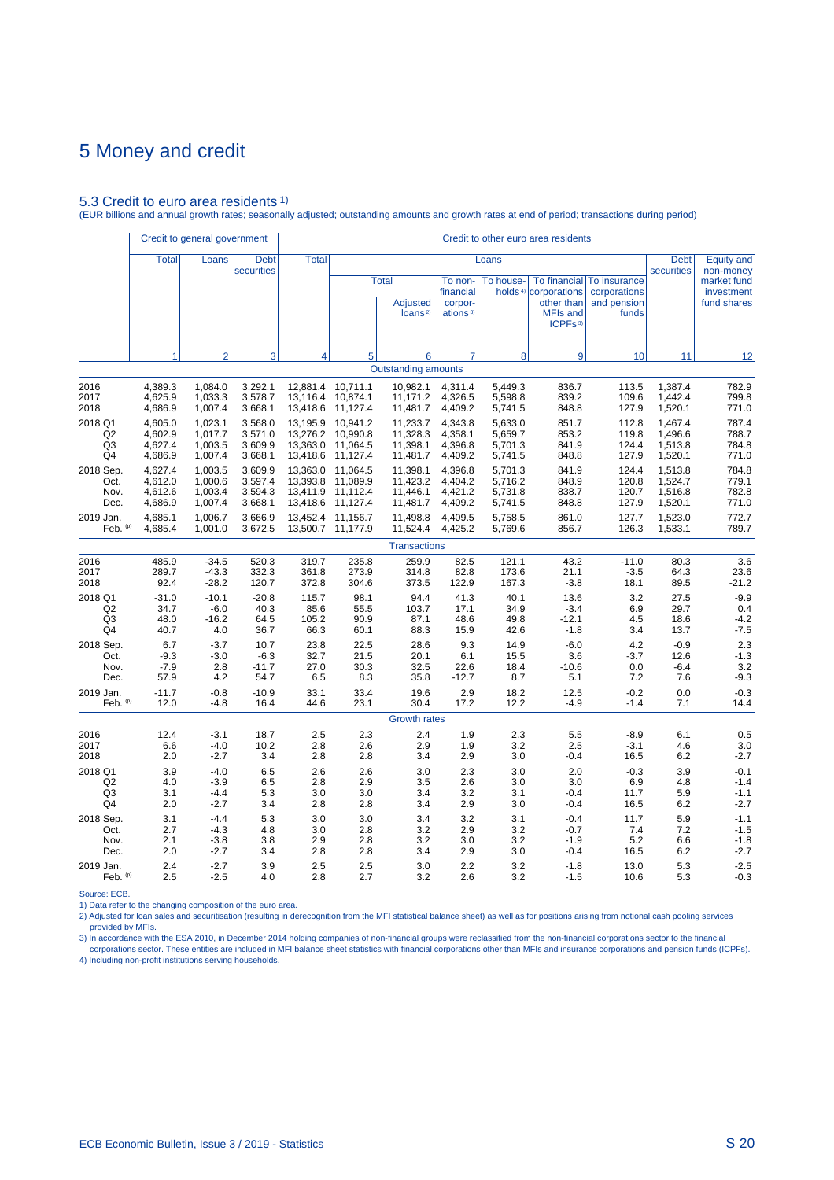# 5 Money and credit

## 5.3 Credit to euro area residents [1]

(EUR billions and annual growth rates; seasonally adjusted; outstanding amounts and growth rates at end of period; transactions during period)

| | Credit to general government | | | Credit to other euro area residents | | | | | | | | |
|---|---|---|---|---|---|---|---|---|---|---|---|---|
| | Total | Loans | Debt securities | Total | Loans | | | | | | Debt securities | Equity and non-money market fund investment fund shares |
| | | | | | Total | | To non-financial corpor-ations [3] | To house-holds [4] | To financial corporations other than MFIs and ICPFs [3] | To insurance corporations and pension funds | | |
| | | | | | | Adjusted loans [2] | | | | | | |
| | 1 | 2 | 3 | 4 | 5 | 6 | 7 | 8 | 9 | 10 | 11 | 12 |
| | | | | | | **Outstanding amounts** | | | | | | |
| 2016 | 4,389.3 | 1,084.0 | 3,292.1 | 12,881.4 | 10,711.1 | 10,982.1 | 4,311.4 | 5,449.3 | 836.7 | 113.5 | 1,387.4 | 782.9 |
| 2017 | 4,625.9 | 1,033.3 | 3,578.7 | 13,116.4 | 10,874.1 | 11,171.2 | 4,326.5 | 5,598.8 | 839.2 | 109.6 | 1,442.4 | 799.8 |
| 2018 | 4,686.9 | 1,007.4 | 3,668.1 | 13,418.6 | 11,127.4 | 11,481.7 | 4,409.2 | 5,741.5 | 848.8 | 127.9 | 1,520.1 | 771.0 |
| 2018 Q1 | 4,605.0 | 1,023.1 | 3,568.0 | 13,195.9 | 10,941.2 | 11,233.7 | 4,343.8 | 5,633.0 | 851.7 | 112.8 | 1,467.4 | 787.4 |
| Q2 | 4,602.9 | 1,017.7 | 3,571.0 | 13,276.2 | 10,990.8 | 11,328.3 | 4,358.1 | 5,659.7 | 853.2 | 119.8 | 1,496.6 | 788.7 |
| Q3 | 4,627.4 | 1,003.5 | 3,609.9 | 13,363.0 | 11,064.5 | 11,398.1 | 4,396.8 | 5,701.3 | 841.9 | 124.4 | 1,513.8 | 784.8 |
| Q4 | 4,686.9 | 1,007.4 | 3,668.1 | 13,418.6 | 11,127.4 | 11,481.7 | 4,409.2 | 5,741.5 | 848.8 | 127.9 | 1,520.1 | 771.0 |
| 2018 Sep. | 4,627.4 | 1,003.5 | 3,609.9 | 13,363.0 | 11,064.5 | 11,398.1 | 4,396.8 | 5,701.3 | 841.9 | 124.4 | 1,513.8 | 784.8 |
| Oct. | 4,612.0 | 1,000.6 | 3,597.4 | 13,393.8 | 11,089.9 | 11,423.2 | 4,404.2 | 5,716.2 | 848.9 | 120.8 | 1,524.7 | 779.1 |
| Nov. | 4,612.6 | 1,003.4 | 3,594.3 | 13,411.9 | 11,112.4 | 11,446.1 | 4,421.2 | 5,731.8 | 838.7 | 120.7 | 1,516.8 | 782.8 |
| Dec. | 4,686.9 | 1,007.4 | 3,668.1 | 13,418.6 | 11,127.4 | 11,481.7 | 4,409.2 | 5,741.5 | 848.8 | 127.9 | 1,520.1 | 771.0 |
| 2019 Jan. | 4,685.1 | 1,006.7 | 3,666.9 | 13,452.4 | 11,156.7 | 11,498.8 | 4,409.5 | 5,758.5 | 861.0 | 127.7 | 1,523.0 | 772.7 |
| Feb. (p) | 4,685.4 | 1,001.0 | 3,672.5 | 13,500.7 | 11,177.9 | 11,524.4 | 4,425.2 | 5,769.6 | 856.7 | 126.3 | 1,533.1 | 789.7 |
| | | | | | | **Transactions** | | | | | | |
| 2016 | 485.9 | -34.5 | 520.3 | 319.7 | 235.8 | 259.9 | 82.5 | 121.1 | 43.2 | -11.0 | 80.3 | 3.6 |
| 2017 | 289.7 | -43.3 | 332.3 | 361.8 | 273.9 | 314.8 | 82.8 | 173.6 | 21.1 | -3.5 | 64.3 | 23.6 |
| 2018 | 92.4 | -28.2 | 120.7 | 372.8 | 304.6 | 373.5 | 122.9 | 167.3 | -3.8 | 18.1 | 89.5 | -21.2 |
| 2018 Q1 | -31.0 | -10.1 | -20.8 | 115.7 | 98.1 | 94.4 | 41.3 | 40.1 | 13.6 | 3.2 | 27.5 | -9.9 |
| Q2 | 34.7 | -6.0 | 40.3 | 85.6 | 55.5 | 103.7 | 17.1 | 34.9 | -3.4 | 6.9 | 29.7 | 0.4 |
| Q3 | 48.0 | -16.2 | 64.5 | 105.2 | 90.9 | 87.1 | 48.6 | 49.8 | -12.1 | 4.5 | 18.6 | -4.2 |
| Q4 | 40.7 | 4.0 | 36.7 | 66.3 | 60.1 | 88.3 | 15.9 | 42.6 | -1.8 | 3.4 | 13.7 | -7.5 |
| 2018 Sep. | 6.7 | -3.7 | 10.7 | 23.8 | 22.5 | 28.6 | 9.3 | 14.9 | -6.0 | 4.2 | -0.9 | 2.3 |
| Oct. | -9.3 | -3.0 | -6.3 | 32.7 | 21.5 | 20.1 | 6.1 | 15.5 | 3.6 | -3.7 | 12.6 | -1.3 |
| Nov. | -7.9 | 2.8 | -11.7 | 27.0 | 30.3 | 32.5 | 22.6 | 18.4 | -10.6 | 0.0 | -6.4 | 3.2 |
| Dec. | 57.9 | 4.2 | 54.7 | 6.5 | 8.3 | 35.8 | -12.7 | 8.7 | 5.1 | 7.2 | 7.6 | -9.3 |
| 2019 Jan. | -11.7 | -0.8 | -10.9 | 33.1 | 33.4 | 19.6 | 2.9 | 18.2 | 12.5 | -0.2 | 0.0 | -0.3 |
| Feb. (p) | 12.0 | -4.8 | 16.4 | 44.6 | 23.1 | 30.4 | 17.2 | 12.2 | -4.9 | -1.4 | 7.1 | 14.4 |
| | | | | | | **Growth rates** | | | | | | |
| 2016 | 12.4 | -3.1 | 18.7 | 2.5 | 2.3 | 2.4 | 1.9 | 2.3 | 5.5 | -8.9 | 6.1 | 0.5 |
| 2017 | 6.6 | -4.0 | 10.2 | 2.8 | 2.6 | 2.9 | 1.9 | 3.2 | 2.5 | -3.1 | 4.6 | 3.0 |
| 2018 | 2.0 | -2.7 | 3.4 | 2.8 | 2.8 | 3.4 | 2.9 | 3.0 | -0.4 | 16.5 | 6.2 | -2.7 |
| 2018 Q1 | 3.9 | -4.0 | 6.5 | 2.6 | 2.6 | 3.0 | 2.3 | 3.0 | 2.0 | -0.3 | 3.9 | -0.1 |
| Q2 | 4.0 | -3.9 | 6.5 | 2.8 | 2.9 | 3.5 | 2.6 | 3.0 | 3.0 | 6.9 | 4.8 | -1.4 |
| Q3 | 3.1 | -4.4 | 5.3 | 3.0 | 3.0 | 3.4 | 3.2 | 3.1 | -0.4 | 11.7 | 5.9 | -1.1 |
| Q4 | 2.0 | -2.7 | 3.4 | 2.8 | 2.8 | 3.4 | 2.9 | 3.0 | -0.4 | 16.5 | 6.2 | -2.7 |
| 2018 Sep. | 3.1 | -4.4 | 5.3 | 3.0 | 3.0 | 3.4 | 3.2 | 3.1 | -0.4 | 11.7 | 5.9 | -1.1 |
| Oct. | 2.7 | -4.3 | 4.8 | 3.0 | 2.8 | 3.2 | 2.9 | 3.2 | -0.7 | 7.4 | 7.2 | -1.5 |
| Nov. | 2.1 | -3.8 | 3.8 | 2.9 | 2.8 | 3.2 | 3.0 | 3.2 | -1.9 | 5.2 | 6.6 | -1.8 |
| Dec. | 2.0 | -2.7 | 3.4 | 2.8 | 2.8 | 3.4 | 2.9 | 3.0 | -0.4 | 16.5 | 6.2 | -2.7 |
| 2019 Jan. | 2.4 | -2.7 | 3.9 | 2.5 | 2.5 | 3.0 | 2.2 | 3.2 | -1.8 | 13.0 | 5.3 | -2.5 |
| Feb. (p) | 2.5 | -2.5 | 4.0 | 2.8 | 2.7 | 3.2 | 2.6 | 3.2 | -1.5 | 10.6 | 5.3 | -0.3 |

Source: ECB.

1) Data refer to the changing composition of the euro area.

2) Adjusted for loan sales and securitisation (resulting in derecognition from the MFI statistical balance sheet) as well as for positions arising from notional cash pooling services provided by MFIs.

3) In accordance with the ESA 2010, in December 2014 holding companies of non-financial groups were reclassified from the non-financial corporations sector to the financial corporations sector. These entities are included in MFI balance sheet statistics with financial corporations other than MFIs and insurance corporations and pension funds (ICPFs).

4) Including non-profit institutions serving households.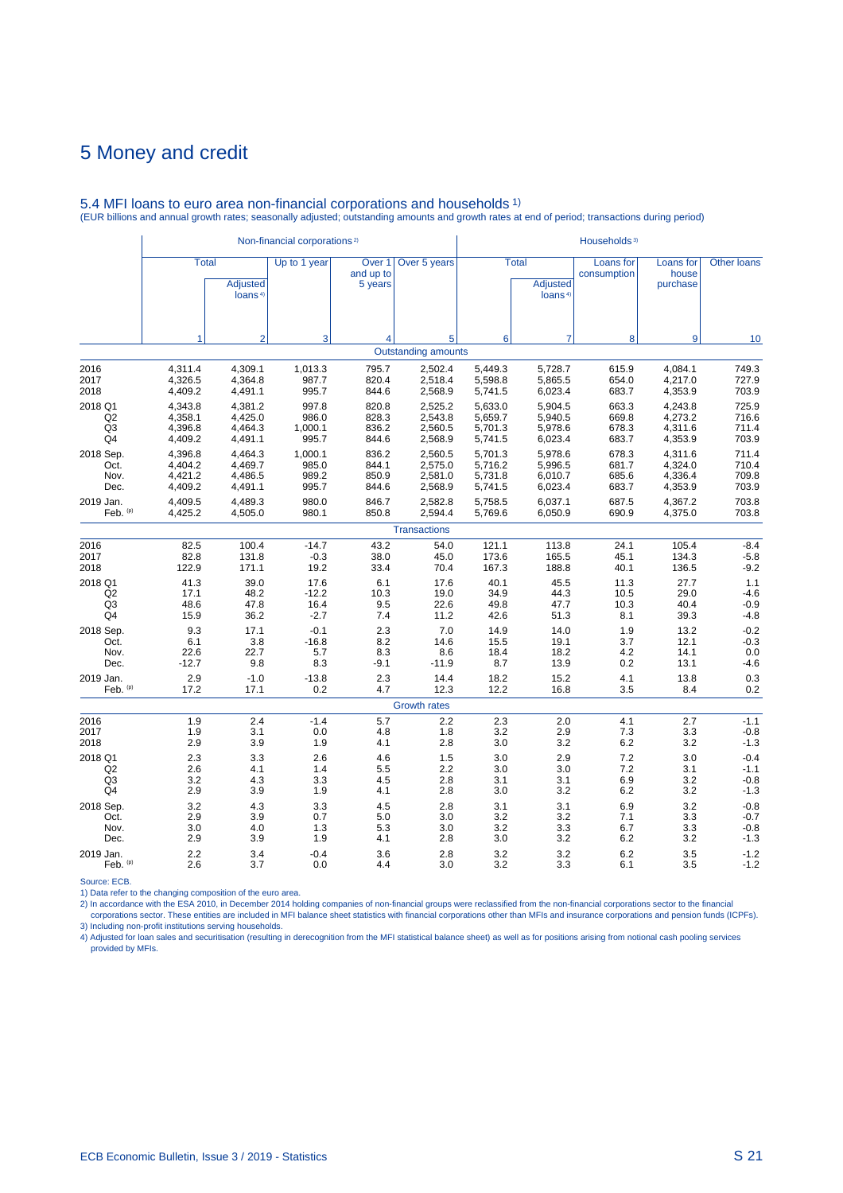# 5 Money and credit

## 5.4 MFI loans to euro area non-financial corporations and households [1]

(EUR billions and annual growth rates; seasonally adjusted; outstanding amounts and growth rates at end of period; transactions during period)

| | Non-financial corporations [2] | | | | | Households [3] | | | | |
|---|---|---|---|---|---|---|---|---|---|---|
| | Total | | Up to 1 year | Over 1 and up to 5 years | Over 5 years | Total | | Loans for consumption | Loans for house purchase | Other loans |
| | | Adjusted loans [4] | | | | | Adjusted loans [4] | | | |
| | 1 | 2 | 3 | 4 | 5 | 6 | 7 | 8 | 9 | 10 |
| | | | | | **Outstanding amounts** | | | | | |
| 2016 | 4,311.4 | 4,309.1 | 1,013.3 | 795.7 | 2,502.4 | 5,449.3 | 5,728.7 | 615.9 | 4,084.1 | 749.3 |
| 2017 | 4,326.5 | 4,364.8 | 987.7 | 820.4 | 2,518.4 | 5,598.8 | 5,865.5 | 654.0 | 4,217.0 | 727.9 |
| 2018 | 4,409.2 | 4,491.1 | 995.7 | 844.6 | 2,568.9 | 5,741.5 | 6,023.4 | 683.7 | 4,353.9 | 703.9 |
| 2018 Q1 | 4,343.8 | 4,381.2 | 997.8 | 820.8 | 2,525.2 | 5,633.0 | 5,904.5 | 663.3 | 4,243.8 | 725.9 |
| Q2 | 4,358.1 | 4,425.0 | 986.0 | 828.3 | 2,543.8 | 5,659.7 | 5,940.5 | 669.8 | 4,273.2 | 716.6 |
| Q3 | 4,396.8 | 4,464.3 | 1,000.1 | 836.2 | 2,560.5 | 5,701.3 | 5,978.6 | 678.3 | 4,311.6 | 711.4 |
| Q4 | 4,409.2 | 4,491.1 | 995.7 | 844.6 | 2,568.9 | 5,741.5 | 6,023.4 | 683.7 | 4,353.9 | 703.9 |
| 2018 Sep. | 4,396.8 | 4,464.3 | 1,000.1 | 836.2 | 2,560.5 | 5,701.3 | 5,978.6 | 678.3 | 4,311.6 | 711.4 |
| Oct. | 4,404.2 | 4,469.7 | 985.0 | 844.1 | 2,575.0 | 5,716.2 | 5,996.5 | 681.7 | 4,324.0 | 710.4 |
| Nov. | 4,421.2 | 4,486.5 | 989.2 | 850.9 | 2,581.0 | 5,731.8 | 6,010.7 | 685.6 | 4,336.4 | 709.8 |
| Dec. | 4,409.2 | 4,491.1 | 995.7 | 844.6 | 2,568.9 | 5,741.5 | 6,023.4 | 683.7 | 4,353.9 | 703.9 |
| 2019 Jan. | 4,409.5 | 4,489.3 | 980.0 | 846.7 | 2,582.8 | 5,758.5 | 6,037.1 | 687.5 | 4,367.2 | 703.8 |
| Feb. (p) | 4,425.2 | 4,505.0 | 980.1 | 850.8 | 2,594.4 | 5,769.6 | 6,050.9 | 690.9 | 4,375.0 | 703.8 |
| | | | | | **Transactions** | | | | | |
| 2016 | 82.5 | 100.4 | -14.7 | 43.2 | 54.0 | 121.1 | 113.8 | 24.1 | 105.4 | -8.4 |
| 2017 | 82.8 | 131.8 | -0.3 | 38.0 | 45.0 | 173.6 | 165.5 | 45.1 | 134.3 | -5.8 |
| 2018 | 122.9 | 171.1 | 19.2 | 33.4 | 70.4 | 167.3 | 188.8 | 40.1 | 136.5 | -9.2 |
| 2018 Q1 | 41.3 | 39.0 | 17.6 | 6.1 | 17.6 | 40.1 | 45.5 | 11.3 | 27.7 | 1.1 |
| Q2 | 17.1 | 48.2 | -12.2 | 10.3 | 19.0 | 34.9 | 44.3 | 10.5 | 29.0 | -4.6 |
| Q3 | 48.6 | 47.8 | 16.4 | 9.5 | 22.6 | 49.8 | 47.7 | 10.3 | 40.4 | -0.9 |
| Q4 | 15.9 | 36.2 | -2.7 | 7.4 | 11.2 | 42.6 | 51.3 | 8.1 | 39.3 | -4.8 |
| 2018 Sep. | 9.3 | 17.1 | -0.1 | 2.3 | 7.0 | 14.9 | 14.0 | 1.9 | 13.2 | -0.2 |
| Oct. | 6.1 | 3.8 | -16.8 | 8.2 | 14.6 | 15.5 | 19.1 | 3.7 | 12.1 | -0.3 |
| Nov. | 22.6 | 22.7 | 5.7 | 8.3 | 8.6 | 18.4 | 18.2 | 4.2 | 14.1 | 0.0 |
| Dec. | -12.7 | 9.8 | 8.3 | -9.1 | -11.9 | 8.7 | 13.9 | 0.2 | 13.1 | -4.6 |
| 2019 Jan. | 2.9 | -1.0 | -13.8 | 2.3 | 14.4 | 18.2 | 15.2 | 4.1 | 13.8 | 0.3 |
| Feb. (p) | 17.2 | 17.1 | 0.2 | 4.7 | 12.3 | 12.2 | 16.8 | 3.5 | 8.4 | 0.2 |
| | | | | | **Growth rates** | | | | | |
| 2016 | 1.9 | 2.4 | -1.4 | 5.7 | 2.2 | 2.3 | 2.0 | 4.1 | 2.7 | -1.1 |
| 2017 | 1.9 | 3.1 | 0.0 | 4.8 | 1.8 | 3.2 | 2.9 | 7.3 | 3.3 | -0.8 |
| 2018 | 2.9 | 3.9 | 1.9 | 4.1 | 2.8 | 3.0 | 3.2 | 6.2 | 3.2 | -1.3 |
| 2018 Q1 | 2.3 | 3.3 | 2.6 | 4.6 | 1.5 | 3.0 | 2.9 | 7.2 | 3.0 | -0.4 |
| Q2 | 2.6 | 4.1 | 1.4 | 5.5 | 2.2 | 3.0 | 3.0 | 7.2 | 3.1 | -1.1 |
| Q3 | 3.2 | 4.3 | 3.3 | 4.5 | 2.8 | 3.1 | 3.1 | 6.9 | 3.2 | -0.8 |
| Q4 | 2.9 | 3.9 | 1.9 | 4.1 | 2.8 | 3.0 | 3.2 | 6.2 | 3.2 | -1.3 |
| 2018 Sep. | 3.2 | 4.3 | 3.3 | 4.5 | 2.8 | 3.1 | 3.1 | 6.9 | 3.2 | -0.8 |
| Oct. | 2.9 | 3.9 | 0.7 | 5.0 | 3.0 | 3.2 | 3.2 | 7.1 | 3.3 | -0.7 |
| Nov. | 3.0 | 4.0 | 1.3 | 5.3 | 3.0 | 3.2 | 3.3 | 6.7 | 3.3 | -0.8 |
| Dec. | 2.9 | 3.9 | 1.9 | 4.1 | 2.8 | 3.0 | 3.2 | 6.2 | 3.2 | -1.3 |
| 2019 Jan. | 2.2 | 3.4 | -0.4 | 3.6 | 2.8 | 3.2 | 3.2 | 6.2 | 3.5 | -1.2 |
| Feb. (p) | 2.6 | 3.7 | 0.0 | 4.4 | 3.0 | 3.2 | 3.3 | 6.1 | 3.5 | -1.2 |

Source: ECB.

1) Data refer to the changing composition of the euro area.

2) In accordance with the ESA 2010, in December 2014 holding companies of non-financial groups were reclassified from the non-financial corporations sector to the financial corporations sector. These entities are included in MFI balance sheet statistics with financial corporations other than MFIs and insurance corporations and pension funds (ICPFs).

3) Including non-profit institutions serving households.

4) Adjusted for loan sales and securitisation (resulting in derecognition from the MFI statistical balance sheet) as well as for positions arising from notional cash pooling services provided by MFIs.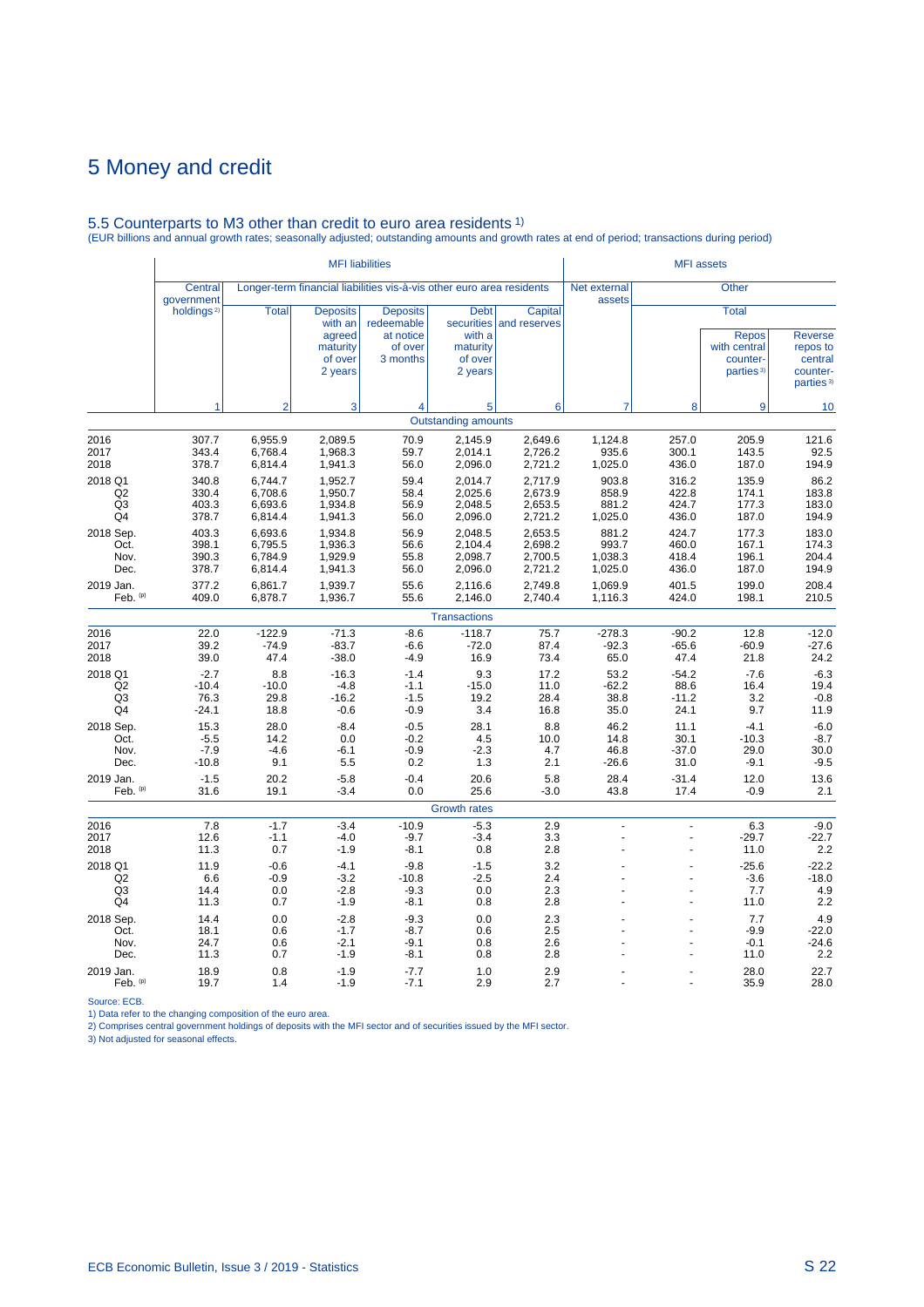# 5 Money and credit

## 5.5 Counterparts to M3 other than credit to euro area residents 1)

(EUR billions and annual growth rates; seasonally adjusted; outstanding amounts and growth rates at end of period; transactions during period)

| | MFI liabilities | | | | | | MFI assets | | | |
|---|---|---|---|---|---|---|---|---|---|---|
| | Central government holdings 2) | Longer-term financial liabilities vis-à-vis other euro area residents | | | | | Net external assets | Other | | |
| | | Total | Deposits with an agreed maturity of over 2 years | Deposits redeemable at notice of over 3 months | Debt securities with a maturity of over 2 years | Capital and reserves | | Total | Repos with central counter-parties 3) | Reverse repos to central counter-parties 3) |
| | 1 | 2 | 3 | 4 | 5 | 6 | 7 | 8 | 9 | 10 |
| | | | | | **Outstanding amounts** | | | | | |
| 2016 | 307.7 | 6,955.9 | 2,089.5 | 70.9 | 2,145.9 | 2,649.6 | 1,124.8 | 257.0 | 205.9 | 121.6 |
| 2017 | 343.4 | 6,768.4 | 1,968.3 | 59.7 | 2,014.1 | 2,726.2 | 935.6 | 300.1 | 143.5 | 92.5 |
| 2018 | 378.7 | 6,814.4 | 1,941.3 | 56.0 | 2,096.0 | 2,721.2 | 1,025.0 | 436.0 | 187.0 | 194.9 |
| 2018 Q1 | 340.8 | 6,744.7 | 1,952.7 | 59.4 | 2,014.7 | 2,717.9 | 903.8 | 316.2 | 135.9 | 86.2 |
| Q2 | 330.4 | 6,708.6 | 1,950.7 | 58.4 | 2,025.6 | 2,673.9 | 858.9 | 422.8 | 174.1 | 183.8 |
| Q3 | 403.3 | 6,693.6 | 1,934.8 | 56.9 | 2,048.5 | 2,653.5 | 881.2 | 424.7 | 177.3 | 183.0 |
| Q4 | 378.7 | 6,814.4 | 1,941.3 | 56.0 | 2,096.0 | 2,721.2 | 1,025.0 | 436.0 | 187.0 | 194.9 |
| 2018 Sep. | 403.3 | 6,693.6 | 1,934.8 | 56.9 | 2,048.5 | 2,653.5 | 881.2 | 424.7 | 177.3 | 183.0 |
| Oct. | 398.1 | 6,795.5 | 1,936.3 | 56.6 | 2,104.4 | 2,698.2 | 993.7 | 460.0 | 167.1 | 174.3 |
| Nov. | 390.3 | 6,784.9 | 1,929.9 | 55.8 | 2,098.7 | 2,700.5 | 1,038.3 | 418.4 | 196.1 | 204.4 |
| Dec. | 378.7 | 6,814.4 | 1,941.3 | 56.0 | 2,096.0 | 2,721.2 | 1,025.0 | 436.0 | 187.0 | 194.9 |
| 2019 Jan. | 377.2 | 6,861.7 | 1,939.7 | 55.6 | 2,116.6 | 2,749.8 | 1,069.9 | 401.5 | 199.0 | 208.4 |
| Feb. (p) | 409.0 | 6,878.7 | 1,936.7 | 55.6 | 2,146.0 | 2,740.4 | 1,116.3 | 424.0 | 198.1 | 210.5 |
| | | | | | **Transactions** | | | | | |
| 2016 | 22.0 | -122.9 | -71.3 | -8.6 | -118.7 | 75.7 | -278.3 | -90.2 | 12.8 | -12.0 |
| 2017 | 39.2 | -74.9 | -83.7 | -6.6 | -72.0 | 87.4 | -92.3 | -65.6 | -60.9 | -27.6 |
| 2018 | 39.0 | 47.4 | -38.0 | -4.9 | 16.9 | 73.4 | 65.0 | 47.4 | 21.8 | 24.2 |
| 2018 Q1 | -2.7 | 8.8 | -16.3 | -1.4 | 9.3 | 17.2 | 53.2 | -54.2 | -7.6 | -6.3 |
| Q2 | -10.4 | -10.0 | -4.8 | -1.1 | -15.0 | 11.0 | -62.2 | 88.6 | 16.4 | 19.4 |
| Q3 | 76.3 | 29.8 | -16.2 | -1.5 | 19.2 | 28.4 | 38.8 | -11.2 | 3.2 | -0.8 |
| Q4 | -24.1 | 18.8 | -0.6 | -0.9 | 3.4 | 16.8 | 35.0 | 24.1 | 9.7 | 11.9 |
| 2018 Sep. | 15.3 | 28.0 | -8.4 | -0.5 | 28.1 | 8.8 | 46.2 | 11.1 | -4.1 | -6.0 |
| Oct. | -5.5 | 14.2 | 0.0 | -0.2 | 4.5 | 10.0 | 14.8 | 30.1 | -10.3 | -8.7 |
| Nov. | -7.9 | -4.6 | -6.1 | -0.9 | -2.3 | 4.7 | 46.8 | -37.0 | 29.0 | 30.0 |
| Dec. | -10.8 | 9.1 | 5.5 | 0.2 | 1.3 | 2.1 | -26.6 | 31.0 | -9.1 | -9.5 |
| 2019 Jan. | -1.5 | 20.2 | -5.8 | -0.4 | 20.6 | 5.8 | 28.4 | -31.4 | 12.0 | 13.6 |
| Feb. (p) | 31.6 | 19.1 | -3.4 | 0.0 | 25.6 | -3.0 | 43.8 | 17.4 | -0.9 | 2.1 |
| | | | | | **Growth rates** | | | | | |
| 2016 | 7.8 | -1.7 | -3.4 | -10.9 | -5.3 | 2.9 | - | - | 6.3 | -9.0 |
| 2017 | 12.6 | -1.1 | -4.0 | -9.7 | -3.4 | 3.3 | - | - | -29.7 | -22.7 |
| 2018 | 11.3 | 0.7 | -1.9 | -8.1 | 0.8 | 2.8 | - | - | 11.0 | 2.2 |
| 2018 Q1 | 11.9 | -0.6 | -4.1 | -9.8 | -1.5 | 3.2 | - | - | -25.6 | -22.2 |
| Q2 | 6.6 | -0.9 | -3.2 | -10.8 | -2.5 | 2.4 | - | - | -3.6 | -18.0 |
| Q3 | 14.4 | 0.0 | -2.8 | -9.3 | 0.0 | 2.3 | - | - | 7.7 | 4.9 |
| Q4 | 11.3 | 0.7 | -1.9 | -8.1 | 0.8 | 2.8 | - | - | 11.0 | 2.2 |
| 2018 Sep. | 14.4 | 0.0 | -2.8 | -9.3 | 0.0 | 2.3 | - | - | 7.7 | 4.9 |
| Oct. | 18.1 | 0.6 | -1.7 | -8.7 | 0.6 | 2.5 | - | - | -9.9 | -22.0 |
| Nov. | 24.7 | 0.6 | -2.1 | -9.1 | 0.8 | 2.6 | - | - | -0.1 | -24.6 |
| Dec. | 11.3 | 0.7 | -1.9 | -8.1 | 0.8 | 2.8 | - | - | 11.0 | 2.2 |
| 2019 Jan. | 18.9 | 0.8 | -1.9 | -7.7 | 1.0 | 2.9 | - | - | 28.0 | 22.7 |
| Feb. (p) | 19.7 | 1.4 | -1.9 | -7.1 | 2.9 | 2.7 | - | - | 35.9 | 28.0 |

Source: ECB.

1) Data refer to the changing composition of the euro area.

2) Comprises central government holdings of deposits with the MFI sector and of securities issued by the MFI sector.

3) Not adjusted for seasonal effects.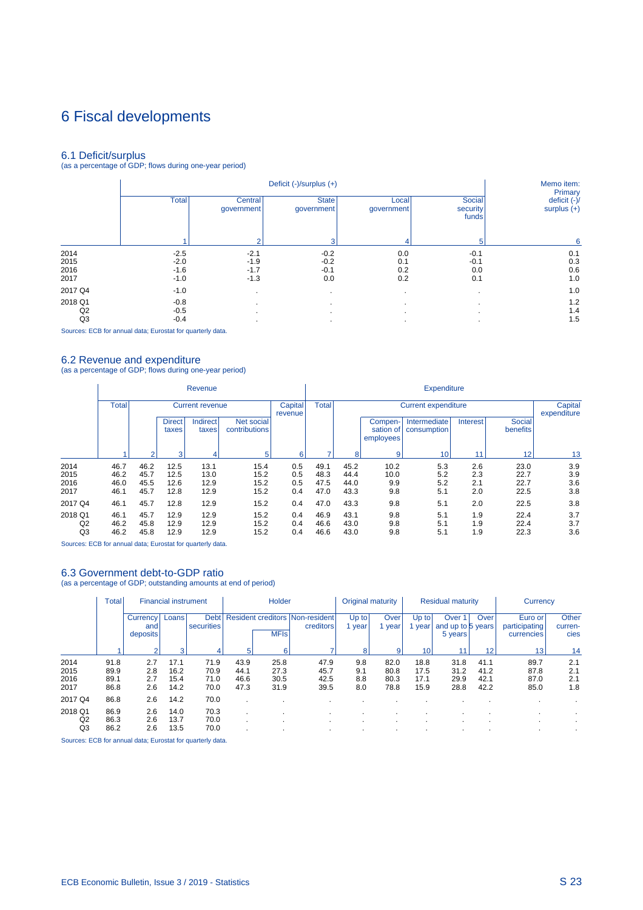# 6 Fiscal developments

## 6.1 Deficit/surplus

(as a percentage of GDP; flows during one-year period)

| | Deficit (-)/surplus (+) | | | | | Memo item: Primary deficit (-)/ surplus (+) |
|---|---|---|---|---|---|---|
| | Total | Central government | State government | Local government | Social security funds | |
| | 1 | 2 | 3 | 4 | 5 | 6 |
| 2014 | -2.5 | -2.1 | -0.2 | 0.0 | -0.1 | 0.1 |
| 2015 | -2.0 | -1.9 | -0.2 | 0.1 | -0.1 | 0.3 |
| 2016 | -1.6 | -1.7 | -0.1 | 0.2 | 0.0 | 0.6 |
| 2017 | -1.0 | -1.3 | 0.0 | 0.2 | 0.1 | 1.0 |
| 2017 Q4 | -1.0 | . | . | . | . | 1.0 |
| 2018 Q1 | -0.8 | . | . | . | . | 1.2 |
| Q2 | -0.5 | . | . | . | . | 1.4 |
| Q3 | -0.4 | . | . | . | . | 1.5 |

Sources: ECB for annual data; Eurostat for quarterly data.

## 6.2 Revenue and expenditure

(as a percentage of GDP; flows during one-year period)

| | Revenue | | | | | | Expenditure | | | | | | |
|---|---|---|---|---|---|---|---|---|---|---|---|---|---|
| | Total | Current revenue | | | | Capital revenue | Total | Current expenditure | | | | | Capital expenditure |
| | | | Direct taxes | Indirect taxes | Net social contributions | | | | Compen-sation of employees | Intermediate consumption | Interest | Social benefits | |
| | 1 | 2 | 3 | 4 | 5 | 6 | 7 | 8 | 9 | 10 | 11 | 12 | 13 |
| 2014 | 46.7 | 46.2 | 12.5 | 13.1 | 15.4 | 0.5 | 49.1 | 45.2 | 10.2 | 5.3 | 2.6 | 23.0 | 3.9 |
| 2015 | 46.2 | 45.7 | 12.5 | 13.0 | 15.2 | 0.5 | 48.3 | 44.4 | 10.0 | 5.2 | 2.3 | 22.7 | 3.9 |
| 2016 | 46.0 | 45.5 | 12.6 | 12.9 | 15.2 | 0.5 | 47.5 | 44.0 | 9.9 | 5.2 | 2.1 | 22.7 | 3.6 |
| 2017 | 46.1 | 45.7 | 12.8 | 12.9 | 15.2 | 0.4 | 47.0 | 43.3 | 9.8 | 5.1 | 2.0 | 22.5 | 3.8 |
| 2017 Q4 | 46.1 | 45.7 | 12.8 | 12.9 | 15.2 | 0.4 | 47.0 | 43.3 | 9.8 | 5.1 | 2.0 | 22.5 | 3.8 |
| 2018 Q1 | 46.1 | 45.7 | 12.9 | 12.9 | 15.2 | 0.4 | 46.9 | 43.1 | 9.8 | 5.1 | 1.9 | 22.4 | 3.7 |
| Q2 | 46.2 | 45.8 | 12.9 | 12.9 | 15.2 | 0.4 | 46.6 | 43.0 | 9.8 | 5.1 | 1.9 | 22.4 | 3.7 |
| Q3 | 46.2 | 45.8 | 12.9 | 12.9 | 15.2 | 0.4 | 46.6 | 43.0 | 9.8 | 5.1 | 1.9 | 22.3 | 3.6 |

Sources: ECB for annual data; Eurostat for quarterly data.

## 6.3 Government debt-to-GDP ratio

(as a percentage of GDP; outstanding amounts at end of period)

| | Total | Financial instrument | | | Holder | | | Original maturity | | Residual maturity | | | Currency | |
|---|---|---|---|---|---|---|---|---|---|---|---|---|---|---|
| | | Currency and deposits | Loans | Debt securities | Resident creditors | | Non-resident creditors | Up to 1 year | Over 1 year | Up to 1 year | Over 1 and up to 5 years | Over 5 years | Euro or participating currencies | Other curren-cies |
| | | | | | | MFIs | | | | | | | | |
| | 1 | 2 | 3 | 4 | 5 | 6 | 7 | 8 | 9 | 10 | 11 | 12 | 13 | 14 |
| 2014 | 91.8 | 2.7 | 17.1 | 71.9 | 43.9 | 25.8 | 47.9 | 9.8 | 82.0 | 18.8 | 31.8 | 41.1 | 89.7 | 2.1 |
| 2015 | 89.9 | 2.8 | 16.2 | 70.9 | 44.1 | 27.3 | 45.7 | 9.1 | 80.8 | 17.5 | 31.2 | 41.2 | 87.8 | 2.1 |
| 2016 | 89.1 | 2.7 | 15.4 | 71.0 | 46.6 | 30.5 | 42.5 | 8.8 | 80.3 | 17.1 | 29.9 | 42.1 | 87.0 | 2.1 |
| 2017 | 86.8 | 2.6 | 14.2 | 70.0 | 47.3 | 31.9 | 39.5 | 8.0 | 78.8 | 15.9 | 28.8 | 42.2 | 85.0 | 1.8 |
| 2017 Q4 | 86.8 | 2.6 | 14.2 | 70.0 | . | . | . | . | . | . | . | . | . | . |
| 2018 Q1 | 86.9 | 2.6 | 14.0 | 70.3 | . | . | . | . | . | . | . | . | . | . |
| Q2 | 86.3 | 2.6 | 13.7 | 70.0 | . | . | . | . | . | . | . | . | . | . |
| Q3 | 86.2 | 2.6 | 13.5 | 70.0 | . | . | . | . | . | . | . | . | . | . |

Sources: ECB for annual data; Eurostat for quarterly data.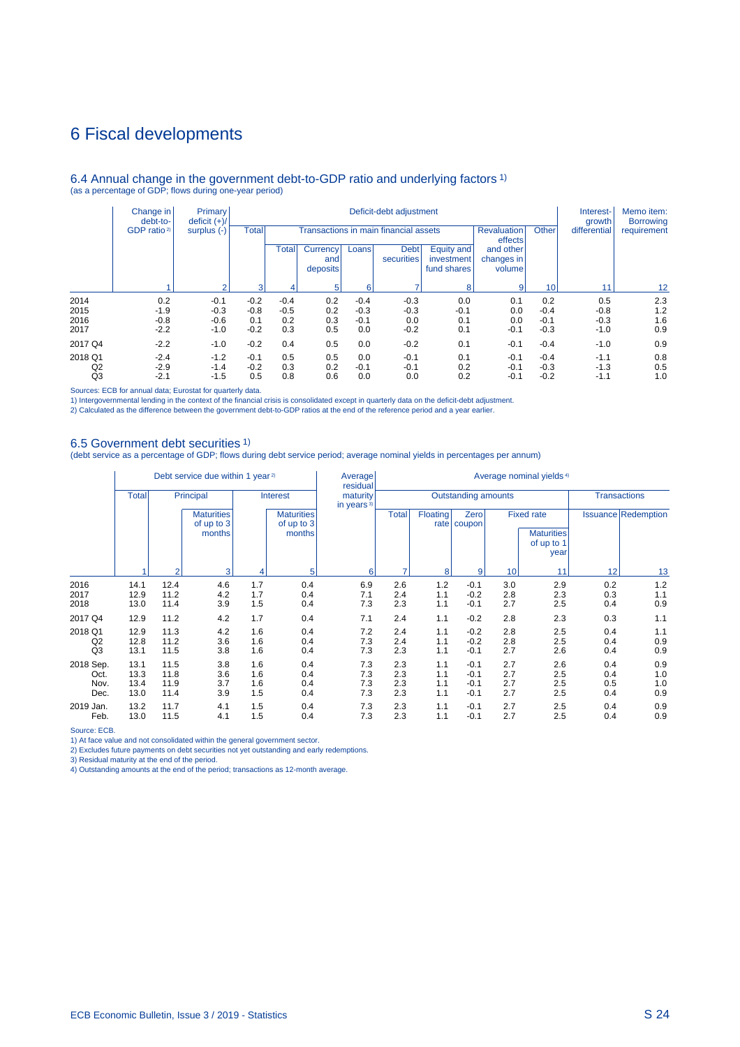# 6 Fiscal developments

## 6.4 Annual change in the government debt-to-GDP ratio and underlying factors [1]

(as a percentage of GDP; flows during one-year period)

| | Change in debt-to-GDP ratio [2] | Primary deficit (+)/ surplus (-) | Deficit-debt adjustment | | | | | | | | Interest-growth differential | Memo item: Borrowing requirement |
|---|---|---|---|---|---|---|---|---|---|---|---|---|
| | | | Total | Transactions in main financial assets | | | | | Revaluation effects and other changes in volume | Other | | |
| | | | | Total | Currency and deposits | Loans | Debt securities | Equity and investment fund shares | | | | |
| | 1 | 2 | 3 | 4 | 5 | 6 | 7 | 8 | 9 | 10 | 11 | 12 |
| 2014 | 0.2 | -0.1 | -0.2 | -0.4 | 0.2 | -0.4 | -0.3 | 0.0 | 0.1 | 0.2 | 0.5 | 2.3 |
| 2015 | -1.9 | -0.3 | -0.8 | -0.5 | 0.2 | -0.3 | -0.3 | -0.1 | 0.0 | -0.4 | -0.8 | 1.2 |
| 2016 | -0.8 | -0.6 | 0.1 | 0.2 | 0.3 | -0.1 | 0.0 | 0.1 | 0.0 | -0.1 | -0.3 | 1.6 |
| 2017 | -2.2 | -1.0 | -0.2 | 0.3 | 0.5 | 0.0 | -0.2 | 0.1 | -0.1 | -0.3 | -1.0 | 0.9 |
| 2017 Q4 | -2.2 | -1.0 | -0.2 | 0.4 | 0.5 | 0.0 | -0.2 | 0.1 | -0.1 | -0.4 | -1.0 | 0.9 |
| 2018 Q1 | -2.4 | -1.2 | -0.1 | 0.5 | 0.5 | 0.0 | -0.1 | 0.1 | -0.1 | -0.4 | -1.1 | 0.8 |
| Q2 | -2.9 | -1.4 | -0.2 | 0.3 | 0.2 | -0.1 | -0.1 | 0.2 | -0.1 | -0.3 | -1.3 | 0.5 |
| Q3 | -2.1 | -1.5 | 0.5 | 0.8 | 0.6 | 0.0 | 0.0 | 0.2 | -0.1 | -0.2 | -1.1 | 1.0 |

Sources: ECB for annual data; Eurostat for quarterly data.
1) Intergovernmental lending in the context of the financial crisis is consolidated except in quarterly data on the deficit-debt adjustment.
2) Calculated as the difference between the government debt-to-GDP ratios at the end of the reference period and a year earlier.

## 6.5 Government debt securities [1]

(debt service as a percentage of GDP; flows during debt service period; average nominal yields in percentages per annum)

| | Debt service due within 1 year [2] | | | | | Average residual maturity in years [3] | Average nominal yields [4] | | | | | | |
|---|---|---|---|---|---|---|---|---|---|---|---|---|---|
| | Total | Principal | | Interest | | | Outstanding amounts | | | | | Transactions | |
| | | | Maturities of up to 3 months | | Maturities of up to 3 months | | Total | Floating rate | Zero coupon | Fixed rate | | Issuance | Redemption |
| | | | | | | | | | | | Maturities of up to 1 year | | |
| | 1 | 2 | 3 | 4 | 5 | 6 | 7 | 8 | 9 | 10 | 11 | 12 | 13 |
| 2016 | 14.1 | 12.4 | 4.6 | 1.7 | 0.4 | 6.9 | 2.6 | 1.2 | -0.1 | 3.0 | 2.9 | 0.2 | 1.2 |
| 2017 | 12.9 | 11.2 | 4.2 | 1.7 | 0.4 | 7.1 | 2.4 | 1.1 | -0.2 | 2.8 | 2.3 | 0.3 | 1.1 |
| 2018 | 13.0 | 11.4 | 3.9 | 1.5 | 0.4 | 7.3 | 2.3 | 1.1 | -0.1 | 2.7 | 2.5 | 0.4 | 0.9 |
| 2017 Q4 | 12.9 | 11.2 | 4.2 | 1.7 | 0.4 | 7.1 | 2.4 | 1.1 | -0.2 | 2.8 | 2.3 | 0.3 | 1.1 |
| 2018 Q1 | 12.9 | 11.3 | 4.2 | 1.6 | 0.4 | 7.2 | 2.4 | 1.1 | -0.2 | 2.8 | 2.5 | 0.4 | 1.1 |
| Q2 | 12.8 | 11.2 | 3.6 | 1.6 | 0.4 | 7.3 | 2.4 | 1.1 | -0.2 | 2.8 | 2.5 | 0.4 | 0.9 |
| Q3 | 13.1 | 11.5 | 3.8 | 1.6 | 0.4 | 7.3 | 2.3 | 1.1 | -0.1 | 2.7 | 2.6 | 0.4 | 0.9 |
| 2018 Sep. | 13.1 | 11.5 | 3.8 | 1.6 | 0.4 | 7.3 | 2.3 | 1.1 | -0.1 | 2.7 | 2.6 | 0.4 | 0.9 |
| Oct. | 13.3 | 11.8 | 3.6 | 1.6 | 0.4 | 7.3 | 2.3 | 1.1 | -0.1 | 2.7 | 2.5 | 0.4 | 1.0 |
| Nov. | 13.4 | 11.9 | 3.7 | 1.6 | 0.4 | 7.3 | 2.3 | 1.1 | -0.1 | 2.7 | 2.5 | 0.5 | 1.0 |
| Dec. | 13.0 | 11.4 | 3.9 | 1.5 | 0.4 | 7.3 | 2.3 | 1.1 | -0.1 | 2.7 | 2.5 | 0.4 | 0.9 |
| 2019 Jan. | 13.2 | 11.7 | 4.1 | 1.5 | 0.4 | 7.3 | 2.3 | 1.1 | -0.1 | 2.7 | 2.5 | 0.4 | 0.9 |
| Feb. | 13.0 | 11.5 | 4.1 | 1.5 | 0.4 | 7.3 | 2.3 | 1.1 | -0.1 | 2.7 | 2.5 | 0.4 | 0.9 |

Source: ECB.
1) At face value and not consolidated within the general government sector.
2) Excludes future payments on debt securities not yet outstanding and early redemptions.
3) Residual maturity at the end of the period.
4) Outstanding amounts at the end of the period; transactions as 12-month average.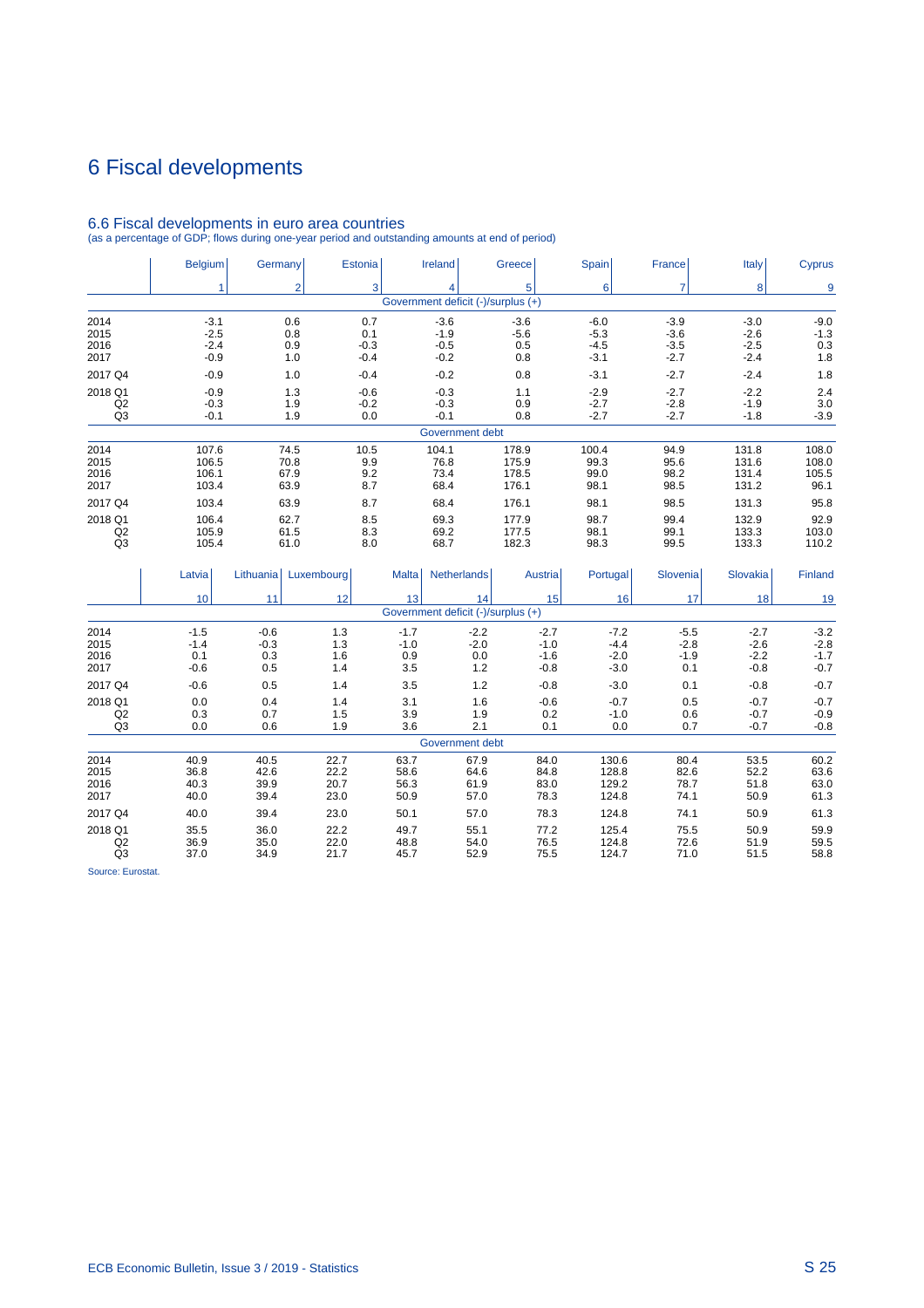# 6 Fiscal developments

## 6.6 Fiscal developments in euro area countries

(as a percentage of GDP; flows during one-year period and outstanding amounts at end of period)

| | Belgium | Germany | Estonia | Ireland | Greece | Spain | France | Italy | Cyprus |
|---|---|---|---|---|---|---|---|---|---|
| | 1 | 2 | 3 | 4 | 5 | 6 | 7 | 8 | 9 |
| **Government deficit (-)/surplus (+)** | | | | | | | | | |
| 2014 | -3.1 | 0.6 | 0.7 | -3.6 | -3.6 | -6.0 | -3.9 | -3.0 | -9.0 |
| 2015 | -2.5 | 0.8 | 0.1 | -1.9 | -5.6 | -5.3 | -3.6 | -2.6 | -1.3 |
| 2016 | -2.4 | 0.9 | -0.3 | -0.5 | 0.5 | -4.5 | -3.5 | -2.5 | 0.3 |
| 2017 | -0.9 | 1.0 | -0.4 | -0.2 | 0.8 | -3.1 | -2.7 | -2.4 | 1.8 |
| 2017 Q4 | -0.9 | 1.0 | -0.4 | -0.2 | 0.8 | -3.1 | -2.7 | -2.4 | 1.8 |
| 2018 Q1 | -0.9 | 1.3 | -0.6 | -0.3 | 1.1 | -2.9 | -2.7 | -2.2 | 2.4 |
| Q2 | -0.3 | 1.9 | -0.2 | -0.3 | 0.9 | -2.7 | -2.8 | -1.9 | 3.0 |
| Q3 | -0.1 | 1.9 | 0.0 | -0.1 | 0.8 | -2.7 | -2.7 | -1.8 | -3.9 |
| **Government debt** | | | | | | | | | |
| 2014 | 107.6 | 74.5 | 10.5 | 104.1 | 178.9 | 100.4 | 94.9 | 131.8 | 108.0 |
| 2015 | 106.5 | 70.8 | 9.9 | 76.8 | 175.9 | 99.3 | 95.6 | 131.6 | 108.0 |
| 2016 | 106.1 | 67.9 | 9.2 | 73.4 | 178.5 | 99.0 | 98.2 | 131.4 | 105.5 |
| 2017 | 103.4 | 63.9 | 8.7 | 68.4 | 176.1 | 98.1 | 98.5 | 131.2 | 96.1 |
| 2017 Q4 | 103.4 | 63.9 | 8.7 | 68.4 | 176.1 | 98.1 | 98.5 | 131.3 | 95.8 |
| 2018 Q1 | 106.4 | 62.7 | 8.5 | 69.3 | 177.9 | 98.7 | 99.4 | 132.9 | 92.9 |
| Q2 | 105.9 | 61.5 | 8.3 | 69.2 | 177.5 | 98.1 | 99.1 | 133.3 | 103.0 |
| Q3 | 105.4 | 61.0 | 8.0 | 68.7 | 182.3 | 98.3 | 99.5 | 133.3 | 110.2 |

| | Latvia | Lithuania | Luxembourg | Malta | Netherlands | Austria | Portugal | Slovenia | Slovakia | Finland |
|---|---|---|---|---|---|---|---|---|---|---|
| | 10 | 11 | 12 | 13 | 14 | 15 | 16 | 17 | 18 | 19 |
| **Government deficit (-)/surplus (+)** | | | | | | | | | | |
| 2014 | -1.5 | -0.6 | 1.3 | -1.7 | -2.2 | -2.7 | -7.2 | -5.5 | -2.7 | -3.2 |
| 2015 | -1.4 | -0.3 | 1.3 | -1.0 | -2.0 | -1.0 | -4.4 | -2.8 | -2.6 | -2.8 |
| 2016 | 0.1 | 0.3 | 1.6 | 0.9 | 0.0 | -1.6 | -2.0 | -1.9 | -2.2 | -1.7 |
| 2017 | -0.6 | 0.5 | 1.4 | 3.5 | 1.2 | -0.8 | -3.0 | 0.1 | -0.8 | -0.7 |
| 2017 Q4 | -0.6 | 0.5 | 1.4 | 3.5 | 1.2 | -0.8 | -3.0 | 0.1 | -0.8 | -0.7 |
| 2018 Q1 | 0.0 | 0.4 | 1.4 | 3.1 | 1.6 | -0.6 | -0.7 | 0.5 | -0.7 | -0.7 |
| Q2 | 0.3 | 0.7 | 1.5 | 3.9 | 1.9 | 0.2 | -1.0 | 0.6 | -0.7 | -0.9 |
| Q3 | 0.0 | 0.6 | 1.9 | 3.6 | 2.1 | 0.1 | 0.0 | 0.7 | -0.7 | -0.8 |
| **Government debt** | | | | | | | | | | |
| 2014 | 40.9 | 40.5 | 22.7 | 63.7 | 67.9 | 84.0 | 130.6 | 80.4 | 53.5 | 60.2 |
| 2015 | 36.8 | 42.6 | 22.2 | 58.6 | 64.6 | 84.8 | 128.8 | 82.6 | 52.2 | 63.6 |
| 2016 | 40.3 | 39.9 | 20.7 | 56.3 | 61.9 | 83.0 | 129.2 | 78.7 | 51.8 | 63.0 |
| 2017 | 40.0 | 39.4 | 23.0 | 50.9 | 57.0 | 78.3 | 124.8 | 74.1 | 50.9 | 61.3 |
| 2017 Q4 | 40.0 | 39.4 | 23.0 | 50.1 | 57.0 | 78.3 | 124.8 | 74.1 | 50.9 | 61.3 |
| 2018 Q1 | 35.5 | 36.0 | 22.2 | 49.7 | 55.1 | 77.2 | 125.4 | 75.5 | 50.9 | 59.9 |
| Q2 | 36.9 | 35.0 | 22.0 | 48.8 | 54.0 | 76.5 | 124.8 | 72.6 | 51.9 | 59.5 |
| Q3 | 37.0 | 34.9 | 21.7 | 45.7 | 52.9 | 75.5 | 124.7 | 71.0 | 51.5 | 58.8 |

Source: Eurostat.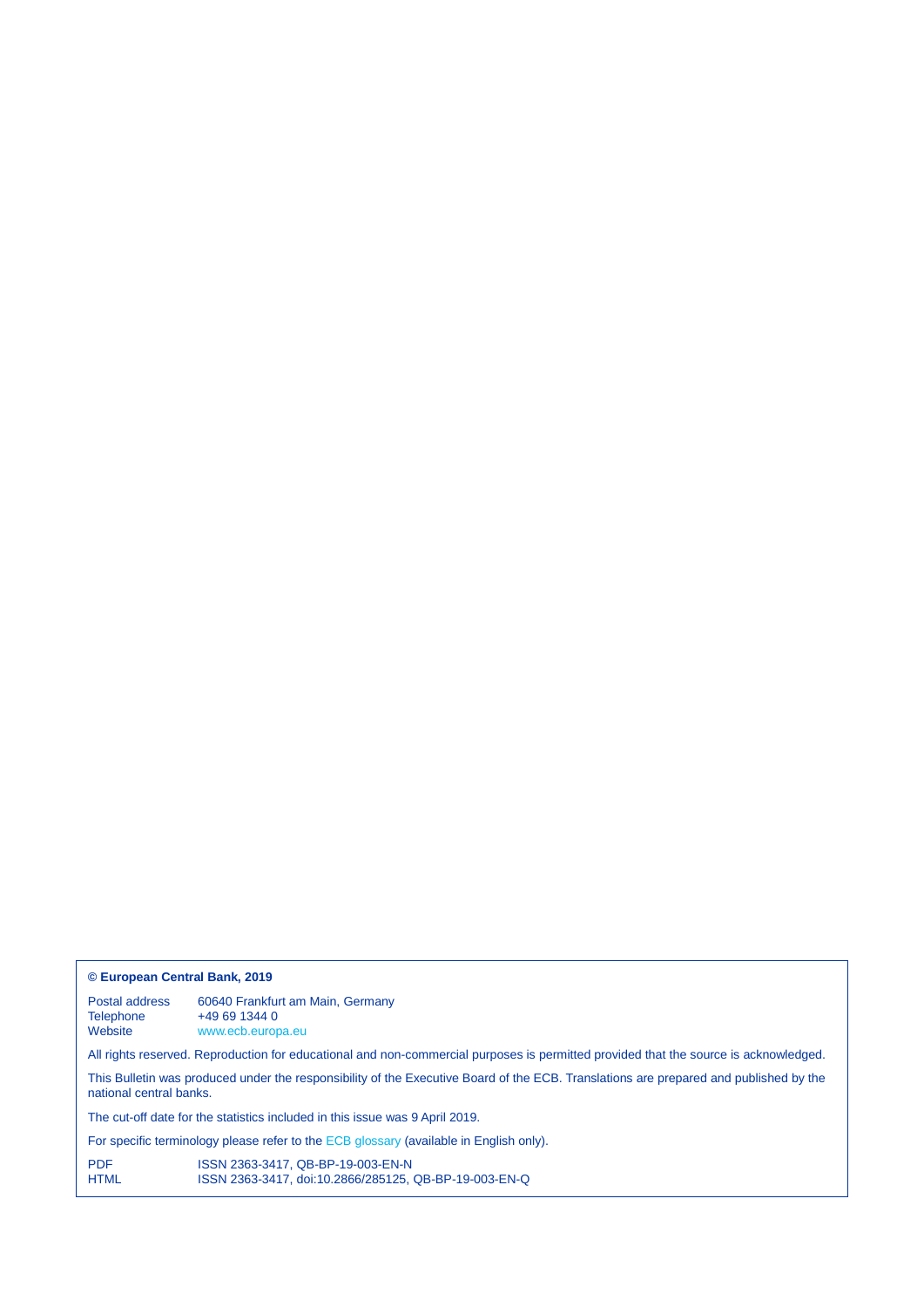**© European Central Bank, 2019**

| | |
|---|---|
| Postal address | 60640 Frankfurt am Main, Germany |
| Telephone | +49 69 1344 0 |
| Website | www.ecb.europa.eu |

All rights reserved. Reproduction for educational and non-commercial purposes is permitted provided that the source is acknowledged.

This Bulletin was produced under the responsibility of the Executive Board of the ECB. Translations are prepared and published by the national central banks.

The cut-off date for the statistics included in this issue was 9 April 2019.

For specific terminology please refer to the ECB glossary (available in English only).

| | |
|---|---|
| PDF | ISSN 2363-3417, QB-BP-19-003-EN-N |
| HTML | ISSN 2363-3417, doi:10.2866/285125, QB-BP-19-003-EN-Q |